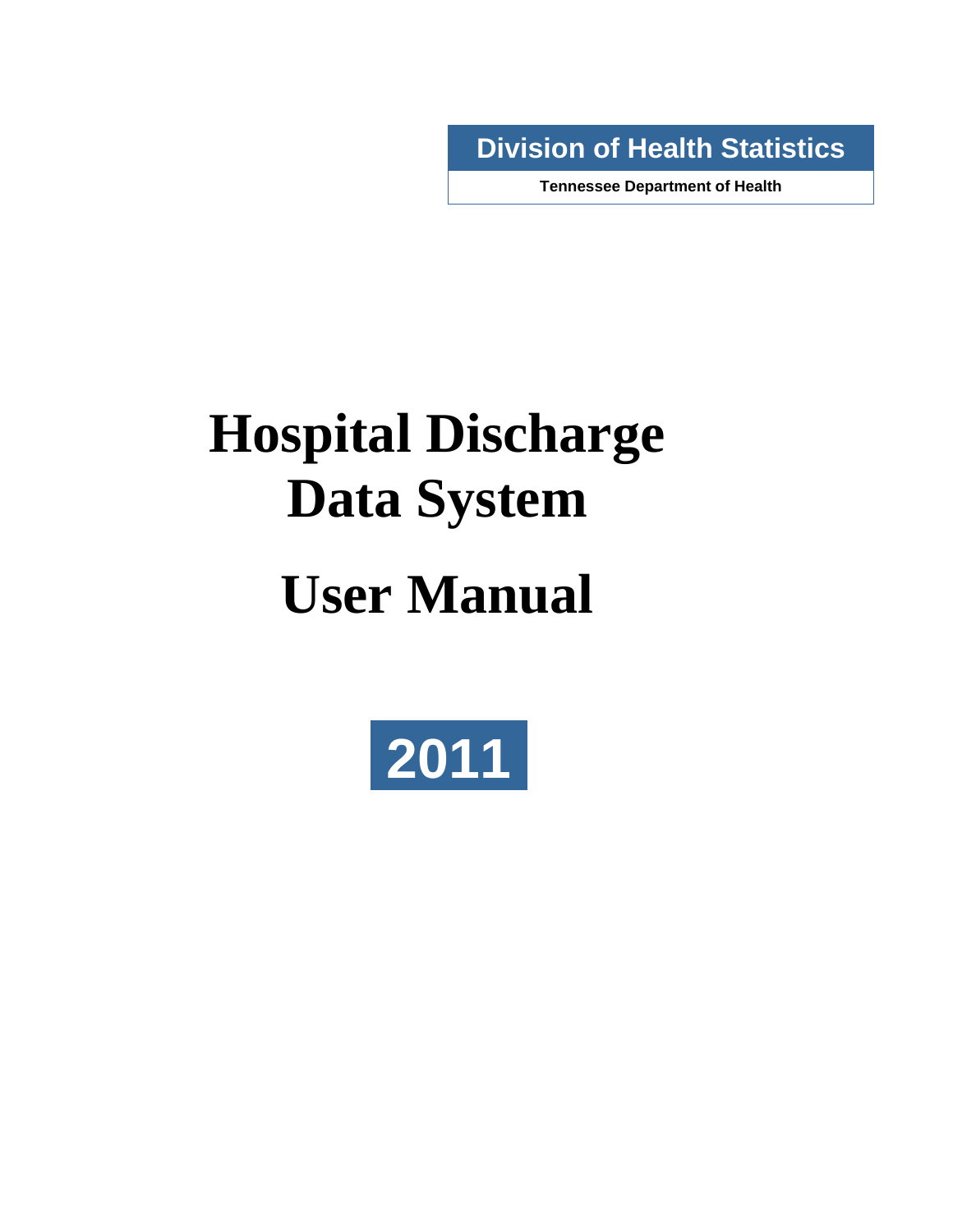**Division of Health Statistics**

**Tennessee Department of Health**

# Hospital Discharge Data System

# User Manual

## 2011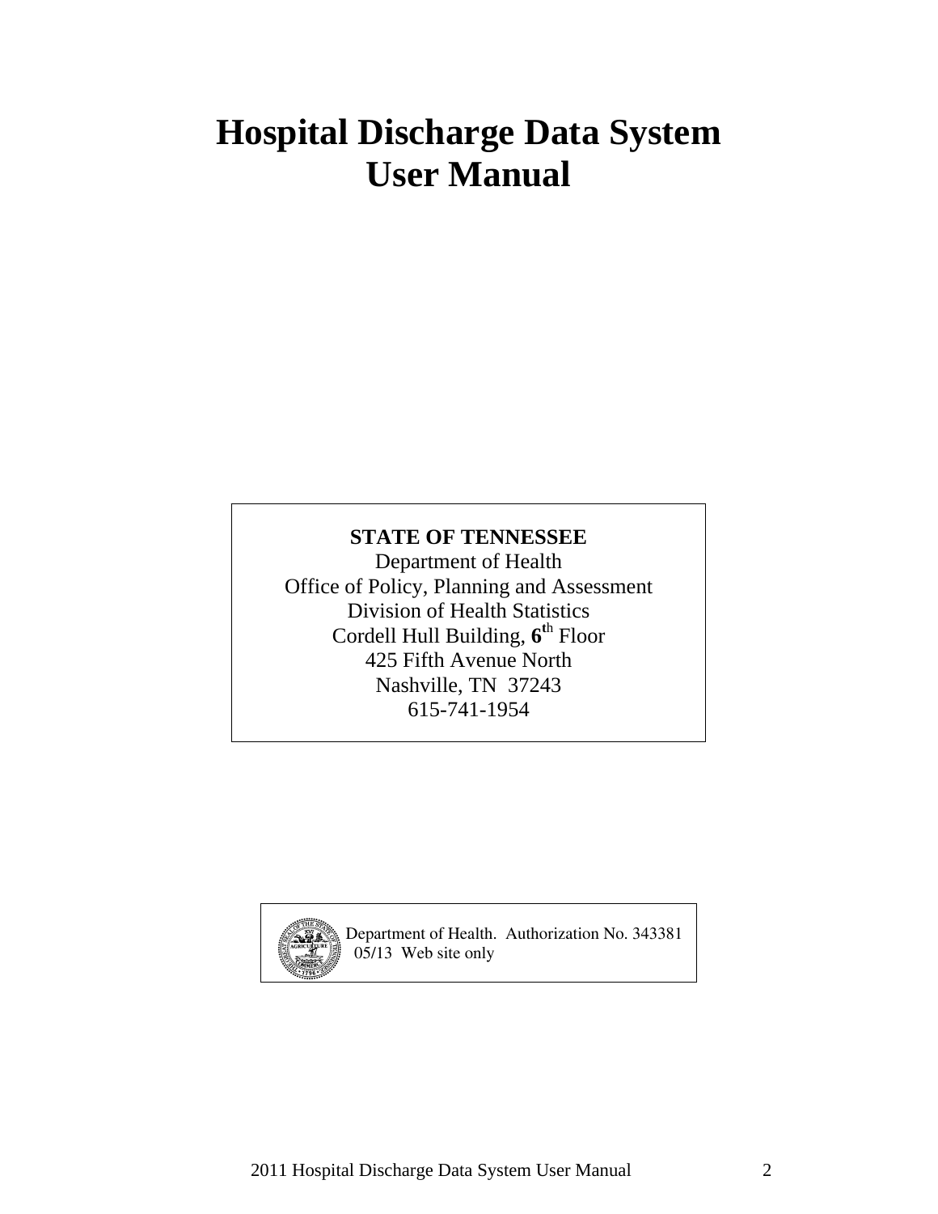# Hospital Discharge Data System User Manual

**STATE OF TENNESSEE**
Department of Health
Office of Policy, Planning and Assessment
Division of Health Statistics
Cordell Hull Building, **6**th Floor
425 Fifth Avenue North
Nashville, TN 37243
615-741-1954

Department of Health. Authorization No. 343381
05/13 Web site only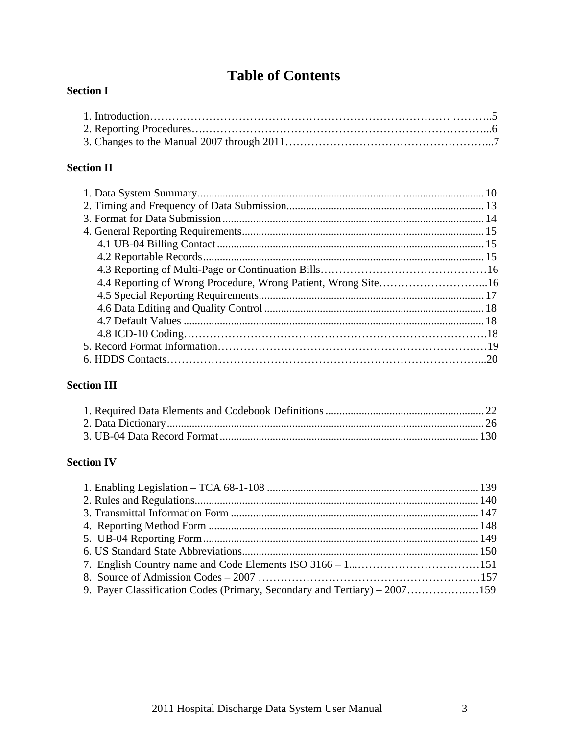# Table of Contents

**Section I**

1. Introduction……………………………………………………………………… ………..5
2. Reporting Procedures….……………………………………………………………………...6
3. Changes to the Manual 2007 through 2011………………………………………………...7

**Section II**

1. Data System Summary...................................................................................................... 10
2. Timing and Frequency of Data Submission....................................................................... 13
3. Format for Data Submission ............................................................................................. 14
4. General Reporting Requirements...................................................................................... 15
   - 4.1 UB-04 Billing Contact ................................................................................................ 15
   - 4.2 Reportable Records..................................................................................................... 15
   - 4.3 Reporting of Multi-Page or Continuation Bills………………………………………16
   - 4.4 Reporting of Wrong Procedure, Wrong Patient, Wrong Site………………………...16
   - 4.5 Special Reporting Requirements................................................................................ 17
   - 4.6 Data Editing and Quality Control .............................................................................. 18
   - 4.7 Default Values ........................................................................................................... 18
   - 4.8 ICD-10 Coding……………………………………………………………………….18
5. Record Format Information……………………………………………………………..…19
6. HDDS Contacts………………………………………………………………………...20

**Section III**

1. Required Data Elements and Codebook Definitions ......................................................... 22
2. Data Dictionary................................................................................................................. 26
3. UB-04 Data Record Format............................................................................................. 130

**Section IV**

1. Enabling Legislation – TCA 68-1-108 ........................................................................... 139
2. Rules and Regulations..................................................................................................... 140
3. Transmittal Information Form ........................................................................................ 147
4. Reporting Method Form ................................................................................................ 148
5. UB-04 Reporting Form.................................................................................................. 149
6. US Standard State Abbreviations.................................................................................... 150
7. English Country name and Code Elements ISO 3166 – 1...……………………………151
8. Source of Admission Codes – 2007 ……………………………………………………157
9. Payer Classification Codes (Primary, Secondary and Tertiary) – 2007……………..…159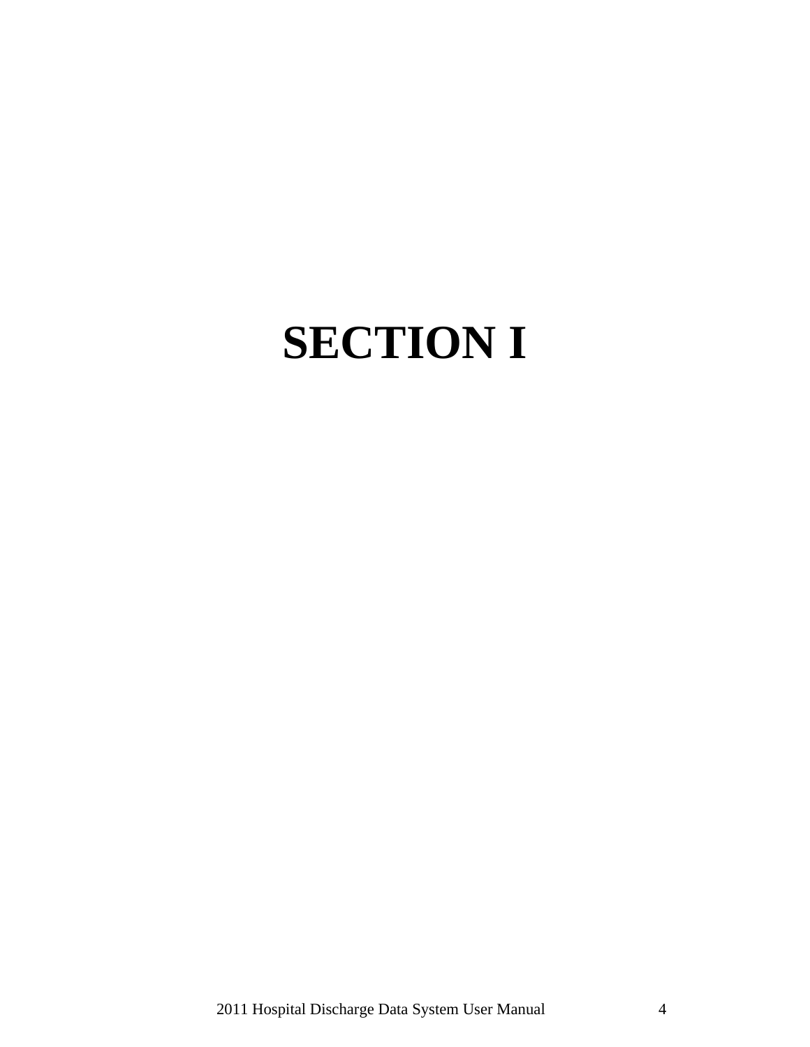# SECTION I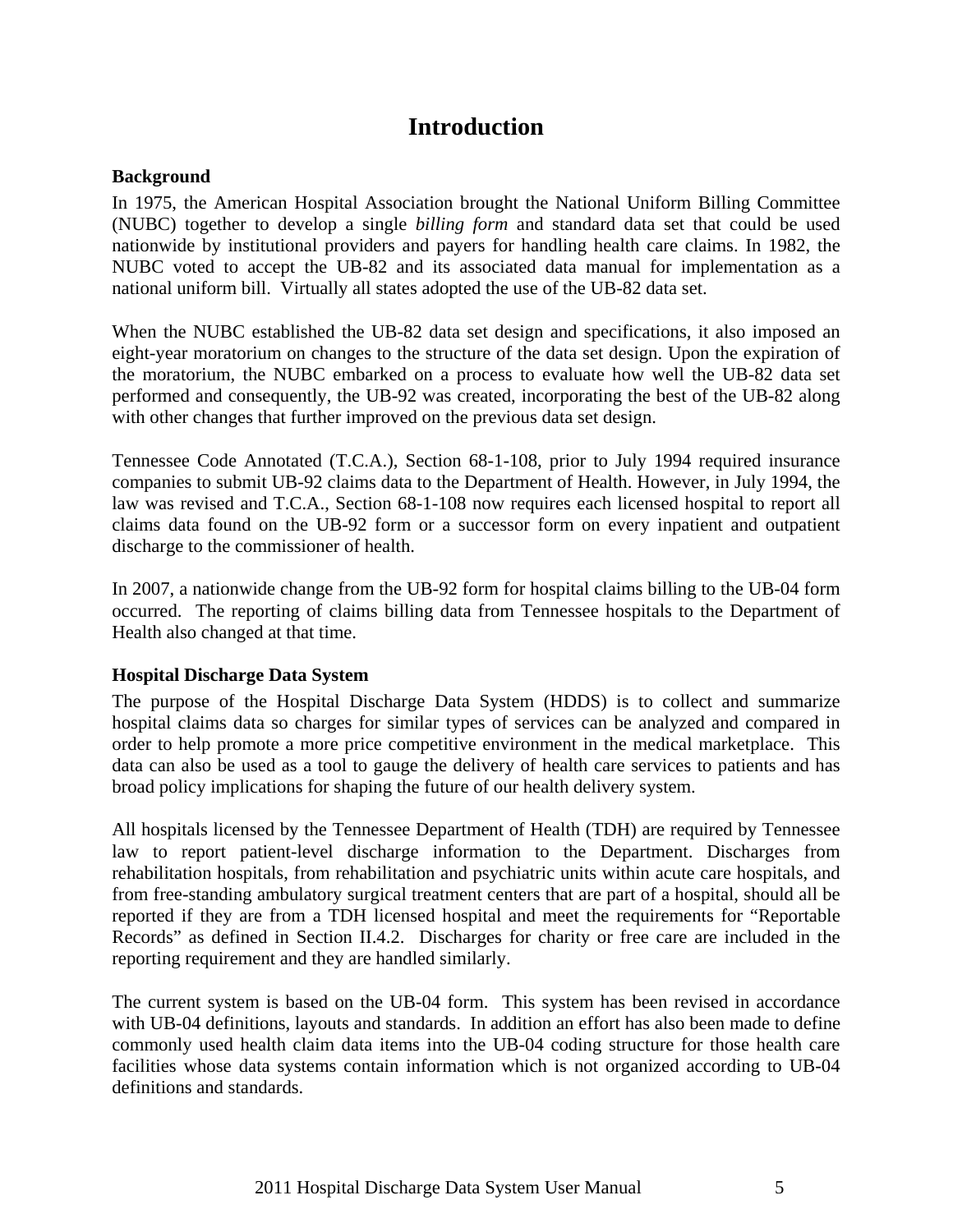# Introduction

**Background**

In 1975, the American Hospital Association brought the National Uniform Billing Committee (NUBC) together to develop a single *billing form* and standard data set that could be used nationwide by institutional providers and payers for handling health care claims. In 1982, the NUBC voted to accept the UB-82 and its associated data manual for implementation as a national uniform bill. Virtually all states adopted the use of the UB-82 data set.

When the NUBC established the UB-82 data set design and specifications, it also imposed an eight-year moratorium on changes to the structure of the data set design. Upon the expiration of the moratorium, the NUBC embarked on a process to evaluate how well the UB-82 data set performed and consequently, the UB-92 was created, incorporating the best of the UB-82 along with other changes that further improved on the previous data set design.

Tennessee Code Annotated (T.C.A.), Section 68-1-108, prior to July 1994 required insurance companies to submit UB-92 claims data to the Department of Health. However, in July 1994, the law was revised and T.C.A., Section 68-1-108 now requires each licensed hospital to report all claims data found on the UB-92 form or a successor form on every inpatient and outpatient discharge to the commissioner of health.

In 2007, a nationwide change from the UB-92 form for hospital claims billing to the UB-04 form occurred. The reporting of claims billing data from Tennessee hospitals to the Department of Health also changed at that time.

**Hospital Discharge Data System**

The purpose of the Hospital Discharge Data System (HDDS) is to collect and summarize hospital claims data so charges for similar types of services can be analyzed and compared in order to help promote a more price competitive environment in the medical marketplace. This data can also be used as a tool to gauge the delivery of health care services to patients and has broad policy implications for shaping the future of our health delivery system.

All hospitals licensed by the Tennessee Department of Health (TDH) are required by Tennessee law to report patient-level discharge information to the Department. Discharges from rehabilitation hospitals, from rehabilitation and psychiatric units within acute care hospitals, and from free-standing ambulatory surgical treatment centers that are part of a hospital, should all be reported if they are from a TDH licensed hospital and meet the requirements for "Reportable Records" as defined in Section II.4.2. Discharges for charity or free care are included in the reporting requirement and they are handled similarly.

The current system is based on the UB-04 form. This system has been revised in accordance with UB-04 definitions, layouts and standards. In addition an effort has also been made to define commonly used health claim data items into the UB-04 coding structure for those health care facilities whose data systems contain information which is not organized according to UB-04 definitions and standards.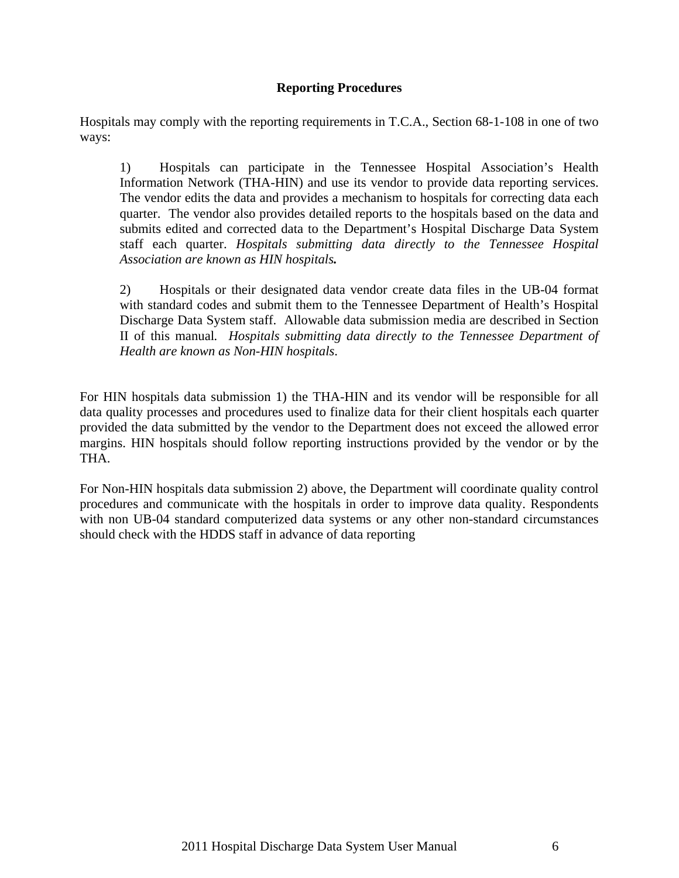## Reporting Procedures

Hospitals may comply with the reporting requirements in T.C.A., Section 68-1-108 in one of two ways:

> 1) Hospitals can participate in the Tennessee Hospital Association's Health Information Network (THA-HIN) and use its vendor to provide data reporting services. The vendor edits the data and provides a mechanism to hospitals for correcting data each quarter. The vendor also provides detailed reports to the hospitals based on the data and submits edited and corrected data to the Department's Hospital Discharge Data System staff each quarter. *Hospitals submitting data directly to the Tennessee Hospital Association are known as HIN hospitals.*
>
> 2) Hospitals or their designated data vendor create data files in the UB-04 format with standard codes and submit them to the Tennessee Department of Health's Hospital Discharge Data System staff. Allowable data submission media are described in Section II of this manual. *Hospitals submitting data directly to the Tennessee Department of Health are known as Non-HIN hospitals*.

For HIN hospitals data submission 1) the THA-HIN and its vendor will be responsible for all data quality processes and procedures used to finalize data for their client hospitals each quarter provided the data submitted by the vendor to the Department does not exceed the allowed error margins. HIN hospitals should follow reporting instructions provided by the vendor or by the THA.

For Non-HIN hospitals data submission 2) above, the Department will coordinate quality control procedures and communicate with the hospitals in order to improve data quality. Respondents with non UB-04 standard computerized data systems or any other non-standard circumstances should check with the HDDS staff in advance of data reporting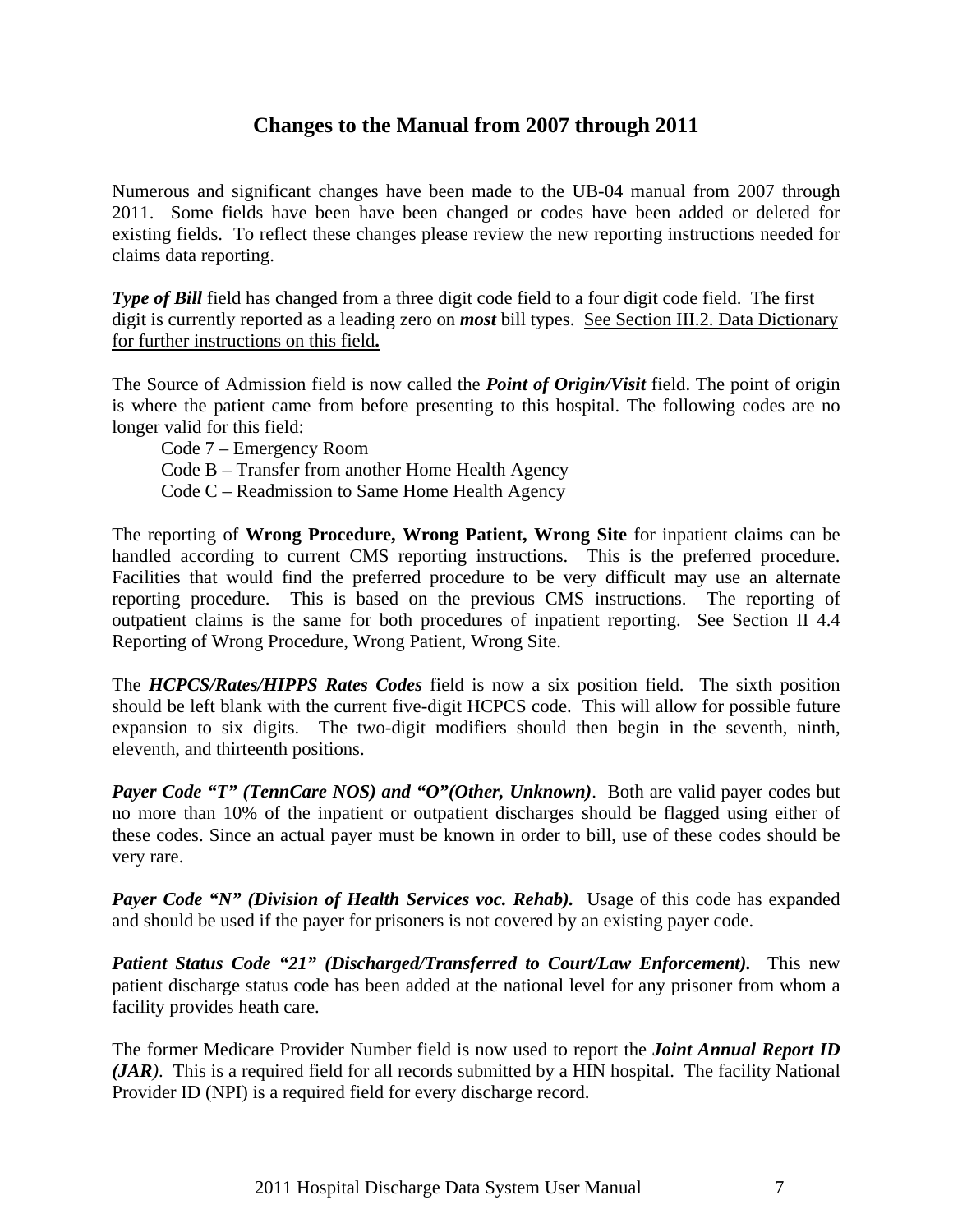## Changes to the Manual from 2007 through 2011

Numerous and significant changes have been made to the UB-04 manual from 2007 through 2011. Some fields have been have been changed or codes have been added or deleted for existing fields. To reflect these changes please review the new reporting instructions needed for claims data reporting.

***Type of Bill*** field has changed from a three digit code field to a four digit code field. The first digit is currently reported as a leading zero on ***most*** bill types. <u>See Section III.2. Data Dictionary for further instructions on this field</u>**.**

The Source of Admission field is now called the ***Point of Origin/Visit*** field. The point of origin is where the patient came from before presenting to this hospital. The following codes are no longer valid for this field:

- Code 7 – Emergency Room
- Code B – Transfer from another Home Health Agency
- Code C – Readmission to Same Home Health Agency

The reporting of **Wrong Procedure, Wrong Patient, Wrong Site** for inpatient claims can be handled according to current CMS reporting instructions. This is the preferred procedure. Facilities that would find the preferred procedure to be very difficult may use an alternate reporting procedure. This is based on the previous CMS instructions. The reporting of outpatient claims is the same for both procedures of inpatient reporting. See Section II 4.4 Reporting of Wrong Procedure, Wrong Patient, Wrong Site.

The ***HCPCS/Rates/HIPPS Rates Codes*** field is now a six position field. The sixth position should be left blank with the current five-digit HCPCS code. This will allow for possible future expansion to six digits. The two-digit modifiers should then begin in the seventh, ninth, eleventh, and thirteenth positions.

***Payer Code "T" (TennCare NOS) and "O"(Other, Unknown)***. Both are valid payer codes but no more than 10% of the inpatient or outpatient discharges should be flagged using either of these codes. Since an actual payer must be known in order to bill, use of these codes should be very rare.

***Payer Code "N" (Division of Health Services voc. Rehab).*** Usage of this code has expanded and should be used if the payer for prisoners is not covered by an existing payer code.

***Patient Status Code "21" (Discharged/Transferred to Court/Law Enforcement).*** This new patient discharge status code has been added at the national level for any prisoner from whom a facility provides heath care.

The former Medicare Provider Number field is now used to report the ***Joint Annual Report ID (JAR)***. This is a required field for all records submitted by a HIN hospital. The facility National Provider ID (NPI) is a required field for every discharge record.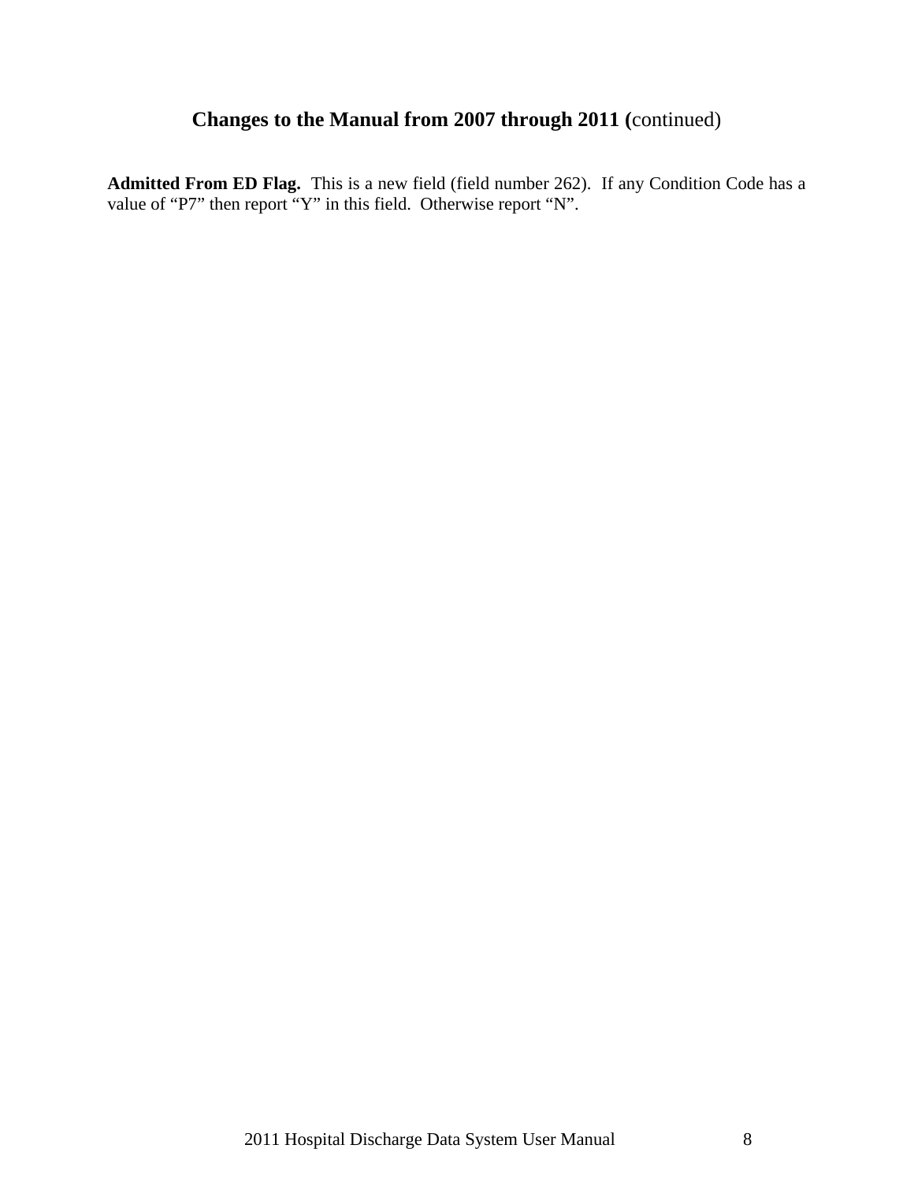## **Changes to the Manual from 2007 through 2011 (**continued)

**Admitted From ED Flag.** This is a new field (field number 262). If any Condition Code has a value of “P7” then report “Y” in this field. Otherwise report “N”.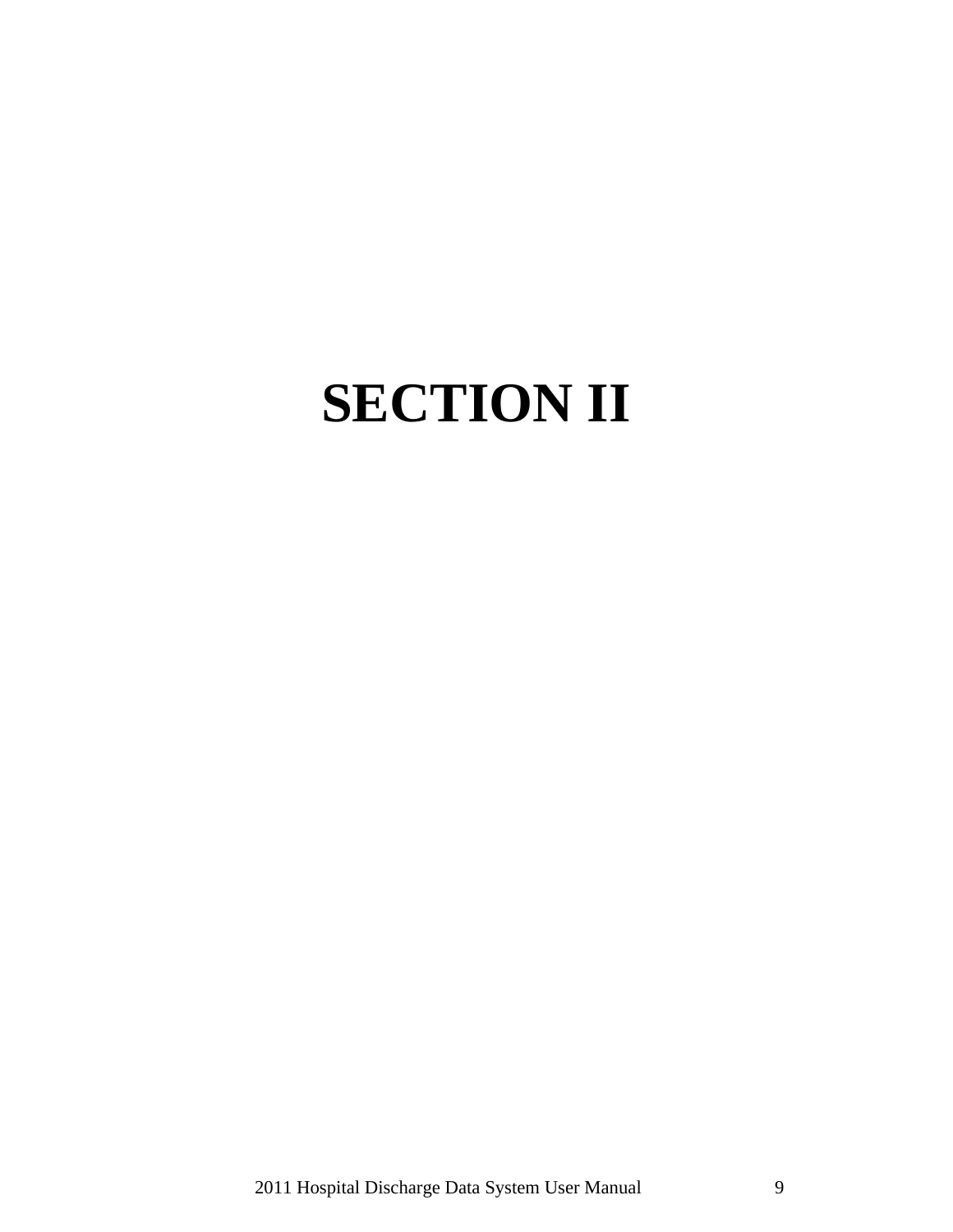# SECTION II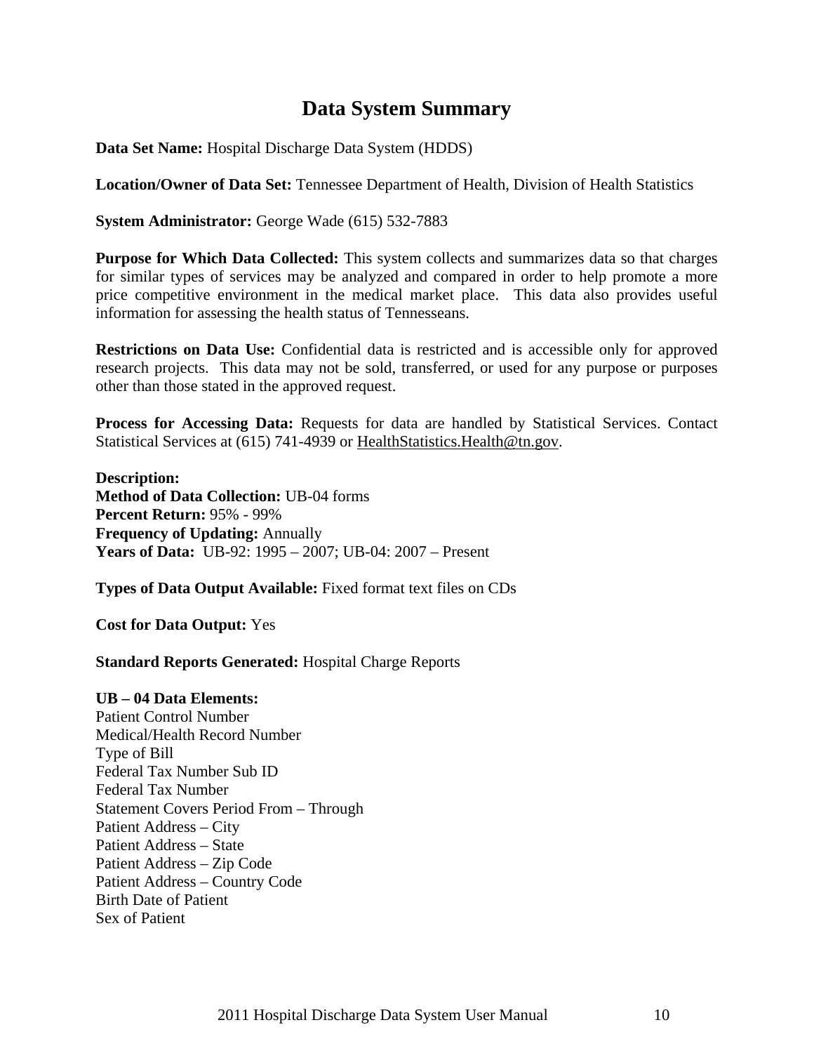# Data System Summary

**Data Set Name:** Hospital Discharge Data System (HDDS)

**Location/Owner of Data Set:** Tennessee Department of Health, Division of Health Statistics

**System Administrator:** George Wade (615) 532-7883

**Purpose for Which Data Collected:** This system collects and summarizes data so that charges for similar types of services may be analyzed and compared in order to help promote a more price competitive environment in the medical market place. This data also provides useful information for assessing the health status of Tennesseans.

**Restrictions on Data Use:** Confidential data is restricted and is accessible only for approved research projects. This data may not be sold, transferred, or used for any purpose or purposes other than those stated in the approved request.

**Process for Accessing Data:** Requests for data are handled by Statistical Services. Contact Statistical Services at (615) 741-4939 or HealthStatistics.Health@tn.gov.

**Description:**
**Method of Data Collection:** UB-04 forms
**Percent Return:** 95% - 99%
**Frequency of Updating:** Annually
**Years of Data:** UB-92: 1995 – 2007; UB-04: 2007 – Present

**Types of Data Output Available:** Fixed format text files on CDs

**Cost for Data Output:** Yes

**Standard Reports Generated:** Hospital Charge Reports

**UB – 04 Data Elements:**
Patient Control Number
Medical/Health Record Number
Type of Bill
Federal Tax Number Sub ID
Federal Tax Number
Statement Covers Period From – Through
Patient Address – City
Patient Address – State
Patient Address – Zip Code
Patient Address – Country Code
Birth Date of Patient
Sex of Patient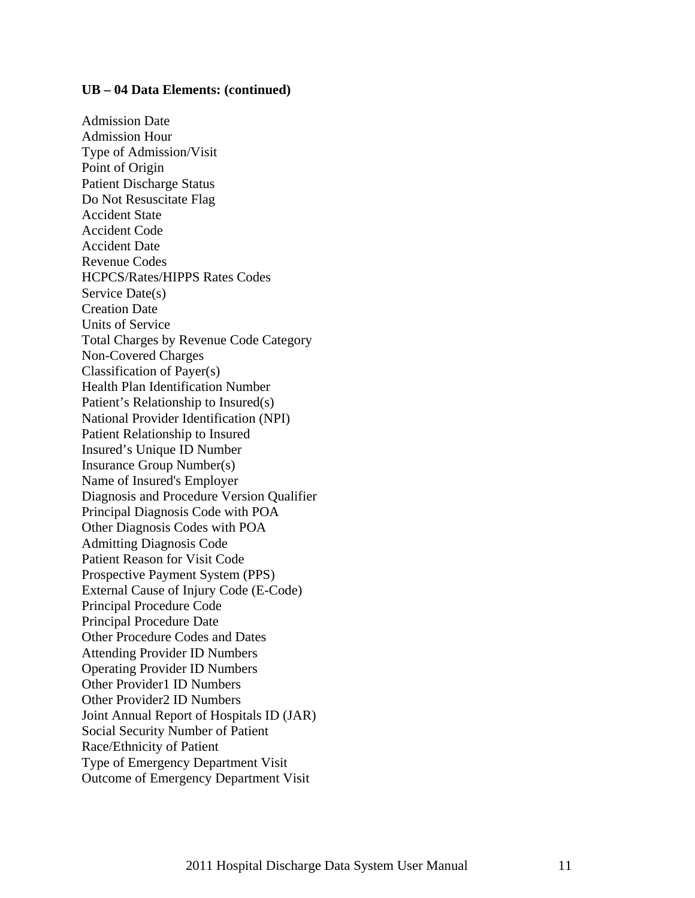**UB – 04 Data Elements: (continued)**

Admission Date
Admission Hour
Type of Admission/Visit
Point of Origin
Patient Discharge Status
Do Not Resuscitate Flag
Accident State
Accident Code
Accident Date
Revenue Codes
HCPCS/Rates/HIPPS Rates Codes
Service Date(s)
Creation Date
Units of Service
Total Charges by Revenue Code Category
Non-Covered Charges
Classification of Payer(s)
Health Plan Identification Number
Patient's Relationship to Insured(s)
National Provider Identification (NPI)
Patient Relationship to Insured
Insured's Unique ID Number
Insurance Group Number(s)
Name of Insured's Employer
Diagnosis and Procedure Version Qualifier
Principal Diagnosis Code with POA
Other Diagnosis Codes with POA
Admitting Diagnosis Code
Patient Reason for Visit Code
Prospective Payment System (PPS)
External Cause of Injury Code (E-Code)
Principal Procedure Code
Principal Procedure Date
Other Procedure Codes and Dates
Attending Provider ID Numbers
Operating Provider ID Numbers
Other Provider1 ID Numbers
Other Provider2 ID Numbers
Joint Annual Report of Hospitals ID (JAR)
Social Security Number of Patient
Race/Ethnicity of Patient
Type of Emergency Department Visit
Outcome of Emergency Department Visit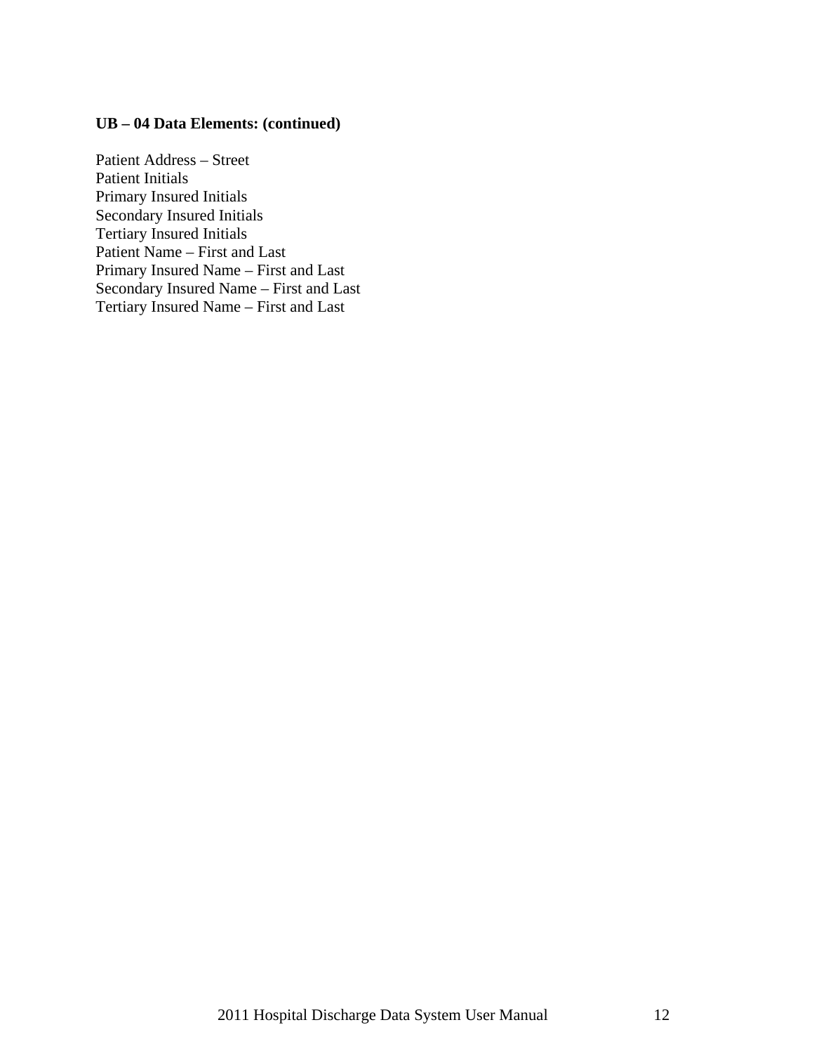**UB – 04 Data Elements: (continued)**

Patient Address – Street
Patient Initials
Primary Insured Initials
Secondary Insured Initials
Tertiary Insured Initials
Patient Name – First and Last
Primary Insured Name – First and Last
Secondary Insured Name – First and Last
Tertiary Insured Name – First and Last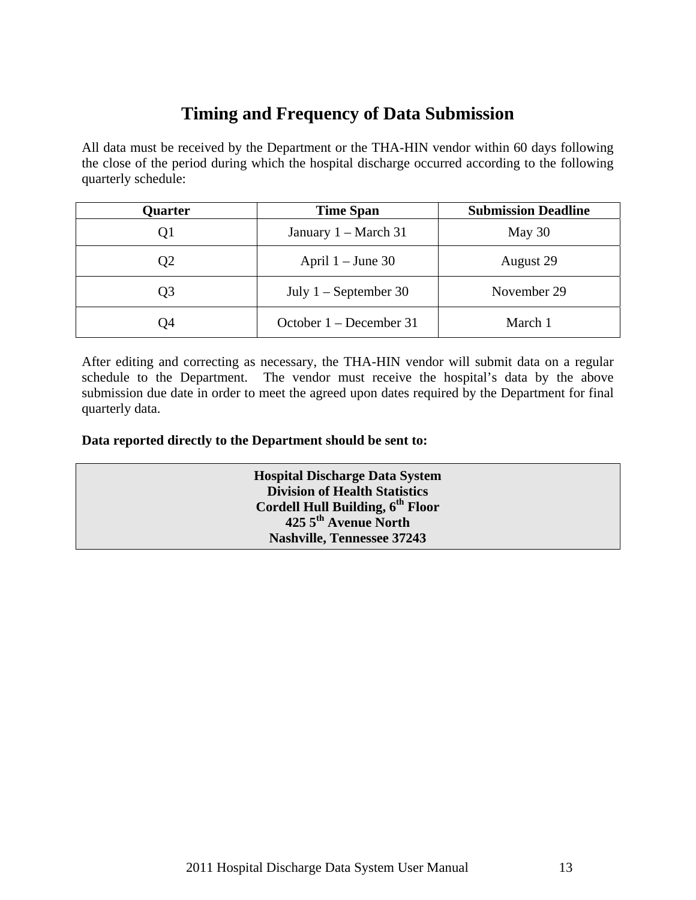# Timing and Frequency of Data Submission

All data must be received by the Department or the THA-HIN vendor within 60 days following the close of the period during which the hospital discharge occurred according to the following quarterly schedule:

| Quarter | Time Span | Submission Deadline |
|---|---|---|
| Q1 | January 1 – March 31 | May 30 |
| Q2 | April 1 – June 30 | August 29 |
| Q3 | July 1 – September 30 | November 29 |
| Q4 | October 1 – December 31 | March 1 |

After editing and correcting as necessary, the THA-HIN vendor will submit data on a regular schedule to the Department. The vendor must receive the hospital's data by the above submission due date in order to meet the agreed upon dates required by the Department for final quarterly data.

**Data reported directly to the Department should be sent to:**

**Hospital Discharge Data System**
**Division of Health Statistics**
**Cordell Hull Building, 6th Floor**
**425 5th Avenue North**
**Nashville, Tennessee 37243**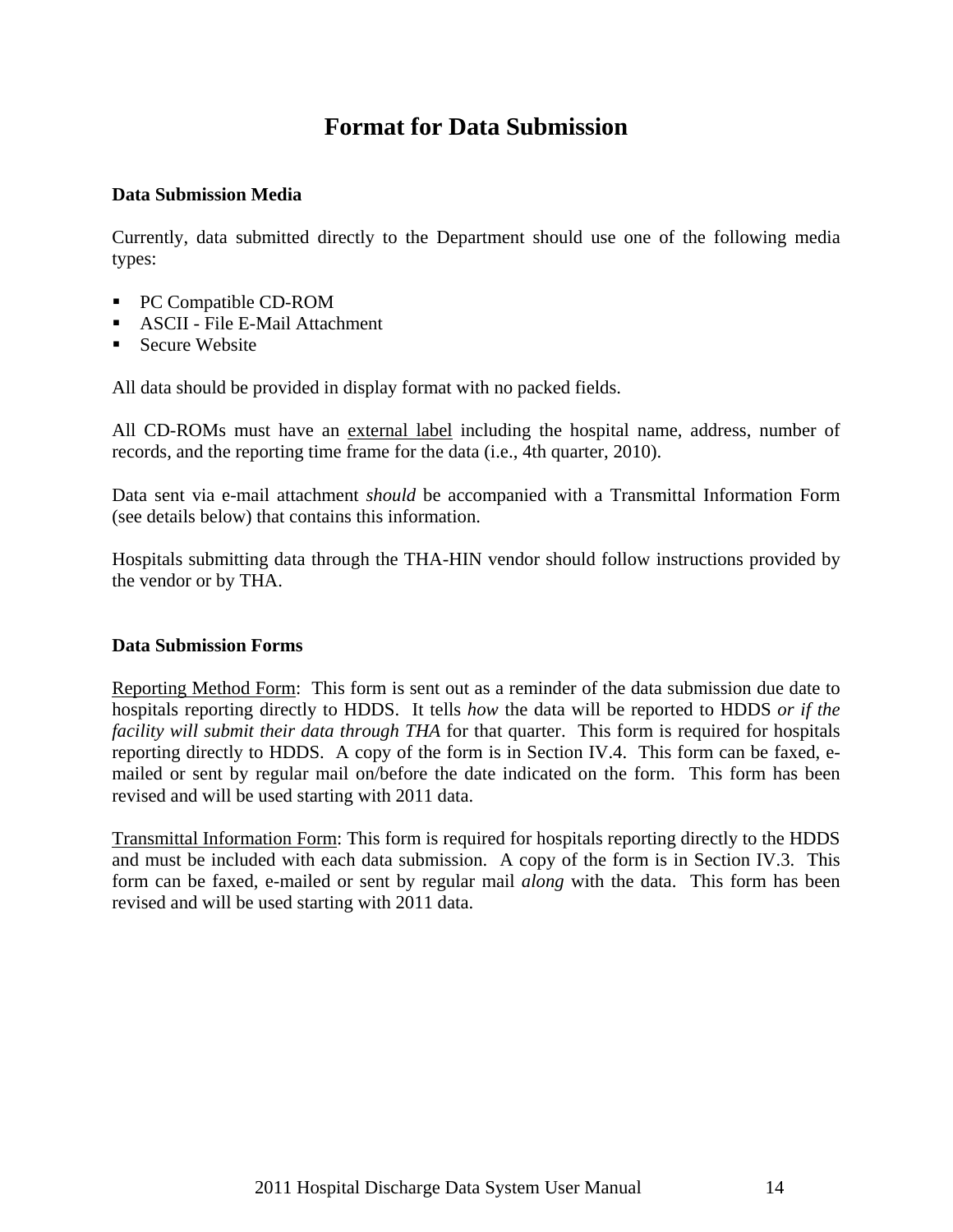# Format for Data Submission

**Data Submission Media**

Currently, data submitted directly to the Department should use one of the following media types:

- PC Compatible CD-ROM
- ASCII - File E-Mail Attachment
- Secure Website

All data should be provided in display format with no packed fields.

All CD-ROMs must have an external label including the hospital name, address, number of records, and the reporting time frame for the data (i.e., 4th quarter, 2010).

Data sent via e-mail attachment *should* be accompanied with a Transmittal Information Form (see details below) that contains this information.

Hospitals submitting data through the THA-HIN vendor should follow instructions provided by the vendor or by THA.

**Data Submission Forms**

Reporting Method Form: This form is sent out as a reminder of the data submission due date to hospitals reporting directly to HDDS. It tells *how* the data will be reported to HDDS *or if the facility will submit their data through THA* for that quarter. This form is required for hospitals reporting directly to HDDS. A copy of the form is in Section IV.4. This form can be faxed, e-mailed or sent by regular mail on/before the date indicated on the form. This form has been revised and will be used starting with 2011 data.

Transmittal Information Form: This form is required for hospitals reporting directly to the HDDS and must be included with each data submission. A copy of the form is in Section IV.3. This form can be faxed, e-mailed or sent by regular mail *along* with the data. This form has been revised and will be used starting with 2011 data.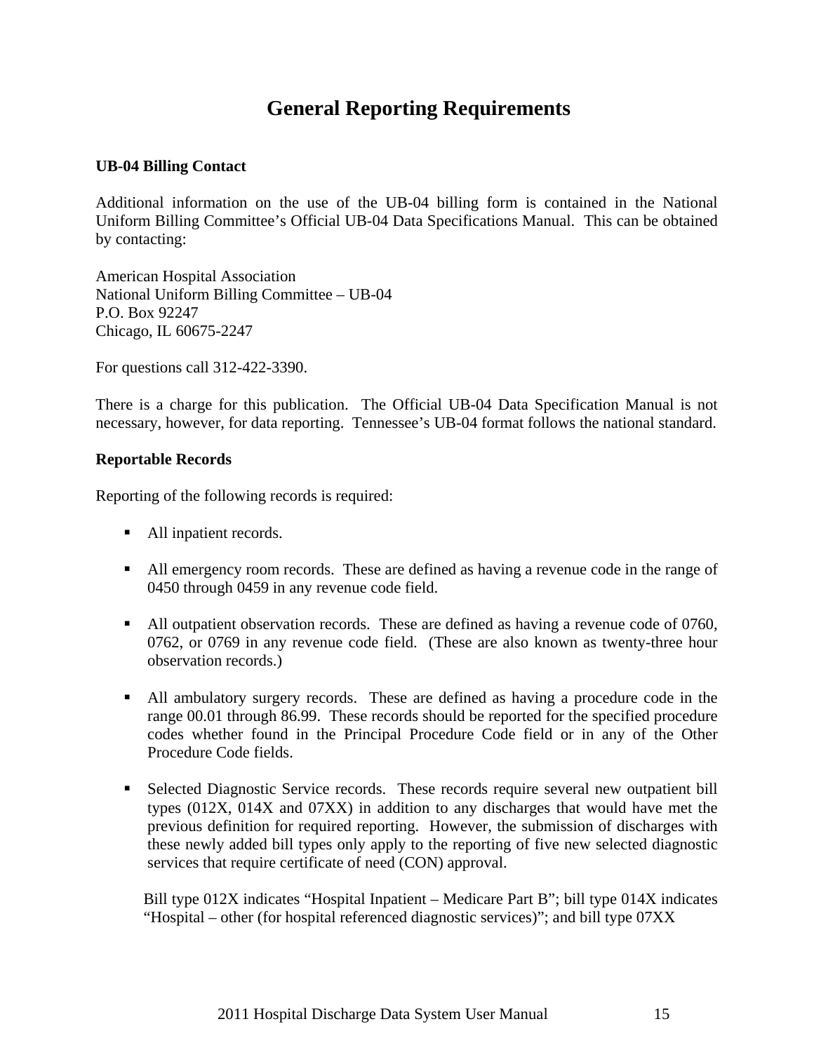# General Reporting Requirements

**UB-04 Billing Contact**

Additional information on the use of the UB-04 billing form is contained in the National Uniform Billing Committee's Official UB-04 Data Specifications Manual. This can be obtained by contacting:

American Hospital Association
National Uniform Billing Committee – UB-04
P.O. Box 92247
Chicago, IL 60675-2247

For questions call 312-422-3390.

There is a charge for this publication. The Official UB-04 Data Specification Manual is not necessary, however, for data reporting. Tennessee's UB-04 format follows the national standard.

**Reportable Records**

Reporting of the following records is required:

- All inpatient records.

- All emergency room records. These are defined as having a revenue code in the range of 0450 through 0459 in any revenue code field.

- All outpatient observation records. These are defined as having a revenue code of 0760, 0762, or 0769 in any revenue code field. (These are also known as twenty-three hour observation records.)

- All ambulatory surgery records. These are defined as having a procedure code in the range 00.01 through 86.99. These records should be reported for the specified procedure codes whether found in the Principal Procedure Code field or in any of the Other Procedure Code fields.

- Selected Diagnostic Service records. These records require several new outpatient bill types (012X, 014X and 07XX) in addition to any discharges that would have met the previous definition for required reporting. However, the submission of discharges with these newly added bill types only apply to the reporting of five new selected diagnostic services that require certificate of need (CON) approval.

  Bill type 012X indicates "Hospital Inpatient – Medicare Part B"; bill type 014X indicates "Hospital – other (for hospital referenced diagnostic services)"; and bill type 07XX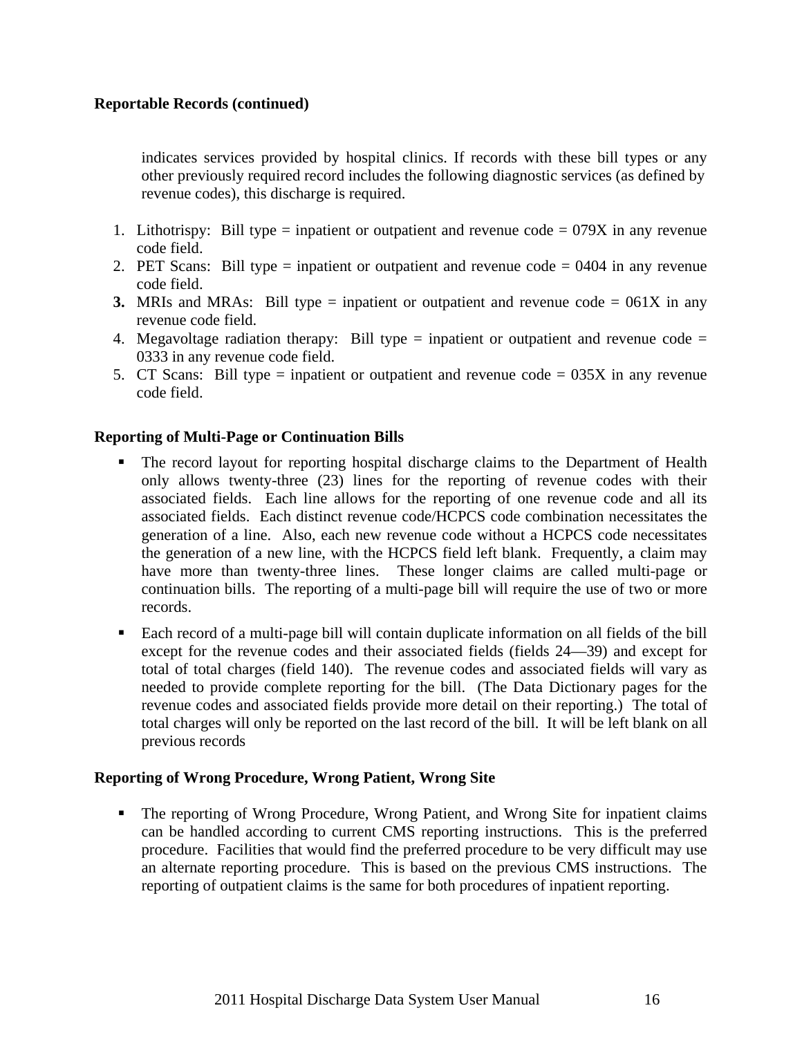**Reportable Records (continued)**

indicates services provided by hospital clinics. If records with these bill types or any other previously required record includes the following diagnostic services (as defined by revenue codes), this discharge is required.

1. Lithotrispy: Bill type = inpatient or outpatient and revenue code = 079X in any revenue code field.
2. PET Scans: Bill type = inpatient or outpatient and revenue code = 0404 in any revenue code field.
3. MRIs and MRAs: Bill type = inpatient or outpatient and revenue code = 061X in any revenue code field.
4. Megavoltage radiation therapy: Bill type = inpatient or outpatient and revenue code = 0333 in any revenue code field.
5. CT Scans: Bill type = inpatient or outpatient and revenue code = 035X in any revenue code field.

**Reporting of Multi-Page or Continuation Bills**

- The record layout for reporting hospital discharge claims to the Department of Health only allows twenty-three (23) lines for the reporting of revenue codes with their associated fields. Each line allows for the reporting of one revenue code and all its associated fields. Each distinct revenue code/HCPCS code combination necessitates the generation of a line. Also, each new revenue code without a HCPCS code necessitates the generation of a new line, with the HCPCS field left blank. Frequently, a claim may have more than twenty-three lines. These longer claims are called multi-page or continuation bills. The reporting of a multi-page bill will require the use of two or more records.
- Each record of a multi-page bill will contain duplicate information on all fields of the bill except for the revenue codes and their associated fields (fields 24—39) and except for total of total charges (field 140). The revenue codes and associated fields will vary as needed to provide complete reporting for the bill. (The Data Dictionary pages for the revenue codes and associated fields provide more detail on their reporting.) The total of total charges will only be reported on the last record of the bill. It will be left blank on all previous records

**Reporting of Wrong Procedure, Wrong Patient, Wrong Site**

- The reporting of Wrong Procedure, Wrong Patient, and Wrong Site for inpatient claims can be handled according to current CMS reporting instructions. This is the preferred procedure. Facilities that would find the preferred procedure to be very difficult may use an alternate reporting procedure. This is based on the previous CMS instructions. The reporting of outpatient claims is the same for both procedures of inpatient reporting.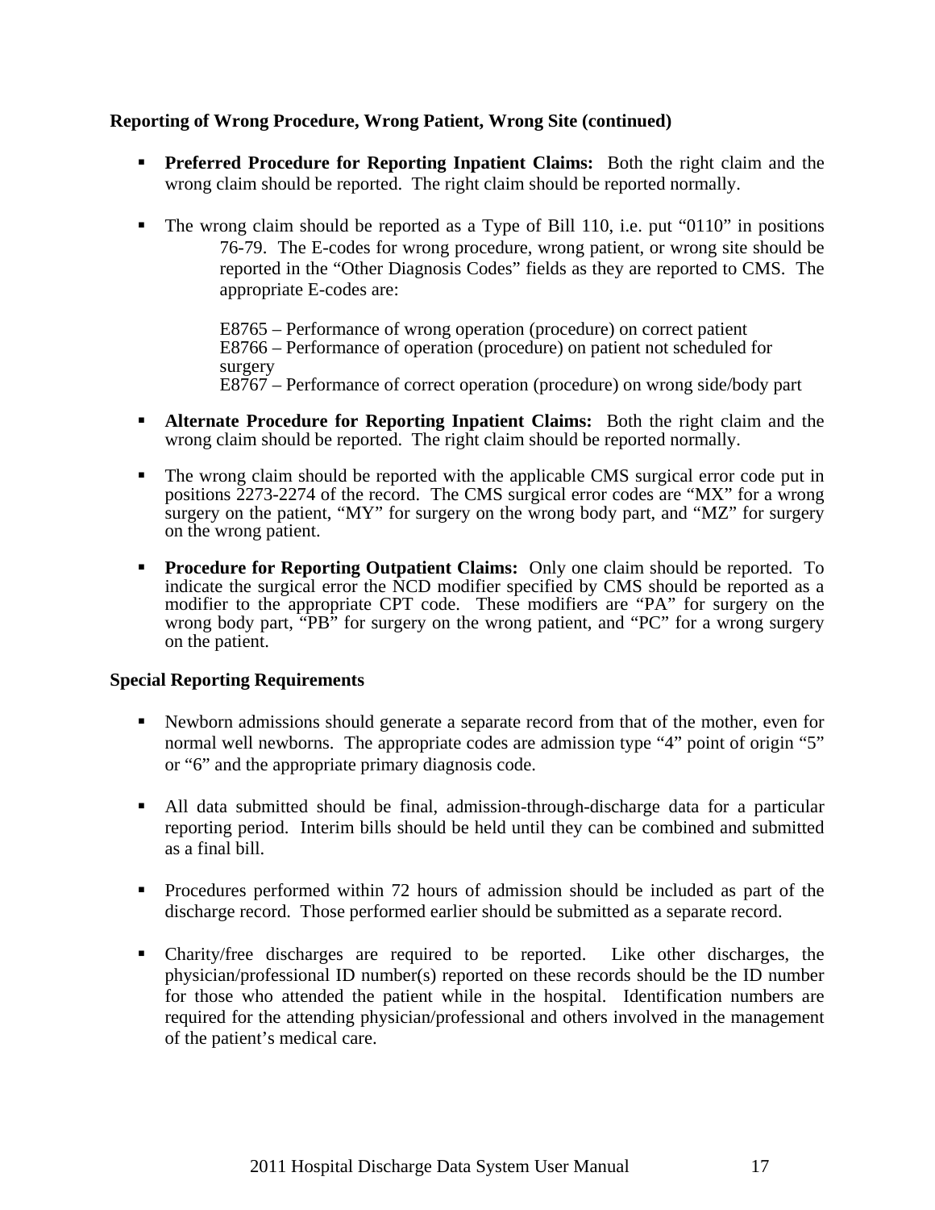**Reporting of Wrong Procedure, Wrong Patient, Wrong Site (continued)**

- **Preferred Procedure for Reporting Inpatient Claims:** Both the right claim and the wrong claim should be reported. The right claim should be reported normally.

- The wrong claim should be reported as a Type of Bill 110, i.e. put "0110" in positions 76-79. The E-codes for wrong procedure, wrong patient, or wrong site should be reported in the "Other Diagnosis Codes" fields as they are reported to CMS. The appropriate E-codes are:

  E8765 – Performance of wrong operation (procedure) on correct patient
  E8766 – Performance of operation (procedure) on patient not scheduled for surgery
  E8767 – Performance of correct operation (procedure) on wrong side/body part

- **Alternate Procedure for Reporting Inpatient Claims:** Both the right claim and the wrong claim should be reported. The right claim should be reported normally.

- The wrong claim should be reported with the applicable CMS surgical error code put in positions 2273-2274 of the record. The CMS surgical error codes are "MX" for a wrong surgery on the patient, "MY" for surgery on the wrong body part, and "MZ" for surgery on the wrong patient.

- **Procedure for Reporting Outpatient Claims:** Only one claim should be reported. To indicate the surgical error the NCD modifier specified by CMS should be reported as a modifier to the appropriate CPT code. These modifiers are "PA" for surgery on the wrong body part, "PB" for surgery on the wrong patient, and "PC" for a wrong surgery on the patient.

**Special Reporting Requirements**

- Newborn admissions should generate a separate record from that of the mother, even for normal well newborns. The appropriate codes are admission type "4" point of origin "5" or "6" and the appropriate primary diagnosis code.

- All data submitted should be final, admission-through-discharge data for a particular reporting period. Interim bills should be held until they can be combined and submitted as a final bill.

- Procedures performed within 72 hours of admission should be included as part of the discharge record. Those performed earlier should be submitted as a separate record.

- Charity/free discharges are required to be reported. Like other discharges, the physician/professional ID number(s) reported on these records should be the ID number for those who attended the patient while in the hospital. Identification numbers are required for the attending physician/professional and others involved in the management of the patient's medical care.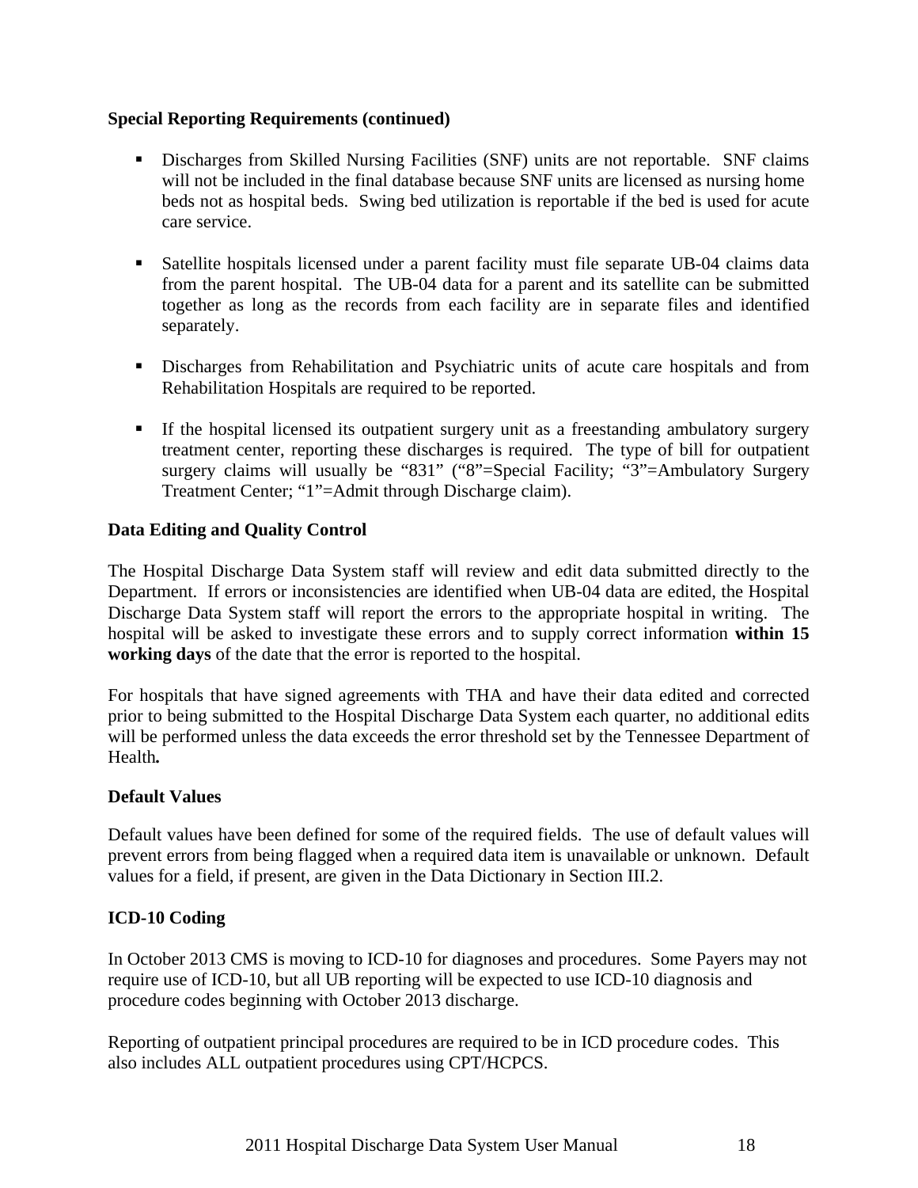**Special Reporting Requirements (continued)**

- Discharges from Skilled Nursing Facilities (SNF) units are not reportable. SNF claims will not be included in the final database because SNF units are licensed as nursing home beds not as hospital beds. Swing bed utilization is reportable if the bed is used for acute care service.

- Satellite hospitals licensed under a parent facility must file separate UB-04 claims data from the parent hospital. The UB-04 data for a parent and its satellite can be submitted together as long as the records from each facility are in separate files and identified separately.

- Discharges from Rehabilitation and Psychiatric units of acute care hospitals and from Rehabilitation Hospitals are required to be reported.

- If the hospital licensed its outpatient surgery unit as a freestanding ambulatory surgery treatment center, reporting these discharges is required. The type of bill for outpatient surgery claims will usually be "831" ("8"=Special Facility; "3"=Ambulatory Surgery Treatment Center; "1"=Admit through Discharge claim).

**Data Editing and Quality Control**

The Hospital Discharge Data System staff will review and edit data submitted directly to the Department. If errors or inconsistencies are identified when UB-04 data are edited, the Hospital Discharge Data System staff will report the errors to the appropriate hospital in writing. The hospital will be asked to investigate these errors and to supply correct information **within 15 working days** of the date that the error is reported to the hospital.

For hospitals that have signed agreements with THA and have their data edited and corrected prior to being submitted to the Hospital Discharge Data System each quarter, no additional edits will be performed unless the data exceeds the error threshold set by the Tennessee Department of Health***.***

**Default Values**

Default values have been defined for some of the required fields. The use of default values will prevent errors from being flagged when a required data item is unavailable or unknown. Default values for a field, if present, are given in the Data Dictionary in Section III.2.

**ICD-10 Coding**

In October 2013 CMS is moving to ICD-10 for diagnoses and procedures. Some Payers may not require use of ICD-10, but all UB reporting will be expected to use ICD-10 diagnosis and procedure codes beginning with October 2013 discharge.

Reporting of outpatient principal procedures are required to be in ICD procedure codes. This also includes ALL outpatient procedures using CPT/HCPCS.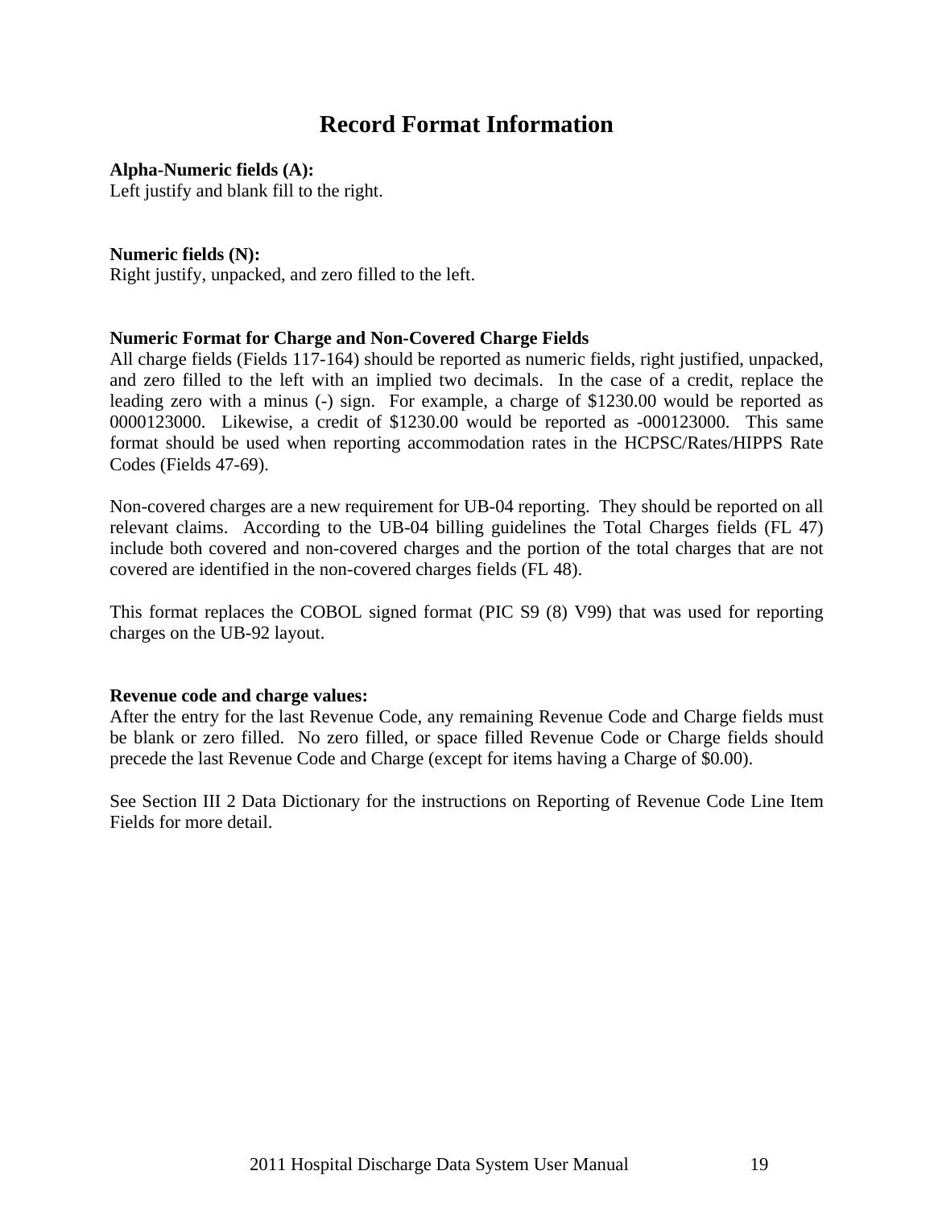# Record Format Information

**Alpha-Numeric fields (A):**
Left justify and blank fill to the right.

**Numeric fields (N):**
Right justify, unpacked, and zero filled to the left.

**Numeric Format for Charge and Non-Covered Charge Fields**
All charge fields (Fields 117-164) should be reported as numeric fields, right justified, unpacked, and zero filled to the left with an implied two decimals. In the case of a credit, replace the leading zero with a minus (-) sign. For example, a charge of $1230.00 would be reported as 0000123000. Likewise, a credit of $1230.00 would be reported as -000123000. This same format should be used when reporting accommodation rates in the HCPSC/Rates/HIPPS Rate Codes (Fields 47-69).

Non-covered charges are a new requirement for UB-04 reporting. They should be reported on all relevant claims. According to the UB-04 billing guidelines the Total Charges fields (FL 47) include both covered and non-covered charges and the portion of the total charges that are not covered are identified in the non-covered charges fields (FL 48).

This format replaces the COBOL signed format (PIC S9 (8) V99) that was used for reporting charges on the UB-92 layout.

**Revenue code and charge values:**
After the entry for the last Revenue Code, any remaining Revenue Code and Charge fields must be blank or zero filled. No zero filled, or space filled Revenue Code or Charge fields should precede the last Revenue Code and Charge (except for items having a Charge of $0.00).

See Section III 2 Data Dictionary for the instructions on Reporting of Revenue Code Line Item Fields for more detail.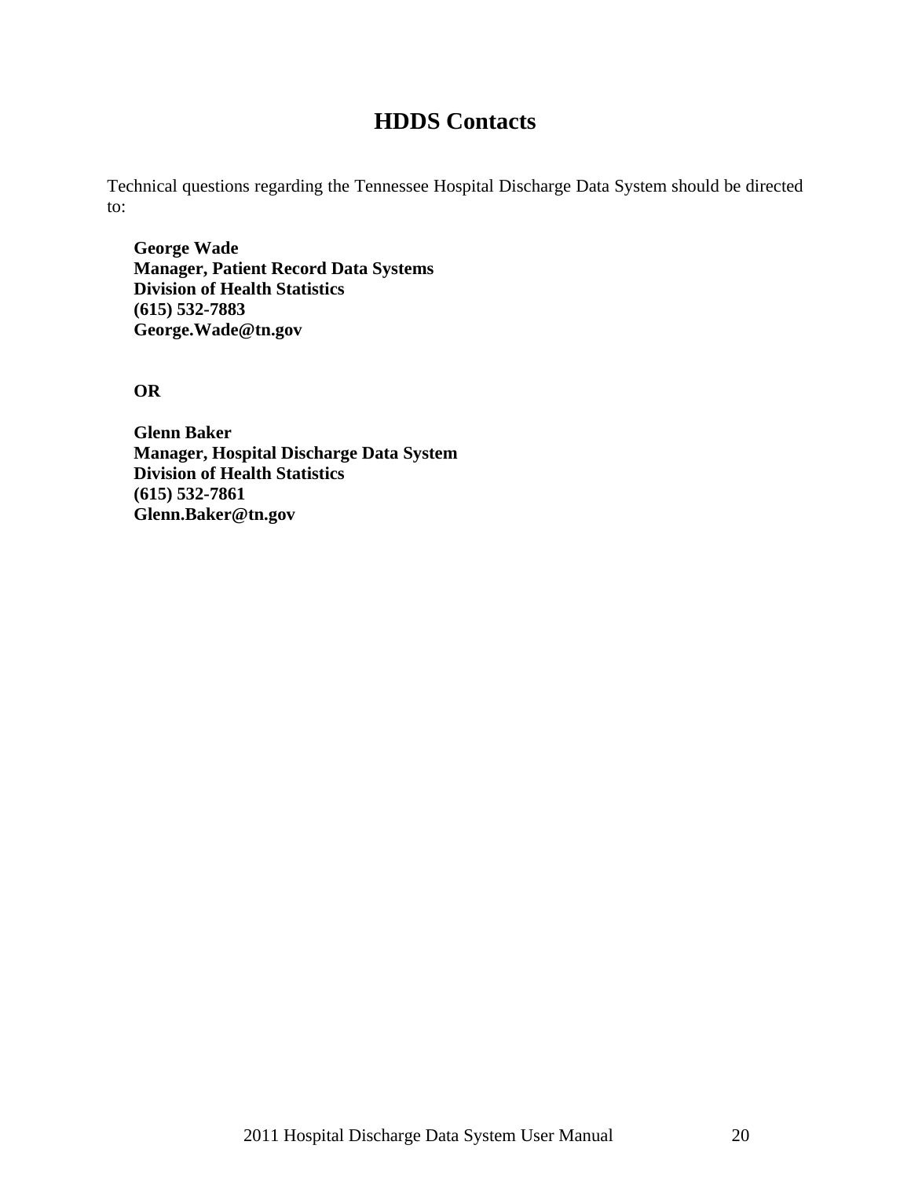# HDDS Contacts

Technical questions regarding the Tennessee Hospital Discharge Data System should be directed to:

**George Wade**
**Manager, Patient Record Data Systems**
**Division of Health Statistics**
**(615) 532-7883**
**George.Wade@tn.gov**

**OR**

**Glenn Baker**
**Manager, Hospital Discharge Data System**
**Division of Health Statistics**
**(615) 532-7861**
**Glenn.Baker@tn.gov**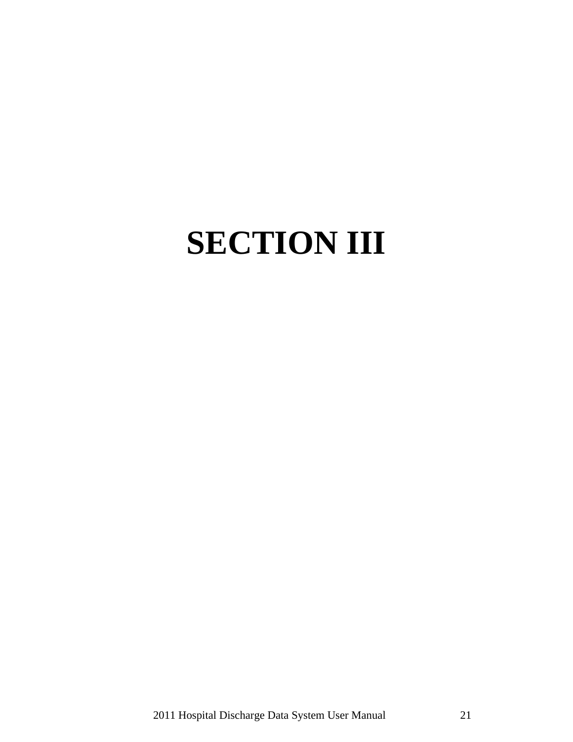# SECTION III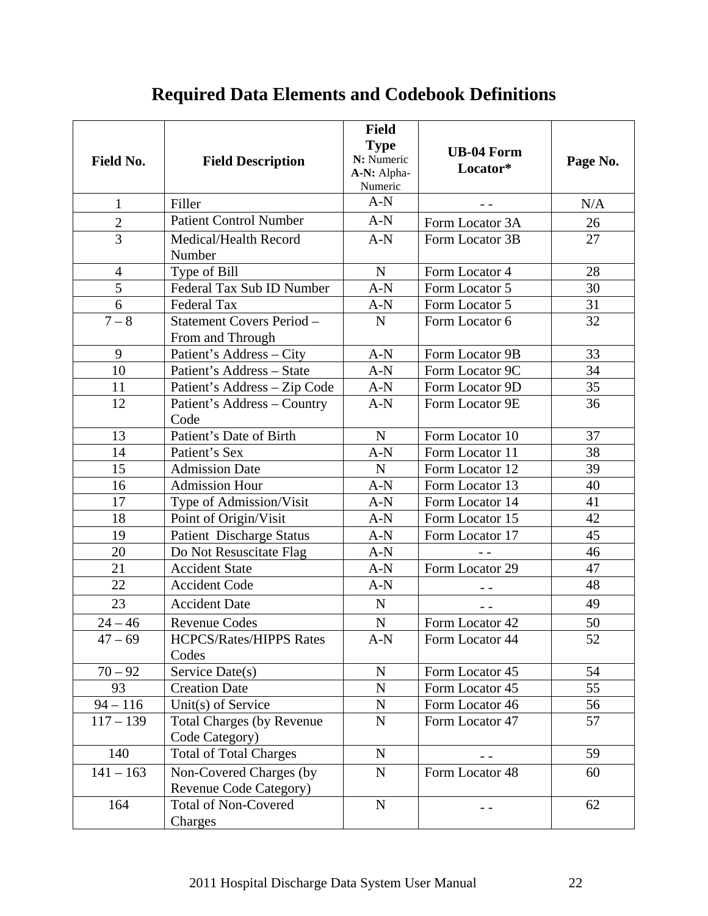# Required Data Elements and Codebook Definitions

| Field No. | Field Description | Field Type N: Numeric A-N: Alpha-Numeric | UB-04 Form Locator* | Page No. |
|---|---|---|---|---|
| 1 | Filler | A-N | - - | N/A |
| 2 | Patient Control Number | A-N | Form Locator 3A | 26 |
| 3 | Medical/Health Record Number | A-N | Form Locator 3B | 27 |
| 4 | Type of Bill | N | Form Locator 4 | 28 |
| 5 | Federal Tax Sub ID Number | A-N | Form Locator 5 | 30 |
| 6 | Federal Tax | A-N | Form Locator 5 | 31 |
| 7 – 8 | Statement Covers Period – From and Through | N | Form Locator 6 | 32 |
| 9 | Patient's Address – City | A-N | Form Locator 9B | 33 |
| 10 | Patient's Address – State | A-N | Form Locator 9C | 34 |
| 11 | Patient's Address – Zip Code | A-N | Form Locator 9D | 35 |
| 12 | Patient's Address – Country Code | A-N | Form Locator 9E | 36 |
| 13 | Patient's Date of Birth | N | Form Locator 10 | 37 |
| 14 | Patient's Sex | A-N | Form Locator 11 | 38 |
| 15 | Admission Date | N | Form Locator 12 | 39 |
| 16 | Admission Hour | A-N | Form Locator 13 | 40 |
| 17 | Type of Admission/Visit | A-N | Form Locator 14 | 41 |
| 18 | Point of Origin/Visit | A-N | Form Locator 15 | 42 |
| 19 | Patient Discharge Status | A-N | Form Locator 17 | 45 |
| 20 | Do Not Resuscitate Flag | A-N | - - | 46 |
| 21 | Accident State | A-N | Form Locator 29 | 47 |
| 22 | Accident Code | A-N | - - | 48 |
| 23 | Accident Date | N | - - | 49 |
| 24 – 46 | Revenue Codes | N | Form Locator 42 | 50 |
| 47 – 69 | HCPCS/Rates/HIPPS Rates Codes | A-N | Form Locator 44 | 52 |
| 70 – 92 | Service Date(s) | N | Form Locator 45 | 54 |
| 93 | Creation Date | N | Form Locator 45 | 55 |
| 94 – 116 | Unit(s) of Service | N | Form Locator 46 | 56 |
| 117 – 139 | Total Charges (by Revenue Code Category) | N | Form Locator 47 | 57 |
| 140 | Total of Total Charges | N | - - | 59 |
| 141 – 163 | Non-Covered Charges (by Revenue Code Category) | N | Form Locator 48 | 60 |
| 164 | Total of Non-Covered Charges | N | - - | 62 |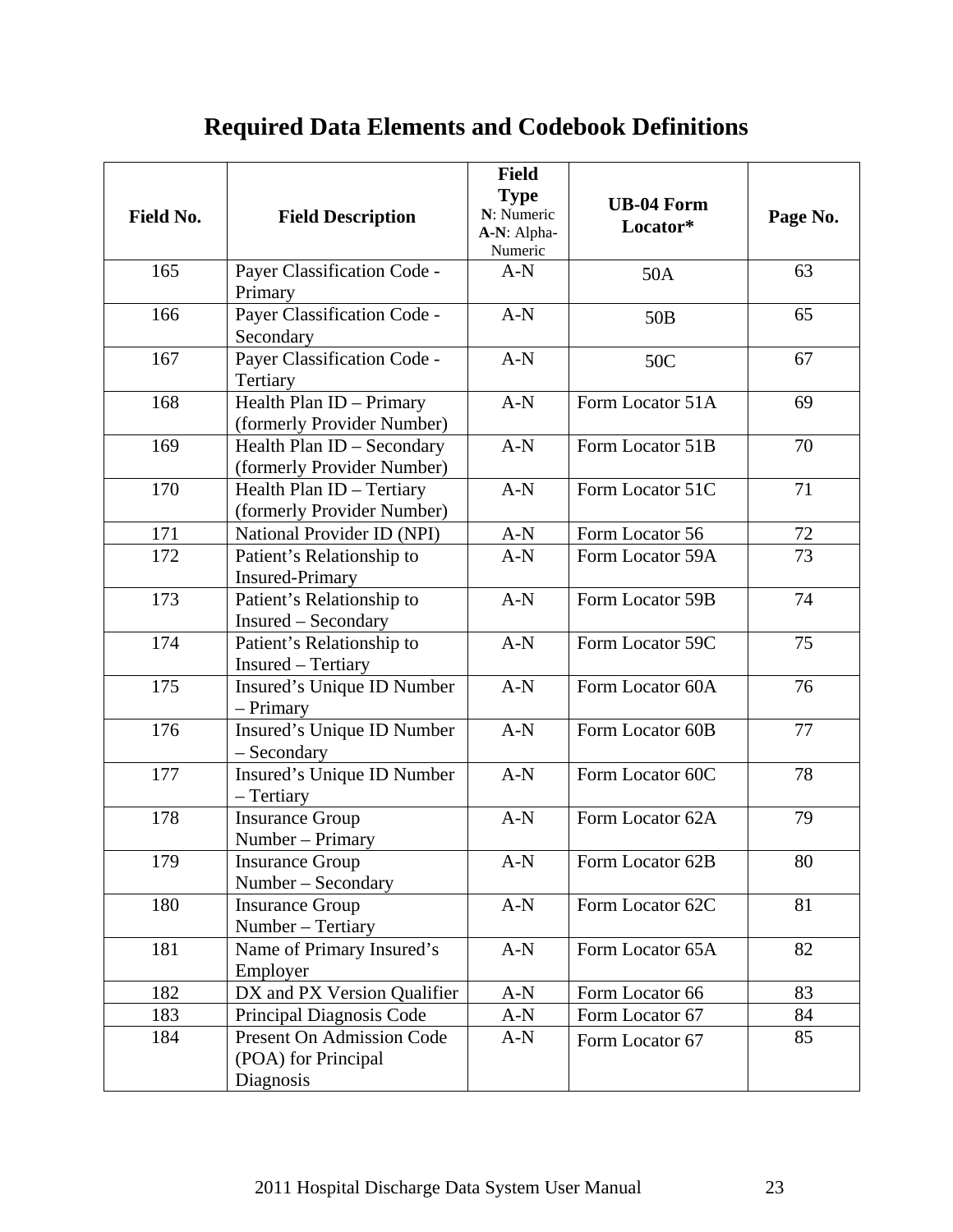# Required Data Elements and Codebook Definitions

| Field No. | Field Description | Field Type<br>N: Numeric<br>A-N: Alpha-Numeric | UB-04 Form Locator* | Page No. |
|---|---|---|---|---|
| 165 | Payer Classification Code - Primary | A-N | 50A | 63 |
| 166 | Payer Classification Code - Secondary | A-N | 50B | 65 |
| 167 | Payer Classification Code - Tertiary | A-N | 50C | 67 |
| 168 | Health Plan ID – Primary (formerly Provider Number) | A-N | Form Locator 51A | 69 |
| 169 | Health Plan ID – Secondary (formerly Provider Number) | A-N | Form Locator 51B | 70 |
| 170 | Health Plan ID – Tertiary (formerly Provider Number) | A-N | Form Locator 51C | 71 |
| 171 | National Provider ID (NPI) | A-N | Form Locator 56 | 72 |
| 172 | Patient's Relationship to Insured-Primary | A-N | Form Locator 59A | 73 |
| 173 | Patient's Relationship to Insured – Secondary | A-N | Form Locator 59B | 74 |
| 174 | Patient's Relationship to Insured – Tertiary | A-N | Form Locator 59C | 75 |
| 175 | Insured's Unique ID Number – Primary | A-N | Form Locator 60A | 76 |
| 176 | Insured's Unique ID Number – Secondary | A-N | Form Locator 60B | 77 |
| 177 | Insured's Unique ID Number – Tertiary | A-N | Form Locator 60C | 78 |
| 178 | Insurance Group Number – Primary | A-N | Form Locator 62A | 79 |
| 179 | Insurance Group Number – Secondary | A-N | Form Locator 62B | 80 |
| 180 | Insurance Group Number – Tertiary | A-N | Form Locator 62C | 81 |
| 181 | Name of Primary Insured's Employer | A-N | Form Locator 65A | 82 |
| 182 | DX and PX Version Qualifier | A-N | Form Locator 66 | 83 |
| 183 | Principal Diagnosis Code | A-N | Form Locator 67 | 84 |
| 184 | Present On Admission Code (POA) for Principal Diagnosis | A-N | Form Locator 67 | 85 |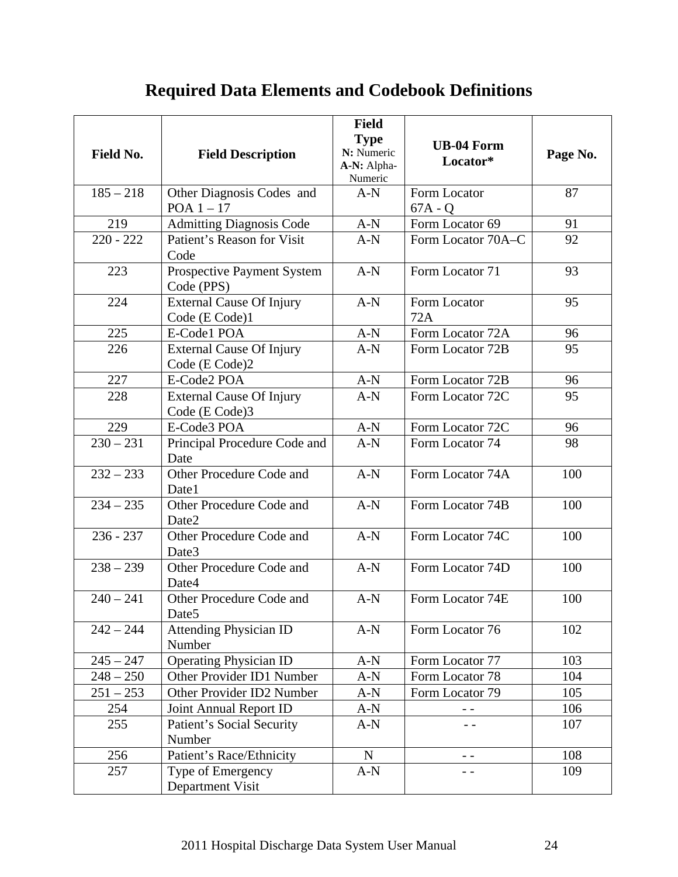# Required Data Elements and Codebook Definitions

| Field No. | Field Description | Field Type N: Numeric A-N: Alpha-Numeric | UB-04 Form Locator* | Page No. |
|---|---|---|---|---|
| 185 – 218 | Other Diagnosis Codes and POA 1 – 17 | A-N | Form Locator 67A - Q | 87 |
| 219 | Admitting Diagnosis Code | A-N | Form Locator 69 | 91 |
| 220 - 222 | Patient's Reason for Visit Code | A-N | Form Locator 70A–C | 92 |
| 223 | Prospective Payment System Code (PPS) | A-N | Form Locator 71 | 93 |
| 224 | External Cause Of Injury Code (E Code)1 | A-N | Form Locator 72A | 95 |
| 225 | E-Code1 POA | A-N | Form Locator 72A | 96 |
| 226 | External Cause Of Injury Code (E Code)2 | A-N | Form Locator 72B | 95 |
| 227 | E-Code2 POA | A-N | Form Locator 72B | 96 |
| 228 | External Cause Of Injury Code (E Code)3 | A-N | Form Locator 72C | 95 |
| 229 | E-Code3 POA | A-N | Form Locator 72C | 96 |
| 230 – 231 | Principal Procedure Code and Date | A-N | Form Locator 74 | 98 |
| 232 – 233 | Other Procedure Code and Date1 | A-N | Form Locator 74A | 100 |
| 234 – 235 | Other Procedure Code and Date2 | A-N | Form Locator 74B | 100 |
| 236 - 237 | Other Procedure Code and Date3 | A-N | Form Locator 74C | 100 |
| 238 – 239 | Other Procedure Code and Date4 | A-N | Form Locator 74D | 100 |
| 240 – 241 | Other Procedure Code and Date5 | A-N | Form Locator 74E | 100 |
| 242 – 244 | Attending Physician ID Number | A-N | Form Locator 76 | 102 |
| 245 – 247 | Operating Physician ID | A-N | Form Locator 77 | 103 |
| 248 – 250 | Other Provider ID1 Number | A-N | Form Locator 78 | 104 |
| 251 – 253 | Other Provider ID2 Number | A-N | Form Locator 79 | 105 |
| 254 | Joint Annual Report ID | A-N | - - | 106 |
| 255 | Patient's Social Security Number | A-N | - - | 107 |
| 256 | Patient's Race/Ethnicity | N | - - | 108 |
| 257 | Type of Emergency Department Visit | A-N | - - | 109 |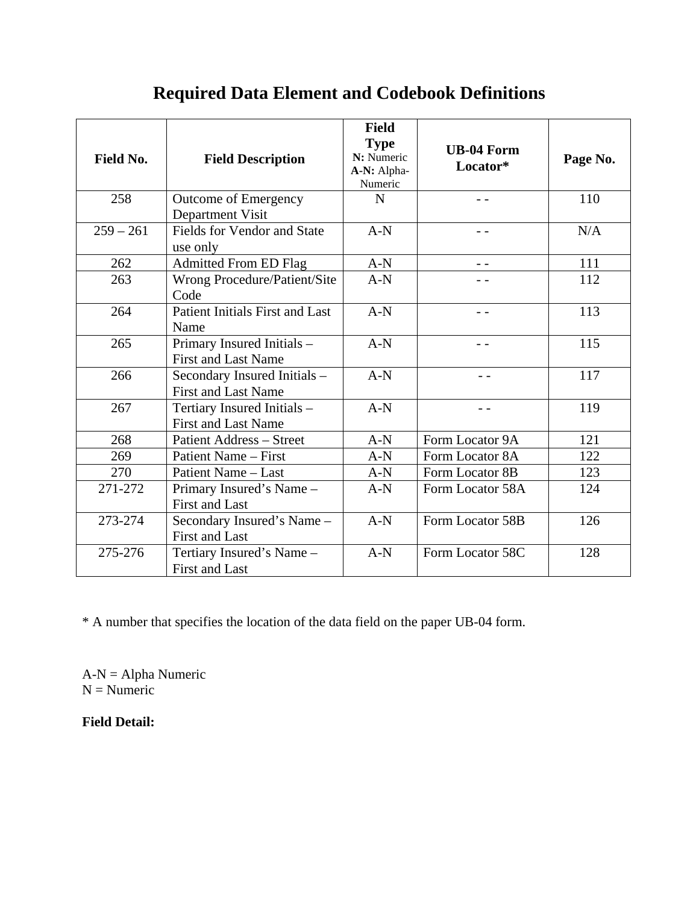# Required Data Element and Codebook Definitions

| Field No. | Field Description | Field Type N: Numeric A-N: Alpha-Numeric | UB-04 Form Locator* | Page No. |
|---|---|---|---|---|
| 258 | Outcome of Emergency Department Visit | N | - - | 110 |
| 259 – 261 | Fields for Vendor and State use only | A-N | - - | N/A |
| 262 | Admitted From ED Flag | A-N | - - | 111 |
| 263 | Wrong Procedure/Patient/Site Code | A-N | - - | 112 |
| 264 | Patient Initials First and Last Name | A-N | - - | 113 |
| 265 | Primary Insured Initials – First and Last Name | A-N | - - | 115 |
| 266 | Secondary Insured Initials – First and Last Name | A-N | - - | 117 |
| 267 | Tertiary Insured Initials – First and Last Name | A-N | - - | 119 |
| 268 | Patient Address – Street | A-N | Form Locator 9A | 121 |
| 269 | Patient Name – First | A-N | Form Locator 8A | 122 |
| 270 | Patient Name – Last | A-N | Form Locator 8B | 123 |
| 271-272 | Primary Insured's Name – First and Last | A-N | Form Locator 58A | 124 |
| 273-274 | Secondary Insured's Name – First and Last | A-N | Form Locator 58B | 126 |
| 275-276 | Tertiary Insured's Name – First and Last | A-N | Form Locator 58C | 128 |

* A number that specifies the location of the data field on the paper UB-04 form.

A-N = Alpha Numeric
N = Numeric

**Field Detail:**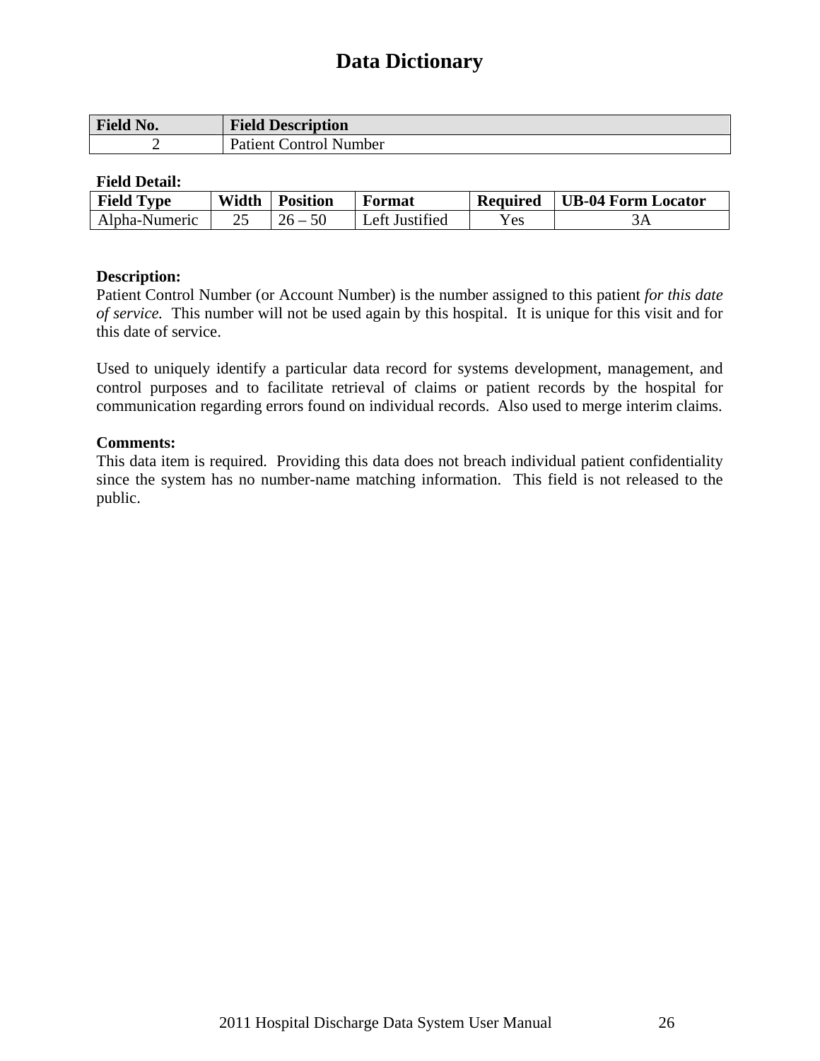# Data Dictionary

| Field No. | Field Description |
|---|---|
| 2 | Patient Control Number |

**Field Detail:**

| Field Type | Width | Position | Format | Required | UB-04 Form Locator |
|---|---|---|---|---|---|
| Alpha-Numeric | 25 | 26 – 50 | Left Justified | Yes | 3A |

**Description:**
Patient Control Number (or Account Number) is the number assigned to this patient *for this date of service.* This number will not be used again by this hospital. It is unique for this visit and for this date of service.

Used to uniquely identify a particular data record for systems development, management, and control purposes and to facilitate retrieval of claims or patient records by the hospital for communication regarding errors found on individual records. Also used to merge interim claims.

**Comments:**
This data item is required. Providing this data does not breach individual patient confidentiality since the system has no number-name matching information. This field is not released to the public.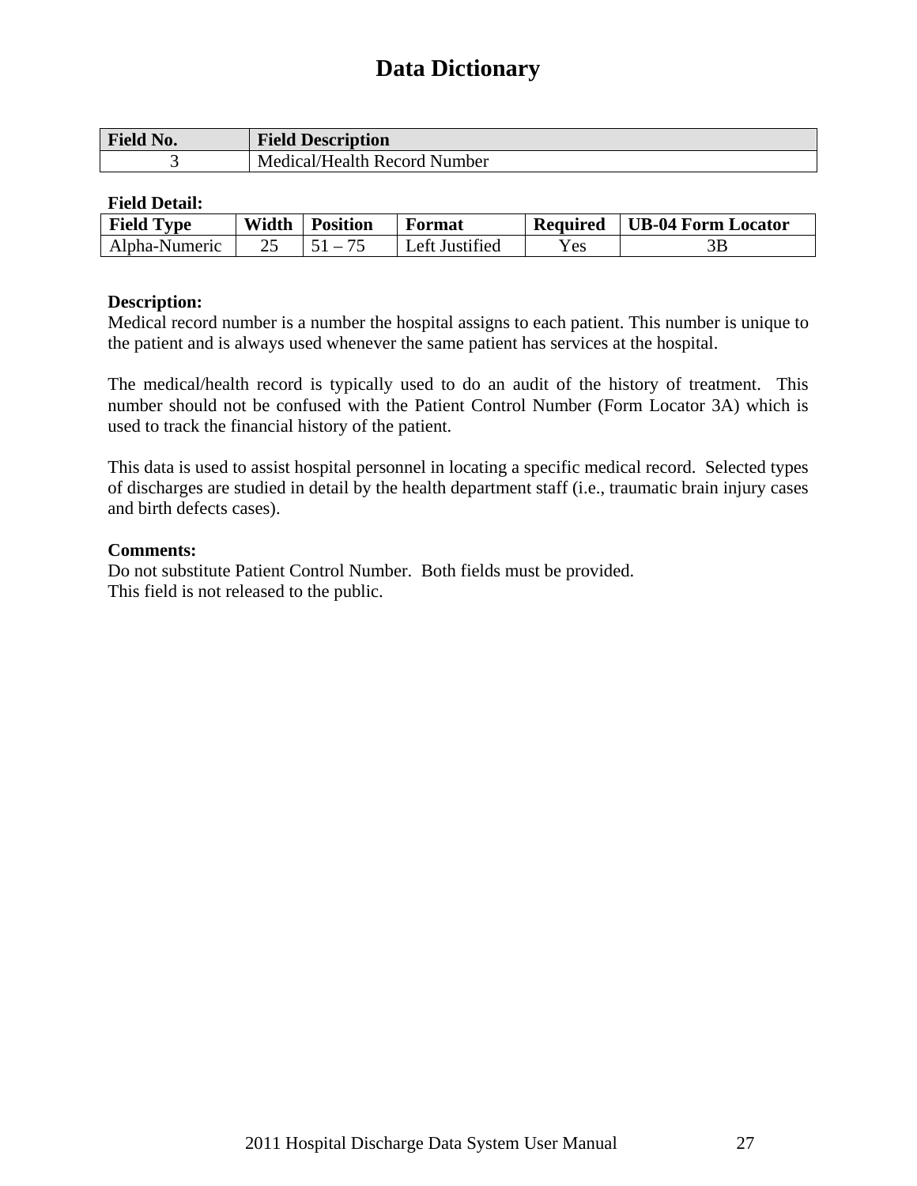# Data Dictionary

| Field No. | Field Description |
|---|---|
| 3 | Medical/Health Record Number |

**Field Detail:**

| Field Type | Width | Position | Format | Required | UB-04 Form Locator |
|---|---|---|---|---|---|
| Alpha-Numeric | 25 | 51 – 75 | Left Justified | Yes | 3B |

**Description:**
Medical record number is a number the hospital assigns to each patient. This number is unique to the patient and is always used whenever the same patient has services at the hospital.

The medical/health record is typically used to do an audit of the history of treatment. This number should not be confused with the Patient Control Number (Form Locator 3A) which is used to track the financial history of the patient.

This data is used to assist hospital personnel in locating a specific medical record. Selected types of discharges are studied in detail by the health department staff (i.e., traumatic brain injury cases and birth defects cases).

**Comments:**
Do not substitute Patient Control Number. Both fields must be provided.
This field is not released to the public.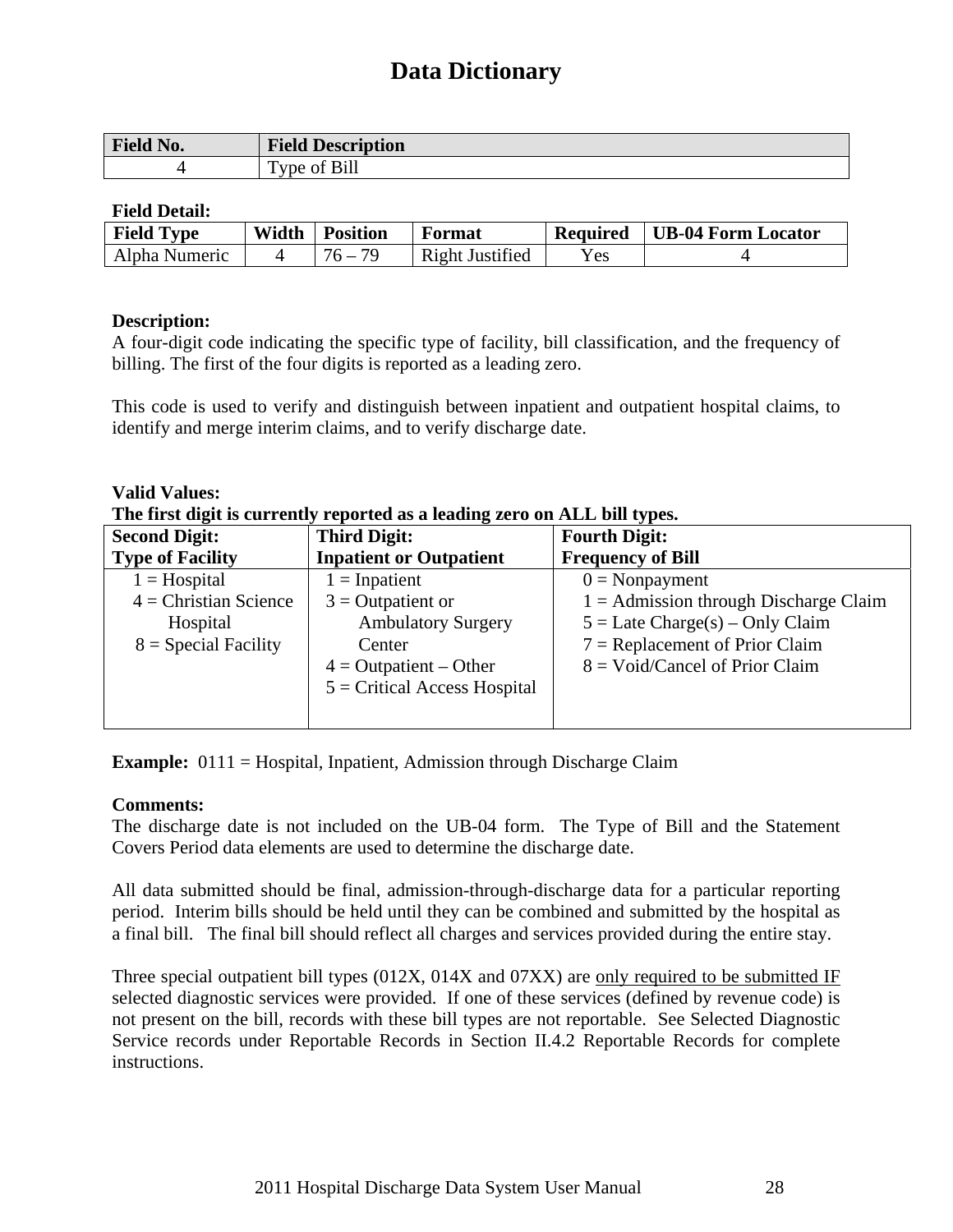# Data Dictionary

| Field No. | Field Description |
|---|---|
| 4 | Type of Bill |

**Field Detail:**

| Field Type | Width | Position | Format | Required | UB-04 Form Locator |
|---|---|---|---|---|---|
| Alpha Numeric | 4 | 76 – 79 | Right Justified | Yes | 4 |

**Description:**
A four-digit code indicating the specific type of facility, bill classification, and the frequency of billing. The first of the four digits is reported as a leading zero.

This code is used to verify and distinguish between inpatient and outpatient hospital claims, to identify and merge interim claims, and to verify discharge date.

**Valid Values:**
**The first digit is currently reported as a leading zero on ALL bill types.**

| Second Digit: Type of Facility | Third Digit: Inpatient or Outpatient | Fourth Digit: Frequency of Bill |
|---|---|---|
| 1 = Hospital<br>4 = Christian Science Hospital<br>8 = Special Facility | 1 = Inpatient<br>3 = Outpatient or Ambulatory Surgery Center<br>4 = Outpatient – Other<br>5 = Critical Access Hospital | 0 = Nonpayment<br>1 = Admission through Discharge Claim<br>5 = Late Charge(s) – Only Claim<br>7 = Replacement of Prior Claim<br>8 = Void/Cancel of Prior Claim |

**Example:** 0111 = Hospital, Inpatient, Admission through Discharge Claim

**Comments:**
The discharge date is not included on the UB-04 form. The Type of Bill and the Statement Covers Period data elements are used to determine the discharge date.

All data submitted should be final, admission-through-discharge data for a particular reporting period. Interim bills should be held until they can be combined and submitted by the hospital as a final bill. The final bill should reflect all charges and services provided during the entire stay.

Three special outpatient bill types (012X, 014X and 07XX) are <u>only required to be submitted IF</u> selected diagnostic services were provided. If one of these services (defined by revenue code) is not present on the bill, records with these bill types are not reportable. See Selected Diagnostic Service records under Reportable Records in Section II.4.2 Reportable Records for complete instructions.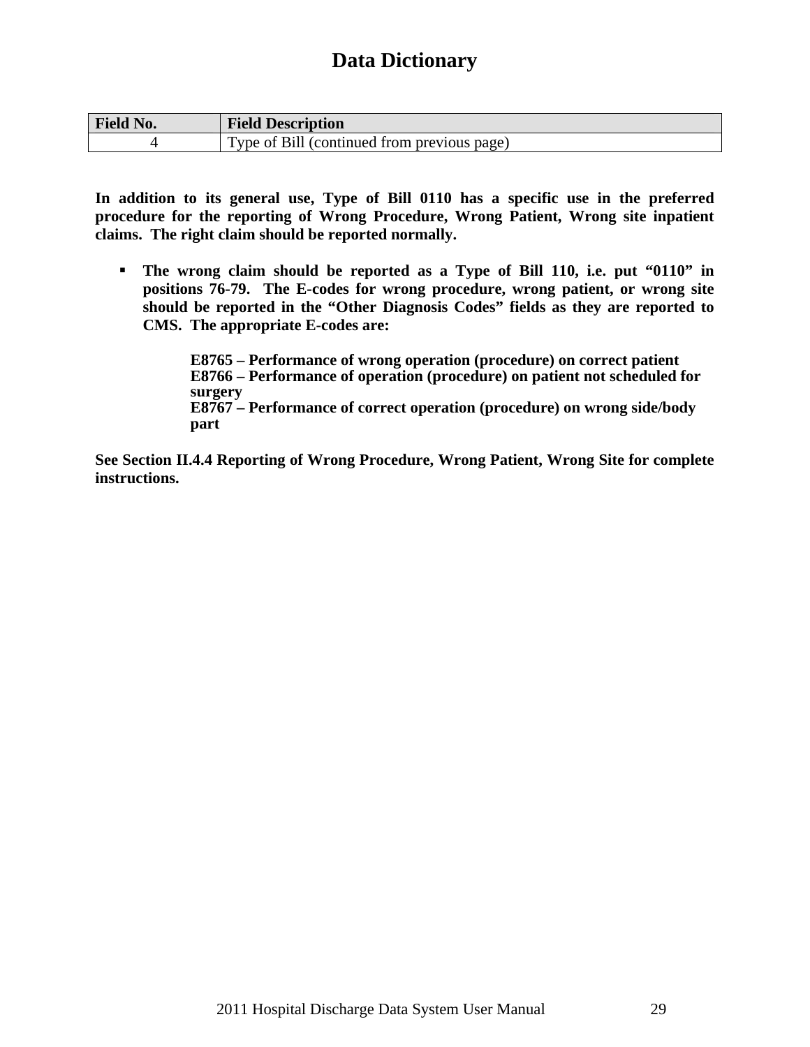# Data Dictionary

| Field No. | Field Description |
|---|---|
| 4 | Type of Bill (continued from previous page) |

**In addition to its general use, Type of Bill 0110 has a specific use in the preferred procedure for the reporting of Wrong Procedure, Wrong Patient, Wrong site inpatient claims. The right claim should be reported normally.**

- **The wrong claim should be reported as a Type of Bill 110, i.e. put "0110" in positions 76-79. The E-codes for wrong procedure, wrong patient, or wrong site should be reported in the "Other Diagnosis Codes" fields as they are reported to CMS. The appropriate E-codes are:**

  **E8765 – Performance of wrong operation (procedure) on correct patient**
  **E8766 – Performance of operation (procedure) on patient not scheduled for surgery**
  **E8767 – Performance of correct operation (procedure) on wrong side/body part**

**See Section II.4.4 Reporting of Wrong Procedure, Wrong Patient, Wrong Site for complete instructions.**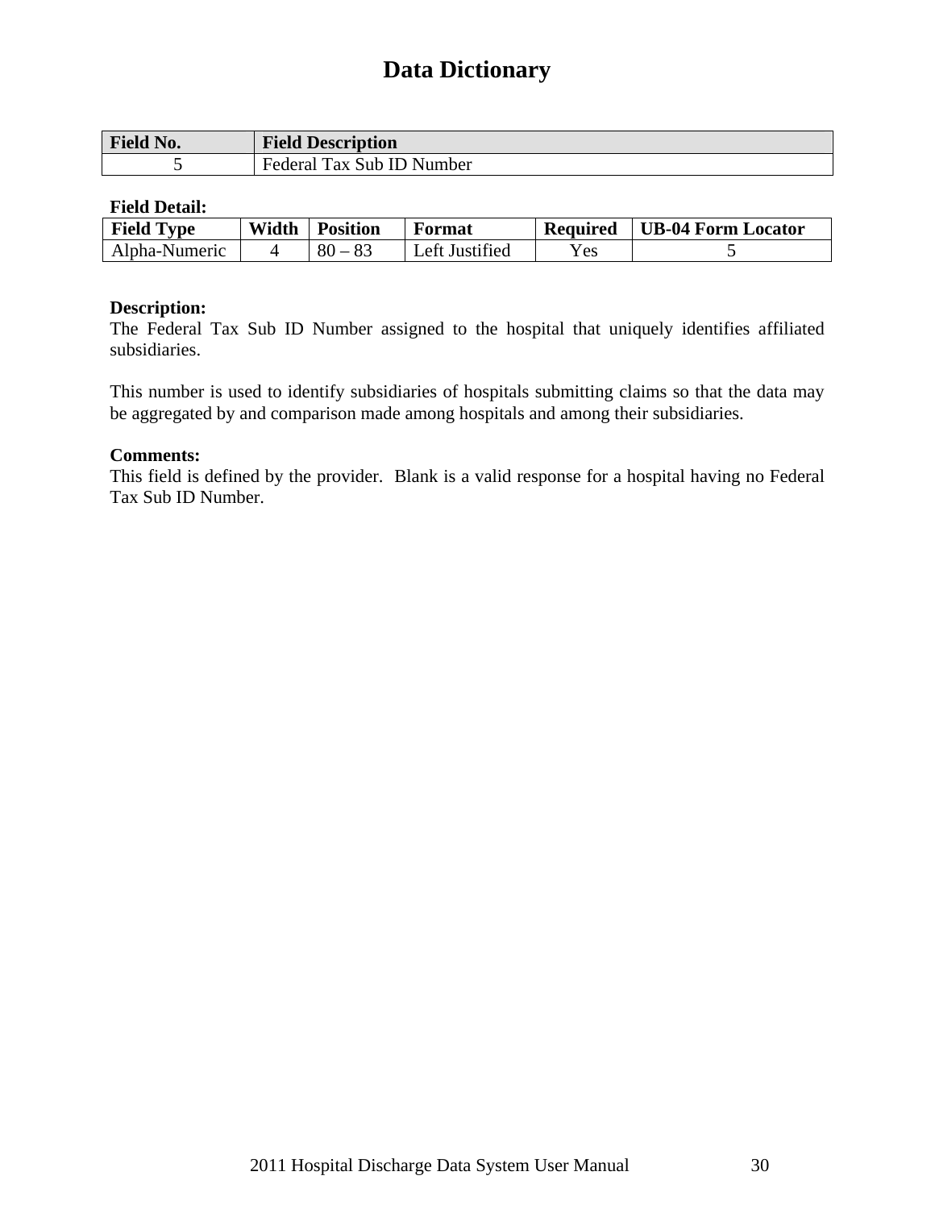# Data Dictionary

| Field No. | Field Description |
|---|---|
| 5 | Federal Tax Sub ID Number |

**Field Detail:**

| Field Type | Width | Position | Format | Required | UB-04 Form Locator |
|---|---|---|---|---|---|
| Alpha-Numeric | 4 | 80 – 83 | Left Justified | Yes | 5 |

**Description:**
The Federal Tax Sub ID Number assigned to the hospital that uniquely identifies affiliated subsidiaries.

This number is used to identify subsidiaries of hospitals submitting claims so that the data may be aggregated by and comparison made among hospitals and among their subsidiaries.

**Comments:**
This field is defined by the provider. Blank is a valid response for a hospital having no Federal Tax Sub ID Number.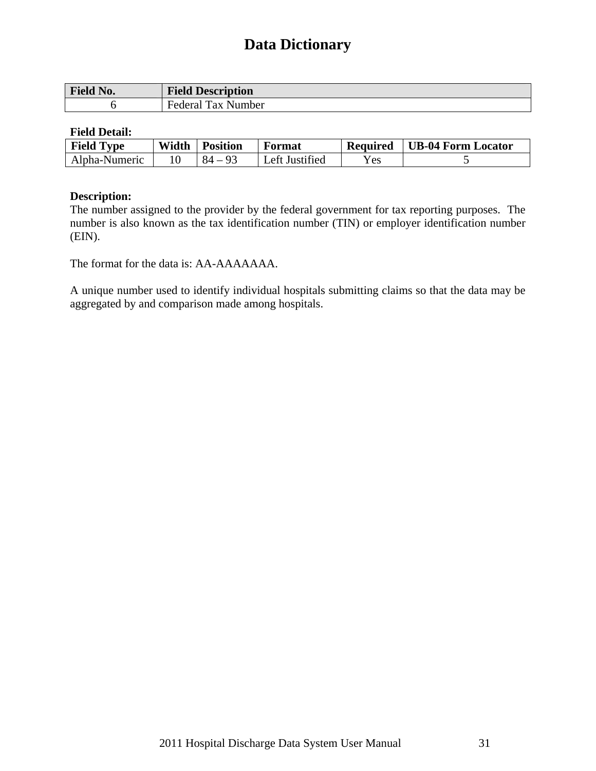# Data Dictionary

| Field No. | Field Description |
|---|---|
| 6 | Federal Tax Number |

**Field Detail:**

| Field Type | Width | Position | Format | Required | UB-04 Form Locator |
|---|---|---|---|---|---|
| Alpha-Numeric | 10 | 84 – 93 | Left Justified | Yes | 5 |

**Description:**

The number assigned to the provider by the federal government for tax reporting purposes. The number is also known as the tax identification number (TIN) or employer identification number (EIN).

The format for the data is: AA-AAAAAAA.

A unique number used to identify individual hospitals submitting claims so that the data may be aggregated by and comparison made among hospitals.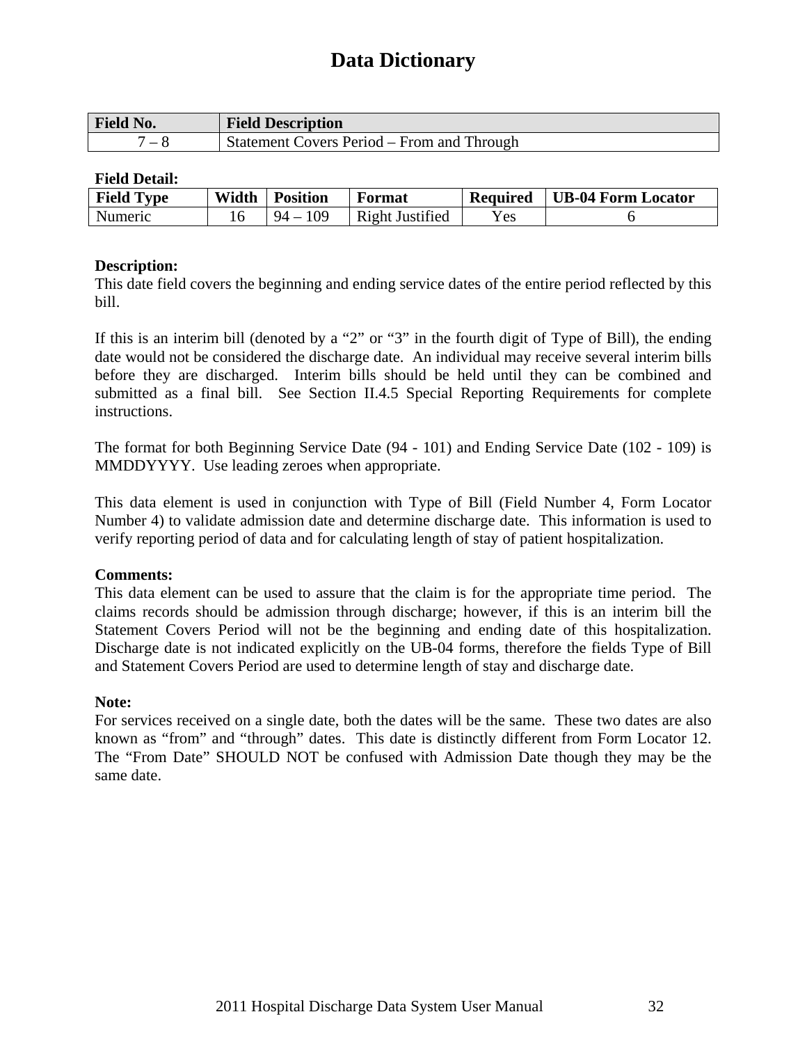# Data Dictionary

| Field No. | Field Description |
|---|---|
| 7 – 8 | Statement Covers Period – From and Through |

**Field Detail:**

| Field Type | Width | Position | Format | Required | UB-04 Form Locator |
|---|---|---|---|---|---|
| Numeric | 16 | 94 – 109 | Right Justified | Yes | 6 |

**Description:**
This date field covers the beginning and ending service dates of the entire period reflected by this bill.

If this is an interim bill (denoted by a "2" or "3" in the fourth digit of Type of Bill), the ending date would not be considered the discharge date. An individual may receive several interim bills before they are discharged. Interim bills should be held until they can be combined and submitted as a final bill. See Section II.4.5 Special Reporting Requirements for complete instructions.

The format for both Beginning Service Date (94 - 101) and Ending Service Date (102 - 109) is MMDDYYYY. Use leading zeroes when appropriate.

This data element is used in conjunction with Type of Bill (Field Number 4, Form Locator Number 4) to validate admission date and determine discharge date. This information is used to verify reporting period of data and for calculating length of stay of patient hospitalization.

**Comments:**
This data element can be used to assure that the claim is for the appropriate time period. The claims records should be admission through discharge; however, if this is an interim bill the Statement Covers Period will not be the beginning and ending date of this hospitalization. Discharge date is not indicated explicitly on the UB-04 forms, therefore the fields Type of Bill and Statement Covers Period are used to determine length of stay and discharge date.

**Note:**
For services received on a single date, both the dates will be the same. These two dates are also known as "from" and "through" dates. This date is distinctly different from Form Locator 12. The "From Date" SHOULD NOT be confused with Admission Date though they may be the same date.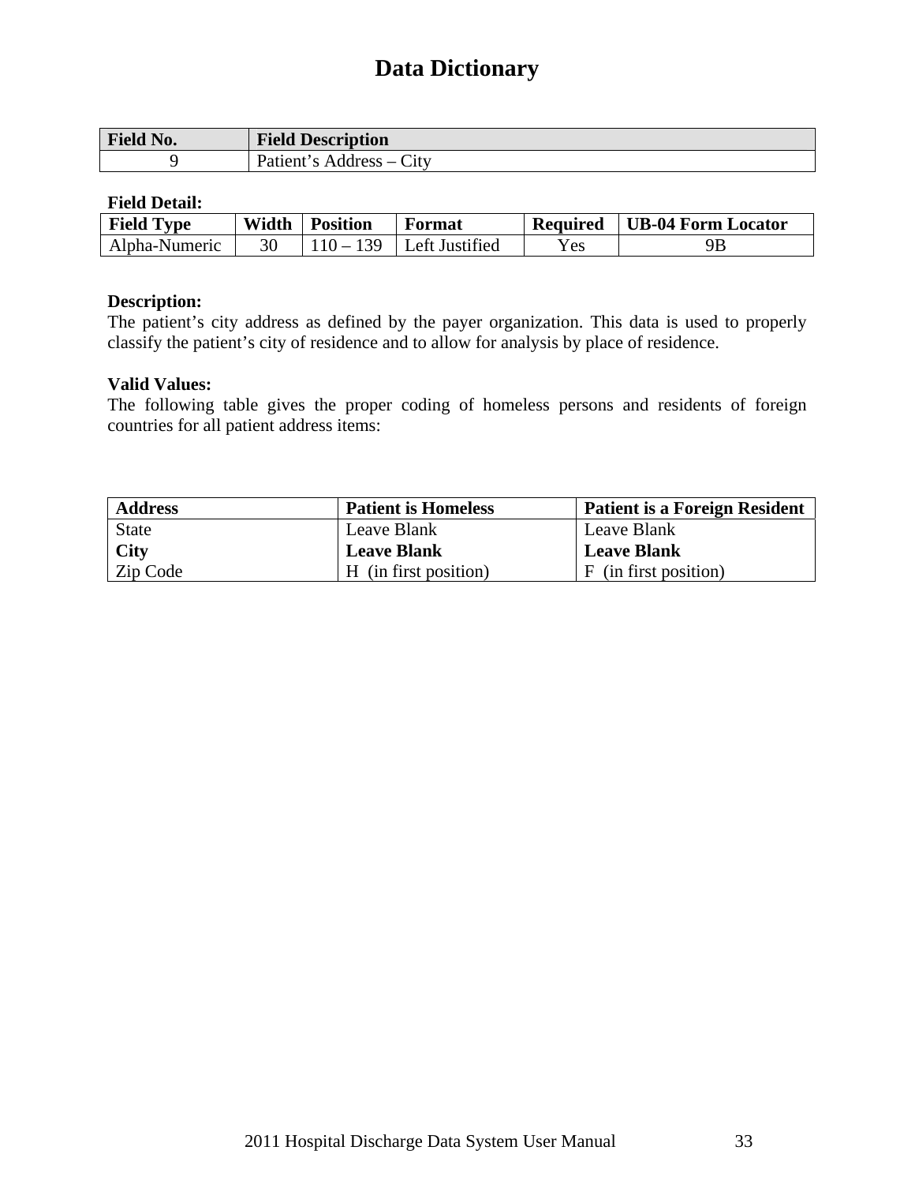# Data Dictionary

| Field No. | Field Description |
|---|---|
| 9 | Patient's Address – City |

**Field Detail:**

| Field Type | Width | Position | Format | Required | UB-04 Form Locator |
|---|---|---|---|---|---|
| Alpha-Numeric | 30 | 110 – 139 | Left Justified | Yes | 9B |

**Description:**
The patient's city address as defined by the payer organization. This data is used to properly classify the patient's city of residence and to allow for analysis by place of residence.

**Valid Values:**
The following table gives the proper coding of homeless persons and residents of foreign countries for all patient address items:

| Address | Patient is Homeless | Patient is a Foreign Resident |
|---|---|---|
| State | Leave Blank | Leave Blank |
| **City** | **Leave Blank** | **Leave Blank** |
| Zip Code | H (in first position) | F (in first position) |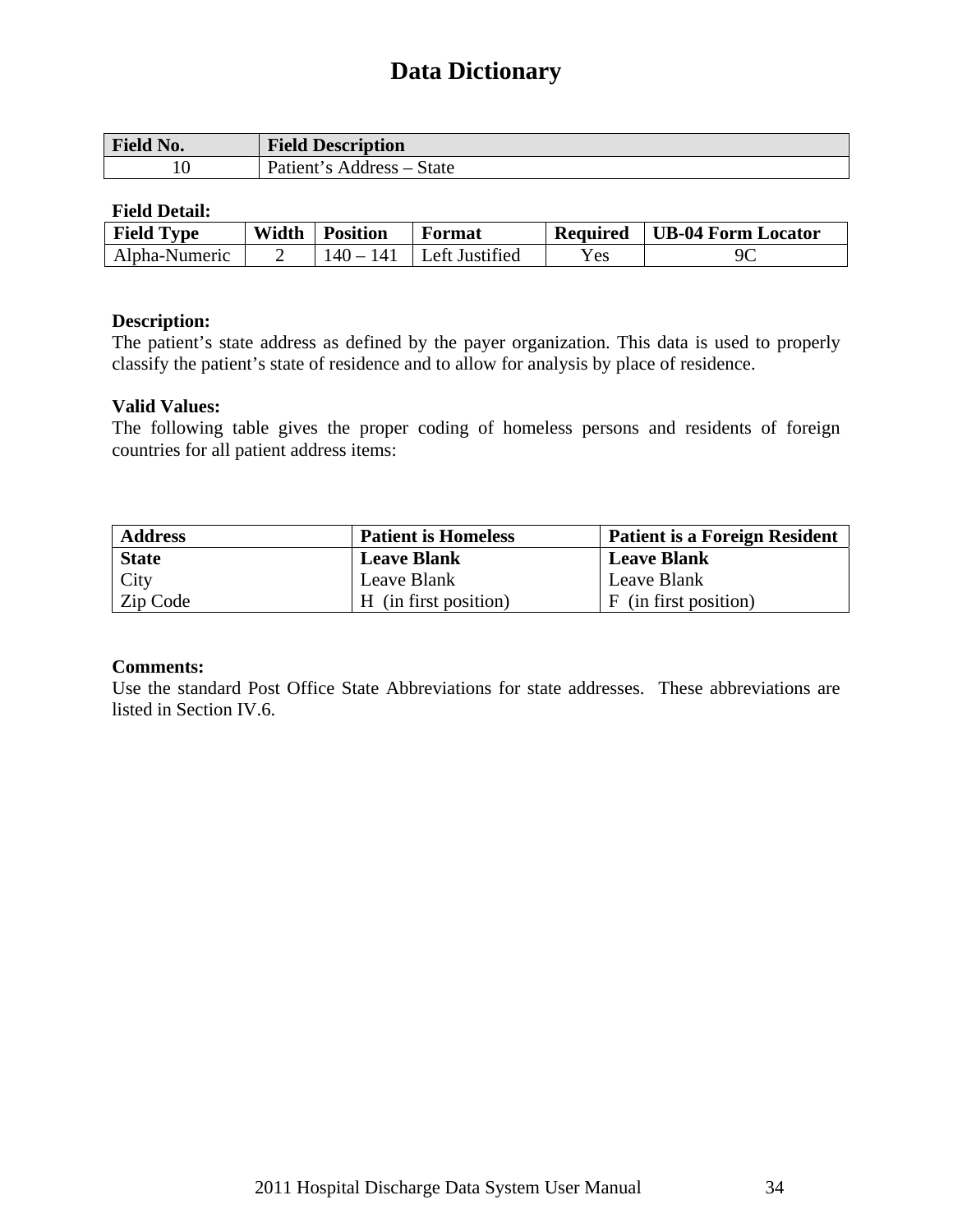# Data Dictionary

| Field No. | Field Description |
|---|---|
| 10 | Patient's Address – State |

**Field Detail:**

| Field Type | Width | Position | Format | Required | UB-04 Form Locator |
|---|---|---|---|---|---|
| Alpha-Numeric | 2 | 140 – 141 | Left Justified | Yes | 9C |

**Description:**
The patient's state address as defined by the payer organization. This data is used to properly classify the patient's state of residence and to allow for analysis by place of residence.

**Valid Values:**
The following table gives the proper coding of homeless persons and residents of foreign countries for all patient address items:

| Address | Patient is Homeless | Patient is a Foreign Resident |
|---|---|---|
| **State** | **Leave Blank** | **Leave Blank** |
| City | Leave Blank | Leave Blank |
| Zip Code | H (in first position) | F (in first position) |

**Comments:**
Use the standard Post Office State Abbreviations for state addresses. These abbreviations are listed in Section IV.6.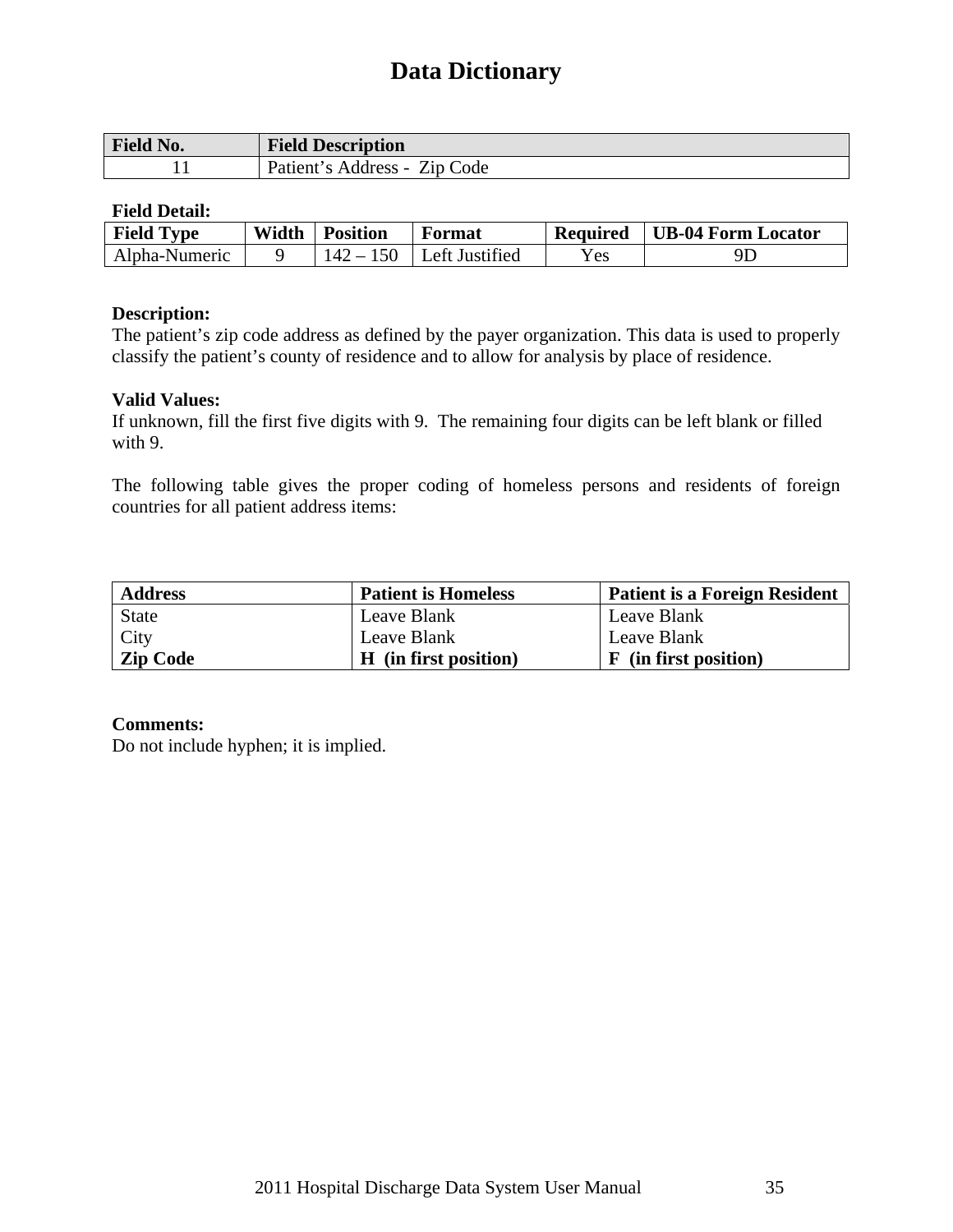# Data Dictionary

| Field No. | Field Description |
|---|---|
| 11 | Patient's Address - Zip Code |

**Field Detail:**

| Field Type | Width | Position | Format | Required | UB-04 Form Locator |
|---|---|---|---|---|---|
| Alpha-Numeric | 9 | 142 – 150 | Left Justified | Yes | 9D |

**Description:**
The patient's zip code address as defined by the payer organization. This data is used to properly classify the patient's county of residence and to allow for analysis by place of residence.

**Valid Values:**
If unknown, fill the first five digits with 9. The remaining four digits can be left blank or filled with 9.

The following table gives the proper coding of homeless persons and residents of foreign countries for all patient address items:

| Address | Patient is Homeless | Patient is a Foreign Resident |
|---|---|---|
| State | Leave Blank | Leave Blank |
| City | Leave Blank | Leave Blank |
| **Zip Code** | **H (in first position)** | **F (in first position)** |

**Comments:**
Do not include hyphen; it is implied.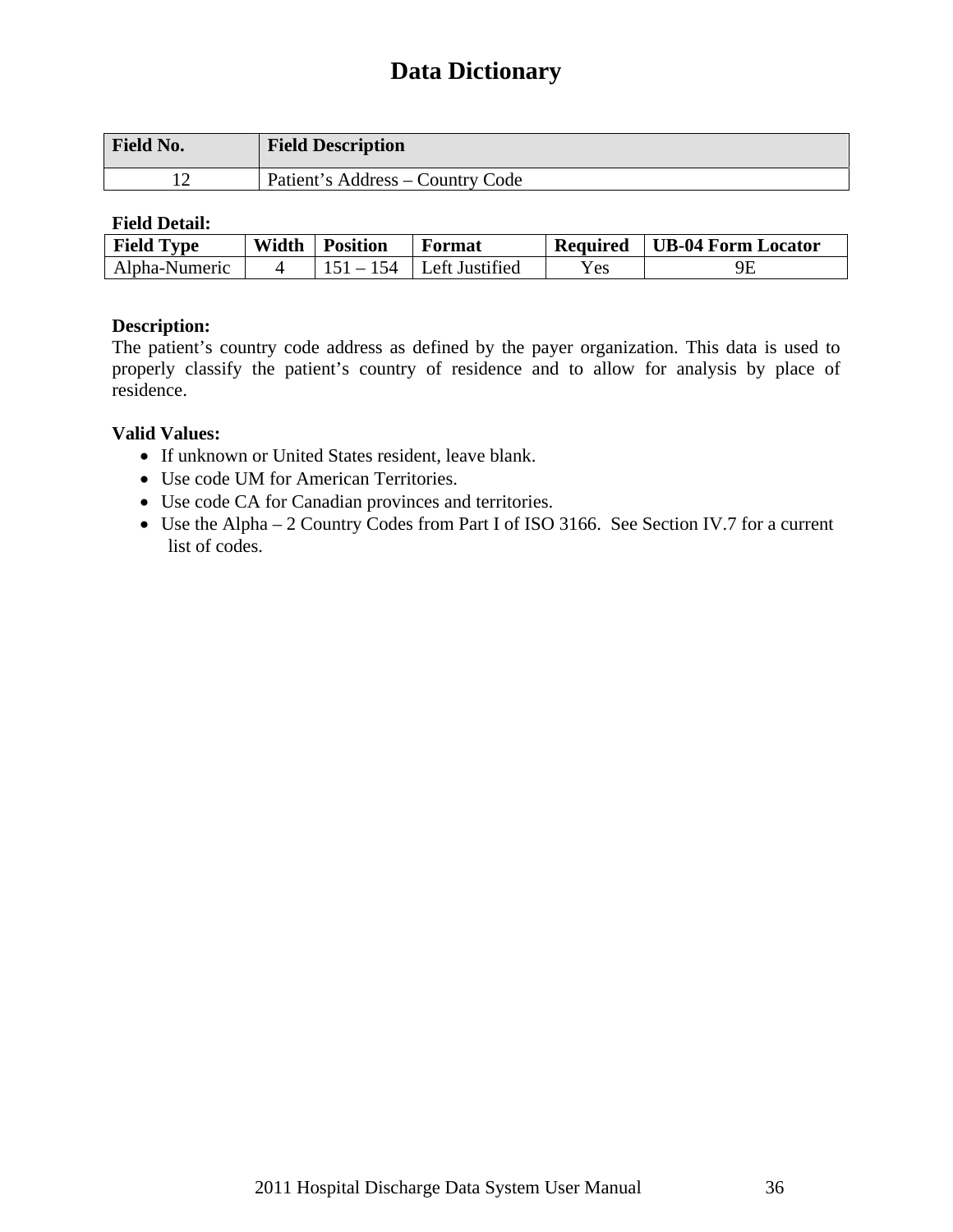# Data Dictionary

| Field No. | Field Description |
|---|---|
| 12 | Patient's Address – Country Code |

**Field Detail:**

| Field Type | Width | Position | Format | Required | UB-04 Form Locator |
|---|---|---|---|---|---|
| Alpha-Numeric | 4 | 151 – 154 | Left Justified | Yes | 9E |

**Description:**
The patient's country code address as defined by the payer organization. This data is used to properly classify the patient's country of residence and to allow for analysis by place of residence.

**Valid Values:**

- If unknown or United States resident, leave blank.
- Use code UM for American Territories.
- Use code CA for Canadian provinces and territories.
- Use the Alpha – 2 Country Codes from Part I of ISO 3166. See Section IV.7 for a current list of codes.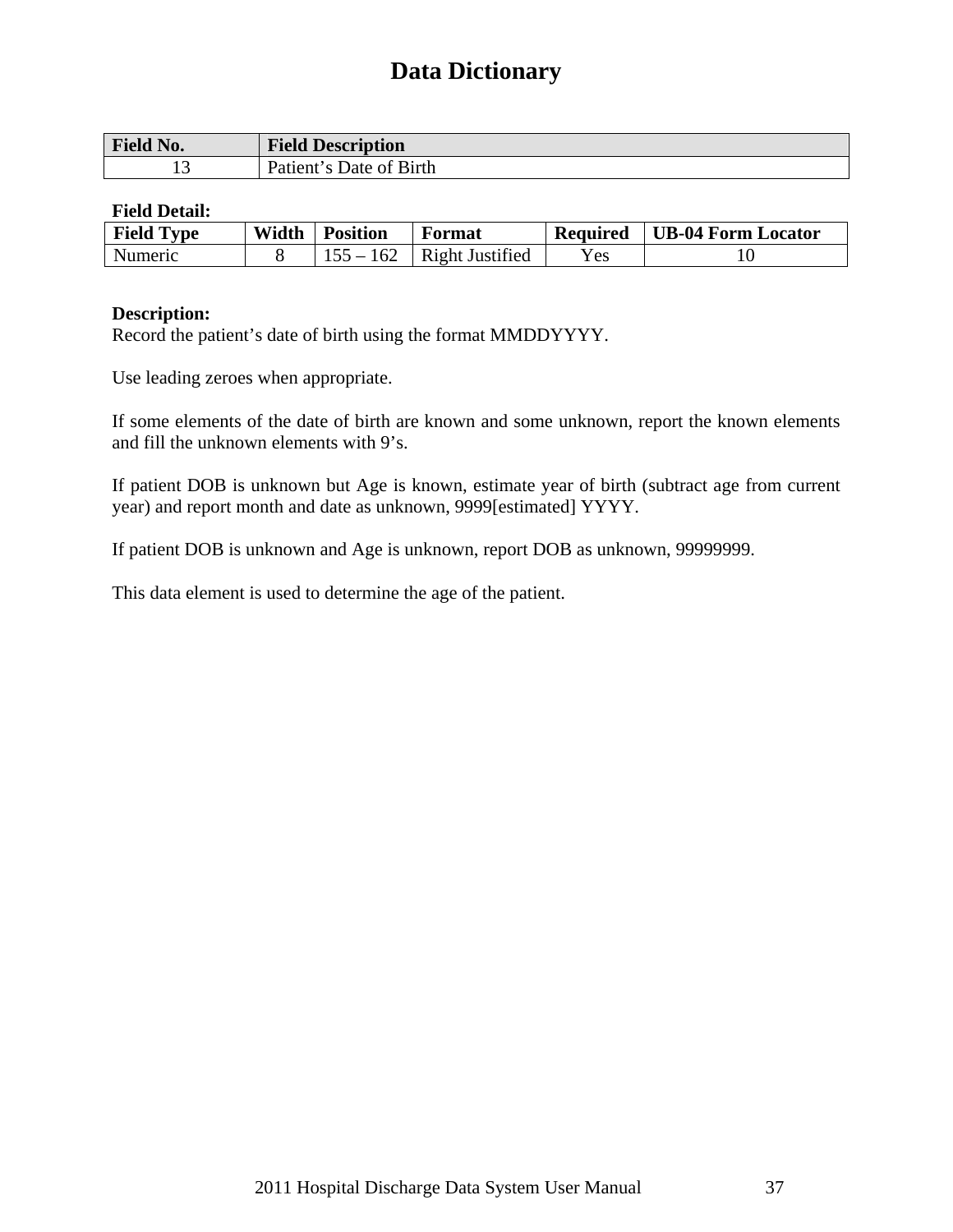# Data Dictionary

| Field No. | Field Description |
|---|---|
| 13 | Patient's Date of Birth |

**Field Detail:**

| Field Type | Width | Position | Format | Required | UB-04 Form Locator |
|---|---|---|---|---|---|
| Numeric | 8 | 155 – 162 | Right Justified | Yes | 10 |

**Description:**
Record the patient's date of birth using the format MMDDYYYY.

Use leading zeroes when appropriate.

If some elements of the date of birth are known and some unknown, report the known elements and fill the unknown elements with 9's.

If patient DOB is unknown but Age is known, estimate year of birth (subtract age from current year) and report month and date as unknown, 9999[estimated] YYYY.

If patient DOB is unknown and Age is unknown, report DOB as unknown, 99999999.

This data element is used to determine the age of the patient.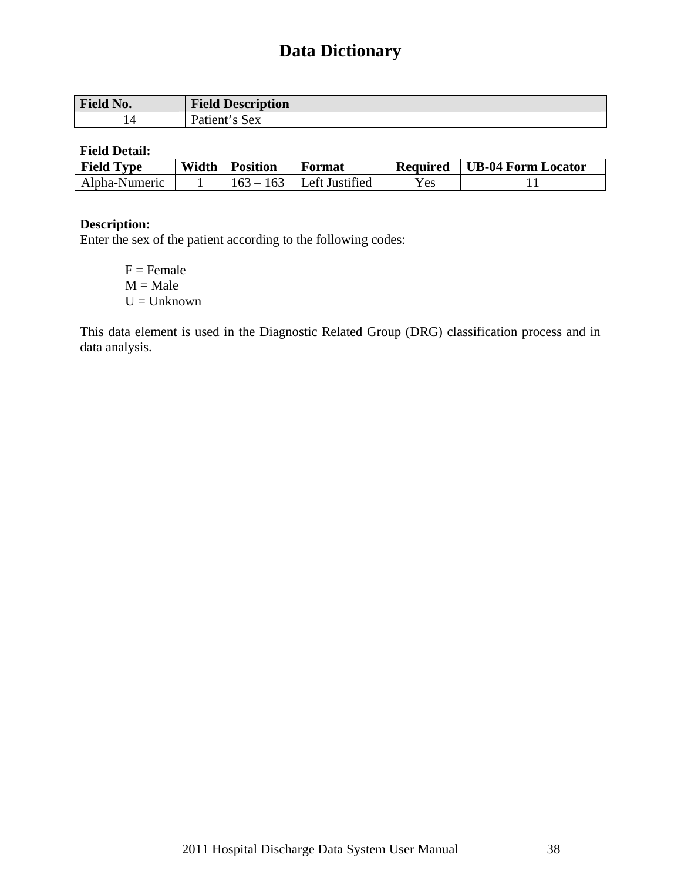# Data Dictionary

| Field No. | Field Description |
|---|---|
| 14 | Patient's Sex |

**Field Detail:**

| Field Type | Width | Position | Format | Required | UB-04 Form Locator |
|---|---|---|---|---|---|
| Alpha-Numeric | 1 | 163 – 163 | Left Justified | Yes | 11 |

**Description:**
Enter the sex of the patient according to the following codes:

F = Female
M = Male
U = Unknown

This data element is used in the Diagnostic Related Group (DRG) classification process and in data analysis.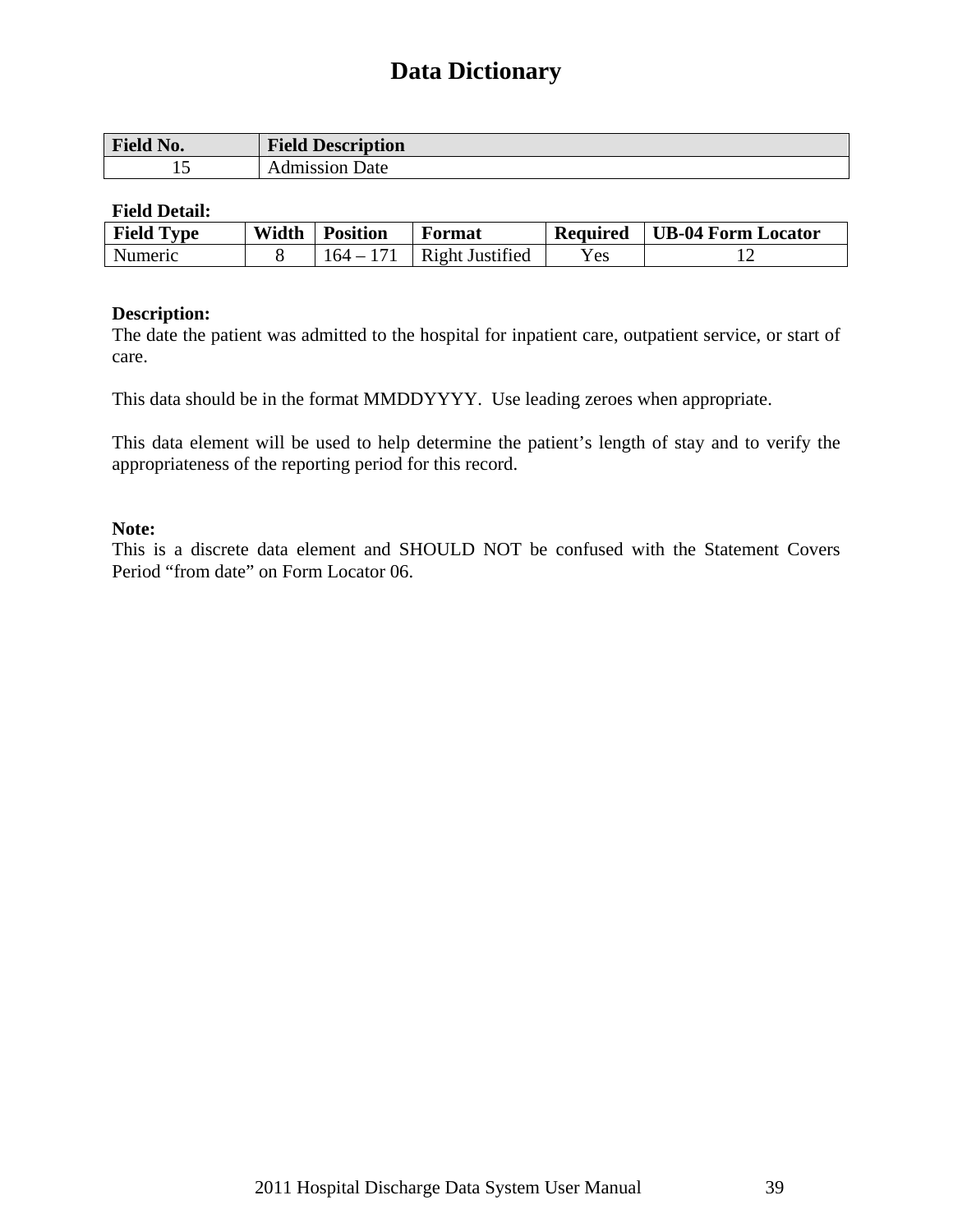# Data Dictionary

| Field No. | Field Description |
|---|---|
| 15 | Admission Date |

**Field Detail:**

| Field Type | Width | Position | Format | Required | UB-04 Form Locator |
|---|---|---|---|---|---|
| Numeric | 8 | 164 – 171 | Right Justified | Yes | 12 |

**Description:**
The date the patient was admitted to the hospital for inpatient care, outpatient service, or start of care.

This data should be in the format MMDDYYYY. Use leading zeroes when appropriate.

This data element will be used to help determine the patient's length of stay and to verify the appropriateness of the reporting period for this record.

**Note:**
This is a discrete data element and SHOULD NOT be confused with the Statement Covers Period "from date" on Form Locator 06.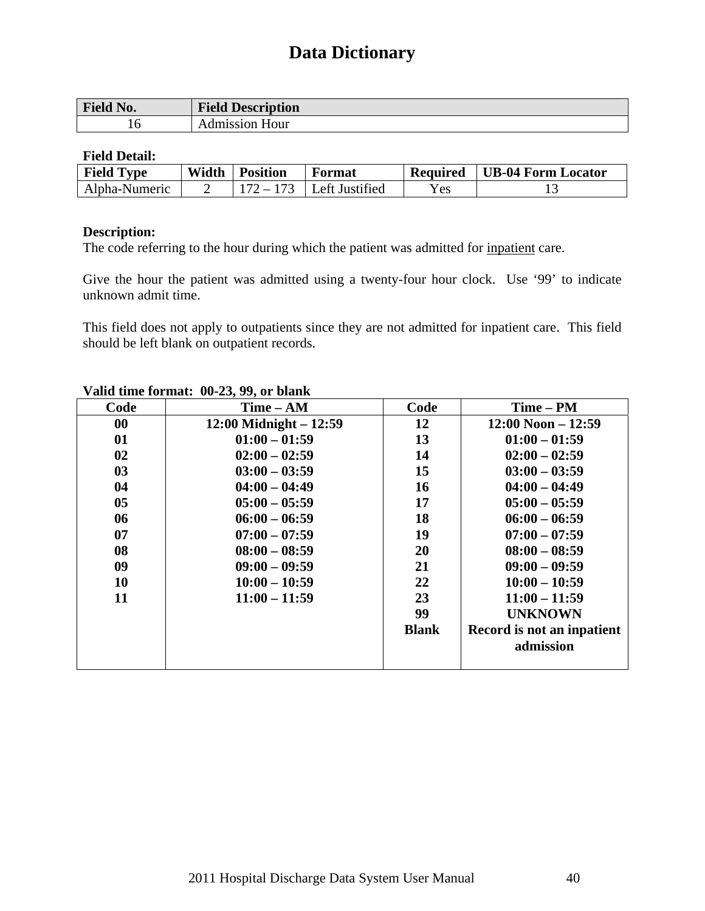# Data Dictionary

| Field No. | Field Description |
|---|---|
| 16 | Admission Hour |

**Field Detail:**

| Field Type | Width | Position | Format | Required | UB-04 Form Locator |
|---|---|---|---|---|---|
| Alpha-Numeric | 2 | 172 – 173 | Left Justified | Yes | 13 |

**Description:**
The code referring to the hour during which the patient was admitted for inpatient care.

Give the hour the patient was admitted using a twenty-four hour clock. Use '99' to indicate unknown admit time.

This field does not apply to outpatients since they are not admitted for inpatient care. This field should be left blank on outpatient records.

**Valid time format: 00-23, 99, or blank**

| Code | Time – AM | Code | Time – PM |
|---|---|---|---|
| **00** | **12:00 Midnight – 12:59** | **12** | **12:00 Noon – 12:59** |
| **01** | **01:00 – 01:59** | **13** | **01:00 – 01:59** |
| **02** | **02:00 – 02:59** | **14** | **02:00 – 02:59** |
| **03** | **03:00 – 03:59** | **15** | **03:00 – 03:59** |
| **04** | **04:00 – 04:49** | **16** | **04:00 – 04:49** |
| **05** | **05:00 – 05:59** | **17** | **05:00 – 05:59** |
| **06** | **06:00 – 06:59** | **18** | **06:00 – 06:59** |
| **07** | **07:00 – 07:59** | **19** | **07:00 – 07:59** |
| **08** | **08:00 – 08:59** | **20** | **08:00 – 08:59** |
| **09** | **09:00 – 09:59** | **21** | **09:00 – 09:59** |
| **10** | **10:00 – 10:59** | **22** | **10:00 – 10:59** |
| **11** | **11:00 – 11:59** | **23** | **11:00 – 11:59** |
| | | **99** | **UNKNOWN** |
| | | **Blank** | **Record is not an inpatient admission** |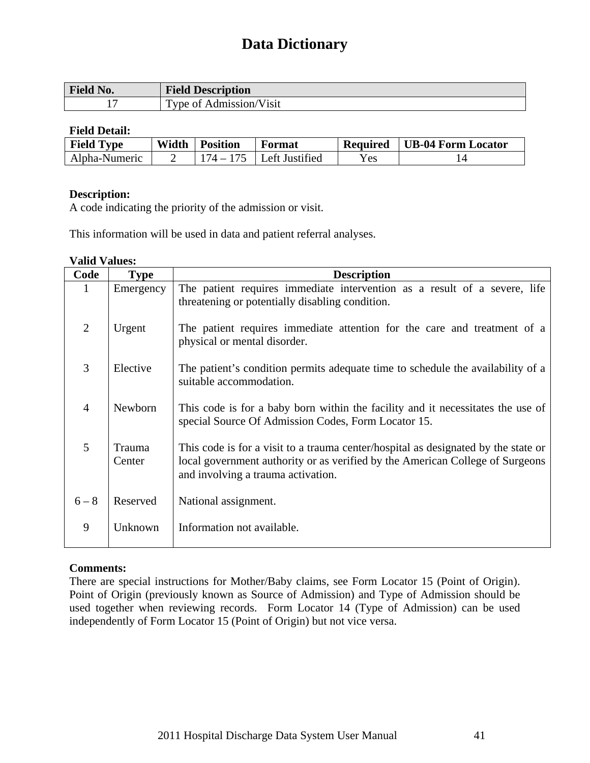# Data Dictionary

| Field No. | Field Description |
|---|---|
| 17 | Type of Admission/Visit |

**Field Detail:**

| Field Type | Width | Position | Format | Required | UB-04 Form Locator |
|---|---|---|---|---|---|
| Alpha-Numeric | 2 | 174 – 175 | Left Justified | Yes | 14 |

**Description:**
A code indicating the priority of the admission or visit.

This information will be used in data and patient referral analyses.

**Valid Values:**

| Code | Type | Description |
|---|---|---|
| 1 | Emergency | The patient requires immediate intervention as a result of a severe, life threatening or potentially disabling condition. |
| 2 | Urgent | The patient requires immediate attention for the care and treatment of a physical or mental disorder. |
| 3 | Elective | The patient's condition permits adequate time to schedule the availability of a suitable accommodation. |
| 4 | Newborn | This code is for a baby born within the facility and it necessitates the use of special Source Of Admission Codes, Form Locator 15. |
| 5 | Trauma Center | This code is for a visit to a trauma center/hospital as designated by the state or local government authority or as verified by the American College of Surgeons and involving a trauma activation. |
| 6 – 8 | Reserved | National assignment. |
| 9 | Unknown | Information not available. |

**Comments:**
There are special instructions for Mother/Baby claims, see Form Locator 15 (Point of Origin). Point of Origin (previously known as Source of Admission) and Type of Admission should be used together when reviewing records. Form Locator 14 (Type of Admission) can be used independently of Form Locator 15 (Point of Origin) but not vice versa.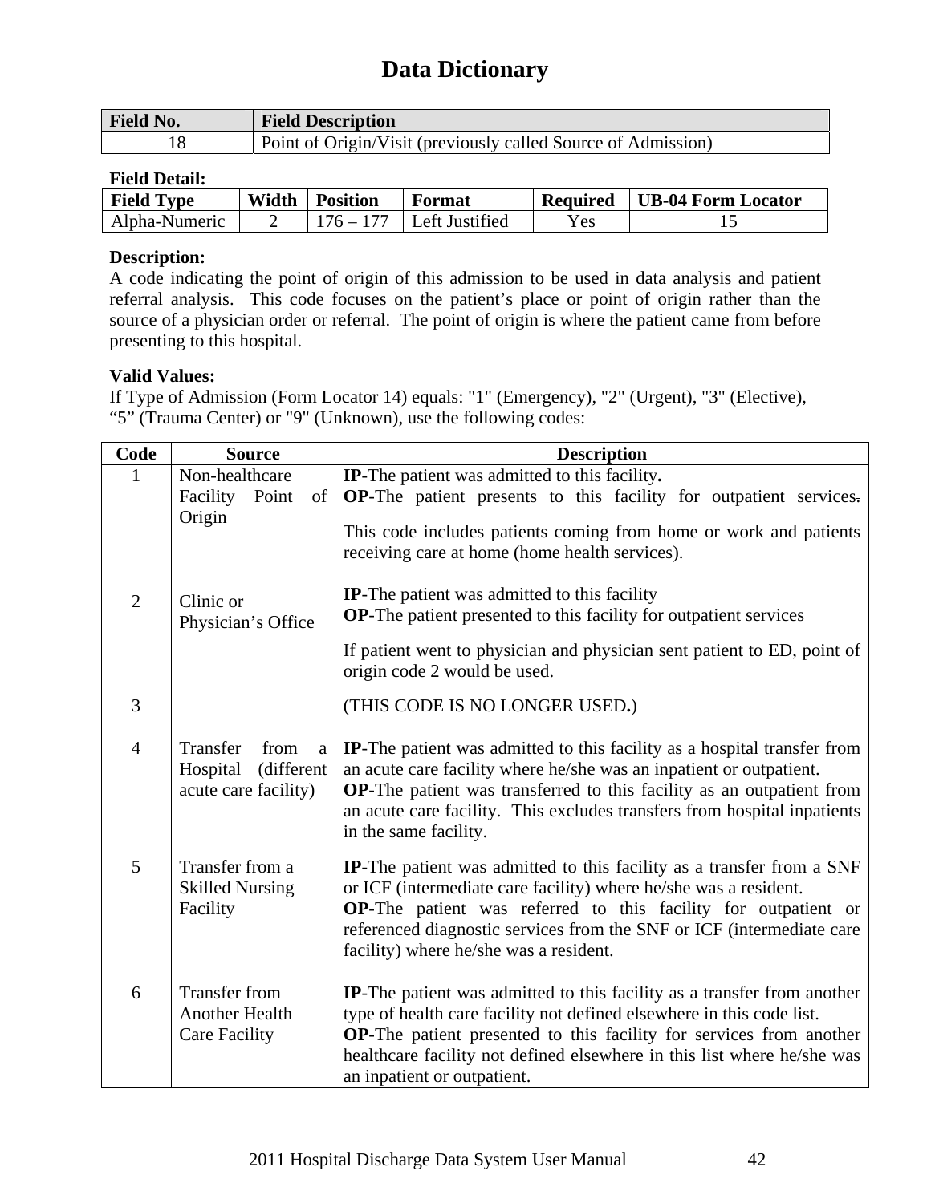# Data Dictionary

| Field No. | Field Description |
|---|---|
| 18 | Point of Origin/Visit (previously called Source of Admission) |

**Field Detail:**

| Field Type | Width | Position | Format | Required | UB-04 Form Locator |
|---|---|---|---|---|---|
| Alpha-Numeric | 2 | 176 – 177 | Left Justified | Yes | 15 |

**Description:**

A code indicating the point of origin of this admission to be used in data analysis and patient referral analysis. This code focuses on the patient's place or point of origin rather than the source of a physician order or referral. The point of origin is where the patient came from before presenting to this hospital.

**Valid Values:**

If Type of Admission (Form Locator 14) equals: "1" (Emergency), "2" (Urgent), "3" (Elective), "5" (Trauma Center) or "9" (Unknown), use the following codes:

| Code | Source | Description |
|---|---|---|
| 1 | Non-healthcare Facility Point of Origin | **IP**-The patient was admitted to this facility. **OP**-The patient presents to this facility for outpatient services. This code includes patients coming from home or work and patients receiving care at home (home health services). |
| 2 | Clinic or Physician's Office | **IP**-The patient was admitted to this facility **OP**-The patient presented to this facility for outpatient services If patient went to physician and physician sent patient to ED, point of origin code 2 would be used. |
| 3 | | (THIS CODE IS NO LONGER USED.) |
| 4 | Transfer from a Hospital (different acute care facility) | **IP**-The patient was admitted to this facility as a hospital transfer from an acute care facility where he/she was an inpatient or outpatient. **OP**-The patient was transferred to this facility as an outpatient from an acute care facility. This excludes transfers from hospital inpatients in the same facility. |
| 5 | Transfer from a Skilled Nursing Facility | **IP**-The patient was admitted to this facility as a transfer from a SNF or ICF (intermediate care facility) where he/she was a resident. **OP**-The patient was referred to this facility for outpatient or referenced diagnostic services from the SNF or ICF (intermediate care facility) where he/she was a resident. |
| 6 | Transfer from Another Health Care Facility | **IP**-The patient was admitted to this facility as a transfer from another type of health care facility not defined elsewhere in this code list. **OP**-The patient presented to this facility for services from another healthcare facility not defined elsewhere in this list where he/she was an inpatient or outpatient. |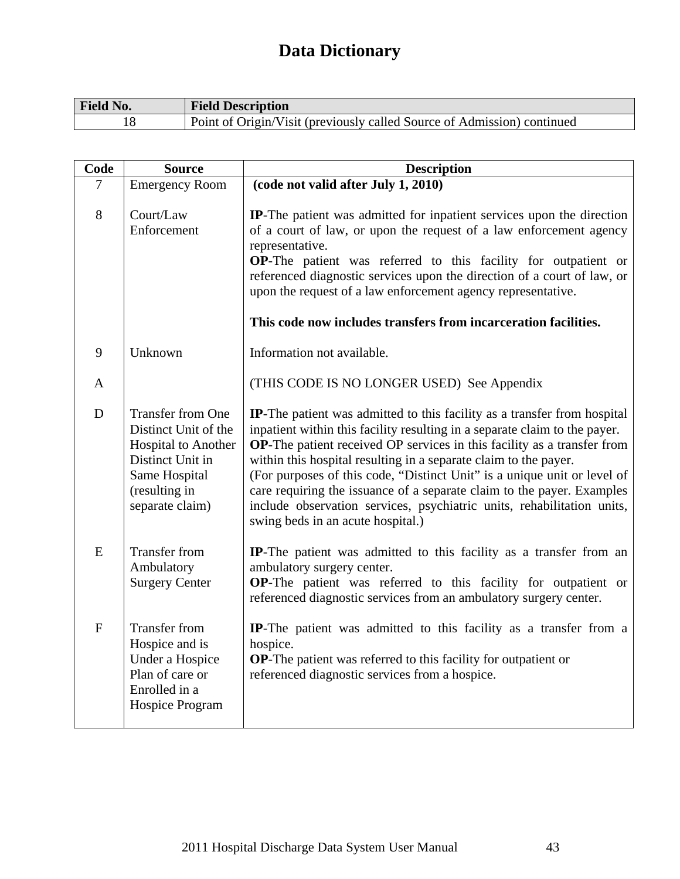# Data Dictionary

| Field No. | Field Description |
|---|---|
| 18 | Point of Origin/Visit (previously called Source of Admission) continued |

| Code | Source | Description |
|---|---|---|
| 7 | Emergency Room | **(code not valid after July 1, 2010)** |
| 8 | Court/Law Enforcement | **IP**-The patient was admitted for inpatient services upon the direction of a court of law, or upon the request of a law enforcement agency representative.<br>**OP**-The patient was referred to this facility for outpatient or referenced diagnostic services upon the direction of a court of law, or upon the request of a law enforcement agency representative.<br><br>**This code now includes transfers from incarceration facilities.** |
| 9 | Unknown | Information not available. |
| A | | (THIS CODE IS NO LONGER USED) See Appendix |
| D | Transfer from One Distinct Unit of the Hospital to Another Distinct Unit in Same Hospital (resulting in separate claim) | **IP**-The patient was admitted to this facility as a transfer from hospital inpatient within this facility resulting in a separate claim to the payer.<br>**OP**-The patient received OP services in this facility as a transfer from within this hospital resulting in a separate claim to the payer.<br>(For purposes of this code, "Distinct Unit" is a unique unit or level of care requiring the issuance of a separate claim to the payer. Examples include observation services, psychiatric units, rehabilitation units, swing beds in an acute hospital.) |
| E | Transfer from Ambulatory Surgery Center | **IP**-The patient was admitted to this facility as a transfer from an ambulatory surgery center.<br>**OP**-The patient was referred to this facility for outpatient or referenced diagnostic services from an ambulatory surgery center. |
| F | Transfer from Hospice and is Under a Hospice Plan of care or Enrolled in a Hospice Program | **IP**-The patient was admitted to this facility as a transfer from a hospice.<br>**OP**-The patient was referred to this facility for outpatient or referenced diagnostic services from a hospice. |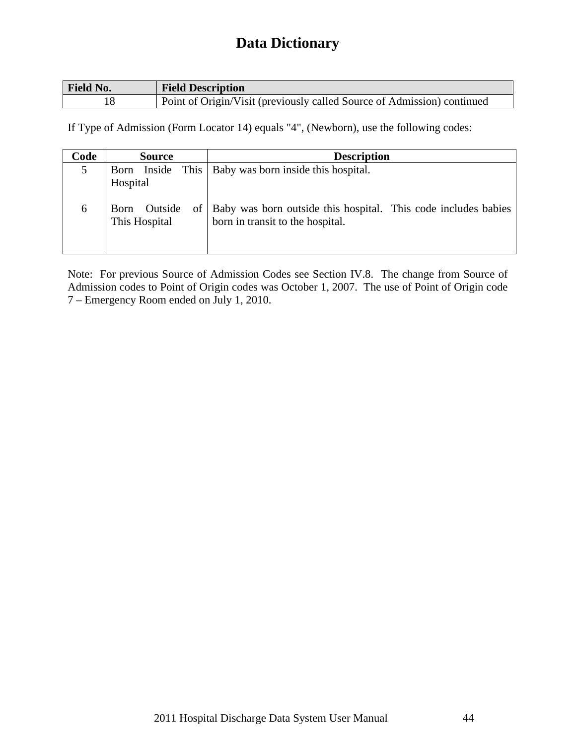# Data Dictionary

| Field No. | Field Description |
|---|---|
| 18 | Point of Origin/Visit (previously called Source of Admission) continued |

If Type of Admission (Form Locator 14) equals "4", (Newborn), use the following codes:

| Code | Source | Description |
|---|---|---|
| 5 | Born Inside This Hospital | Baby was born inside this hospital. |
| 6 | Born Outside of This Hospital | Baby was born outside this hospital. This code includes babies born in transit to the hospital. |

Note: For previous Source of Admission Codes see Section IV.8. The change from Source of Admission codes to Point of Origin codes was October 1, 2007. The use of Point of Origin code 7 – Emergency Room ended on July 1, 2010.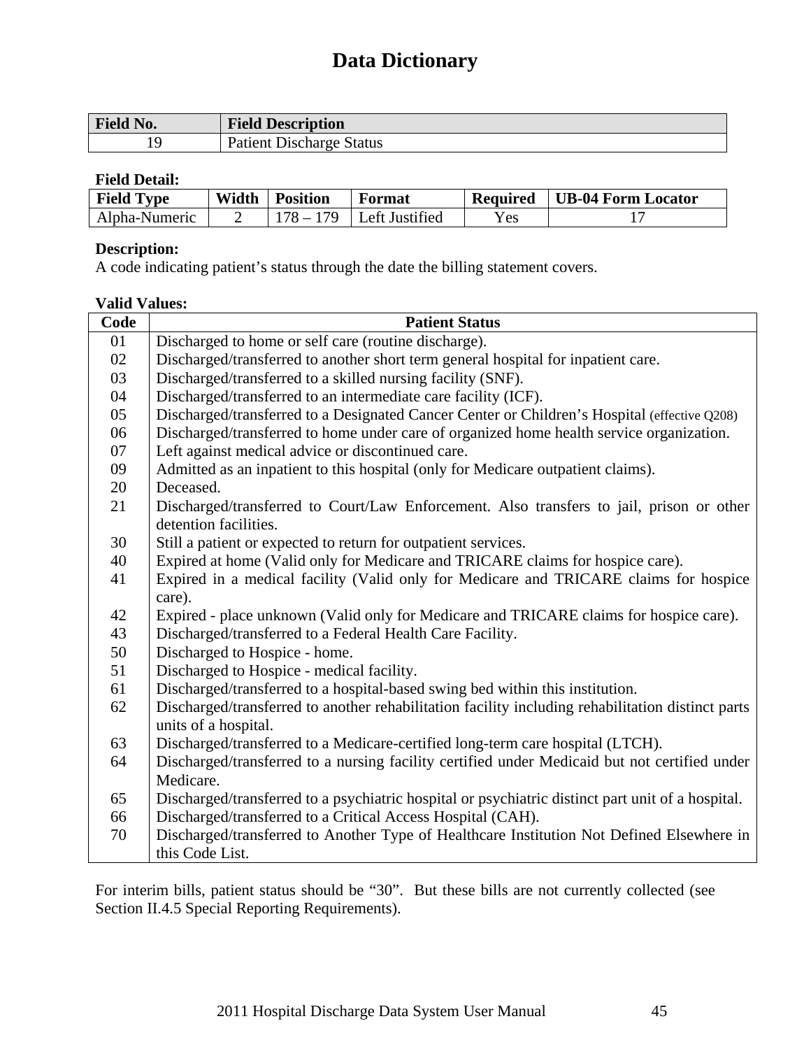# Data Dictionary

| Field No. | Field Description |
|---|---|
| 19 | Patient Discharge Status |

**Field Detail:**

| Field Type | Width | Position | Format | Required | UB-04 Form Locator |
|---|---|---|---|---|---|
| Alpha-Numeric | 2 | 178 – 179 | Left Justified | Yes | 17 |

**Description:**
A code indicating patient's status through the date the billing statement covers.

**Valid Values:**

| Code | Patient Status |
|---|---|
| 01 | Discharged to home or self care (routine discharge). |
| 02 | Discharged/transferred to another short term general hospital for inpatient care. |
| 03 | Discharged/transferred to a skilled nursing facility (SNF). |
| 04 | Discharged/transferred to an intermediate care facility (ICF). |
| 05 | Discharged/transferred to a Designated Cancer Center or Children's Hospital (effective Q208) |
| 06 | Discharged/transferred to home under care of organized home health service organization. |
| 07 | Left against medical advice or discontinued care. |
| 09 | Admitted as an inpatient to this hospital (only for Medicare outpatient claims). |
| 20 | Deceased. |
| 21 | Discharged/transferred to Court/Law Enforcement. Also transfers to jail, prison or other detention facilities. |
| 30 | Still a patient or expected to return for outpatient services. |
| 40 | Expired at home (Valid only for Medicare and TRICARE claims for hospice care). |
| 41 | Expired in a medical facility (Valid only for Medicare and TRICARE claims for hospice care). |
| 42 | Expired - place unknown (Valid only for Medicare and TRICARE claims for hospice care). |
| 43 | Discharged/transferred to a Federal Health Care Facility. |
| 50 | Discharged to Hospice - home. |
| 51 | Discharged to Hospice - medical facility. |
| 61 | Discharged/transferred to a hospital-based swing bed within this institution. |
| 62 | Discharged/transferred to another rehabilitation facility including rehabilitation distinct parts units of a hospital. |
| 63 | Discharged/transferred to a Medicare-certified long-term care hospital (LTCH). |
| 64 | Discharged/transferred to a nursing facility certified under Medicaid but not certified under Medicare. |
| 65 | Discharged/transferred to a psychiatric hospital or psychiatric distinct part unit of a hospital. |
| 66 | Discharged/transferred to a Critical Access Hospital (CAH). |
| 70 | Discharged/transferred to Another Type of Healthcare Institution Not Defined Elsewhere in this Code List. |

For interim bills, patient status should be "30". But these bills are not currently collected (see Section II.4.5 Special Reporting Requirements).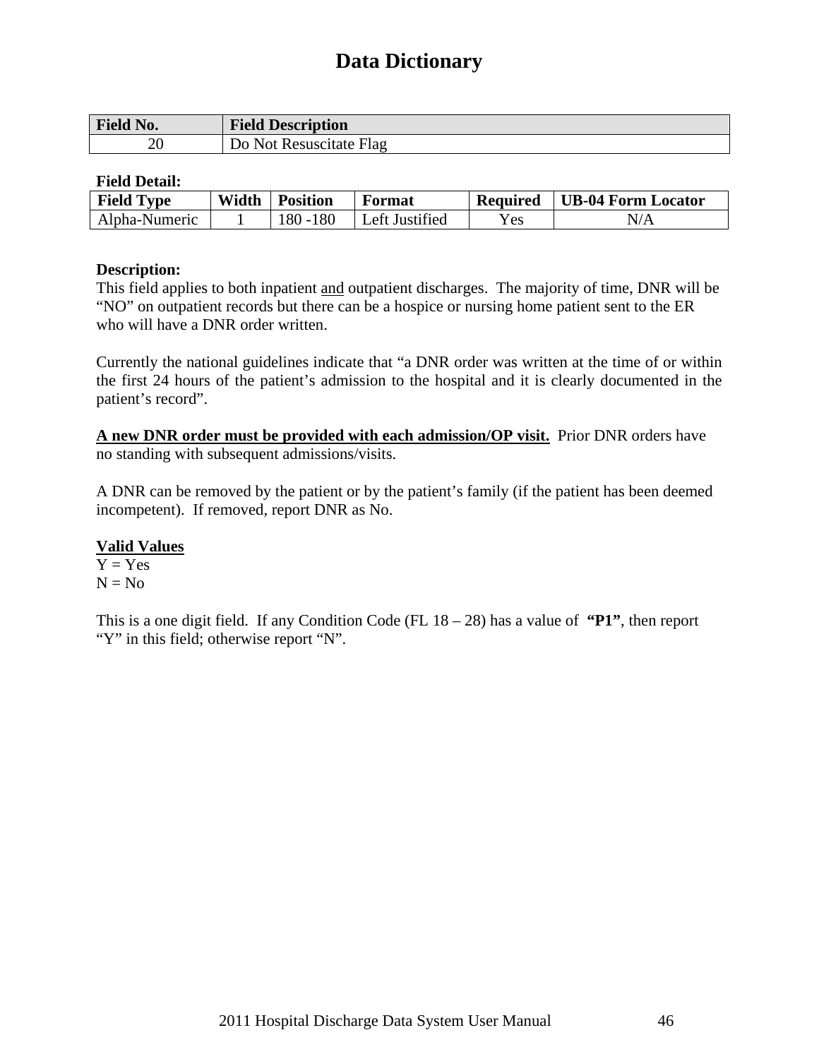# Data Dictionary

| Field No. | Field Description |
|---|---|
| 20 | Do Not Resuscitate Flag |

**Field Detail:**

| Field Type | Width | Position | Format | Required | UB-04 Form Locator |
|---|---|---|---|---|---|
| Alpha-Numeric | 1 | 180 -180 | Left Justified | Yes | N/A |

**Description:**
This field applies to both inpatient <u>and</u> outpatient discharges. The majority of time, DNR will be "NO" on outpatient records but there can be a hospice or nursing home patient sent to the ER who will have a DNR order written.

Currently the national guidelines indicate that "a DNR order was written at the time of or within the first 24 hours of the patient's admission to the hospital and it is clearly documented in the patient's record".

**<u>A new DNR order must be provided with each admission/OP visit.</u>** Prior DNR orders have no standing with subsequent admissions/visits.

A DNR can be removed by the patient or by the patient's family (if the patient has been deemed incompetent). If removed, report DNR as No.

**<u>Valid Values</u>**
Y = Yes
N = No

This is a one digit field. If any Condition Code (FL 18 – 28) has a value of **"P1"**, then report "Y" in this field; otherwise report "N".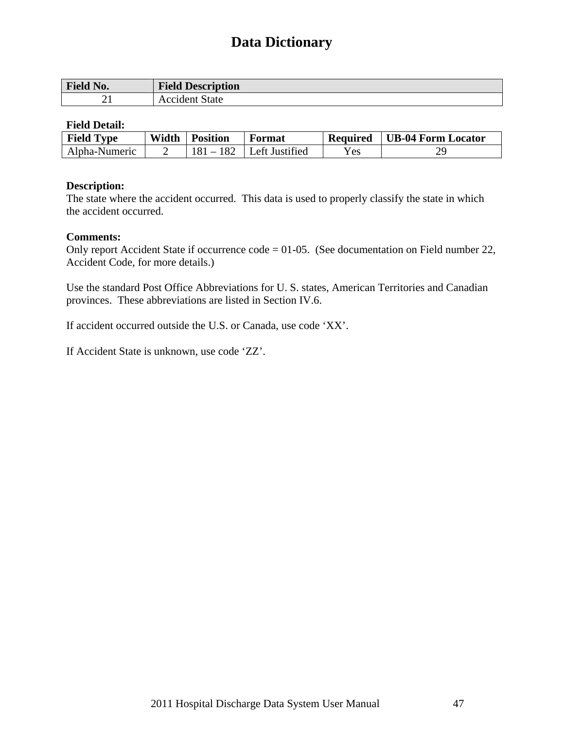# Data Dictionary

| Field No. | Field Description |
|---|---|
| 21 | Accident State |

**Field Detail:**

| Field Type | Width | Position | Format | Required | UB-04 Form Locator |
|---|---|---|---|---|---|
| Alpha-Numeric | 2 | 181 – 182 | Left Justified | Yes | 29 |

**Description:**
The state where the accident occurred. This data is used to properly classify the state in which the accident occurred.

**Comments:**
Only report Accident State if occurrence code = 01-05. (See documentation on Field number 22, Accident Code, for more details.)

Use the standard Post Office Abbreviations for U. S. states, American Territories and Canadian provinces. These abbreviations are listed in Section IV.6.

If accident occurred outside the U.S. or Canada, use code 'XX'.

If Accident State is unknown, use code 'ZZ'.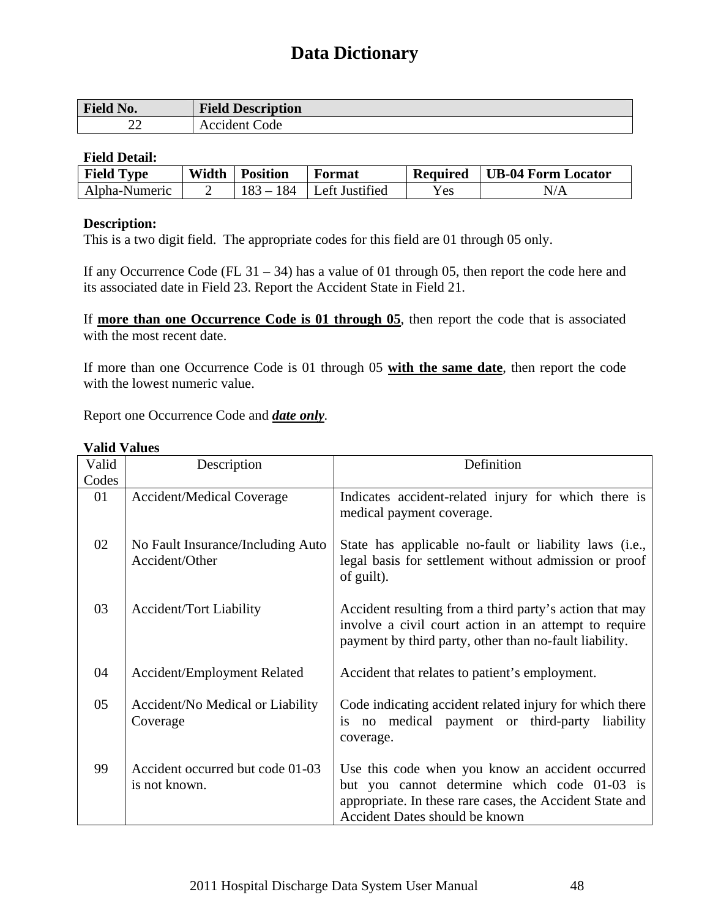# Data Dictionary

| Field No. | Field Description |
|---|---|
| 22 | Accident Code |

**Field Detail:**

| Field Type | Width | Position | Format | Required | UB-04 Form Locator |
|---|---|---|---|---|---|
| Alpha-Numeric | 2 | 183 – 184 | Left Justified | Yes | N/A |

**Description:**
This is a two digit field. The appropriate codes for this field are 01 through 05 only.

If any Occurrence Code (FL 31 – 34) has a value of 01 through 05, then report the code here and its associated date in Field 23. Report the Accident State in Field 21.

If **more than one Occurrence Code is 01 through 05**, then report the code that is associated with the most recent date.

If more than one Occurrence Code is 01 through 05 **with the same date**, then report the code with the lowest numeric value.

Report one Occurrence Code and ***date only***.

**Valid Values**

| Valid Codes | Description | Definition |
|---|---|---|
| 01 | Accident/Medical Coverage | Indicates accident-related injury for which there is medical payment coverage. |
| 02 | No Fault Insurance/Including Auto Accident/Other | State has applicable no-fault or liability laws (i.e., legal basis for settlement without admission or proof of guilt). |
| 03 | Accident/Tort Liability | Accident resulting from a third party's action that may involve a civil court action in an attempt to require payment by third party, other than no-fault liability. |
| 04 | Accident/Employment Related | Accident that relates to patient's employment. |
| 05 | Accident/No Medical or Liability Coverage | Code indicating accident related injury for which there is no medical payment or third-party liability coverage. |
| 99 | Accident occurred but code 01-03 is not known. | Use this code when you know an accident occurred but you cannot determine which code 01-03 is appropriate. In these rare cases, the Accident State and Accident Dates should be known |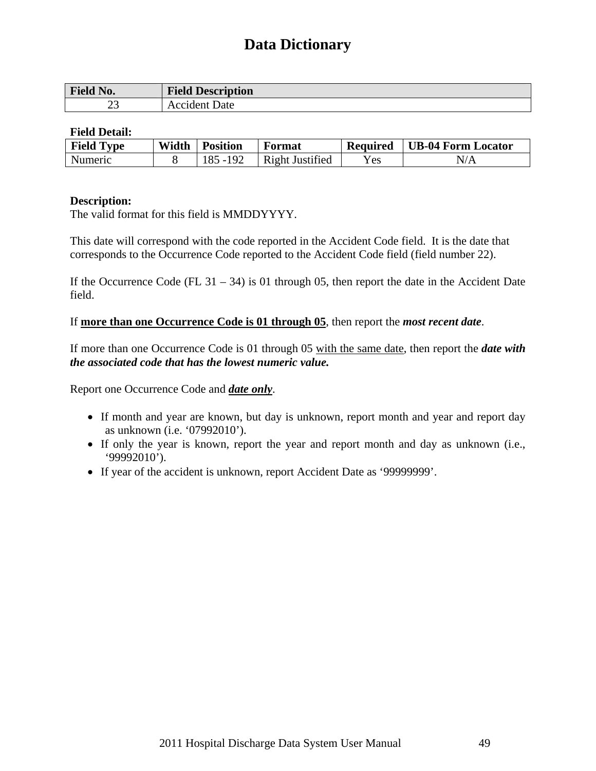# Data Dictionary

| Field No. | Field Description |
|---|---|
| 23 | Accident Date |

**Field Detail:**

| Field Type | Width | Position | Format | Required | UB-04 Form Locator |
|---|---|---|---|---|---|
| Numeric | 8 | 185 -192 | Right Justified | Yes | N/A |

**Description:**
The valid format for this field is MMDDYYYY.

This date will correspond with the code reported in the Accident Code field. It is the date that corresponds to the Occurrence Code reported to the Accident Code field (field number 22).

If the Occurrence Code (FL 31 – 34) is 01 through 05, then report the date in the Accident Date field.

If <u>**more than one Occurrence Code is 01 through 05**</u>, then report the ***most recent date***.

If more than one Occurrence Code is 01 through 05 <u>with the same date</u>, then report the ***date with the associated code that has the lowest numeric value.***

Report one Occurrence Code and <u>***date only***</u>.

- If month and year are known, but day is unknown, report month and year and report day as unknown (i.e. '07992010').
- If only the year is known, report the year and report month and day as unknown (i.e., '99992010').
- If year of the accident is unknown, report Accident Date as '99999999'.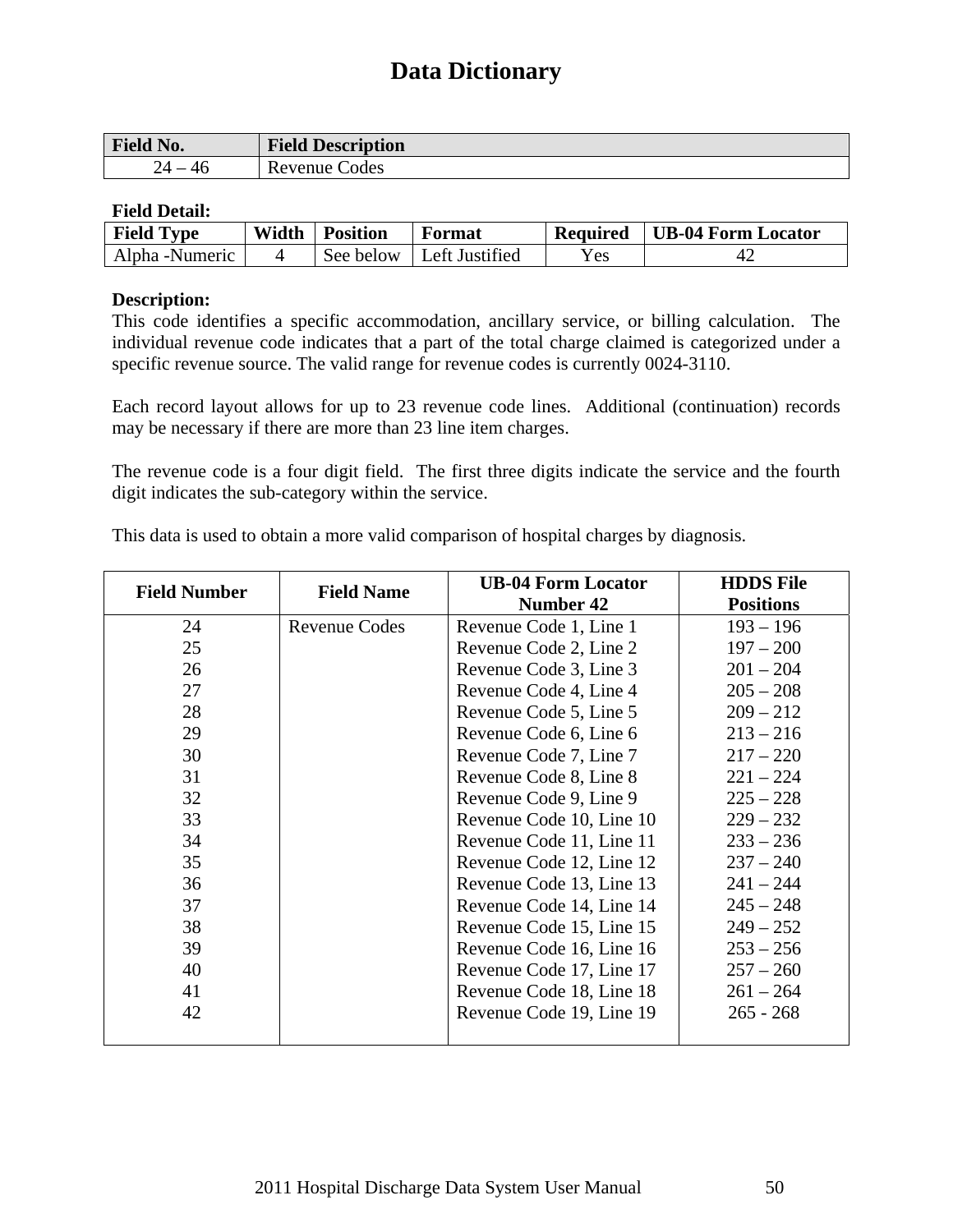# Data Dictionary

| Field No. | Field Description |
|---|---|
| 24 – 46 | Revenue Codes |

**Field Detail:**

| Field Type | Width | Position | Format | Required | UB-04 Form Locator |
|---|---|---|---|---|---|
| Alpha -Numeric | 4 | See below | Left Justified | Yes | 42 |

**Description:**

This code identifies a specific accommodation, ancillary service, or billing calculation. The individual revenue code indicates that a part of the total charge claimed is categorized under a specific revenue source. The valid range for revenue codes is currently 0024-3110.

Each record layout allows for up to 23 revenue code lines. Additional (continuation) records may be necessary if there are more than 23 line item charges.

The revenue code is a four digit field. The first three digits indicate the service and the fourth digit indicates the sub-category within the service.

This data is used to obtain a more valid comparison of hospital charges by diagnosis.

| Field Number | Field Name | UB-04 Form Locator Number 42 | HDDS File Positions |
|---|---|---|---|
| 24 | Revenue Codes | Revenue Code 1, Line 1 | 193 – 196 |
| 25 | | Revenue Code 2, Line 2 | 197 – 200 |
| 26 | | Revenue Code 3, Line 3 | 201 – 204 |
| 27 | | Revenue Code 4, Line 4 | 205 – 208 |
| 28 | | Revenue Code 5, Line 5 | 209 – 212 |
| 29 | | Revenue Code 6, Line 6 | 213 – 216 |
| 30 | | Revenue Code 7, Line 7 | 217 – 220 |
| 31 | | Revenue Code 8, Line 8 | 221 – 224 |
| 32 | | Revenue Code 9, Line 9 | 225 – 228 |
| 33 | | Revenue Code 10, Line 10 | 229 – 232 |
| 34 | | Revenue Code 11, Line 11 | 233 – 236 |
| 35 | | Revenue Code 12, Line 12 | 237 – 240 |
| 36 | | Revenue Code 13, Line 13 | 241 – 244 |
| 37 | | Revenue Code 14, Line 14 | 245 – 248 |
| 38 | | Revenue Code 15, Line 15 | 249 – 252 |
| 39 | | Revenue Code 16, Line 16 | 253 – 256 |
| 40 | | Revenue Code 17, Line 17 | 257 – 260 |
| 41 | | Revenue Code 18, Line 18 | 261 – 264 |
| 42 | | Revenue Code 19, Line 19 | 265 - 268 |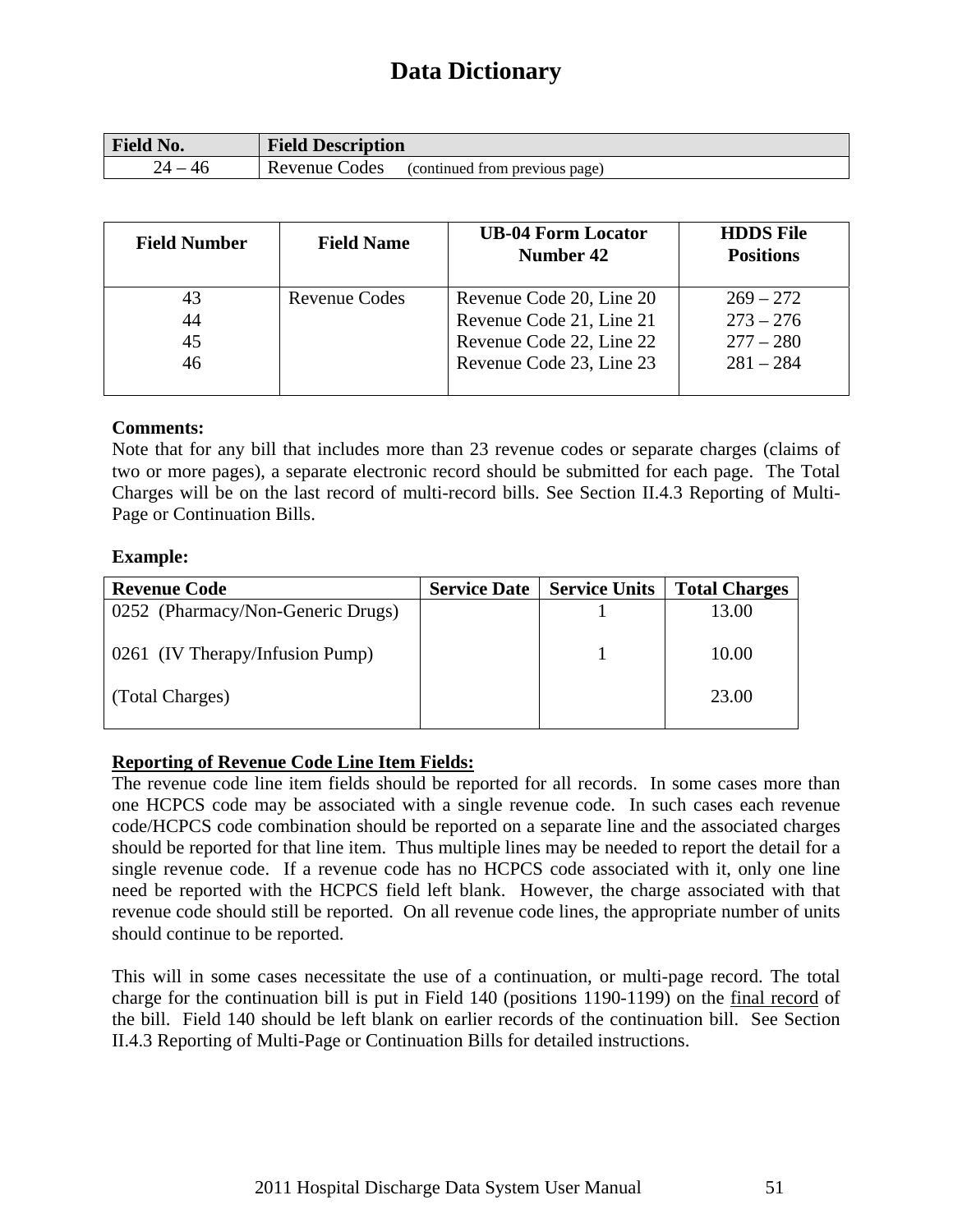# Data Dictionary

| Field No. | Field Description |
|---|---|
| 24 – 46 | Revenue Codes (continued from previous page) |

| Field Number | Field Name | UB-04 Form Locator Number 42 | HDDS File Positions |
|---|---|---|---|
| 43 | Revenue Codes | Revenue Code 20, Line 20 | 269 – 272 |
| 44 | | Revenue Code 21, Line 21 | 273 – 276 |
| 45 | | Revenue Code 22, Line 22 | 277 – 280 |
| 46 | | Revenue Code 23, Line 23 | 281 – 284 |

**Comments:**
Note that for any bill that includes more than 23 revenue codes or separate charges (claims of two or more pages), a separate electronic record should be submitted for each page. The Total Charges will be on the last record of multi-record bills. See Section II.4.3 Reporting of Multi-Page or Continuation Bills.

**Example:**

| Revenue Code | Service Date | Service Units | Total Charges |
|---|---|---|---|
| 0252 (Pharmacy/Non-Generic Drugs) | | 1 | 13.00 |
| 0261 (IV Therapy/Infusion Pump) | | 1 | 10.00 |
| (Total Charges) | | | 23.00 |

**Reporting of Revenue Code Line Item Fields:**
The revenue code line item fields should be reported for all records. In some cases more than one HCPCS code may be associated with a single revenue code. In such cases each revenue code/HCPCS code combination should be reported on a separate line and the associated charges should be reported for that line item. Thus multiple lines may be needed to report the detail for a single revenue code. If a revenue code has no HCPCS code associated with it, only one line need be reported with the HCPCS field left blank. However, the charge associated with that revenue code should still be reported. On all revenue code lines, the appropriate number of units should continue to be reported.

This will in some cases necessitate the use of a continuation, or multi-page record. The total charge for the continuation bill is put in Field 140 (positions 1190-1199) on the final record of the bill. Field 140 should be left blank on earlier records of the continuation bill. See Section II.4.3 Reporting of Multi-Page or Continuation Bills for detailed instructions.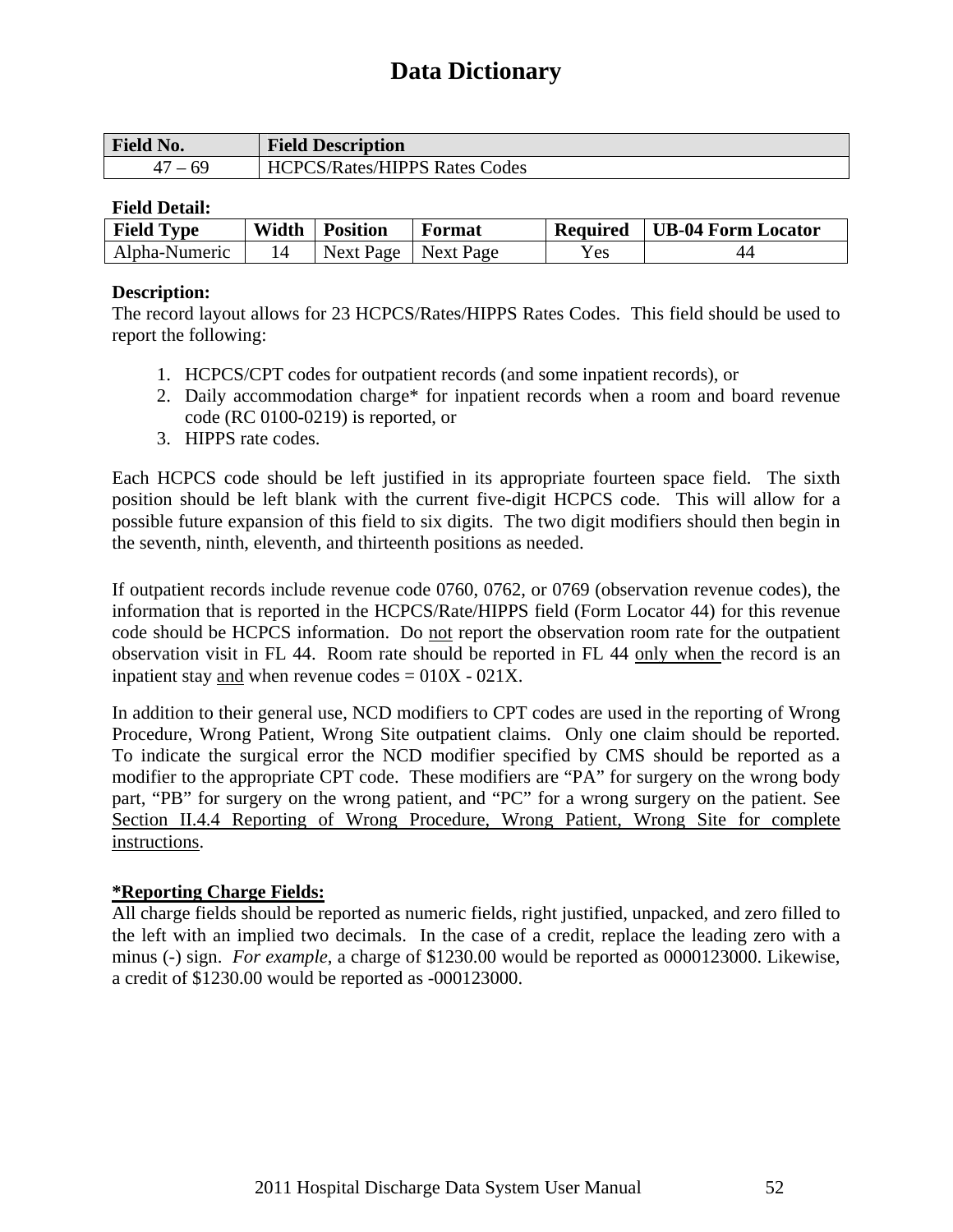# Data Dictionary

| Field No. | Field Description |
|---|---|
| 47 – 69 | HCPCS/Rates/HIPPS Rates Codes |

**Field Detail:**

| Field Type | Width | Position | Format | Required | UB-04 Form Locator |
|---|---|---|---|---|---|
| Alpha-Numeric | 14 | Next Page | Next Page | Yes | 44 |

**Description:**
The record layout allows for 23 HCPCS/Rates/HIPPS Rates Codes. This field should be used to report the following:

1. HCPCS/CPT codes for outpatient records (and some inpatient records), or
2. Daily accommodation charge* for inpatient records when a room and board revenue code (RC 0100-0219) is reported, or
3. HIPPS rate codes.

Each HCPCS code should be left justified in its appropriate fourteen space field. The sixth position should be left blank with the current five-digit HCPCS code. This will allow for a possible future expansion of this field to six digits. The two digit modifiers should then begin in the seventh, ninth, eleventh, and thirteenth positions as needed.

If outpatient records include revenue code 0760, 0762, or 0769 (observation revenue codes), the information that is reported in the HCPCS/Rate/HIPPS field (Form Locator 44) for this revenue code should be HCPCS information. Do <u>not</u> report the observation room rate for the outpatient observation visit in FL 44. Room rate should be reported in FL 44 <u>only when</u> the record is an inpatient stay <u>and</u> when revenue codes = 010X - 021X.

In addition to their general use, NCD modifiers to CPT codes are used in the reporting of Wrong Procedure, Wrong Patient, Wrong Site outpatient claims. Only one claim should be reported. To indicate the surgical error the NCD modifier specified by CMS should be reported as a modifier to the appropriate CPT code. These modifiers are "PA" for surgery on the wrong body part, "PB" for surgery on the wrong patient, and "PC" for a wrong surgery on the patient. See <u>Section II.4.4 Reporting of Wrong Procedure, Wrong Patient, Wrong Site for complete instructions</u>.

**<u>*Reporting Charge Fields:</u>**
All charge fields should be reported as numeric fields, right justified, unpacked, and zero filled to the left with an implied two decimals. In the case of a credit, replace the leading zero with a minus (-) sign. *For example*, a charge of $1230.00 would be reported as 0000123000. Likewise, a credit of $1230.00 would be reported as -000123000.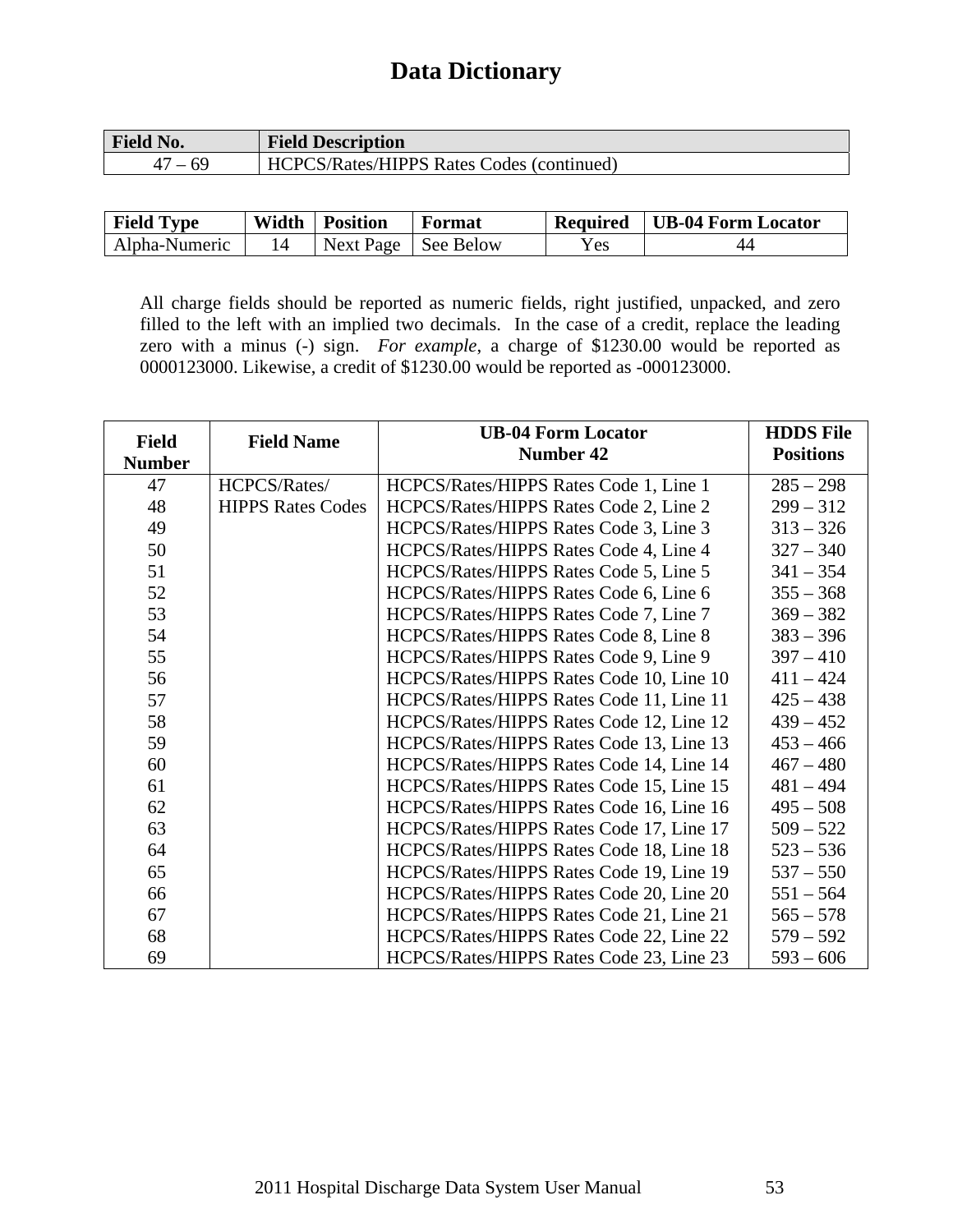# Data Dictionary

| Field No. | Field Description |
|---|---|
| 47 – 69 | HCPCS/Rates/HIPPS Rates Codes (continued) |

| Field Type | Width | Position | Format | Required | UB-04 Form Locator |
|---|---|---|---|---|---|
| Alpha-Numeric | 14 | Next Page | See Below | Yes | 44 |

All charge fields should be reported as numeric fields, right justified, unpacked, and zero filled to the left with an implied two decimals. In the case of a credit, replace the leading zero with a minus (-) sign. *For example*, a charge of $1230.00 would be reported as 0000123000. Likewise, a credit of $1230.00 would be reported as -000123000.

| Field Number | Field Name | UB-04 Form Locator Number 42 | HDDS File Positions |
|---|---|---|---|
| 47 | HCPCS/Rates/ HIPPS Rates Codes | HCPCS/Rates/HIPPS Rates Code 1, Line 1 | 285 – 298 |
| 48 | | HCPCS/Rates/HIPPS Rates Code 2, Line 2 | 299 – 312 |
| 49 | | HCPCS/Rates/HIPPS Rates Code 3, Line 3 | 313 – 326 |
| 50 | | HCPCS/Rates/HIPPS Rates Code 4, Line 4 | 327 – 340 |
| 51 | | HCPCS/Rates/HIPPS Rates Code 5, Line 5 | 341 – 354 |
| 52 | | HCPCS/Rates/HIPPS Rates Code 6, Line 6 | 355 – 368 |
| 53 | | HCPCS/Rates/HIPPS Rates Code 7, Line 7 | 369 – 382 |
| 54 | | HCPCS/Rates/HIPPS Rates Code 8, Line 8 | 383 – 396 |
| 55 | | HCPCS/Rates/HIPPS Rates Code 9, Line 9 | 397 – 410 |
| 56 | | HCPCS/Rates/HIPPS Rates Code 10, Line 10 | 411 – 424 |
| 57 | | HCPCS/Rates/HIPPS Rates Code 11, Line 11 | 425 – 438 |
| 58 | | HCPCS/Rates/HIPPS Rates Code 12, Line 12 | 439 – 452 |
| 59 | | HCPCS/Rates/HIPPS Rates Code 13, Line 13 | 453 – 466 |
| 60 | | HCPCS/Rates/HIPPS Rates Code 14, Line 14 | 467 – 480 |
| 61 | | HCPCS/Rates/HIPPS Rates Code 15, Line 15 | 481 – 494 |
| 62 | | HCPCS/Rates/HIPPS Rates Code 16, Line 16 | 495 – 508 |
| 63 | | HCPCS/Rates/HIPPS Rates Code 17, Line 17 | 509 – 522 |
| 64 | | HCPCS/Rates/HIPPS Rates Code 18, Line 18 | 523 – 536 |
| 65 | | HCPCS/Rates/HIPPS Rates Code 19, Line 19 | 537 – 550 |
| 66 | | HCPCS/Rates/HIPPS Rates Code 20, Line 20 | 551 – 564 |
| 67 | | HCPCS/Rates/HIPPS Rates Code 21, Line 21 | 565 – 578 |
| 68 | | HCPCS/Rates/HIPPS Rates Code 22, Line 22 | 579 – 592 |
| 69 | | HCPCS/Rates/HIPPS Rates Code 23, Line 23 | 593 – 606 |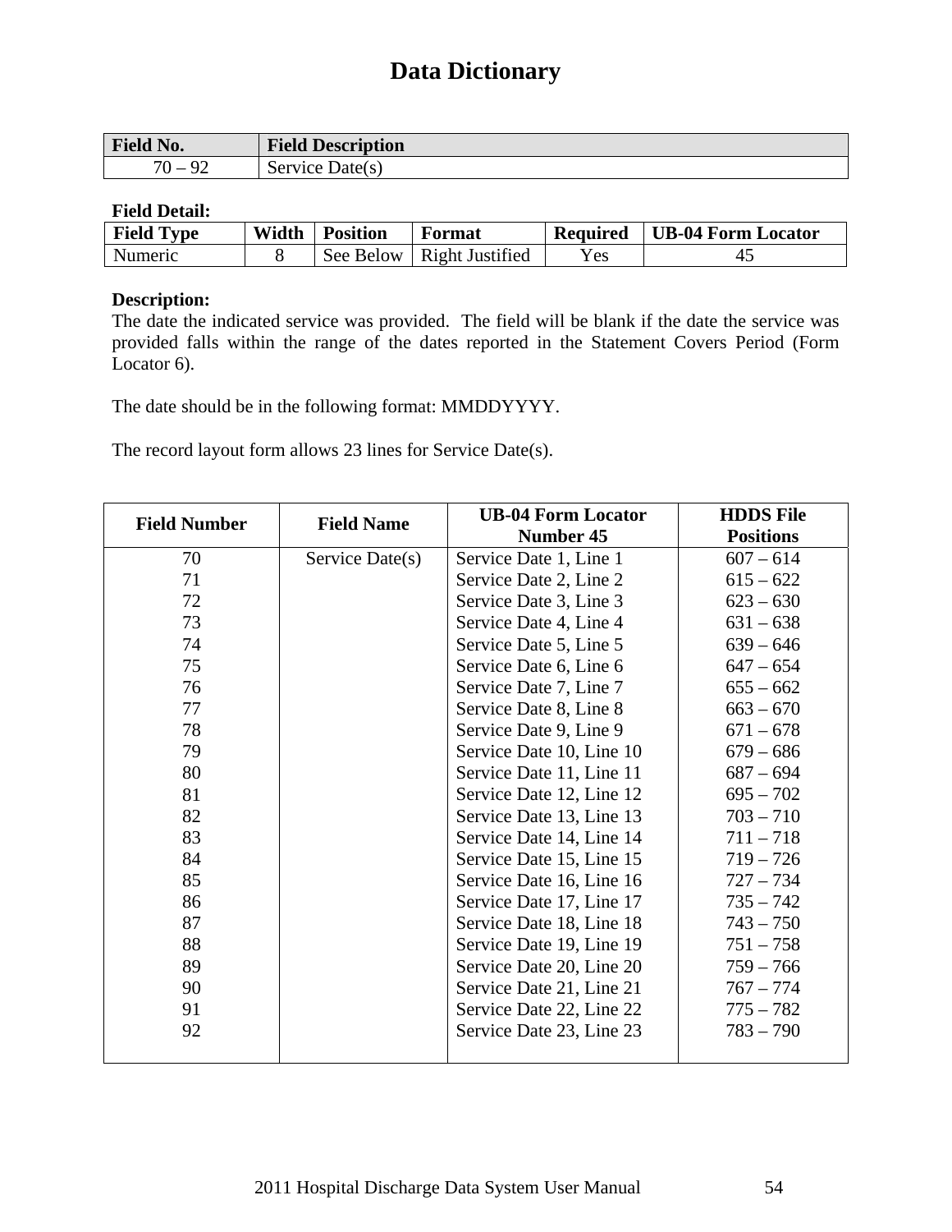# Data Dictionary

| Field No. | Field Description |
|---|---|
| 70 – 92 | Service Date(s) |

**Field Detail:**

| Field Type | Width | Position | Format | Required | UB-04 Form Locator |
|---|---|---|---|---|---|
| Numeric | 8 | See Below | Right Justified | Yes | 45 |

**Description:**
The date the indicated service was provided. The field will be blank if the date the service was provided falls within the range of the dates reported in the Statement Covers Period (Form Locator 6).

The date should be in the following format: MMDDYYYY.

The record layout form allows 23 lines for Service Date(s).

| Field Number | Field Name | UB-04 Form Locator Number 45 | HDDS File Positions |
|---|---|---|---|
| 70 | Service Date(s) | Service Date 1, Line 1 | 607 – 614 |
| 71 | | Service Date 2, Line 2 | 615 – 622 |
| 72 | | Service Date 3, Line 3 | 623 – 630 |
| 73 | | Service Date 4, Line 4 | 631 – 638 |
| 74 | | Service Date 5, Line 5 | 639 – 646 |
| 75 | | Service Date 6, Line 6 | 647 – 654 |
| 76 | | Service Date 7, Line 7 | 655 – 662 |
| 77 | | Service Date 8, Line 8 | 663 – 670 |
| 78 | | Service Date 9, Line 9 | 671 – 678 |
| 79 | | Service Date 10, Line 10 | 679 – 686 |
| 80 | | Service Date 11, Line 11 | 687 – 694 |
| 81 | | Service Date 12, Line 12 | 695 – 702 |
| 82 | | Service Date 13, Line 13 | 703 – 710 |
| 83 | | Service Date 14, Line 14 | 711 – 718 |
| 84 | | Service Date 15, Line 15 | 719 – 726 |
| 85 | | Service Date 16, Line 16 | 727 – 734 |
| 86 | | Service Date 17, Line 17 | 735 – 742 |
| 87 | | Service Date 18, Line 18 | 743 – 750 |
| 88 | | Service Date 19, Line 19 | 751 – 758 |
| 89 | | Service Date 20, Line 20 | 759 – 766 |
| 90 | | Service Date 21, Line 21 | 767 – 774 |
| 91 | | Service Date 22, Line 22 | 775 – 782 |
| 92 | | Service Date 23, Line 23 | 783 – 790 |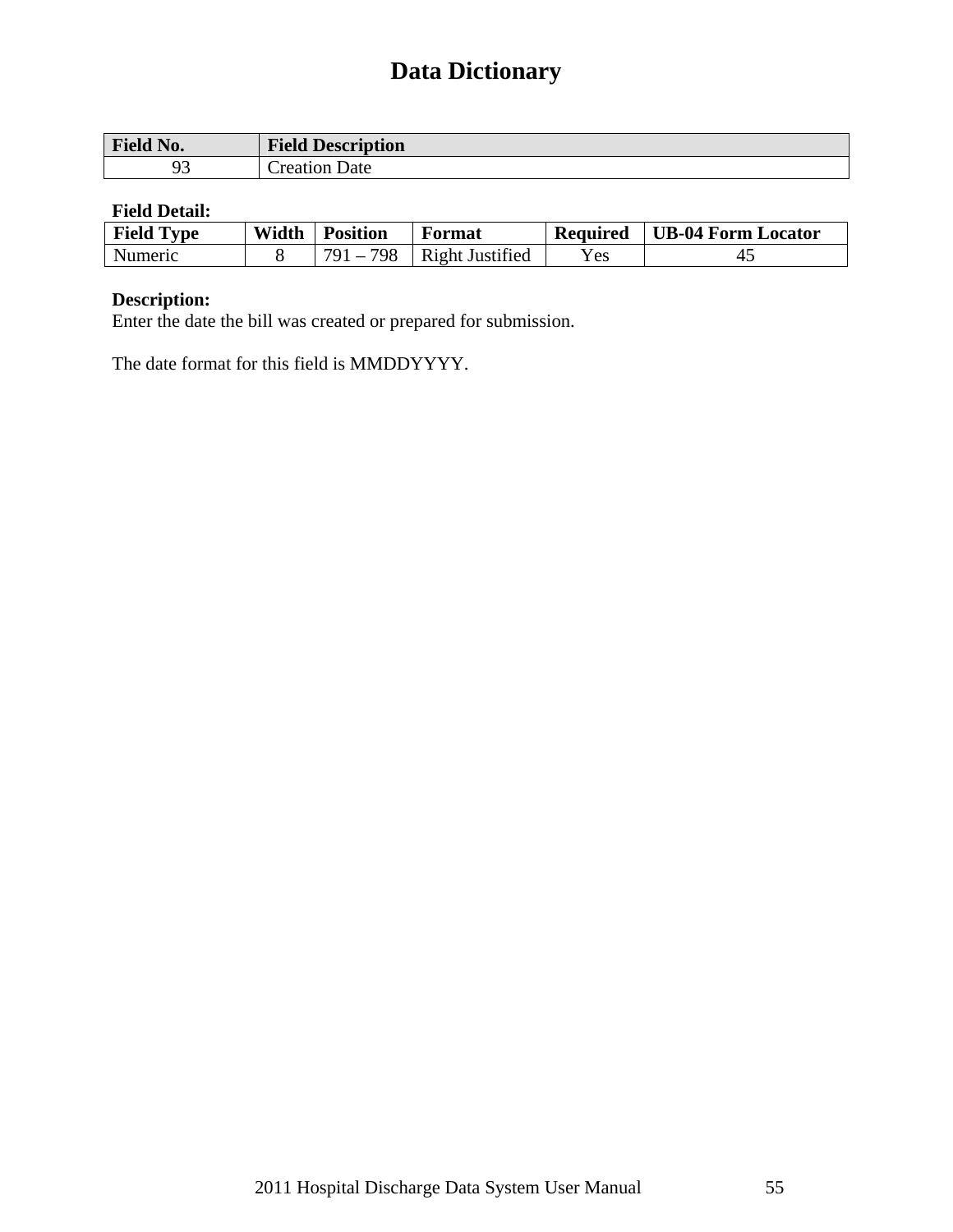# Data Dictionary

| Field No. | Field Description |
|---|---|
| 93 | Creation Date |

**Field Detail:**

| Field Type | Width | Position | Format | Required | UB-04 Form Locator |
|---|---|---|---|---|---|
| Numeric | 8 | 791 – 798 | Right Justified | Yes | 45 |

**Description:**
Enter the date the bill was created or prepared for submission.

The date format for this field is MMDDYYYY.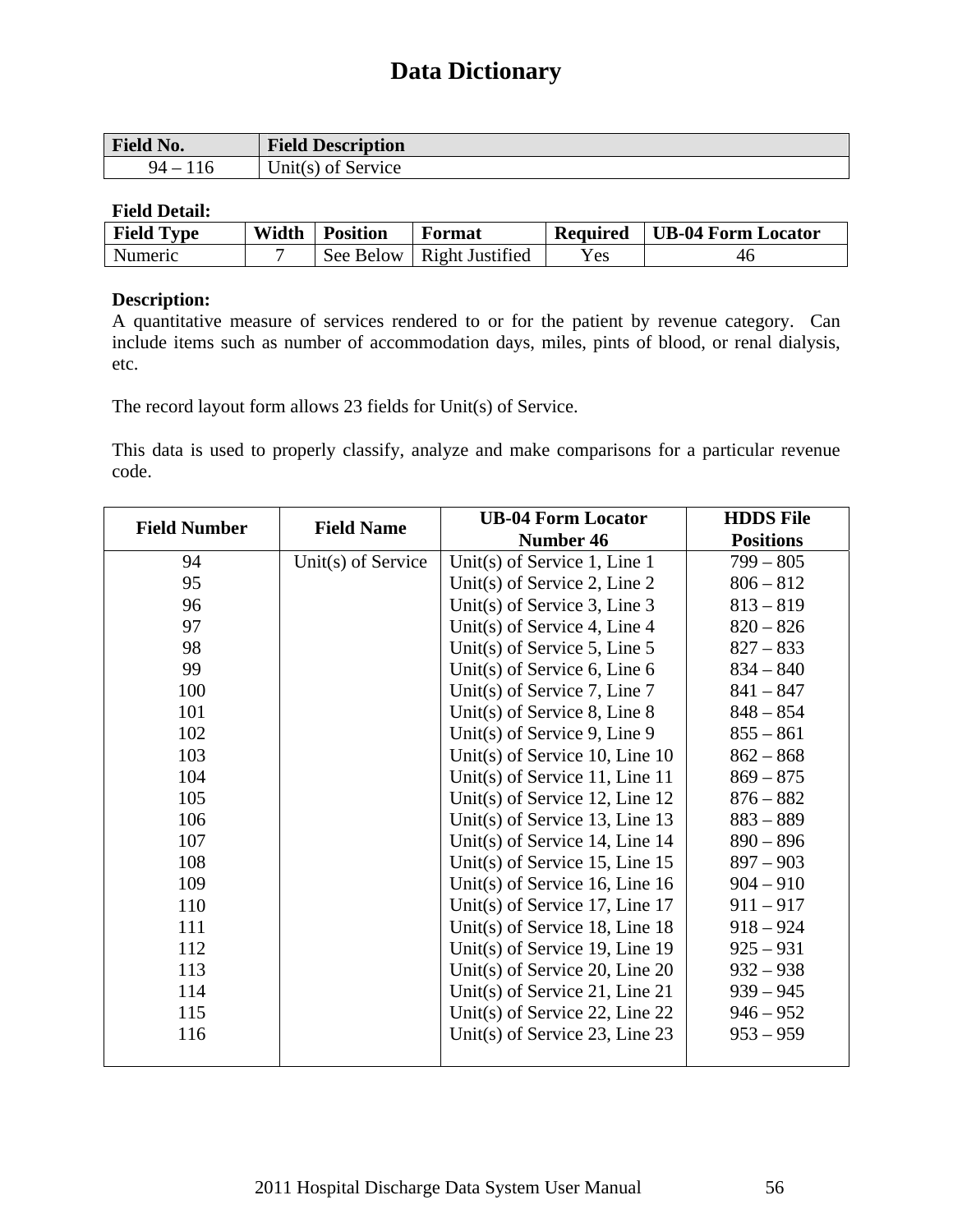# Data Dictionary

| Field No. | Field Description |
|---|---|
| 94 – 116 | Unit(s) of Service |

**Field Detail:**

| Field Type | Width | Position | Format | Required | UB-04 Form Locator |
|---|---|---|---|---|---|
| Numeric | 7 | See Below | Right Justified | Yes | 46 |

**Description:**
A quantitative measure of services rendered to or for the patient by revenue category. Can include items such as number of accommodation days, miles, pints of blood, or renal dialysis, etc.

The record layout form allows 23 fields for Unit(s) of Service.

This data is used to properly classify, analyze and make comparisons for a particular revenue code.

| Field Number | Field Name | UB-04 Form Locator Number 46 | HDDS File Positions |
|---|---|---|---|
| 94 | Unit(s) of Service | Unit(s) of Service 1, Line 1 | 799 – 805 |
| 95 | | Unit(s) of Service 2, Line 2 | 806 – 812 |
| 96 | | Unit(s) of Service 3, Line 3 | 813 – 819 |
| 97 | | Unit(s) of Service 4, Line 4 | 820 – 826 |
| 98 | | Unit(s) of Service 5, Line 5 | 827 – 833 |
| 99 | | Unit(s) of Service 6, Line 6 | 834 – 840 |
| 100 | | Unit(s) of Service 7, Line 7 | 841 – 847 |
| 101 | | Unit(s) of Service 8, Line 8 | 848 – 854 |
| 102 | | Unit(s) of Service 9, Line 9 | 855 – 861 |
| 103 | | Unit(s) of Service 10, Line 10 | 862 – 868 |
| 104 | | Unit(s) of Service 11, Line 11 | 869 – 875 |
| 105 | | Unit(s) of Service 12, Line 12 | 876 – 882 |
| 106 | | Unit(s) of Service 13, Line 13 | 883 – 889 |
| 107 | | Unit(s) of Service 14, Line 14 | 890 – 896 |
| 108 | | Unit(s) of Service 15, Line 15 | 897 – 903 |
| 109 | | Unit(s) of Service 16, Line 16 | 904 – 910 |
| 110 | | Unit(s) of Service 17, Line 17 | 911 – 917 |
| 111 | | Unit(s) of Service 18, Line 18 | 918 – 924 |
| 112 | | Unit(s) of Service 19, Line 19 | 925 – 931 |
| 113 | | Unit(s) of Service 20, Line 20 | 932 – 938 |
| 114 | | Unit(s) of Service 21, Line 21 | 939 – 945 |
| 115 | | Unit(s) of Service 22, Line 22 | 946 – 952 |
| 116 | | Unit(s) of Service 23, Line 23 | 953 – 959 |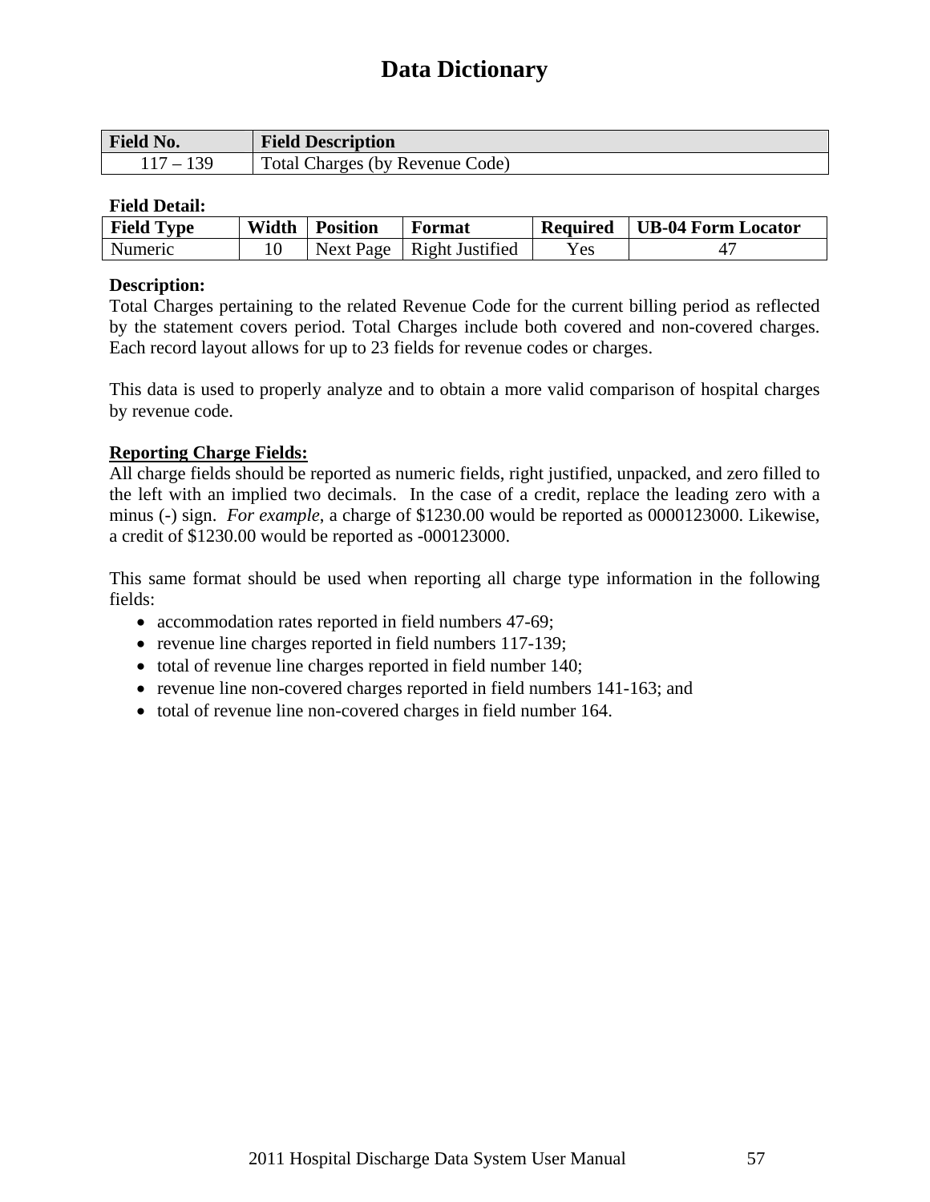# Data Dictionary

| Field No. | Field Description |
|---|---|
| 117 – 139 | Total Charges (by Revenue Code) |

**Field Detail:**

| Field Type | Width | Position | Format | Required | UB-04 Form Locator |
|---|---|---|---|---|---|
| Numeric | 10 | Next Page | Right Justified | Yes | 47 |

**Description:**

Total Charges pertaining to the related Revenue Code for the current billing period as reflected by the statement covers period. Total Charges include both covered and non-covered charges. Each record layout allows for up to 23 fields for revenue codes or charges.

This data is used to properly analyze and to obtain a more valid comparison of hospital charges by revenue code.

**Reporting Charge Fields:**

All charge fields should be reported as numeric fields, right justified, unpacked, and zero filled to the left with an implied two decimals. In the case of a credit, replace the leading zero with a minus (-) sign. *For example*, a charge of $1230.00 would be reported as 0000123000. Likewise, a credit of $1230.00 would be reported as -000123000.

This same format should be used when reporting all charge type information in the following fields:

- accommodation rates reported in field numbers 47-69;
- revenue line charges reported in field numbers 117-139;
- total of revenue line charges reported in field number 140;
- revenue line non-covered charges reported in field numbers 141-163; and
- total of revenue line non-covered charges in field number 164.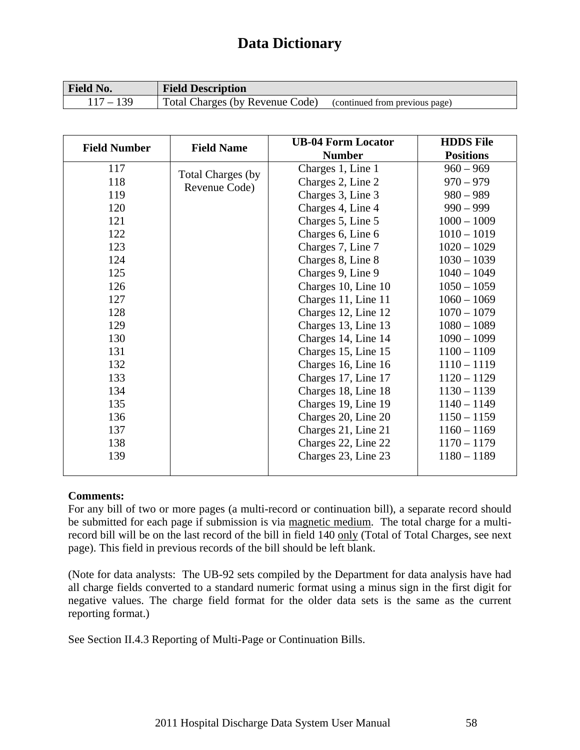# Data Dictionary

| Field No. | Field Description |
|---|---|
| 117 – 139 | Total Charges (by Revenue Code) (continued from previous page) |

| Field Number | Field Name | UB-04 Form Locator Number | HDDS File Positions |
|---|---|---|---|
| 117 | Total Charges (by Revenue Code) | Charges 1, Line 1 | 960 – 969 |
| 118 | | Charges 2, Line 2 | 970 – 979 |
| 119 | | Charges 3, Line 3 | 980 – 989 |
| 120 | | Charges 4, Line 4 | 990 – 999 |
| 121 | | Charges 5, Line 5 | 1000 – 1009 |
| 122 | | Charges 6, Line 6 | 1010 – 1019 |
| 123 | | Charges 7, Line 7 | 1020 – 1029 |
| 124 | | Charges 8, Line 8 | 1030 – 1039 |
| 125 | | Charges 9, Line 9 | 1040 – 1049 |
| 126 | | Charges 10, Line 10 | 1050 – 1059 |
| 127 | | Charges 11, Line 11 | 1060 – 1069 |
| 128 | | Charges 12, Line 12 | 1070 – 1079 |
| 129 | | Charges 13, Line 13 | 1080 – 1089 |
| 130 | | Charges 14, Line 14 | 1090 – 1099 |
| 131 | | Charges 15, Line 15 | 1100 – 1109 |
| 132 | | Charges 16, Line 16 | 1110 – 1119 |
| 133 | | Charges 17, Line 17 | 1120 – 1129 |
| 134 | | Charges 18, Line 18 | 1130 – 1139 |
| 135 | | Charges 19, Line 19 | 1140 – 1149 |
| 136 | | Charges 20, Line 20 | 1150 – 1159 |
| 137 | | Charges 21, Line 21 | 1160 – 1169 |
| 138 | | Charges 22, Line 22 | 1170 – 1179 |
| 139 | | Charges 23, Line 23 | 1180 – 1189 |

**Comments:**
For any bill of two or more pages (a multi-record or continuation bill), a separate record should be submitted for each page if submission is via magnetic medium. The total charge for a multi-record bill will be on the last record of the bill in field 140 only (Total of Total Charges, see next page). This field in previous records of the bill should be left blank.

(Note for data analysts: The UB-92 sets compiled by the Department for data analysis have had all charge fields converted to a standard numeric format using a minus sign in the first digit for negative values. The charge field format for the older data sets is the same as the current reporting format.)

See Section II.4.3 Reporting of Multi-Page or Continuation Bills.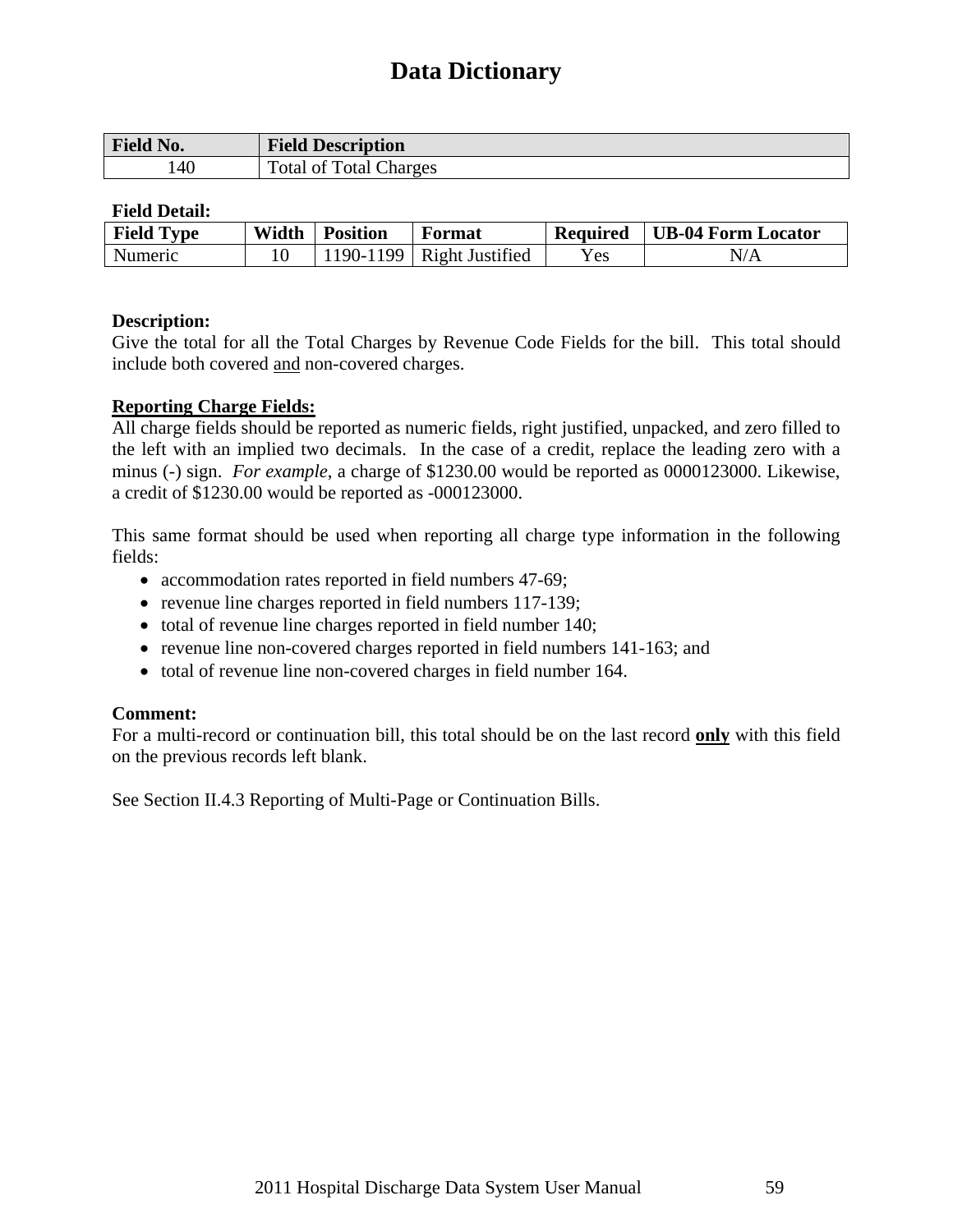# Data Dictionary

| Field No. | Field Description |
|---|---|
| 140 | Total of Total Charges |

**Field Detail:**

| Field Type | Width | Position | Format | Required | UB-04 Form Locator |
|---|---|---|---|---|---|
| Numeric | 10 | 1190-1199 | Right Justified | Yes | N/A |

**Description:**
Give the total for all the Total Charges by Revenue Code Fields for the bill. This total should include both covered and non-covered charges.

**Reporting Charge Fields:**
All charge fields should be reported as numeric fields, right justified, unpacked, and zero filled to the left with an implied two decimals. In the case of a credit, replace the leading zero with a minus (-) sign. *For example*, a charge of $1230.00 would be reported as 0000123000. Likewise, a credit of $1230.00 would be reported as -000123000.

This same format should be used when reporting all charge type information in the following fields:

- accommodation rates reported in field numbers 47-69;
- revenue line charges reported in field numbers 117-139;
- total of revenue line charges reported in field number 140;
- revenue line non-covered charges reported in field numbers 141-163; and
- total of revenue line non-covered charges in field number 164.

**Comment:**
For a multi-record or continuation bill, this total should be on the last record **only** with this field on the previous records left blank.

See Section II.4.3 Reporting of Multi-Page or Continuation Bills.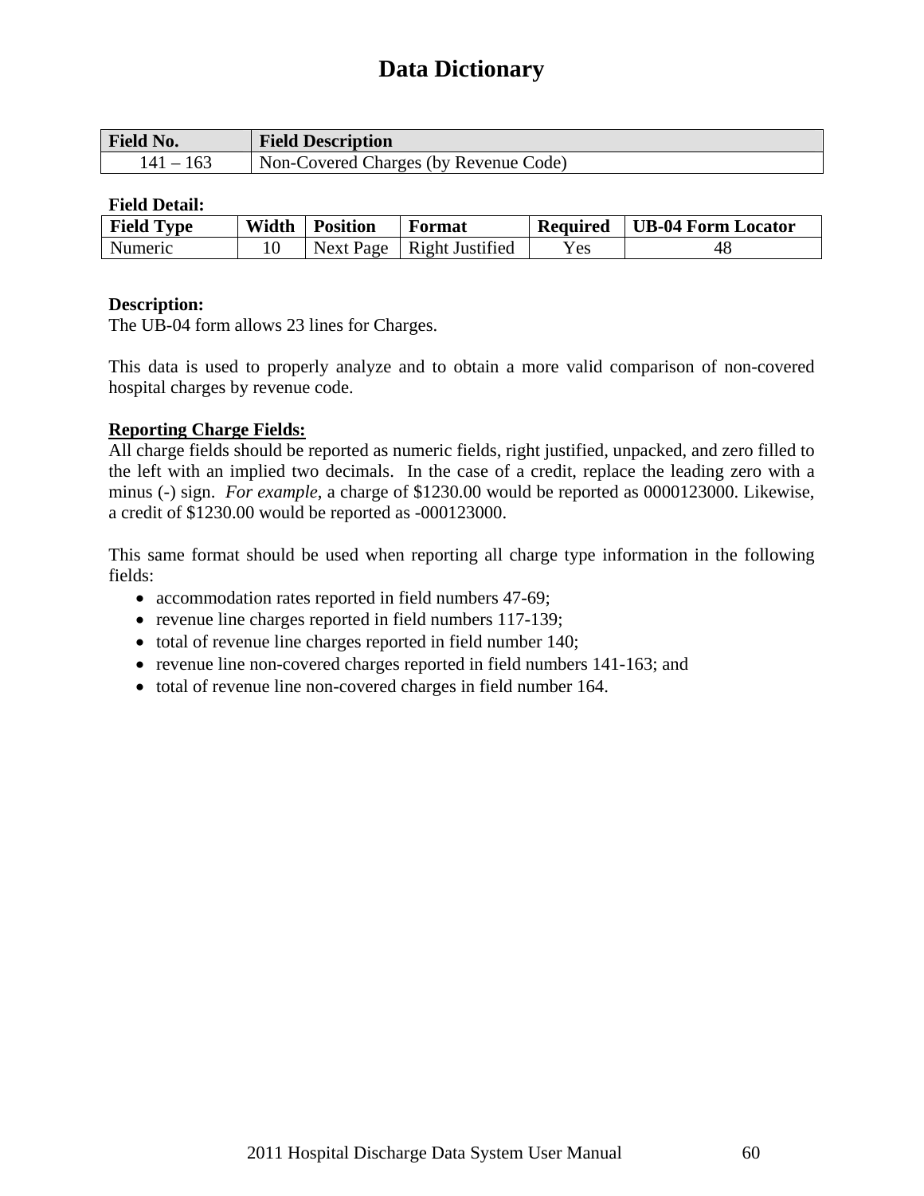# Data Dictionary

| Field No. | Field Description |
|---|---|
| 141 – 163 | Non-Covered Charges (by Revenue Code) |

**Field Detail:**

| Field Type | Width | Position | Format | Required | UB-04 Form Locator |
|---|---|---|---|---|---|
| Numeric | 10 | Next Page | Right Justified | Yes | 48 |

**Description:**
The UB-04 form allows 23 lines for Charges.

This data is used to properly analyze and to obtain a more valid comparison of non-covered hospital charges by revenue code.

**Reporting Charge Fields:**
All charge fields should be reported as numeric fields, right justified, unpacked, and zero filled to the left with an implied two decimals. In the case of a credit, replace the leading zero with a minus (-) sign. *For example*, a charge of $1230.00 would be reported as 0000123000. Likewise, a credit of $1230.00 would be reported as -000123000.

This same format should be used when reporting all charge type information in the following fields:

- accommodation rates reported in field numbers 47-69;
- revenue line charges reported in field numbers 117-139;
- total of revenue line charges reported in field number 140;
- revenue line non-covered charges reported in field numbers 141-163; and
- total of revenue line non-covered charges in field number 164.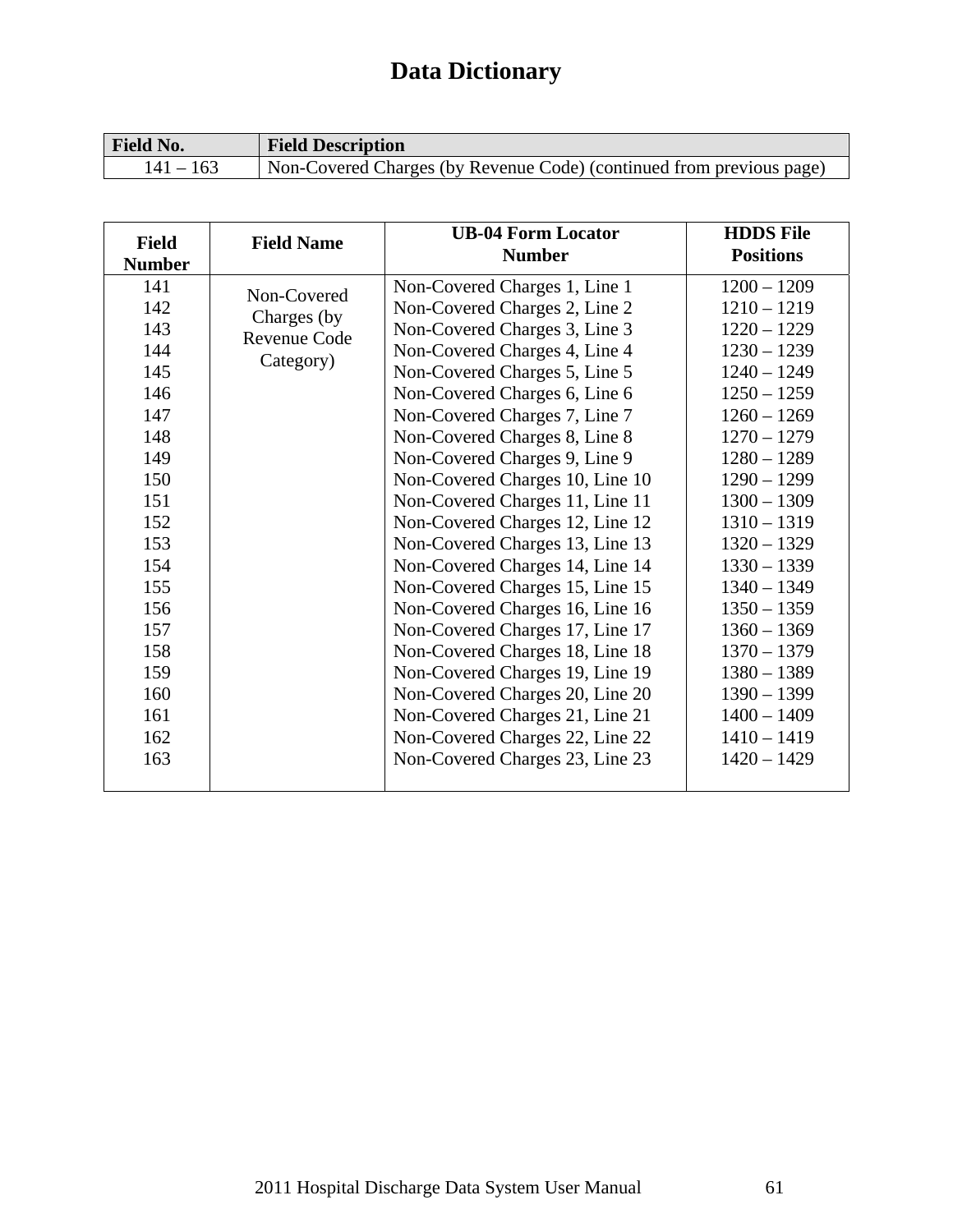# Data Dictionary

| Field No. | Field Description |
|---|---|
| 141 – 163 | Non-Covered Charges (by Revenue Code) (continued from previous page) |

| Field Number | Field Name | UB-04 Form Locator Number | HDDS File Positions |
|---|---|---|---|
| 141 | Non-Covered Charges (by Revenue Code Category) | Non-Covered Charges 1, Line 1 | 1200 – 1209 |
| 142 | | Non-Covered Charges 2, Line 2 | 1210 – 1219 |
| 143 | | Non-Covered Charges 3, Line 3 | 1220 – 1229 |
| 144 | | Non-Covered Charges 4, Line 4 | 1230 – 1239 |
| 145 | | Non-Covered Charges 5, Line 5 | 1240 – 1249 |
| 146 | | Non-Covered Charges 6, Line 6 | 1250 – 1259 |
| 147 | | Non-Covered Charges 7, Line 7 | 1260 – 1269 |
| 148 | | Non-Covered Charges 8, Line 8 | 1270 – 1279 |
| 149 | | Non-Covered Charges 9, Line 9 | 1280 – 1289 |
| 150 | | Non-Covered Charges 10, Line 10 | 1290 – 1299 |
| 151 | | Non-Covered Charges 11, Line 11 | 1300 – 1309 |
| 152 | | Non-Covered Charges 12, Line 12 | 1310 – 1319 |
| 153 | | Non-Covered Charges 13, Line 13 | 1320 – 1329 |
| 154 | | Non-Covered Charges 14, Line 14 | 1330 – 1339 |
| 155 | | Non-Covered Charges 15, Line 15 | 1340 – 1349 |
| 156 | | Non-Covered Charges 16, Line 16 | 1350 – 1359 |
| 157 | | Non-Covered Charges 17, Line 17 | 1360 – 1369 |
| 158 | | Non-Covered Charges 18, Line 18 | 1370 – 1379 |
| 159 | | Non-Covered Charges 19, Line 19 | 1380 – 1389 |
| 160 | | Non-Covered Charges 20, Line 20 | 1390 – 1399 |
| 161 | | Non-Covered Charges 21, Line 21 | 1400 – 1409 |
| 162 | | Non-Covered Charges 22, Line 22 | 1410 – 1419 |
| 163 | | Non-Covered Charges 23, Line 23 | 1420 – 1429 |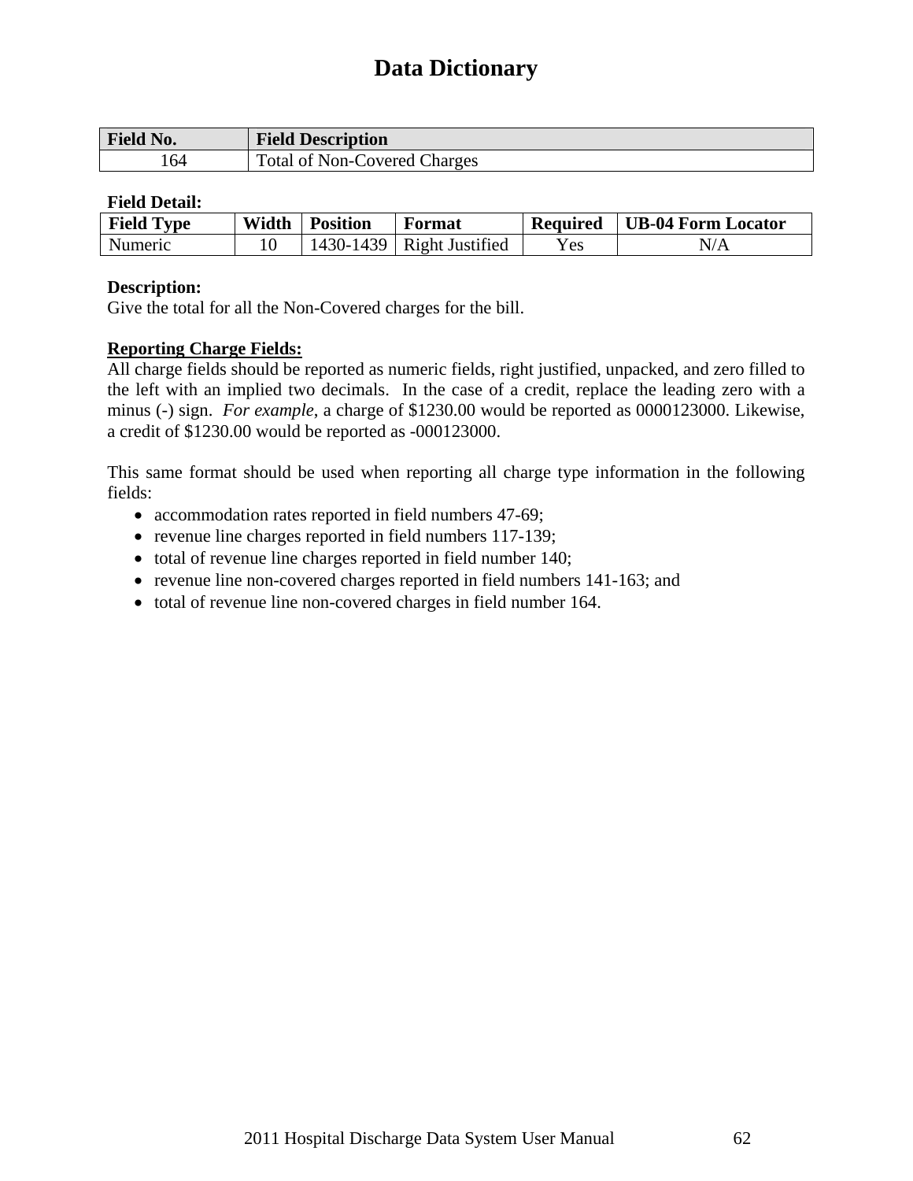# Data Dictionary

| Field No. | Field Description |
|---|---|
| 164 | Total of Non-Covered Charges |

**Field Detail:**

| Field Type | Width | Position | Format | Required | UB-04 Form Locator |
|---|---|---|---|---|---|
| Numeric | 10 | 1430-1439 | Right Justified | Yes | N/A |

**Description:**
Give the total for all the Non-Covered charges for the bill.

**Reporting Charge Fields:**
All charge fields should be reported as numeric fields, right justified, unpacked, and zero filled to the left with an implied two decimals. In the case of a credit, replace the leading zero with a minus (-) sign. *For example*, a charge of $1230.00 would be reported as 0000123000. Likewise, a credit of $1230.00 would be reported as -000123000.

This same format should be used when reporting all charge type information in the following fields:

- accommodation rates reported in field numbers 47-69;
- revenue line charges reported in field numbers 117-139;
- total of revenue line charges reported in field number 140;
- revenue line non-covered charges reported in field numbers 141-163; and
- total of revenue line non-covered charges in field number 164.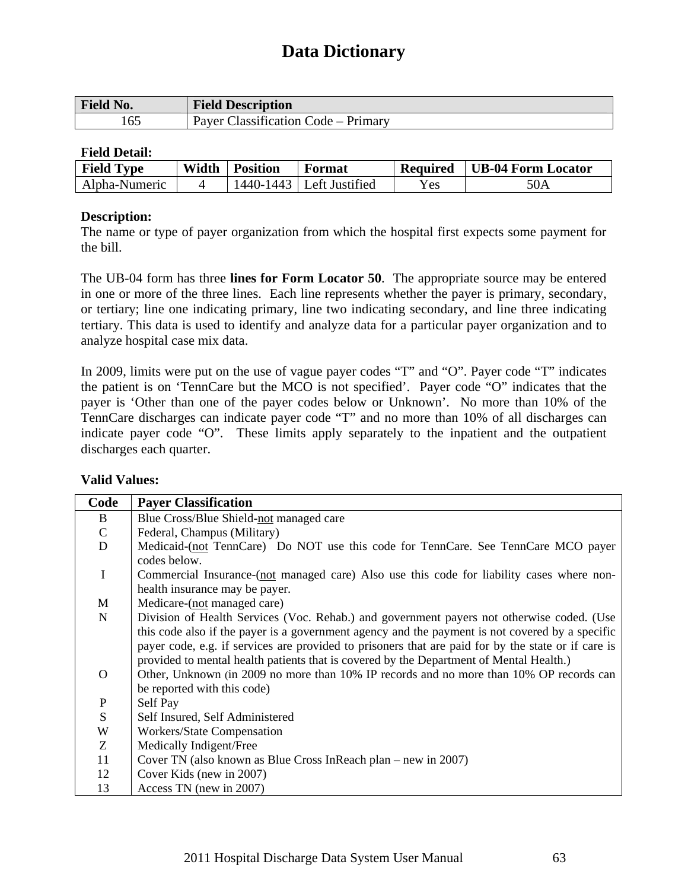# Data Dictionary

| Field No. | Field Description |
|---|---|
| 165 | Payer Classification Code – Primary |

**Field Detail:**

| Field Type | Width | Position | Format | Required | UB-04 Form Locator |
|---|---|---|---|---|---|
| Alpha-Numeric | 4 | 1440-1443 | Left Justified | Yes | 50A |

**Description:**

The name or type of payer organization from which the hospital first expects some payment for the bill.

The UB-04 form has three **lines for Form Locator 50**. The appropriate source may be entered in one or more of the three lines. Each line represents whether the payer is primary, secondary, or tertiary; line one indicating primary, line two indicating secondary, and line three indicating tertiary. This data is used to identify and analyze data for a particular payer organization and to analyze hospital case mix data.

In 2009, limits were put on the use of vague payer codes "T" and "O". Payer code "T" indicates the patient is on 'TennCare but the MCO is not specified'. Payer code "O" indicates that the payer is 'Other than one of the payer codes below or Unknown'. No more than 10% of the TennCare discharges can indicate payer code "T" and no more than 10% of all discharges can indicate payer code "O". These limits apply separately to the inpatient and the outpatient discharges each quarter.

**Valid Values:**

| Code | Payer Classification |
|---|---|
| B | Blue Cross/Blue Shield-<u>not</u> managed care |
| C | Federal, Champus (Military) |
| D | Medicaid-(<u>not</u> TennCare) Do NOT use this code for TennCare. See TennCare MCO payer codes below. |
| I | Commercial Insurance-(<u>not</u> managed care) Also use this code for liability cases where non-health insurance may be payer. |
| M | Medicare-(<u>not</u> managed care) |
| N | Division of Health Services (Voc. Rehab.) and government payers not otherwise coded. (Use this code also if the payer is a government agency and the payment is not covered by a specific payer code, e.g. if services are provided to prisoners that are paid for by the state or if care is provided to mental health patients that is covered by the Department of Mental Health.) |
| O | Other, Unknown (in 2009 no more than 10% IP records and no more than 10% OP records can be reported with this code) |
| P | Self Pay |
| S | Self Insured, Self Administered |
| W | Workers/State Compensation |
| Z | Medically Indigent/Free |
| 11 | Cover TN (also known as Blue Cross InReach plan – new in 2007) |
| 12 | Cover Kids (new in 2007) |
| 13 | Access TN (new in 2007) |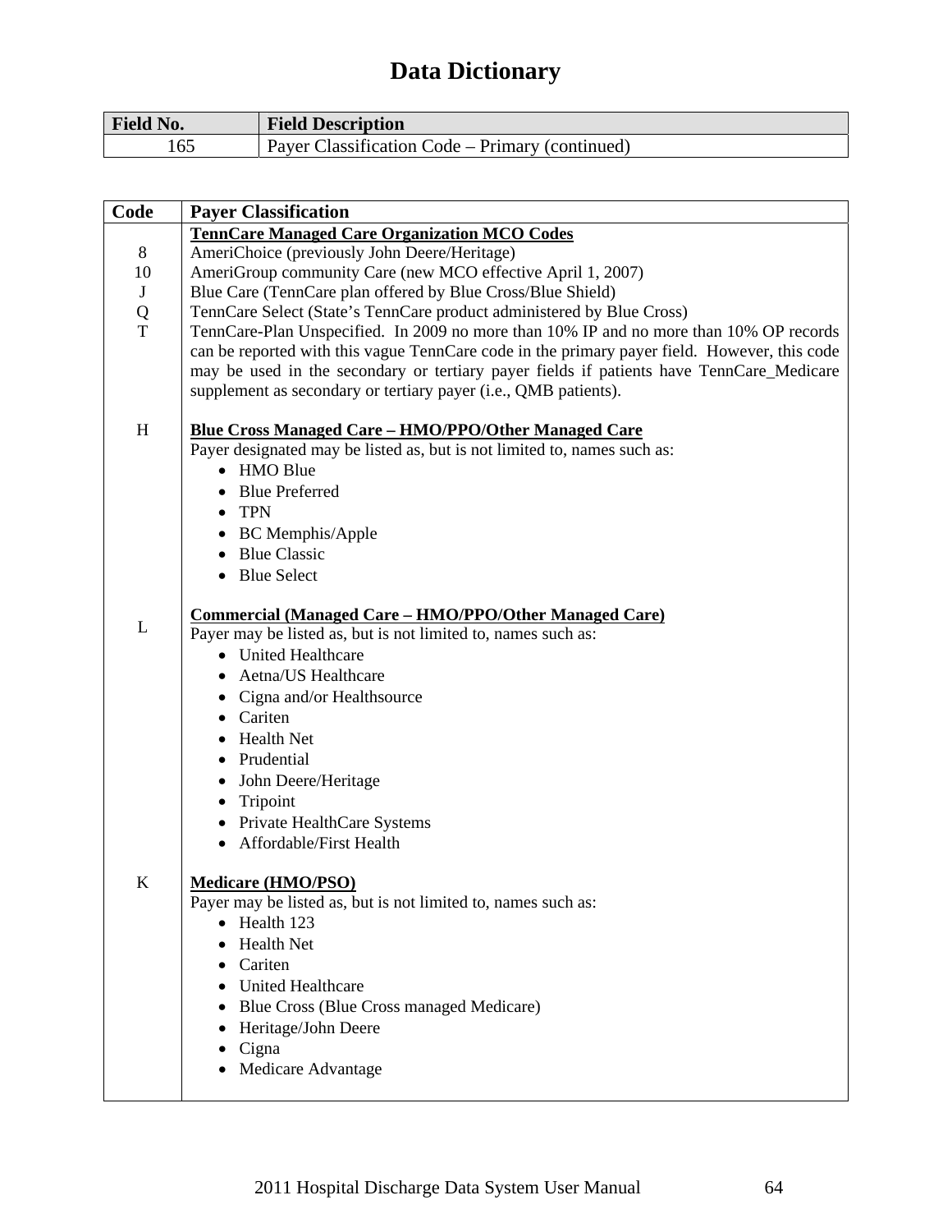# Data Dictionary

| Field No. | Field Description |
| --- | --- |
| 165 | Payer Classification Code – Primary (continued) |

| Code | Payer Classification |
| --- | --- |
| | **TennCare Managed Care Organization MCO Codes** |
| 8 | AmeriChoice (previously John Deere/Heritage) |
| 10 | AmeriGroup community Care (new MCO effective April 1, 2007) |
| J | Blue Care (TennCare plan offered by Blue Cross/Blue Shield) |
| Q | TennCare Select (State's TennCare product administered by Blue Cross) |
| T | TennCare-Plan Unspecified. In 2009 no more than 10% IP and no more than 10% OP records can be reported with this vague TennCare code in the primary payer field. However, this code may be used in the secondary or tertiary payer fields if patients have TennCare_Medicare supplement as secondary or tertiary payer (i.e., QMB patients). |
| H | **Blue Cross Managed Care – HMO/PPO/Other Managed Care**<br>Payer designated may be listed as, but is not limited to, names such as:<br>• HMO Blue<br>• Blue Preferred<br>• TPN<br>• BC Memphis/Apple<br>• Blue Classic<br>• Blue Select |
| L | **Commercial (Managed Care – HMO/PPO/Other Managed Care)**<br>Payer may be listed as, but is not limited to, names such as:<br>• United Healthcare<br>• Aetna/US Healthcare<br>• Cigna and/or Healthsource<br>• Cariten<br>• Health Net<br>• Prudential<br>• John Deere/Heritage<br>• Tripoint<br>• Private HealthCare Systems<br>• Affordable/First Health |
| K | **Medicare (HMO/PSO)**<br>Payer may be listed as, but is not limited to, names such as:<br>• Health 123<br>• Health Net<br>• Cariten<br>• United Healthcare<br>• Blue Cross (Blue Cross managed Medicare)<br>• Heritage/John Deere<br>• Cigna<br>• Medicare Advantage |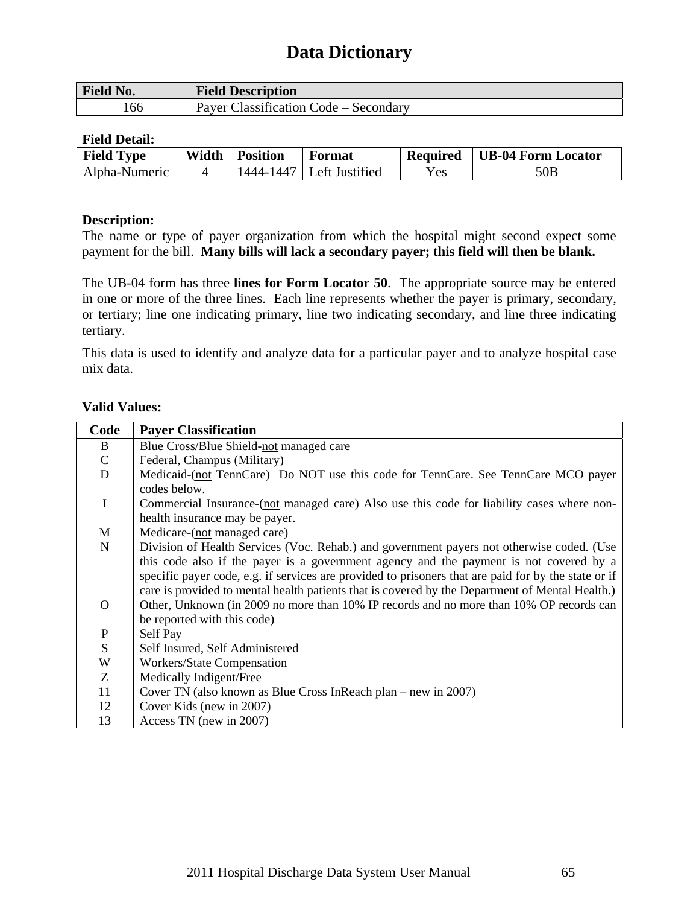# Data Dictionary

| Field No. | Field Description |
|---|---|
| 166 | Payer Classification Code – Secondary |

**Field Detail:**

| Field Type | Width | Position | Format | Required | UB-04 Form Locator |
|---|---|---|---|---|---|
| Alpha-Numeric | 4 | 1444-1447 | Left Justified | Yes | 50B |

**Description:**
The name or type of payer organization from which the hospital might second expect some payment for the bill. **Many bills will lack a secondary payer; this field will then be blank.**

The UB-04 form has three **lines for Form Locator 50**. The appropriate source may be entered in one or more of the three lines. Each line represents whether the payer is primary, secondary, or tertiary; line one indicating primary, line two indicating secondary, and line three indicating tertiary.

This data is used to identify and analyze data for a particular payer and to analyze hospital case mix data.

**Valid Values:**

| Code | Payer Classification |
|---|---|
| B | Blue Cross/Blue Shield-not managed care |
| C | Federal, Champus (Military) |
| D | Medicaid-(not TennCare) Do NOT use this code for TennCare. See TennCare MCO payer codes below. |
| I | Commercial Insurance-(not managed care) Also use this code for liability cases where non-health insurance may be payer. |
| M | Medicare-(not managed care) |
| N | Division of Health Services (Voc. Rehab.) and government payers not otherwise coded. (Use this code also if the payer is a government agency and the payment is not covered by a specific payer code, e.g. if services are provided to prisoners that are paid for by the state or if care is provided to mental health patients that is covered by the Department of Mental Health.) |
| O | Other, Unknown (in 2009 no more than 10% IP records and no more than 10% OP records can be reported with this code) |
| P | Self Pay |
| S | Self Insured, Self Administered |
| W | Workers/State Compensation |
| Z | Medically Indigent/Free |
| 11 | Cover TN (also known as Blue Cross InReach plan – new in 2007) |
| 12 | Cover Kids (new in 2007) |
| 13 | Access TN (new in 2007) |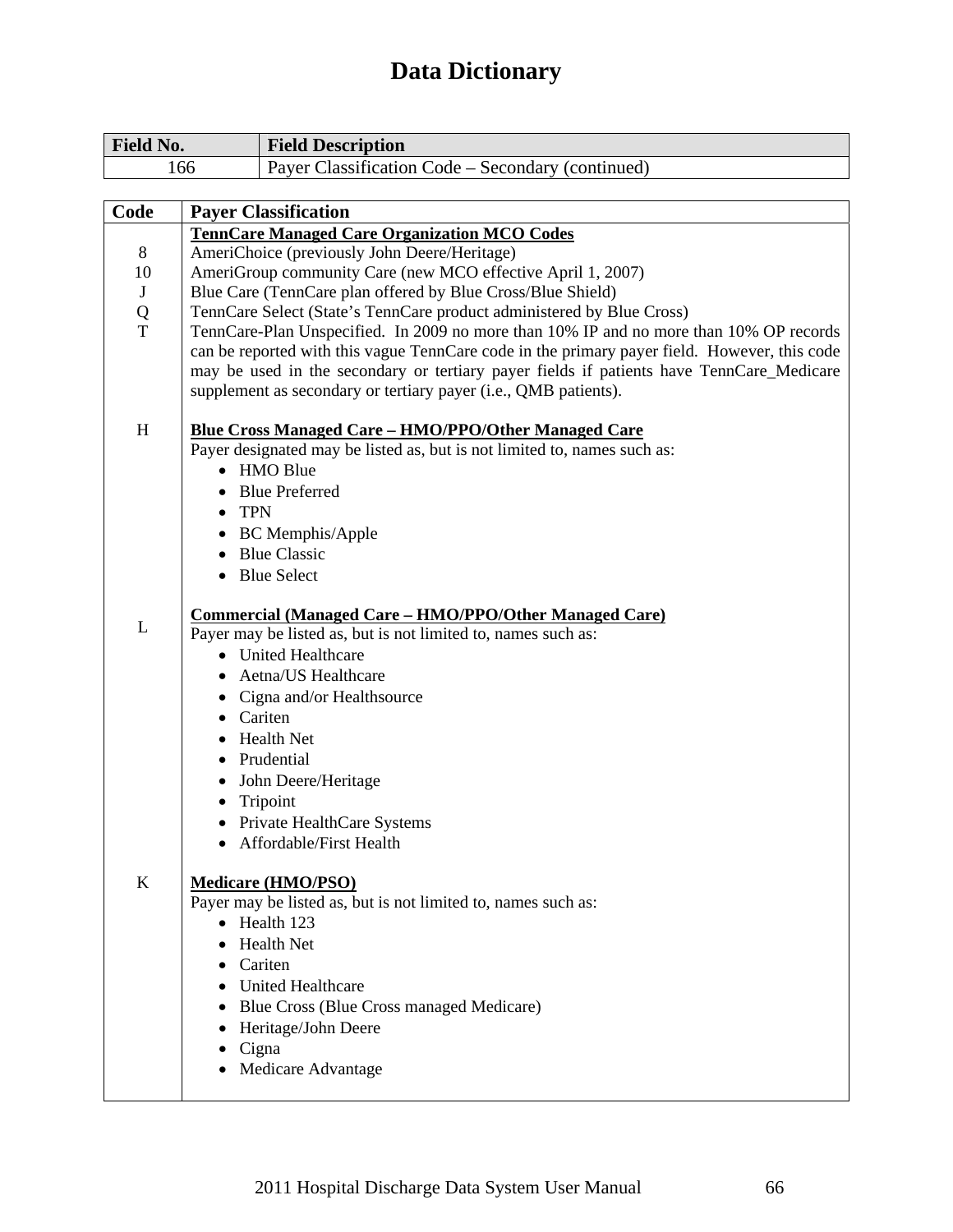# Data Dictionary

| Field No. | Field Description |
|---|---|
| 166 | Payer Classification Code – Secondary (continued) |

| Code | Payer Classification |
|---|---|
| | **TennCare Managed Care Organization MCO Codes** |
| 8 | AmeriChoice (previously John Deere/Heritage) |
| 10 | AmeriGroup community Care (new MCO effective April 1, 2007) |
| J | Blue Care (TennCare plan offered by Blue Cross/Blue Shield) |
| Q | TennCare Select (State's TennCare product administered by Blue Cross) |
| T | TennCare-Plan Unspecified. In 2009 no more than 10% IP and no more than 10% OP records can be reported with this vague TennCare code in the primary payer field. However, this code may be used in the secondary or tertiary payer fields if patients have TennCare_Medicare supplement as secondary or tertiary payer (i.e., QMB patients). |
| H | **Blue Cross Managed Care – HMO/PPO/Other Managed Care**<br>Payer designated may be listed as, but is not limited to, names such as:<br>• HMO Blue<br>• Blue Preferred<br>• TPN<br>• BC Memphis/Apple<br>• Blue Classic<br>• Blue Select |
| L | **Commercial (Managed Care – HMO/PPO/Other Managed Care)**<br>Payer may be listed as, but is not limited to, names such as:<br>• United Healthcare<br>• Aetna/US Healthcare<br>• Cigna and/or Healthsource<br>• Cariten<br>• Health Net<br>• Prudential<br>• John Deere/Heritage<br>• Tripoint<br>• Private HealthCare Systems<br>• Affordable/First Health |
| K | **Medicare (HMO/PSO)**<br>Payer may be listed as, but is not limited to, names such as:<br>• Health 123<br>• Health Net<br>• Cariten<br>• United Healthcare<br>• Blue Cross (Blue Cross managed Medicare)<br>• Heritage/John Deere<br>• Cigna<br>• Medicare Advantage |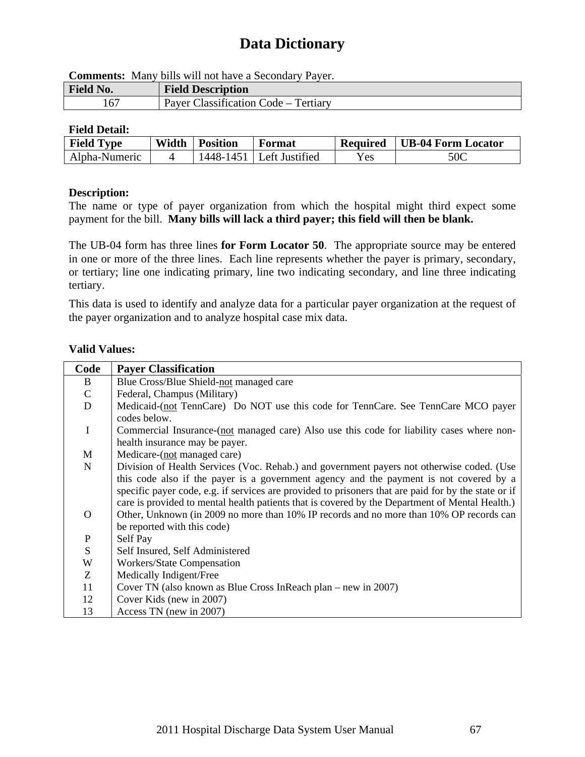# Data Dictionary

**Comments:** Many bills will not have a Secondary Payer.

| Field No. | Field Description |
|---|---|
| 167 | Payer Classification Code – Tertiary |

**Field Detail:**

| Field Type | Width | Position | Format | Required | UB-04 Form Locator |
|---|---|---|---|---|---|
| Alpha-Numeric | 4 | 1448-1451 | Left Justified | Yes | 50C |

**Description:**
The name or type of payer organization from which the hospital might third expect some payment for the bill. **Many bills will lack a third payer; this field will then be blank.**

The UB-04 form has three lines **for Form Locator 50**. The appropriate source may be entered in one or more of the three lines. Each line represents whether the payer is primary, secondary, or tertiary; line one indicating primary, line two indicating secondary, and line three indicating tertiary.

This data is used to identify and analyze data for a particular payer organization at the request of the payer organization and to analyze hospital case mix data.

**Valid Values:**

| Code | Payer Classification |
|---|---|
| B | Blue Cross/Blue Shield-not managed care |
| C | Federal, Champus (Military) |
| D | Medicaid-(not TennCare) Do NOT use this code for TennCare. See TennCare MCO payer codes below. |
| I | Commercial Insurance-(not managed care) Also use this code for liability cases where non-health insurance may be payer. |
| M | Medicare-(not managed care) |
| N | Division of Health Services (Voc. Rehab.) and government payers not otherwise coded. (Use this code also if the payer is a government agency and the payment is not covered by a specific payer code, e.g. if services are provided to prisoners that are paid for by the state or if care is provided to mental health patients that is covered by the Department of Mental Health.) |
| O | Other, Unknown (in 2009 no more than 10% IP records and no more than 10% OP records can be reported with this code) |
| P | Self Pay |
| S | Self Insured, Self Administered |
| W | Workers/State Compensation |
| Z | Medically Indigent/Free |
| 11 | Cover TN (also known as Blue Cross InReach plan – new in 2007) |
| 12 | Cover Kids (new in 2007) |
| 13 | Access TN (new in 2007) |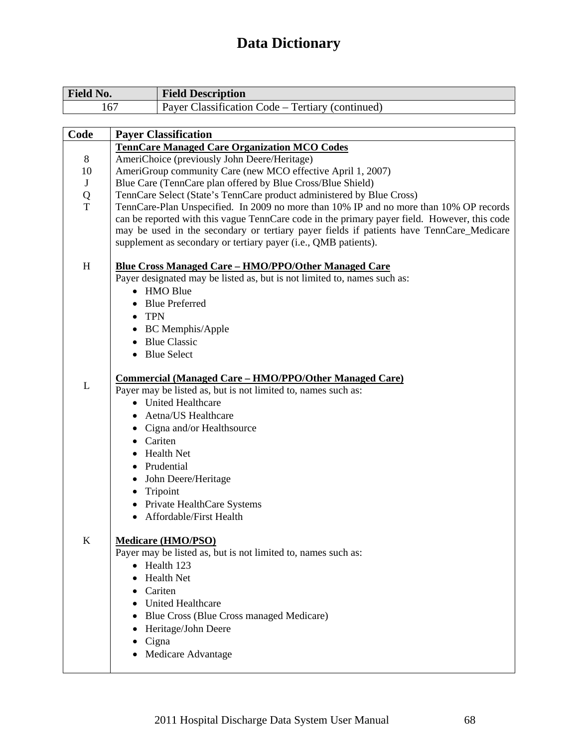# Data Dictionary

| Field No. | Field Description |
|---|---|
| 167 | Payer Classification Code – Tertiary (continued) |

| Code | Payer Classification |
|---|---|
| | **TennCare Managed Care Organization MCO Codes** |
| 8 | AmeriChoice (previously John Deere/Heritage) |
| 10 | AmeriGroup community Care (new MCO effective April 1, 2007) |
| J | Blue Care (TennCare plan offered by Blue Cross/Blue Shield) |
| Q | TennCare Select (State's TennCare product administered by Blue Cross) |
| T | TennCare-Plan Unspecified. In 2009 no more than 10% IP and no more than 10% OP records can be reported with this vague TennCare code in the primary payer field. However, this code may be used in the secondary or tertiary payer fields if patients have TennCare_Medicare supplement as secondary or tertiary payer (i.e., QMB patients). |
| H | **Blue Cross Managed Care – HMO/PPO/Other Managed Care**<br>Payer designated may be listed as, but is not limited to, names such as:<br>• HMO Blue<br>• Blue Preferred<br>• TPN<br>• BC Memphis/Apple<br>• Blue Classic<br>• Blue Select |
| L | **Commercial (Managed Care – HMO/PPO/Other Managed Care)**<br>Payer may be listed as, but is not limited to, names such as:<br>• United Healthcare<br>• Aetna/US Healthcare<br>• Cigna and/or Healthsource<br>• Cariten<br>• Health Net<br>• Prudential<br>• John Deere/Heritage<br>• Tripoint<br>• Private HealthCare Systems<br>• Affordable/First Health |
| K | **Medicare (HMO/PSO)**<br>Payer may be listed as, but is not limited to, names such as:<br>• Health 123<br>• Health Net<br>• Cariten<br>• United Healthcare<br>• Blue Cross (Blue Cross managed Medicare)<br>• Heritage/John Deere<br>• Cigna<br>• Medicare Advantage |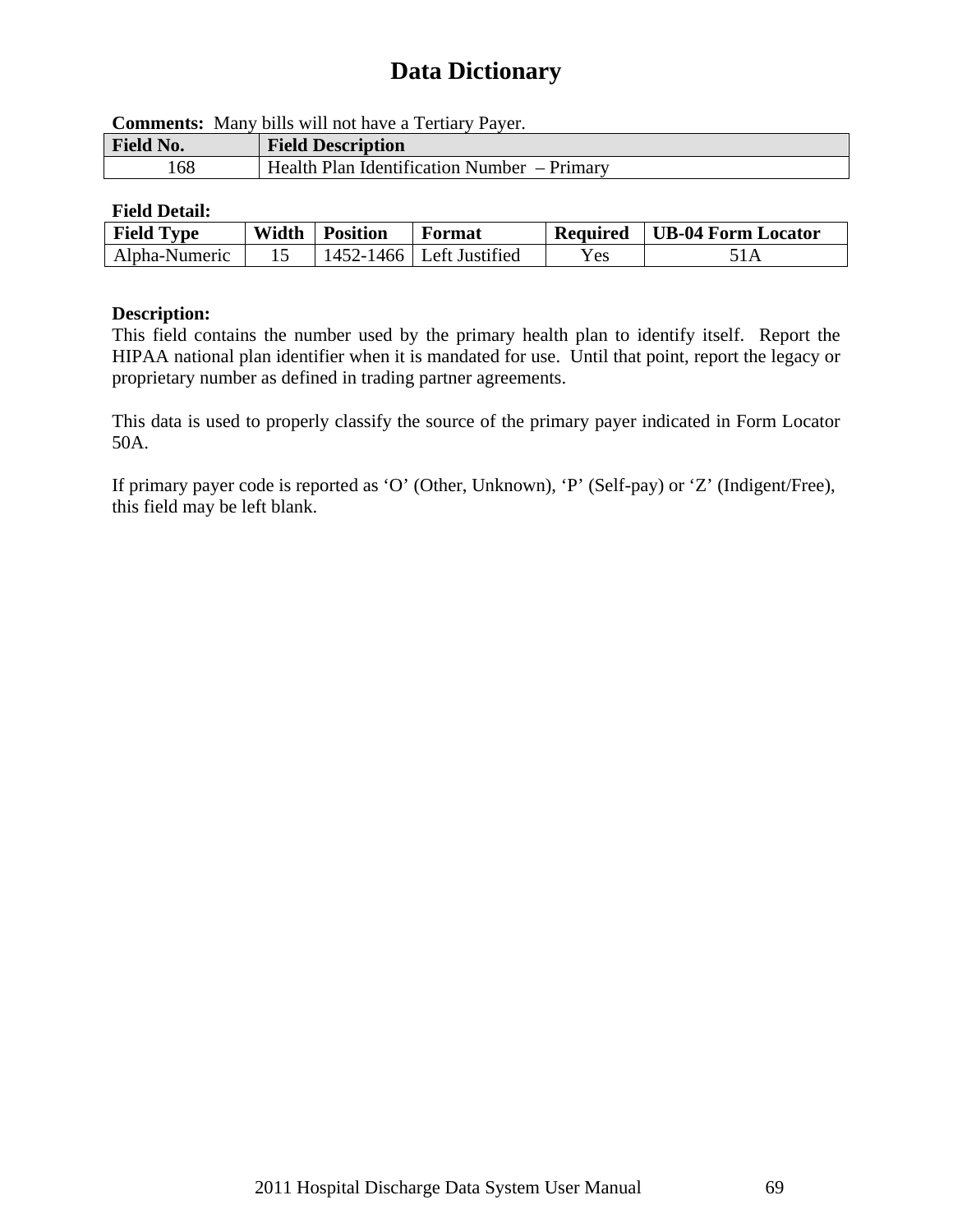# Data Dictionary

**Comments:** Many bills will not have a Tertiary Payer.

| Field No. | Field Description |
|---|---|
| 168 | Health Plan Identification Number – Primary |

**Field Detail:**

| Field Type | Width | Position | Format | Required | UB-04 Form Locator |
|---|---|---|---|---|---|
| Alpha-Numeric | 15 | 1452-1466 | Left Justified | Yes | 51A |

**Description:**

This field contains the number used by the primary health plan to identify itself. Report the HIPAA national plan identifier when it is mandated for use. Until that point, report the legacy or proprietary number as defined in trading partner agreements.

This data is used to properly classify the source of the primary payer indicated in Form Locator 50A.

If primary payer code is reported as 'O' (Other, Unknown), 'P' (Self-pay) or 'Z' (Indigent/Free), this field may be left blank.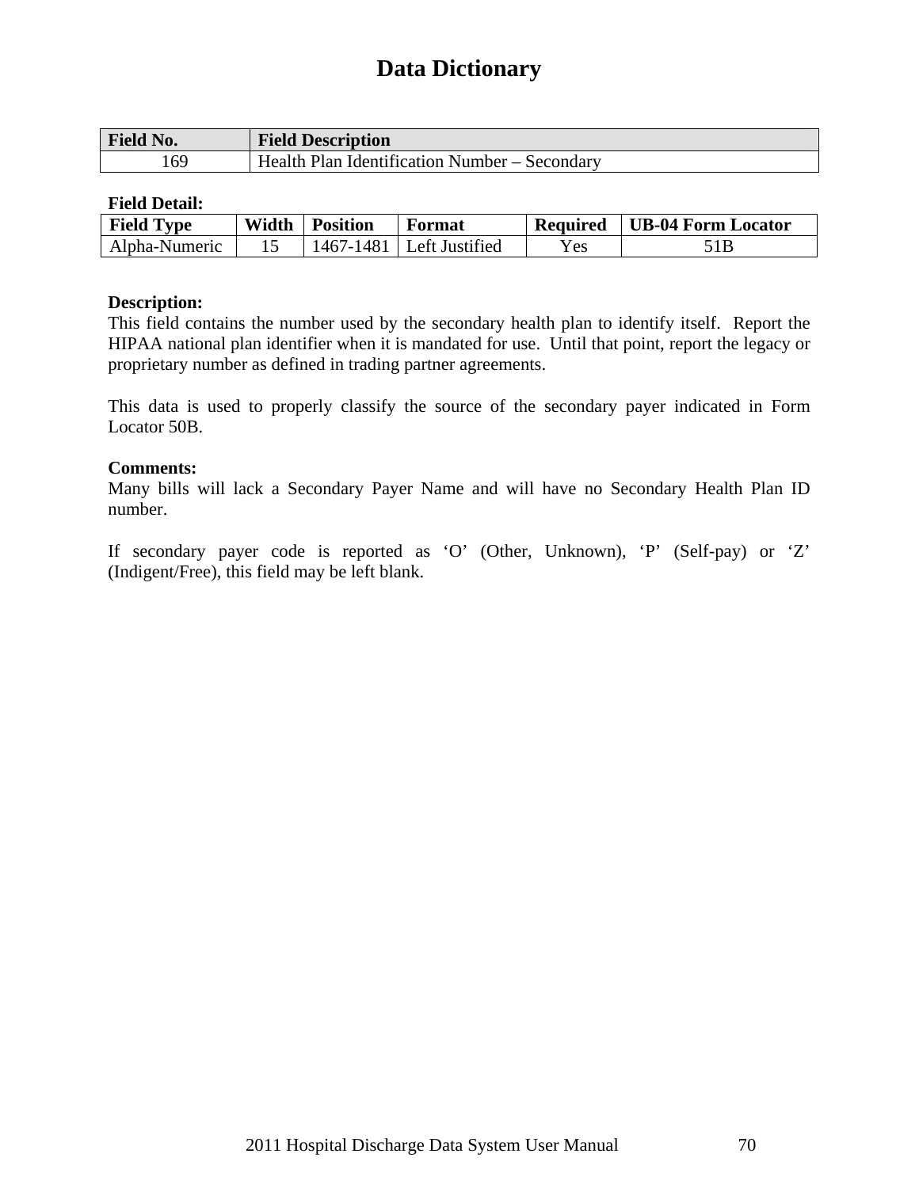# Data Dictionary

| Field No. | Field Description |
|---|---|
| 169 | Health Plan Identification Number – Secondary |

**Field Detail:**

| Field Type | Width | Position | Format | Required | UB-04 Form Locator |
|---|---|---|---|---|---|
| Alpha-Numeric | 15 | 1467-1481 | Left Justified | Yes | 51B |

**Description:**

This field contains the number used by the secondary health plan to identify itself. Report the HIPAA national plan identifier when it is mandated for use. Until that point, report the legacy or proprietary number as defined in trading partner agreements.

This data is used to properly classify the source of the secondary payer indicated in Form Locator 50B.

**Comments:**

Many bills will lack a Secondary Payer Name and will have no Secondary Health Plan ID number.

If secondary payer code is reported as 'O' (Other, Unknown), 'P' (Self-pay) or 'Z' (Indigent/Free), this field may be left blank.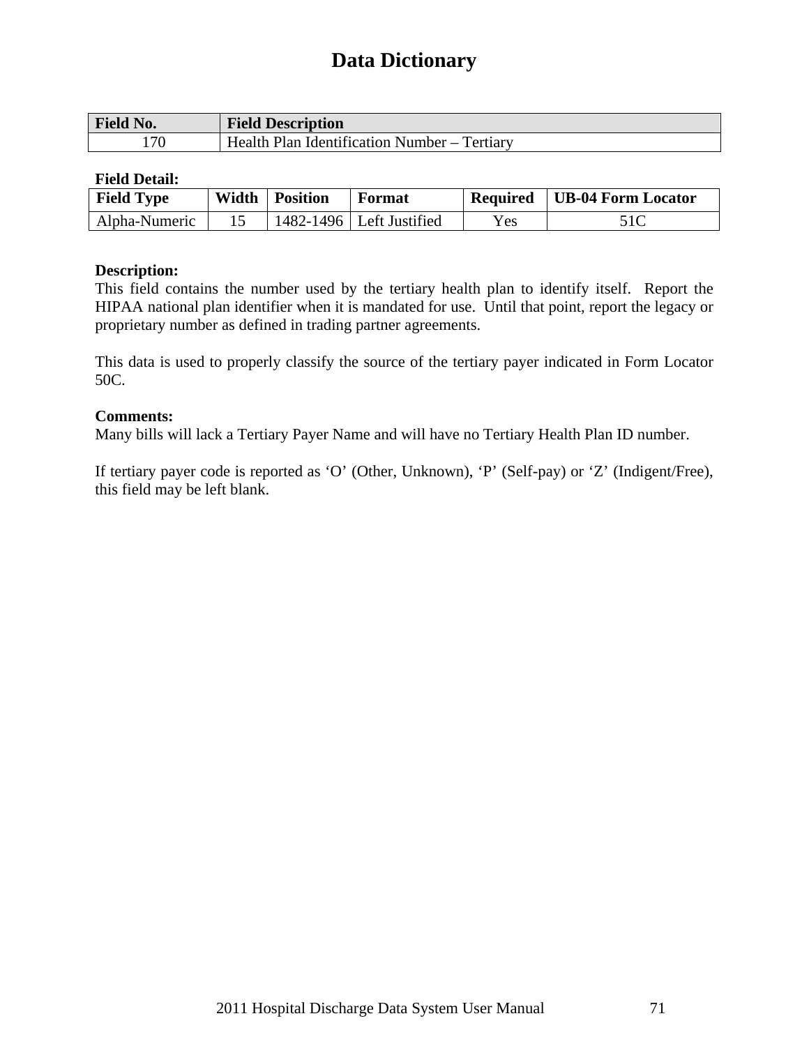# Data Dictionary

| Field No. | Field Description |
|---|---|
| 170 | Health Plan Identification Number – Tertiary |

**Field Detail:**

| Field Type | Width | Position | Format | Required | UB-04 Form Locator |
|---|---|---|---|---|---|
| Alpha-Numeric | 15 | 1482-1496 | Left Justified | Yes | 51C |

**Description:**
This field contains the number used by the tertiary health plan to identify itself. Report the HIPAA national plan identifier when it is mandated for use. Until that point, report the legacy or proprietary number as defined in trading partner agreements.

This data is used to properly classify the source of the tertiary payer indicated in Form Locator 50C.

**Comments:**
Many bills will lack a Tertiary Payer Name and will have no Tertiary Health Plan ID number.

If tertiary payer code is reported as 'O' (Other, Unknown), 'P' (Self-pay) or 'Z' (Indigent/Free), this field may be left blank.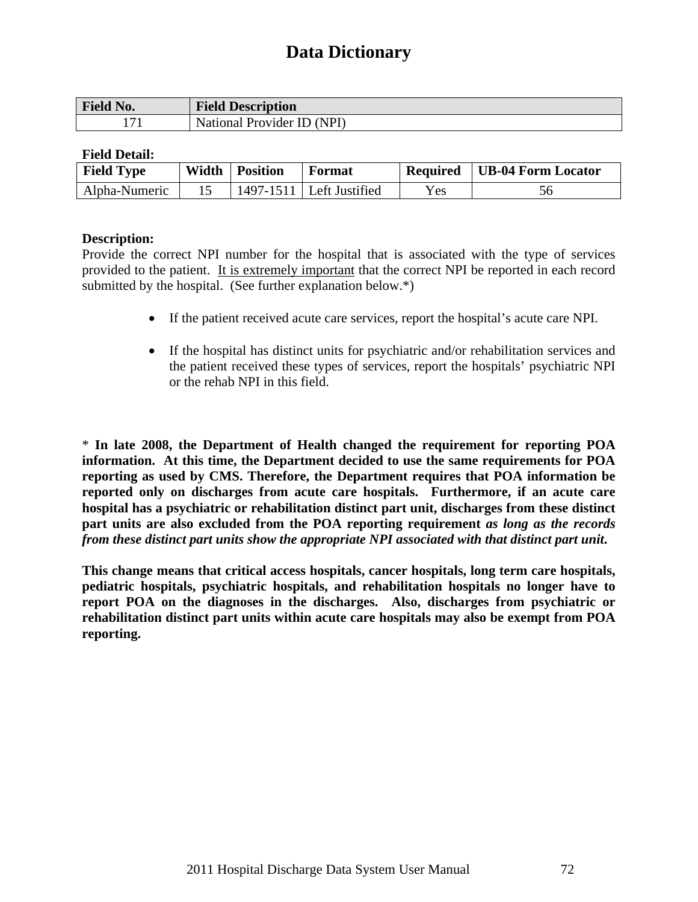# Data Dictionary

| Field No. | Field Description |
|---|---|
| 171 | National Provider ID (NPI) |

**Field Detail:**

| Field Type | Width | Position | Format | Required | UB-04 Form Locator |
|---|---|---|---|---|---|
| Alpha-Numeric | 15 | 1497-1511 | Left Justified | Yes | 56 |

**Description:**
Provide the correct NPI number for the hospital that is associated with the type of services provided to the patient. <u>It is extremely important</u> that the correct NPI be reported in each record submitted by the hospital. (See further explanation below.*)

- If the patient received acute care services, report the hospital's acute care NPI.
- If the hospital has distinct units for psychiatric and/or rehabilitation services and the patient received these types of services, report the hospitals' psychiatric NPI or the rehab NPI in this field.

\* **In late 2008, the Department of Health changed the requirement for reporting POA information. At this time, the Department decided to use the same requirements for POA reporting as used by CMS. Therefore, the Department requires that POA information be reported only on discharges from acute care hospitals. Furthermore, if an acute care hospital has a psychiatric or rehabilitation distinct part unit, discharges from these distinct part units are also excluded from the POA reporting requirement *as long as the records from these distinct part units show the appropriate NPI associated with that distinct part unit*.**

**This change means that critical access hospitals, cancer hospitals, long term care hospitals, pediatric hospitals, psychiatric hospitals, and rehabilitation hospitals no longer have to report POA on the diagnoses in the discharges. Also, discharges from psychiatric or rehabilitation distinct part units within acute care hospitals may also be exempt from POA reporting.**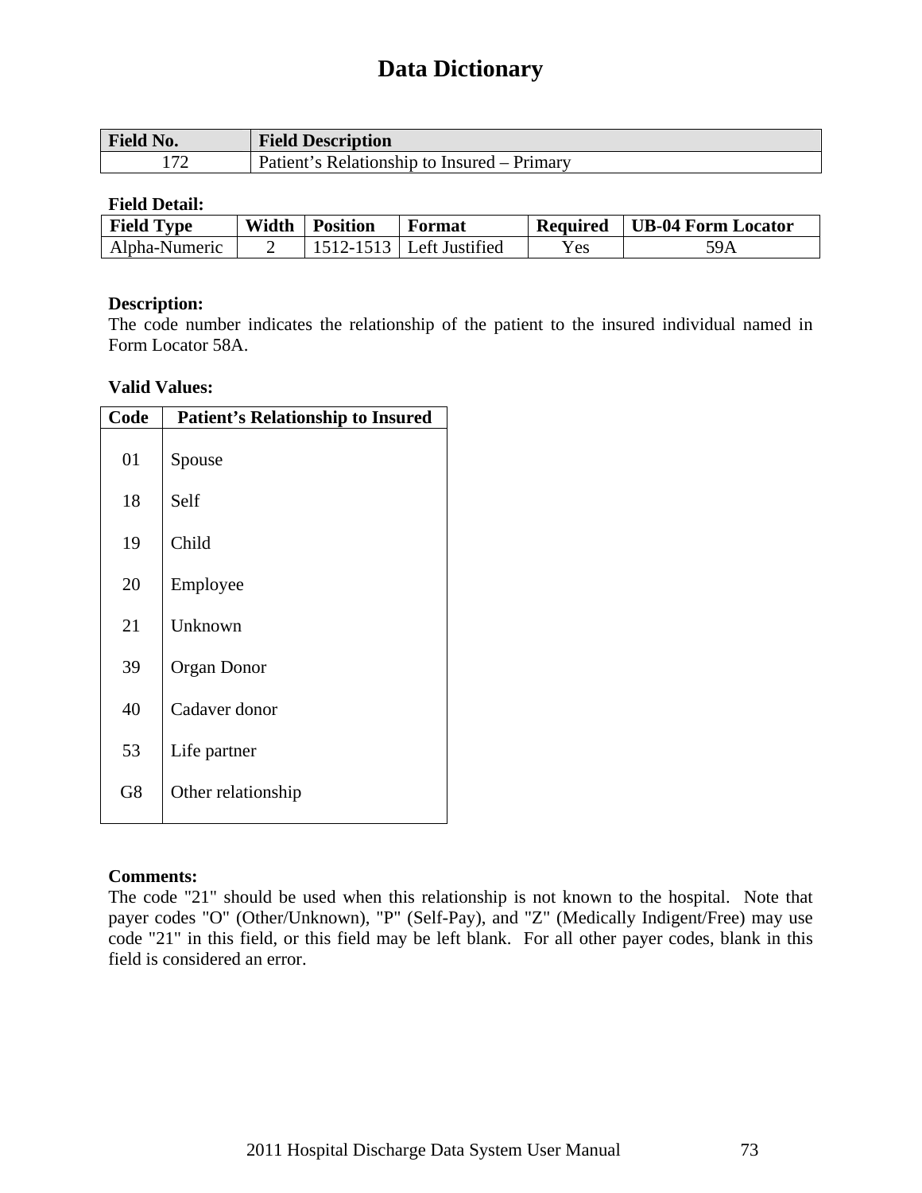# Data Dictionary

| Field No. | Field Description |
|---|---|
| 172 | Patient's Relationship to Insured – Primary |

**Field Detail:**

| Field Type | Width | Position | Format | Required | UB-04 Form Locator |
|---|---|---|---|---|---|
| Alpha-Numeric | 2 | 1512-1513 | Left Justified | Yes | 59A |

**Description:**
The code number indicates the relationship of the patient to the insured individual named in Form Locator 58A.

**Valid Values:**

| Code | Patient's Relationship to Insured |
|---|---|
| 01 | Spouse |
| 18 | Self |
| 19 | Child |
| 20 | Employee |
| 21 | Unknown |
| 39 | Organ Donor |
| 40 | Cadaver donor |
| 53 | Life partner |
| G8 | Other relationship |

**Comments:**
The code "21" should be used when this relationship is not known to the hospital. Note that payer codes "O" (Other/Unknown), "P" (Self-Pay), and "Z" (Medically Indigent/Free) may use code "21" in this field, or this field may be left blank. For all other payer codes, blank in this field is considered an error.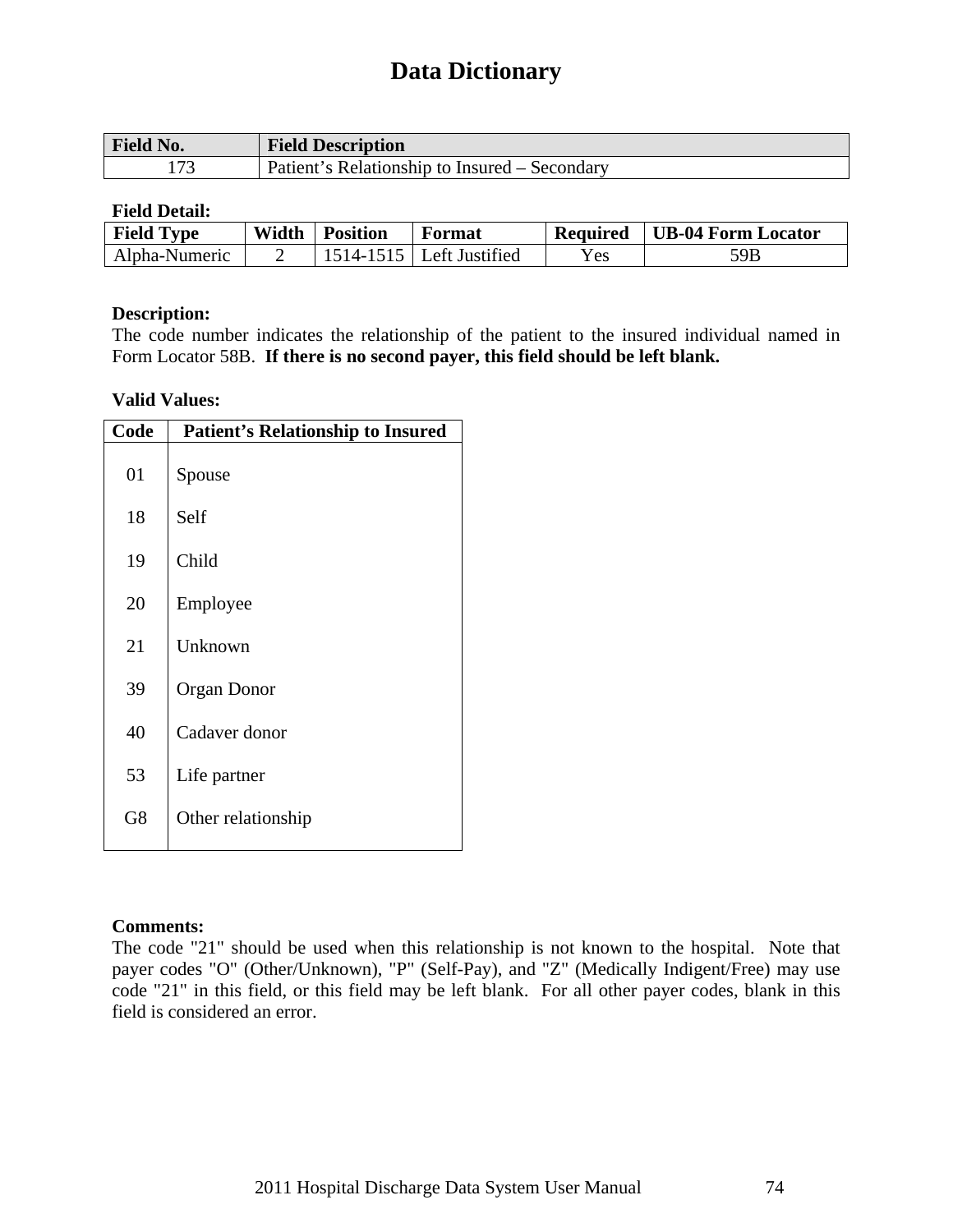# Data Dictionary

| Field No. | Field Description |
|---|---|
| 173 | Patient's Relationship to Insured – Secondary |

**Field Detail:**

| Field Type | Width | Position | Format | Required | UB-04 Form Locator |
|---|---|---|---|---|---|
| Alpha-Numeric | 2 | 1514-1515 | Left Justified | Yes | 59B |

**Description:**
The code number indicates the relationship of the patient to the insured individual named in Form Locator 58B. **If there is no second payer, this field should be left blank.**

**Valid Values:**

| Code | Patient's Relationship to Insured |
|---|---|
| 01 | Spouse |
| 18 | Self |
| 19 | Child |
| 20 | Employee |
| 21 | Unknown |
| 39 | Organ Donor |
| 40 | Cadaver donor |
| 53 | Life partner |
| G8 | Other relationship |

**Comments:**
The code "21" should be used when this relationship is not known to the hospital. Note that payer codes "O" (Other/Unknown), "P" (Self-Pay), and "Z" (Medically Indigent/Free) may use code "21" in this field, or this field may be left blank. For all other payer codes, blank in this field is considered an error.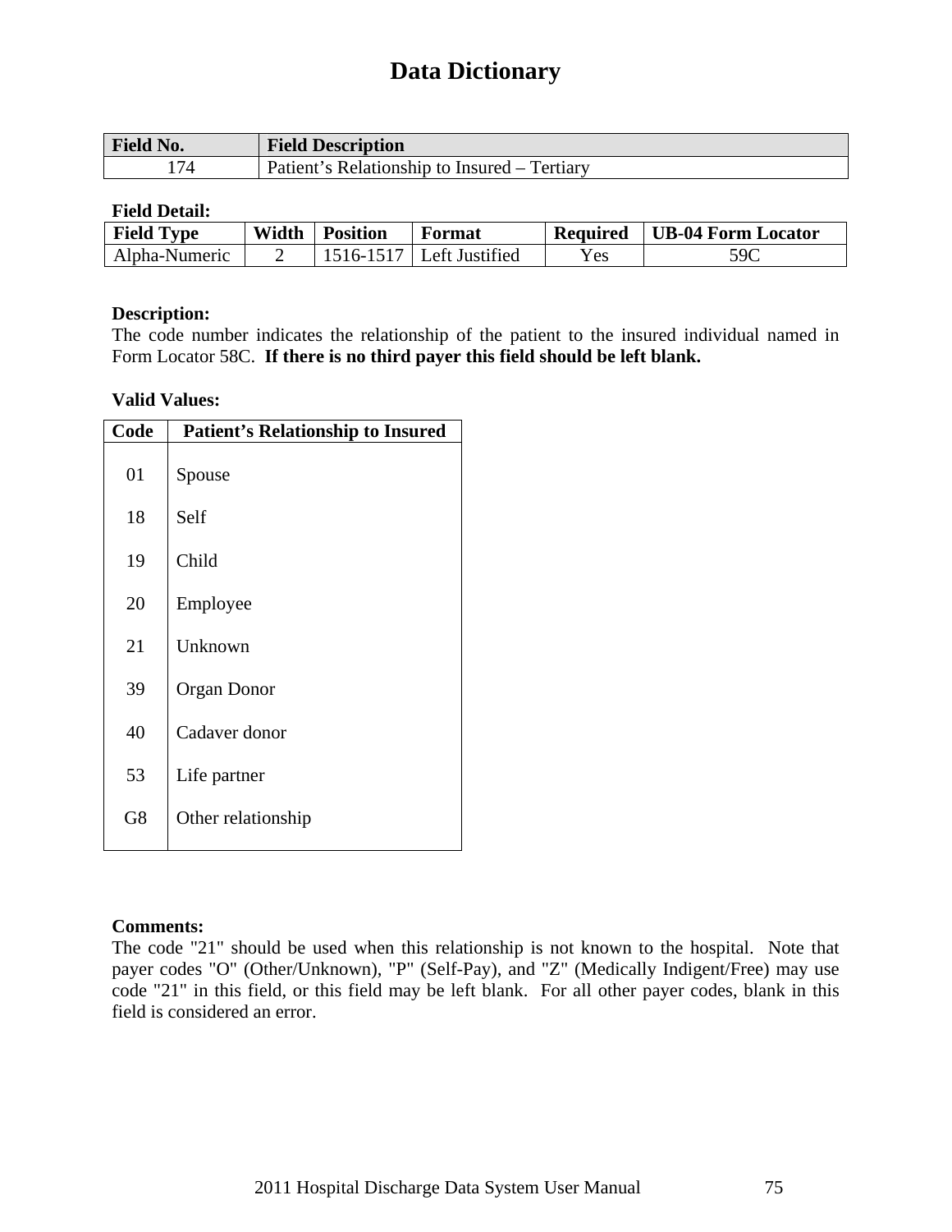# Data Dictionary

| Field No. | Field Description |
|---|---|
| 174 | Patient's Relationship to Insured – Tertiary |

**Field Detail:**

| Field Type | Width | Position | Format | Required | UB-04 Form Locator |
|---|---|---|---|---|---|
| Alpha-Numeric | 2 | 1516-1517 | Left Justified | Yes | 59C |

**Description:**
The code number indicates the relationship of the patient to the insured individual named in Form Locator 58C. **If there is no third payer this field should be left blank.**

**Valid Values:**

| Code | Patient's Relationship to Insured |
|---|---|
| 01 | Spouse |
| 18 | Self |
| 19 | Child |
| 20 | Employee |
| 21 | Unknown |
| 39 | Organ Donor |
| 40 | Cadaver donor |
| 53 | Life partner |
| G8 | Other relationship |

**Comments:**
The code "21" should be used when this relationship is not known to the hospital. Note that payer codes "O" (Other/Unknown), "P" (Self-Pay), and "Z" (Medically Indigent/Free) may use code "21" in this field, or this field may be left blank. For all other payer codes, blank in this field is considered an error.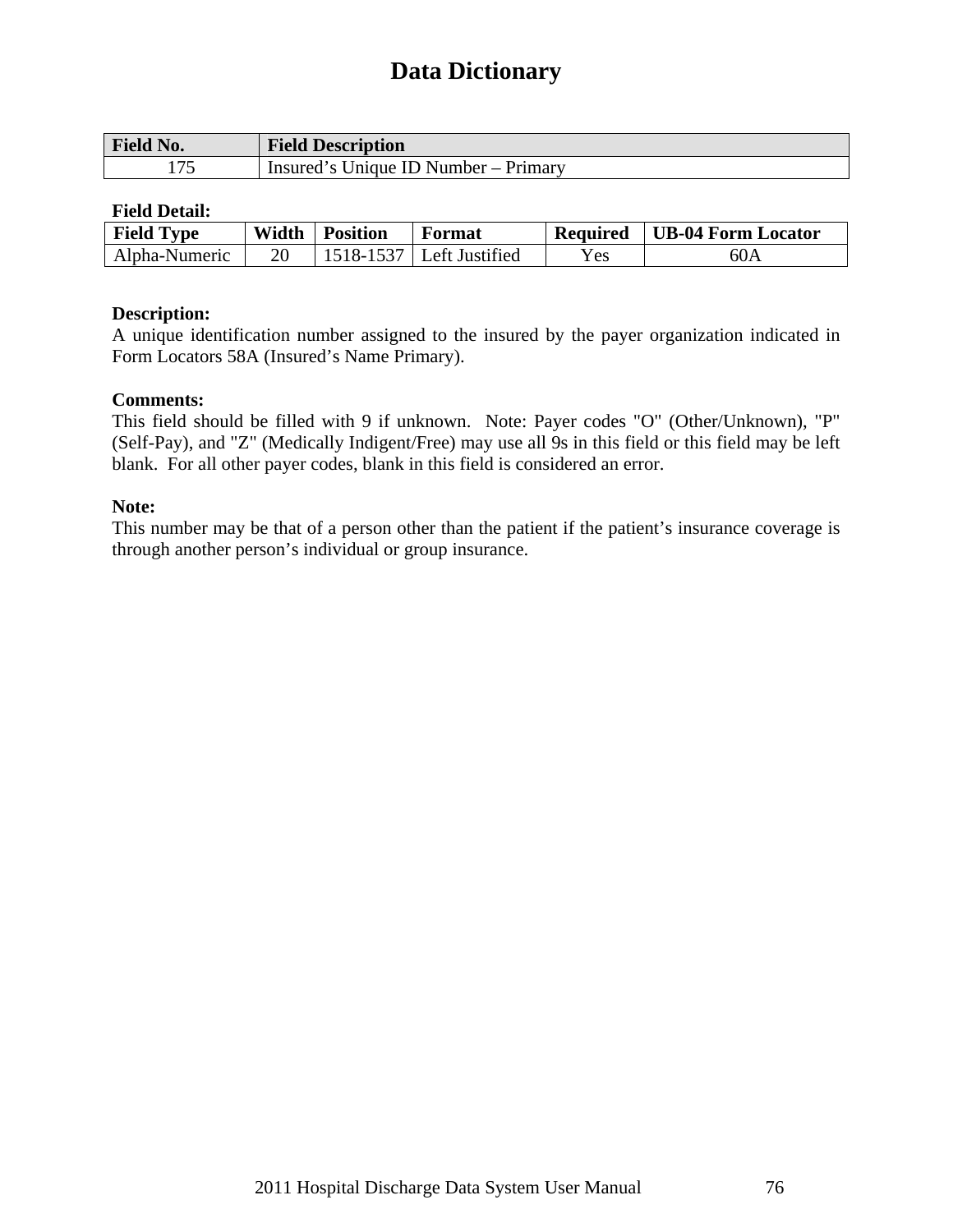# Data Dictionary

| Field No. | Field Description |
|---|---|
| 175 | Insured's Unique ID Number – Primary |

**Field Detail:**

| Field Type | Width | Position | Format | Required | UB-04 Form Locator |
|---|---|---|---|---|---|
| Alpha-Numeric | 20 | 1518-1537 | Left Justified | Yes | 60A |

**Description:**
A unique identification number assigned to the insured by the payer organization indicated in Form Locators 58A (Insured's Name Primary).

**Comments:**
This field should be filled with 9 if unknown. Note: Payer codes "O" (Other/Unknown), "P" (Self-Pay), and "Z" (Medically Indigent/Free) may use all 9s in this field or this field may be left blank. For all other payer codes, blank in this field is considered an error.

**Note:**
This number may be that of a person other than the patient if the patient's insurance coverage is through another person's individual or group insurance.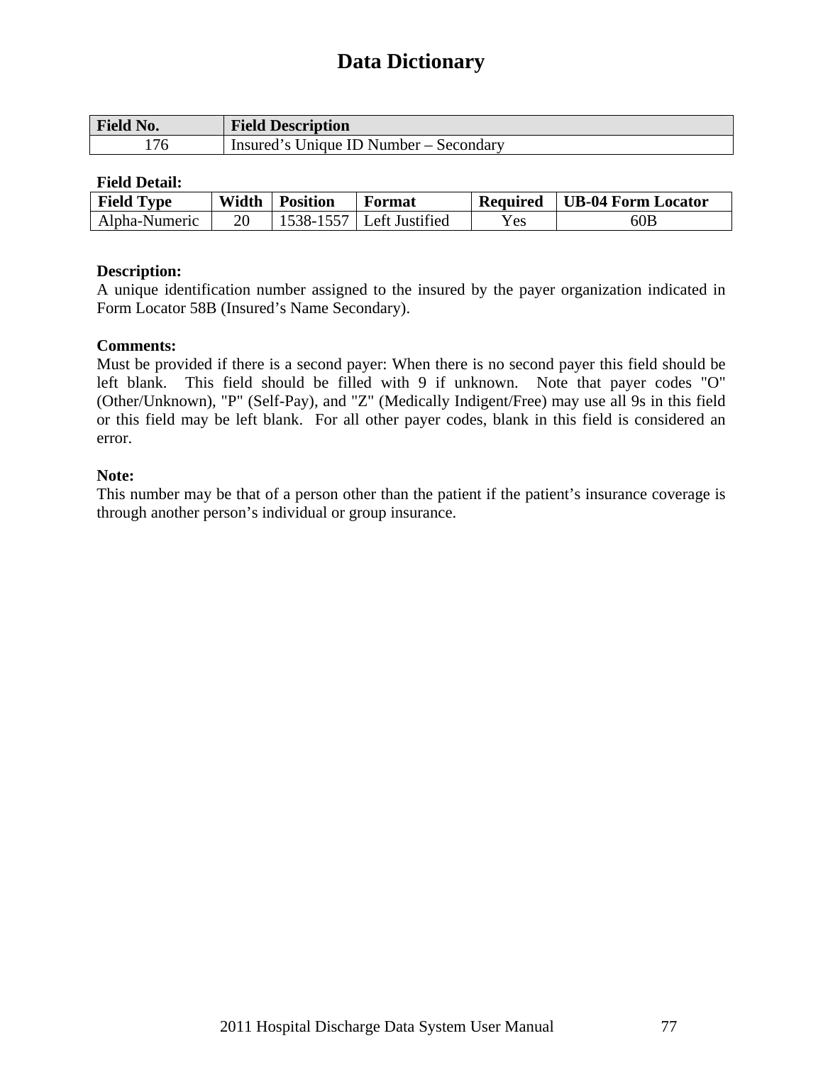# Data Dictionary

| Field No. | Field Description |
|---|---|
| 176 | Insured's Unique ID Number – Secondary |

**Field Detail:**

| Field Type | Width | Position | Format | Required | UB-04 Form Locator |
|---|---|---|---|---|---|
| Alpha-Numeric | 20 | 1538-1557 | Left Justified | Yes | 60B |

**Description:**
A unique identification number assigned to the insured by the payer organization indicated in Form Locator 58B (Insured's Name Secondary).

**Comments:**
Must be provided if there is a second payer: When there is no second payer this field should be left blank. This field should be filled with 9 if unknown. Note that payer codes "O" (Other/Unknown), "P" (Self-Pay), and "Z" (Medically Indigent/Free) may use all 9s in this field or this field may be left blank. For all other payer codes, blank in this field is considered an error.

**Note:**
This number may be that of a person other than the patient if the patient's insurance coverage is through another person's individual or group insurance.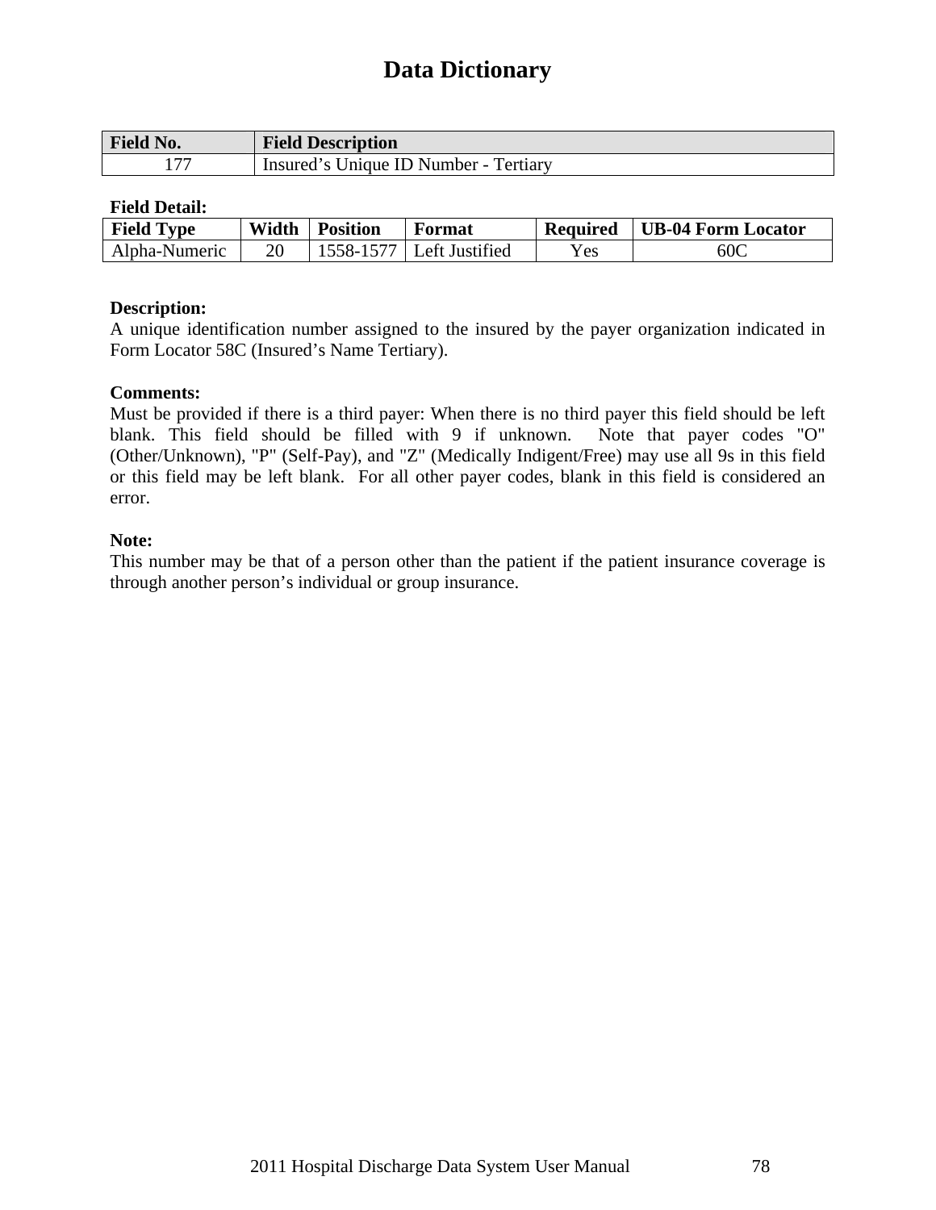# Data Dictionary

| Field No. | Field Description |
|---|---|
| 177 | Insured's Unique ID Number - Tertiary |

**Field Detail:**

| Field Type | Width | Position | Format | Required | UB-04 Form Locator |
|---|---|---|---|---|---|
| Alpha-Numeric | 20 | 1558-1577 | Left Justified | Yes | 60C |

**Description:**
A unique identification number assigned to the insured by the payer organization indicated in Form Locator 58C (Insured's Name Tertiary).

**Comments:**
Must be provided if there is a third payer: When there is no third payer this field should be left blank. This field should be filled with 9 if unknown. Note that payer codes "O" (Other/Unknown), "P" (Self-Pay), and "Z" (Medically Indigent/Free) may use all 9s in this field or this field may be left blank. For all other payer codes, blank in this field is considered an error.

**Note:**
This number may be that of a person other than the patient if the patient insurance coverage is through another person's individual or group insurance.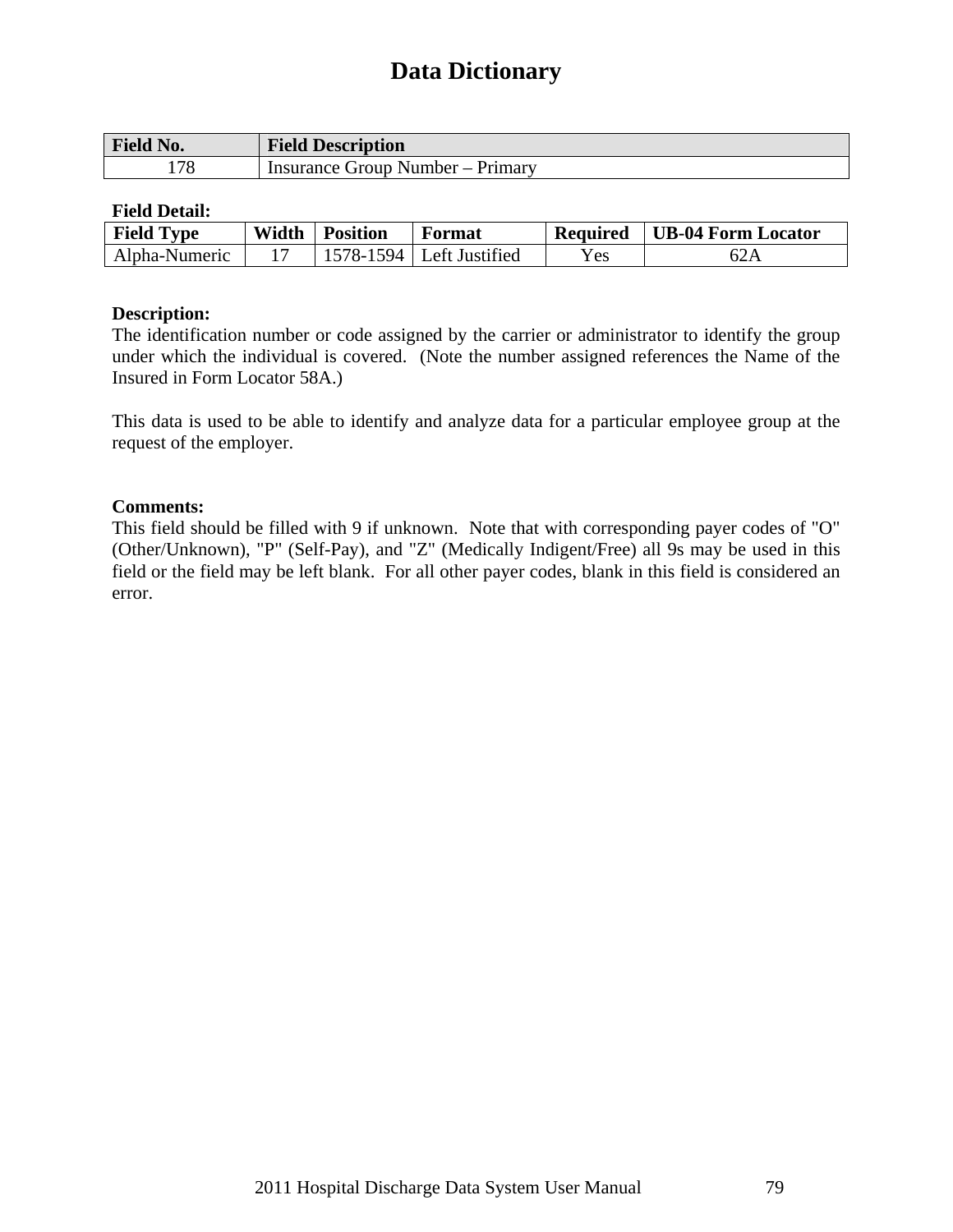# Data Dictionary

| Field No. | Field Description |
|---|---|
| 178 | Insurance Group Number – Primary |

**Field Detail:**

| Field Type | Width | Position | Format | Required | UB-04 Form Locator |
|---|---|---|---|---|---|
| Alpha-Numeric | 17 | 1578-1594 | Left Justified | Yes | 62A |

**Description:**
The identification number or code assigned by the carrier or administrator to identify the group under which the individual is covered. (Note the number assigned references the Name of the Insured in Form Locator 58A.)

This data is used to be able to identify and analyze data for a particular employee group at the request of the employer.

**Comments:**
This field should be filled with 9 if unknown. Note that with corresponding payer codes of "O" (Other/Unknown), "P" (Self-Pay), and "Z" (Medically Indigent/Free) all 9s may be used in this field or the field may be left blank. For all other payer codes, blank in this field is considered an error.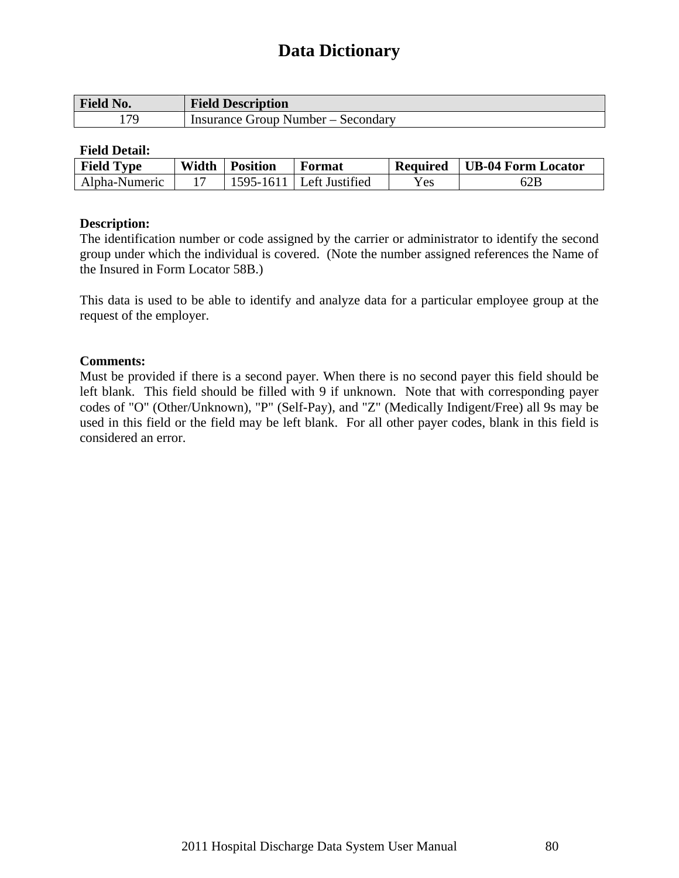# Data Dictionary

| Field No. | Field Description |
|---|---|
| 179 | Insurance Group Number – Secondary |

**Field Detail:**

| Field Type | Width | Position | Format | Required | UB-04 Form Locator |
|---|---|---|---|---|---|
| Alpha-Numeric | 17 | 1595-1611 | Left Justified | Yes | 62B |

**Description:**
The identification number or code assigned by the carrier or administrator to identify the second group under which the individual is covered. (Note the number assigned references the Name of the Insured in Form Locator 58B.)

This data is used to be able to identify and analyze data for a particular employee group at the request of the employer.

**Comments:**
Must be provided if there is a second payer. When there is no second payer this field should be left blank. This field should be filled with 9 if unknown. Note that with corresponding payer codes of "O" (Other/Unknown), "P" (Self-Pay), and "Z" (Medically Indigent/Free) all 9s may be used in this field or the field may be left blank. For all other payer codes, blank in this field is considered an error.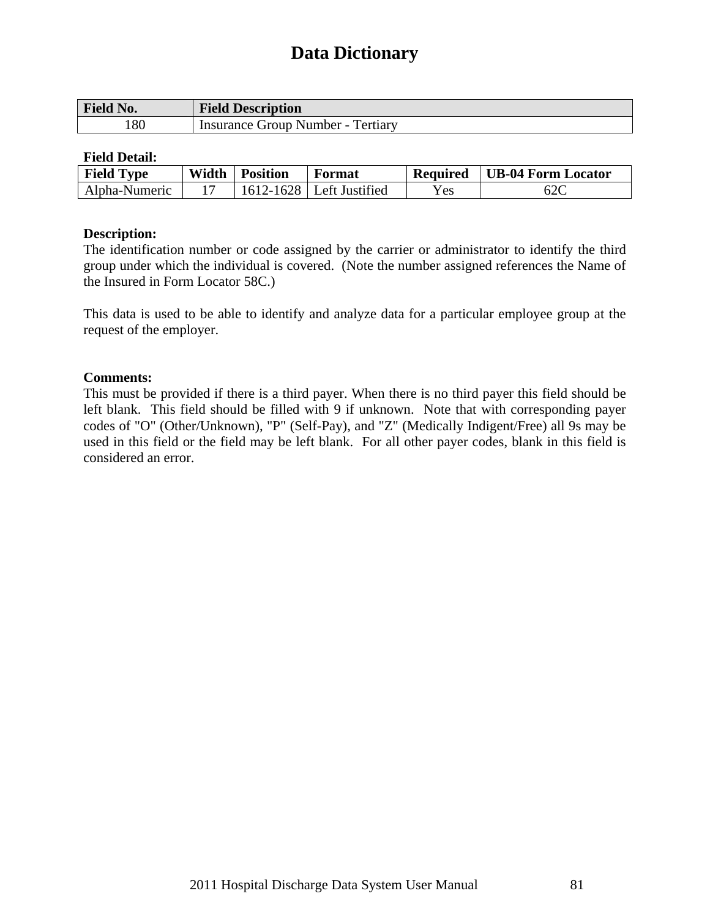# Data Dictionary

| Field No. | Field Description |
|---|---|
| 180 | Insurance Group Number - Tertiary |

**Field Detail:**

| Field Type | Width | Position | Format | Required | UB-04 Form Locator |
|---|---|---|---|---|---|
| Alpha-Numeric | 17 | 1612-1628 | Left Justified | Yes | 62C |

**Description:**
The identification number or code assigned by the carrier or administrator to identify the third group under which the individual is covered. (Note the number assigned references the Name of the Insured in Form Locator 58C.)

This data is used to be able to identify and analyze data for a particular employee group at the request of the employer.

**Comments:**
This must be provided if there is a third payer. When there is no third payer this field should be left blank. This field should be filled with 9 if unknown. Note that with corresponding payer codes of "O" (Other/Unknown), "P" (Self-Pay), and "Z" (Medically Indigent/Free) all 9s may be used in this field or the field may be left blank. For all other payer codes, blank in this field is considered an error.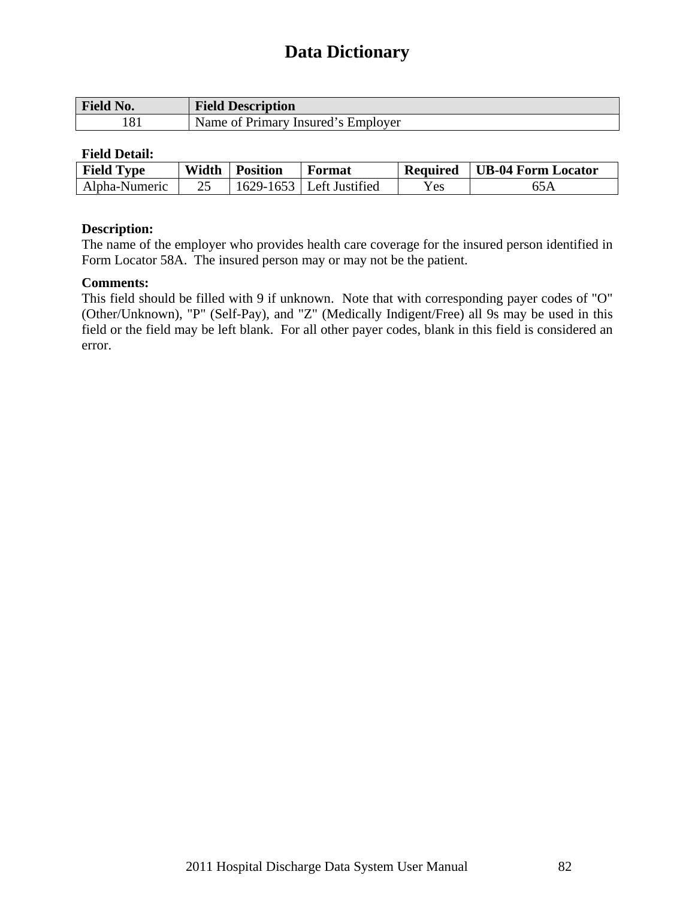# Data Dictionary

| Field No. | Field Description |
| --- | --- |
| 181 | Name of Primary Insured's Employer |

**Field Detail:**

| Field Type | Width | Position | Format | Required | UB-04 Form Locator |
| --- | --- | --- | --- | --- | --- |
| Alpha-Numeric | 25 | 1629-1653 | Left Justified | Yes | 65A |

**Description:**
The name of the employer who provides health care coverage for the insured person identified in Form Locator 58A. The insured person may or may not be the patient.

**Comments:**
This field should be filled with 9 if unknown. Note that with corresponding payer codes of "O" (Other/Unknown), "P" (Self-Pay), and "Z" (Medically Indigent/Free) all 9s may be used in this field or the field may be left blank. For all other payer codes, blank in this field is considered an error.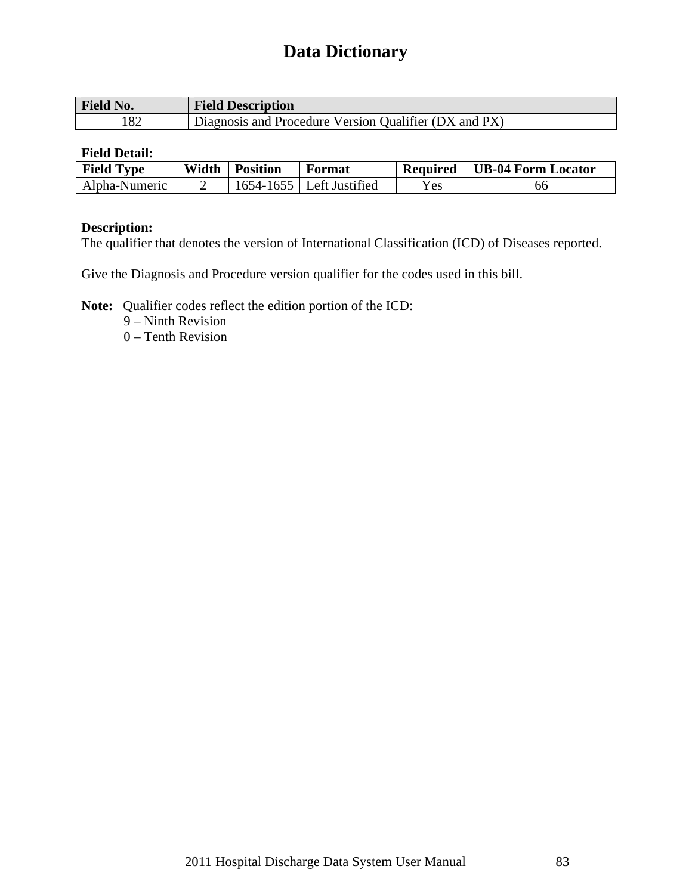# Data Dictionary

| Field No. | Field Description |
|---|---|
| 182 | Diagnosis and Procedure Version Qualifier (DX and PX) |

**Field Detail:**

| Field Type | Width | Position | Format | Required | UB-04 Form Locator |
|---|---|---|---|---|---|
| Alpha-Numeric | 2 | 1654-1655 | Left Justified | Yes | 66 |

**Description:**
The qualifier that denotes the version of International Classification (ICD) of Diseases reported.

Give the Diagnosis and Procedure version qualifier for the codes used in this bill.

**Note:** Qualifier codes reflect the edition portion of the ICD:
9 – Ninth Revision
0 – Tenth Revision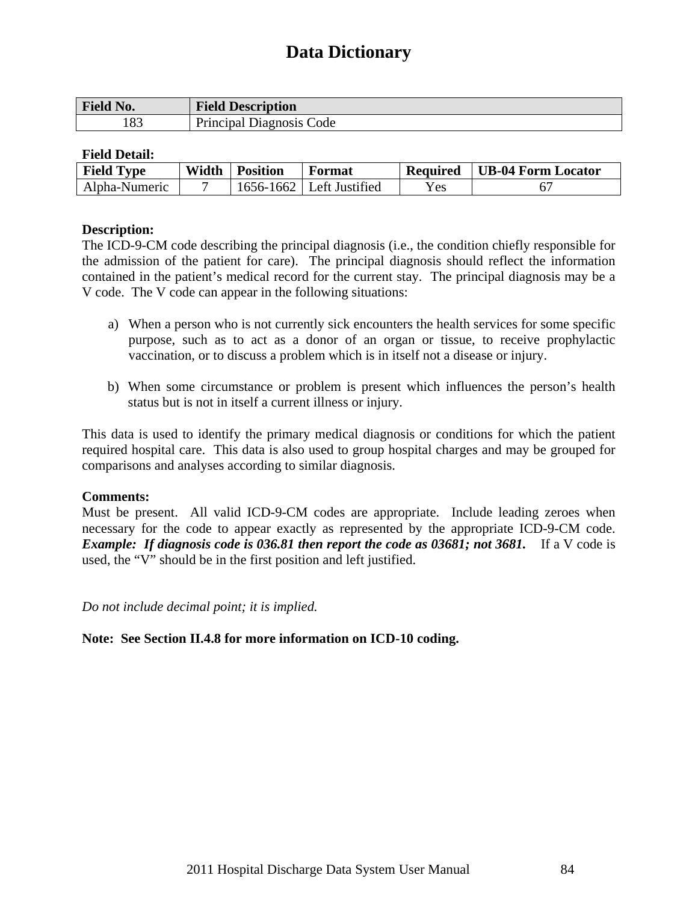# Data Dictionary

| Field No. | Field Description |
|---|---|
| 183 | Principal Diagnosis Code |

**Field Detail:**

| Field Type | Width | Position | Format | Required | UB-04 Form Locator |
|---|---|---|---|---|---|
| Alpha-Numeric | 7 | 1656-1662 | Left Justified | Yes | 67 |

**Description:**
The ICD-9-CM code describing the principal diagnosis (i.e., the condition chiefly responsible for the admission of the patient for care). The principal diagnosis should reflect the information contained in the patient's medical record for the current stay. The principal diagnosis may be a V code. The V code can appear in the following situations:

a) When a person who is not currently sick encounters the health services for some specific purpose, such as to act as a donor of an organ or tissue, to receive prophylactic vaccination, or to discuss a problem which is in itself not a disease or injury.

b) When some circumstance or problem is present which influences the person's health status but is not in itself a current illness or injury.

This data is used to identify the primary medical diagnosis or conditions for which the patient required hospital care. This data is also used to group hospital charges and may be grouped for comparisons and analyses according to similar diagnosis.

**Comments:**
Must be present. All valid ICD-9-CM codes are appropriate. Include leading zeroes when necessary for the code to appear exactly as represented by the appropriate ICD-9-CM code. ***Example: If diagnosis code is 036.81 then report the code as 03681; not 3681.*** If a V code is used, the "V" should be in the first position and left justified.

*Do not include decimal point; it is implied.*

**Note: See Section II.4.8 for more information on ICD-10 coding.**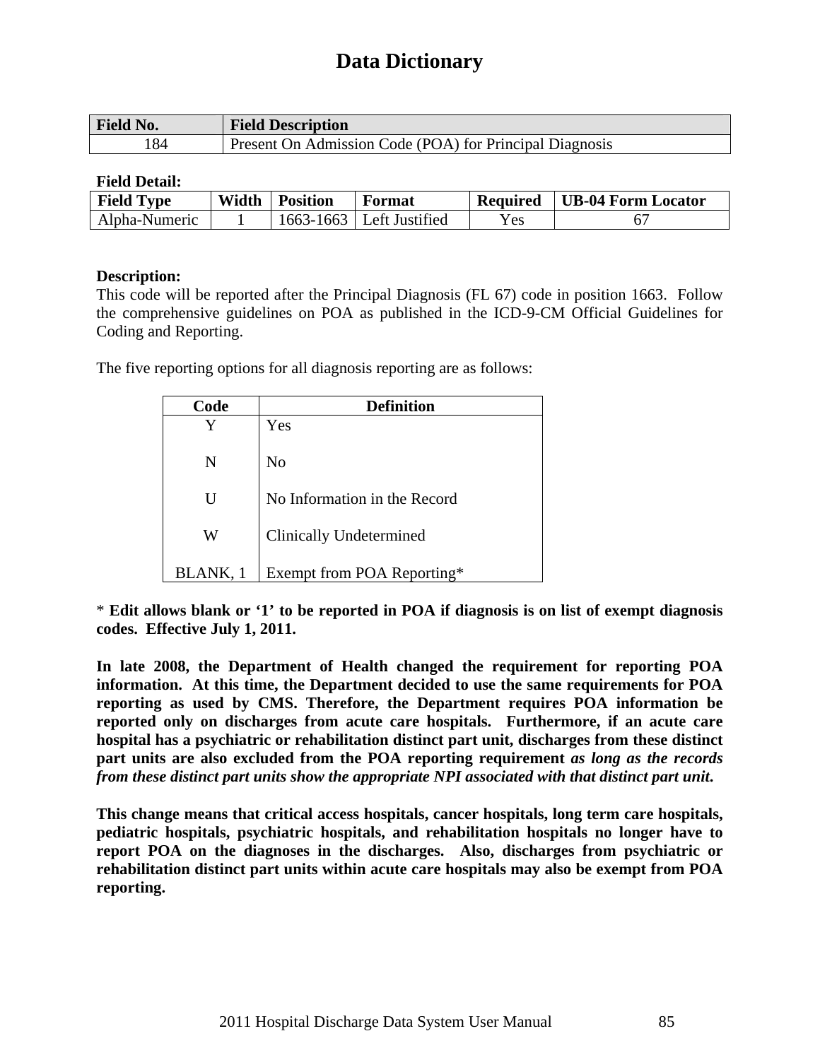# Data Dictionary

| Field No. | Field Description |
|---|---|
| 184 | Present On Admission Code (POA) for Principal Diagnosis |

**Field Detail:**

| Field Type | Width | Position | Format | Required | UB-04 Form Locator |
|---|---|---|---|---|---|
| Alpha-Numeric | 1 | 1663-1663 | Left Justified | Yes | 67 |

**Description:**

This code will be reported after the Principal Diagnosis (FL 67) code in position 1663. Follow the comprehensive guidelines on POA as published in the ICD-9-CM Official Guidelines for Coding and Reporting.

The five reporting options for all diagnosis reporting are as follows:

| Code | Definition |
|---|---|
| Y | Yes |
| N | No |
| U | No Information in the Record |
| W | Clinically Undetermined |
| BLANK, 1 | Exempt from POA Reporting* |

* **Edit allows blank or '1' to be reported in POA if diagnosis is on list of exempt diagnosis codes. Effective July 1, 2011.**

**In late 2008, the Department of Health changed the requirement for reporting POA information. At this time, the Department decided to use the same requirements for POA reporting as used by CMS. Therefore, the Department requires POA information be reported only on discharges from acute care hospitals. Furthermore, if an acute care hospital has a psychiatric or rehabilitation distinct part unit, discharges from these distinct part units are also excluded from the POA reporting requirement *as long as the records from these distinct part units show the appropriate NPI associated with that distinct part unit*.**

**This change means that critical access hospitals, cancer hospitals, long term care hospitals, pediatric hospitals, psychiatric hospitals, and rehabilitation hospitals no longer have to report POA on the diagnoses in the discharges. Also, discharges from psychiatric or rehabilitation distinct part units within acute care hospitals may also be exempt from POA reporting.**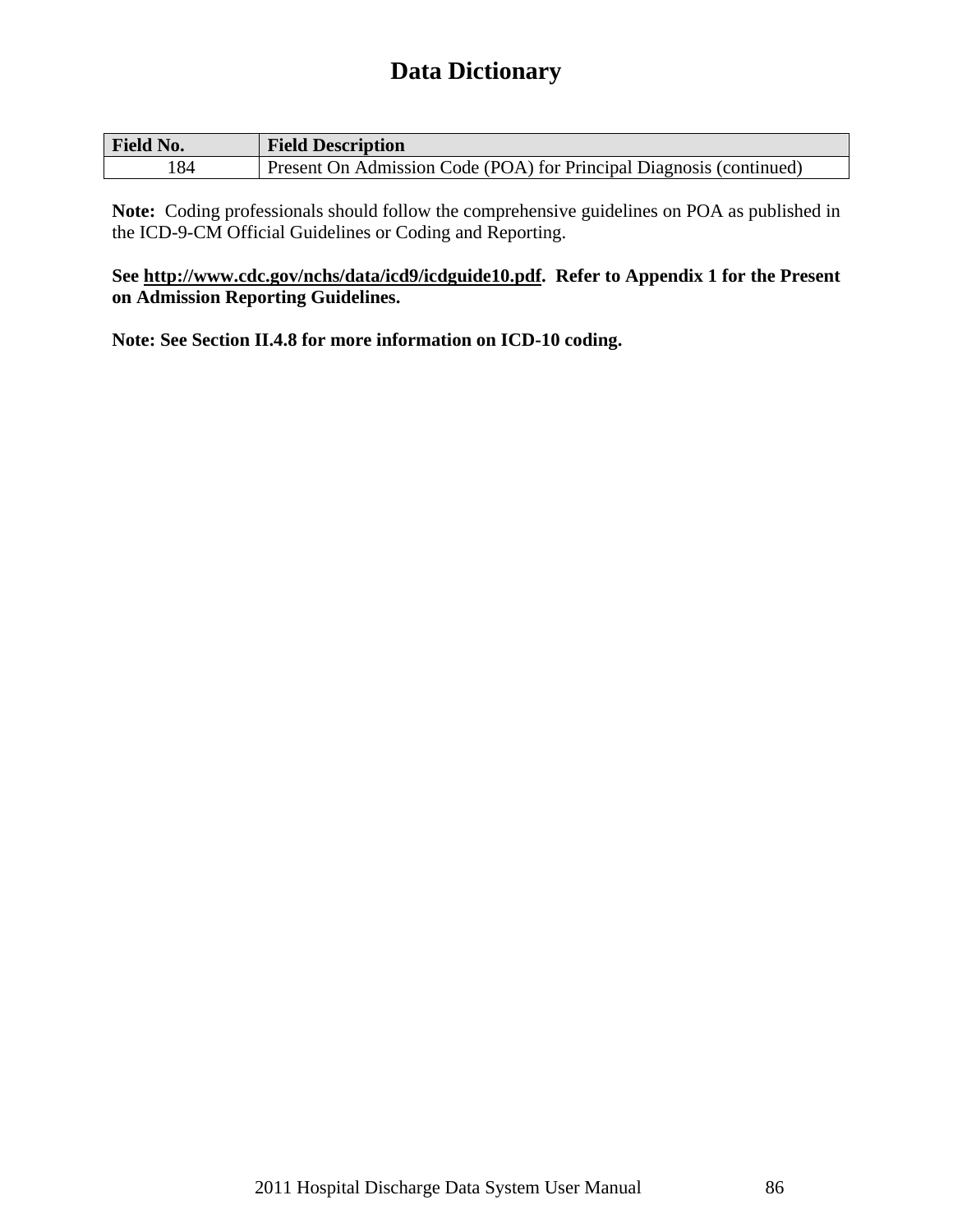# Data Dictionary

| Field No. | Field Description |
|---|---|
| 184 | Present On Admission Code (POA) for Principal Diagnosis (continued) |

**Note:** Coding professionals should follow the comprehensive guidelines on POA as published in the ICD-9-CM Official Guidelines or Coding and Reporting.

**See http://www.cdc.gov/nchs/data/icd9/icdguide10.pdf. Refer to Appendix 1 for the Present on Admission Reporting Guidelines.**

**Note: See Section II.4.8 for more information on ICD-10 coding.**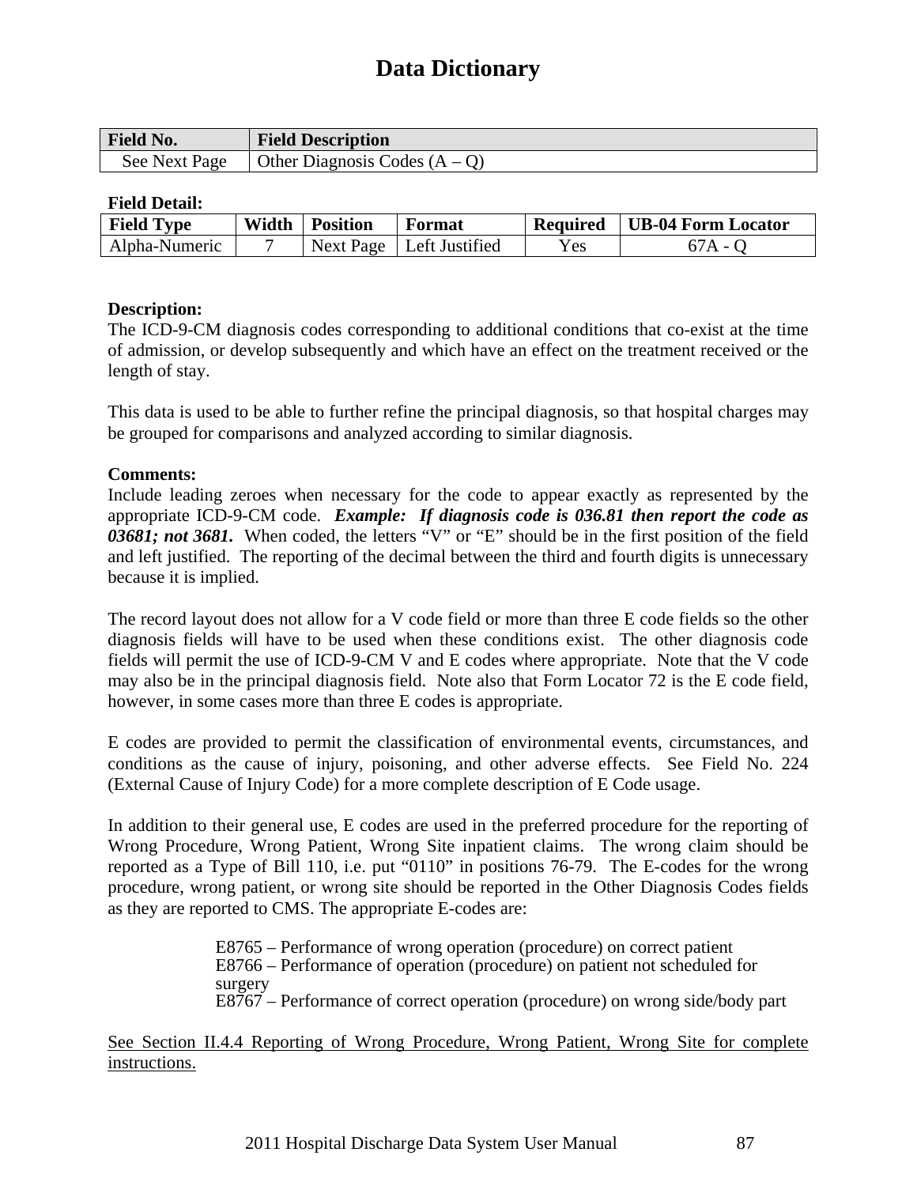# Data Dictionary

| Field No. | Field Description |
|---|---|
| See Next Page | Other Diagnosis Codes (A – Q) |

**Field Detail:**

| Field Type | Width | Position | Format | Required | UB-04 Form Locator |
|---|---|---|---|---|---|
| Alpha-Numeric | 7 | Next Page | Left Justified | Yes | 67A - Q |

**Description:**
The ICD-9-CM diagnosis codes corresponding to additional conditions that co-exist at the time of admission, or develop subsequently and which have an effect on the treatment received or the length of stay.

This data is used to be able to further refine the principal diagnosis, so that hospital charges may be grouped for comparisons and analyzed according to similar diagnosis.

**Comments:**
Include leading zeroes when necessary for the code to appear exactly as represented by the appropriate ICD-9-CM code. ***Example: If diagnosis code is 036.81 then report the code as 03681; not 3681.*** When coded, the letters "V" or "E" should be in the first position of the field and left justified. The reporting of the decimal between the third and fourth digits is unnecessary because it is implied.

The record layout does not allow for a V code field or more than three E code fields so the other diagnosis fields will have to be used when these conditions exist. The other diagnosis code fields will permit the use of ICD-9-CM V and E codes where appropriate. Note that the V code may also be in the principal diagnosis field. Note also that Form Locator 72 is the E code field, however, in some cases more than three E codes is appropriate.

E codes are provided to permit the classification of environmental events, circumstances, and conditions as the cause of injury, poisoning, and other adverse effects. See Field No. 224 (External Cause of Injury Code) for a more complete description of E Code usage.

In addition to their general use, E codes are used in the preferred procedure for the reporting of Wrong Procedure, Wrong Patient, Wrong Site inpatient claims. The wrong claim should be reported as a Type of Bill 110, i.e. put "0110" in positions 76-79. The E-codes for the wrong procedure, wrong patient, or wrong site should be reported in the Other Diagnosis Codes fields as they are reported to CMS. The appropriate E-codes are:

E8765 – Performance of wrong operation (procedure) on correct patient
E8766 – Performance of operation (procedure) on patient not scheduled for surgery
E8767 – Performance of correct operation (procedure) on wrong side/body part

<u>See Section II.4.4 Reporting of Wrong Procedure, Wrong Patient, Wrong Site for complete instructions.</u>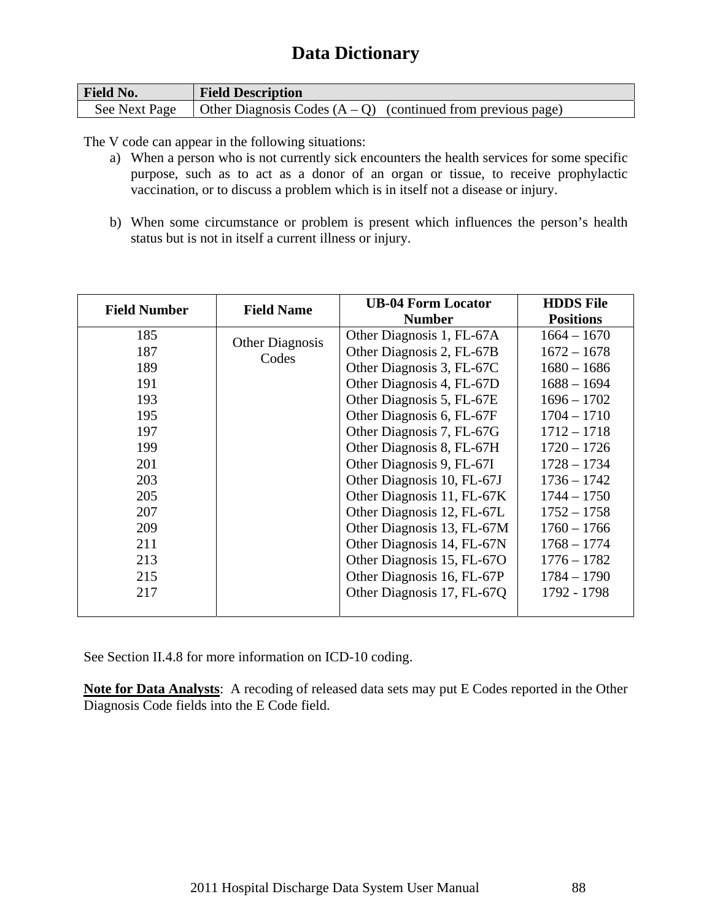# Data Dictionary

| Field No. | Field Description |
| --- | --- |
| See Next Page | Other Diagnosis Codes (A – Q)   (continued from previous page) |

The V code can appear in the following situations:

a) When a person who is not currently sick encounters the health services for some specific purpose, such as to act as a donor of an organ or tissue, to receive prophylactic vaccination, or to discuss a problem which is in itself not a disease or injury.

b) When some circumstance or problem is present which influences the person's health status but is not in itself a current illness or injury.

| Field Number | Field Name | UB-04 Form Locator Number | HDDS File Positions |
| --- | --- | --- | --- |
| 185 | Other Diagnosis Codes | Other Diagnosis 1, FL-67A | 1664 – 1670 |
| 187 | | Other Diagnosis 2, FL-67B | 1672 – 1678 |
| 189 | | Other Diagnosis 3, FL-67C | 1680 – 1686 |
| 191 | | Other Diagnosis 4, FL-67D | 1688 – 1694 |
| 193 | | Other Diagnosis 5, FL-67E | 1696 – 1702 |
| 195 | | Other Diagnosis 6, FL-67F | 1704 – 1710 |
| 197 | | Other Diagnosis 7, FL-67G | 1712 – 1718 |
| 199 | | Other Diagnosis 8, FL-67H | 1720 – 1726 |
| 201 | | Other Diagnosis 9, FL-67I | 1728 – 1734 |
| 203 | | Other Diagnosis 10, FL-67J | 1736 – 1742 |
| 205 | | Other Diagnosis 11, FL-67K | 1744 – 1750 |
| 207 | | Other Diagnosis 12, FL-67L | 1752 – 1758 |
| 209 | | Other Diagnosis 13, FL-67M | 1760 – 1766 |
| 211 | | Other Diagnosis 14, FL-67N | 1768 – 1774 |
| 213 | | Other Diagnosis 15, FL-67O | 1776 – 1782 |
| 215 | | Other Diagnosis 16, FL-67P | 1784 – 1790 |
| 217 | | Other Diagnosis 17, FL-67Q | 1792 - 1798 |

See Section II.4.8 for more information on ICD-10 coding.

**Note for Data Analysts**: A recoding of released data sets may put E Codes reported in the Other Diagnosis Code fields into the E Code field.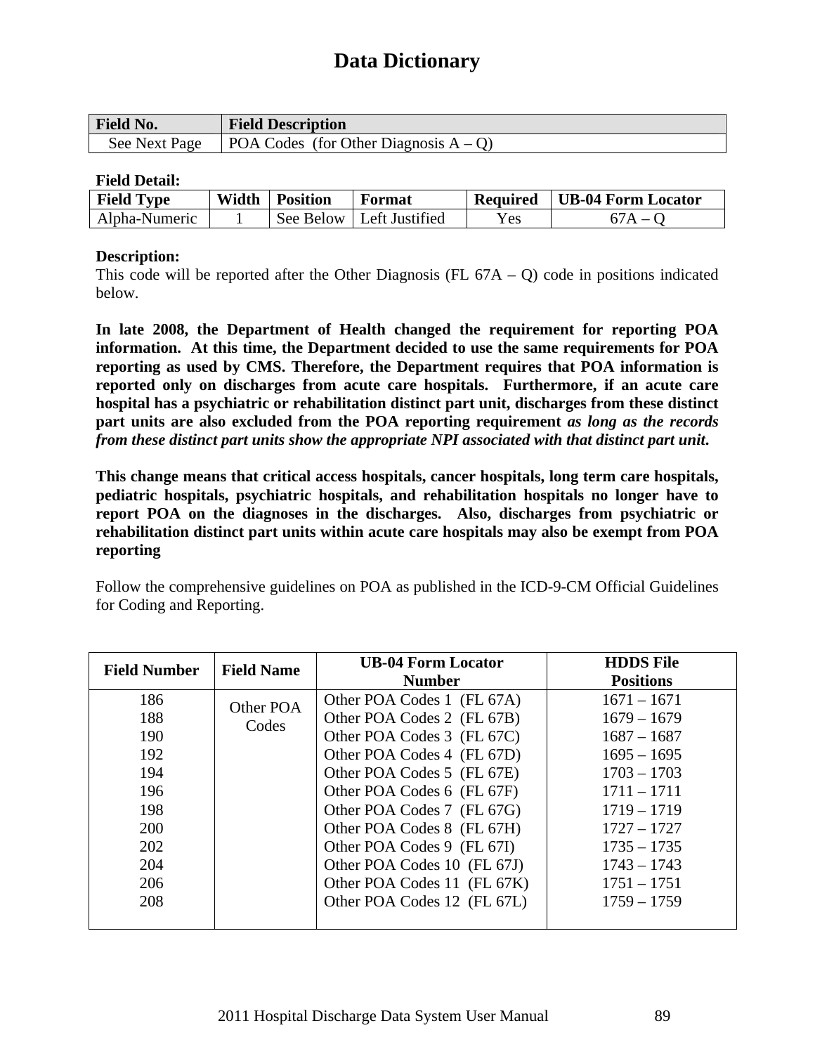# Data Dictionary

| Field No. | Field Description |
|---|---|
| See Next Page | POA Codes (for Other Diagnosis A – Q) |

**Field Detail:**

| Field Type | Width | Position | Format | Required | UB-04 Form Locator |
|---|---|---|---|---|---|
| Alpha-Numeric | 1 | See Below | Left Justified | Yes | 67A – Q |

**Description:**
This code will be reported after the Other Diagnosis (FL 67A – Q) code in positions indicated below.

**In late 2008, the Department of Health changed the requirement for reporting POA information. At this time, the Department decided to use the same requirements for POA reporting as used by CMS. Therefore, the Department requires that POA information is reported only on discharges from acute care hospitals. Furthermore, if an acute care hospital has a psychiatric or rehabilitation distinct part unit, discharges from these distinct part units are also excluded from the POA reporting requirement *as long as the records from these distinct part units show the appropriate NPI associated with that distinct part unit*.**

**This change means that critical access hospitals, cancer hospitals, long term care hospitals, pediatric hospitals, psychiatric hospitals, and rehabilitation hospitals no longer have to report POA on the diagnoses in the discharges. Also, discharges from psychiatric or rehabilitation distinct part units within acute care hospitals may also be exempt from POA reporting**

Follow the comprehensive guidelines on POA as published in the ICD-9-CM Official Guidelines for Coding and Reporting.

| Field Number | Field Name | UB-04 Form Locator Number | HDDS File Positions |
|---|---|---|---|
| 186 | Other POA Codes | Other POA Codes 1 (FL 67A) | 1671 – 1671 |
| 188 | | Other POA Codes 2 (FL 67B) | 1679 – 1679 |
| 190 | | Other POA Codes 3 (FL 67C) | 1687 – 1687 |
| 192 | | Other POA Codes 4 (FL 67D) | 1695 – 1695 |
| 194 | | Other POA Codes 5 (FL 67E) | 1703 – 1703 |
| 196 | | Other POA Codes 6 (FL 67F) | 1711 – 1711 |
| 198 | | Other POA Codes 7 (FL 67G) | 1719 – 1719 |
| 200 | | Other POA Codes 8 (FL 67H) | 1727 – 1727 |
| 202 | | Other POA Codes 9 (FL 67I) | 1735 – 1735 |
| 204 | | Other POA Codes 10 (FL 67J) | 1743 – 1743 |
| 206 | | Other POA Codes 11 (FL 67K) | 1751 – 1751 |
| 208 | | Other POA Codes 12 (FL 67L) | 1759 – 1759 |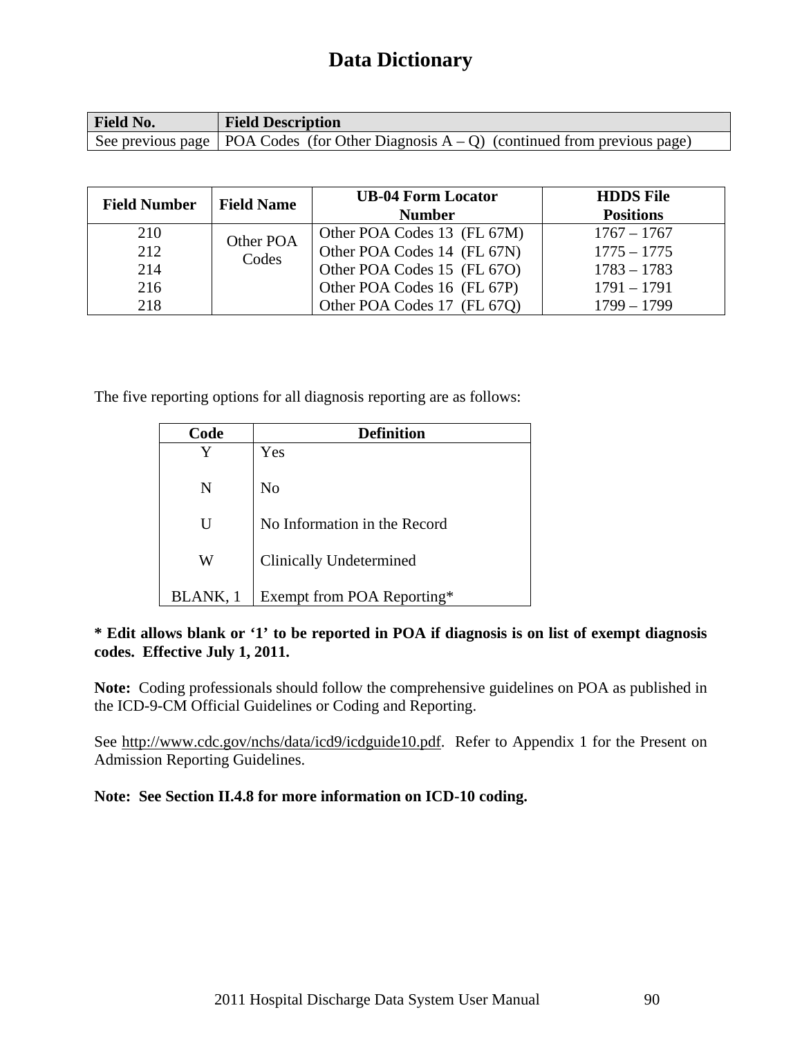# Data Dictionary

| Field No. | Field Description |
|---|---|
| See previous page | POA Codes (for Other Diagnosis A – Q) (continued from previous page) |

| Field Number | Field Name | UB-04 Form Locator Number | HDDS File Positions |
|---|---|---|---|
| 210 | Other POA Codes | Other POA Codes 13 (FL 67M) | 1767 – 1767 |
| 212 | | Other POA Codes 14 (FL 67N) | 1775 – 1775 |
| 214 | | Other POA Codes 15 (FL 67O) | 1783 – 1783 |
| 216 | | Other POA Codes 16 (FL 67P) | 1791 – 1791 |
| 218 | | Other POA Codes 17 (FL 67Q) | 1799 – 1799 |

The five reporting options for all diagnosis reporting are as follows:

| Code | Definition |
|---|---|
| Y | Yes |
| N | No |
| U | No Information in the Record |
| W | Clinically Undetermined |
| BLANK, 1 | Exempt from POA Reporting* |

**\* Edit allows blank or '1' to be reported in POA if diagnosis is on list of exempt diagnosis codes. Effective July 1, 2011.**

**Note:** Coding professionals should follow the comprehensive guidelines on POA as published in the ICD-9-CM Official Guidelines or Coding and Reporting.

See http://www.cdc.gov/nchs/data/icd9/icdguide10.pdf. Refer to Appendix 1 for the Present on Admission Reporting Guidelines.

**Note: See Section II.4.8 for more information on ICD-10 coding.**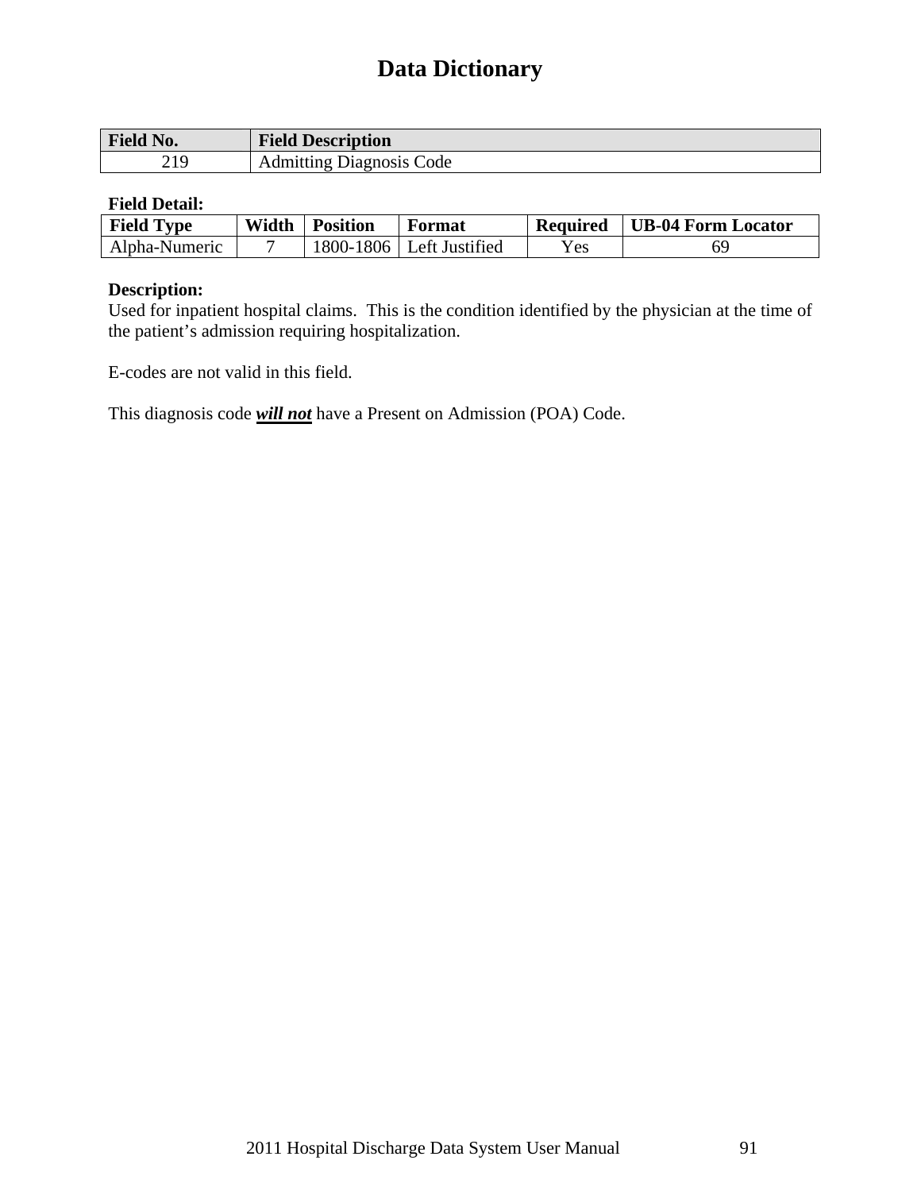# Data Dictionary

| Field No. | Field Description |
|---|---|
| 219 | Admitting Diagnosis Code |

**Field Detail:**

| Field Type | Width | Position | Format | Required | UB-04 Form Locator |
|---|---|---|---|---|---|
| Alpha-Numeric | 7 | 1800-1806 | Left Justified | Yes | 69 |

**Description:**

Used for inpatient hospital claims.  This is the condition identified by the physician at the time of the patient’s admission requiring hospitalization.

E-codes are not valid in this field.

This diagnosis code ***will not*** have a Present on Admission (POA) Code.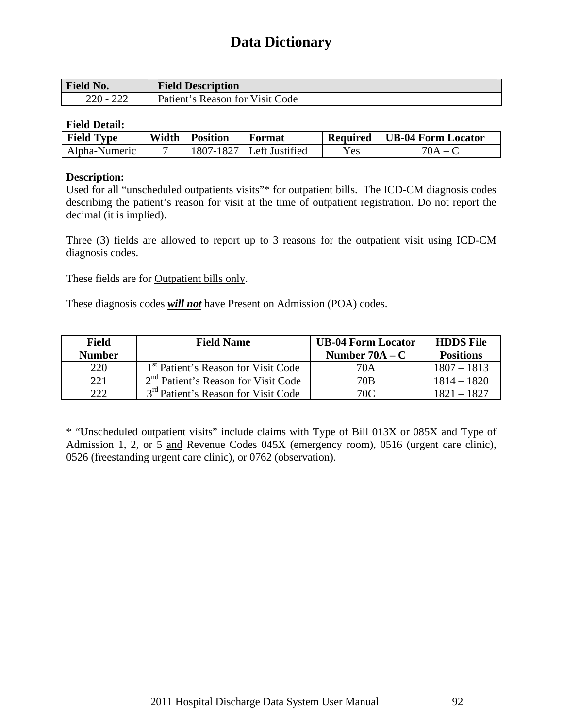# Data Dictionary

| Field No. | Field Description |
|---|---|
| 220 - 222 | Patient's Reason for Visit Code |

**Field Detail:**

| Field Type | Width | Position | Format | Required | UB-04 Form Locator |
|---|---|---|---|---|---|
| Alpha-Numeric | 7 | 1807-1827 | Left Justified | Yes | 70A – C |

**Description:**
Used for all "unscheduled outpatients visits"* for outpatient bills. The ICD-CM diagnosis codes describing the patient's reason for visit at the time of outpatient registration. Do not report the decimal (it is implied).

Three (3) fields are allowed to report up to 3 reasons for the outpatient visit using ICD-CM diagnosis codes.

These fields are for <u>Outpatient bills only</u>.

These diagnosis codes ***<u>will not</u>*** have Present on Admission (POA) codes.

| Field Number | Field Name | UB-04 Form Locator Number 70A – C | HDDS File Positions |
|---|---|---|---|
| 220 | 1st Patient's Reason for Visit Code | 70A | 1807 – 1813 |
| 221 | 2nd Patient's Reason for Visit Code | 70B | 1814 – 1820 |
| 222 | 3rd Patient's Reason for Visit Code | 70C | 1821 – 1827 |

* "Unscheduled outpatient visits" include claims with Type of Bill 013X or 085X <u>and</u> Type of Admission 1, 2, or 5 <u>and</u> Revenue Codes 045X (emergency room), 0516 (urgent care clinic), 0526 (freestanding urgent care clinic), or 0762 (observation).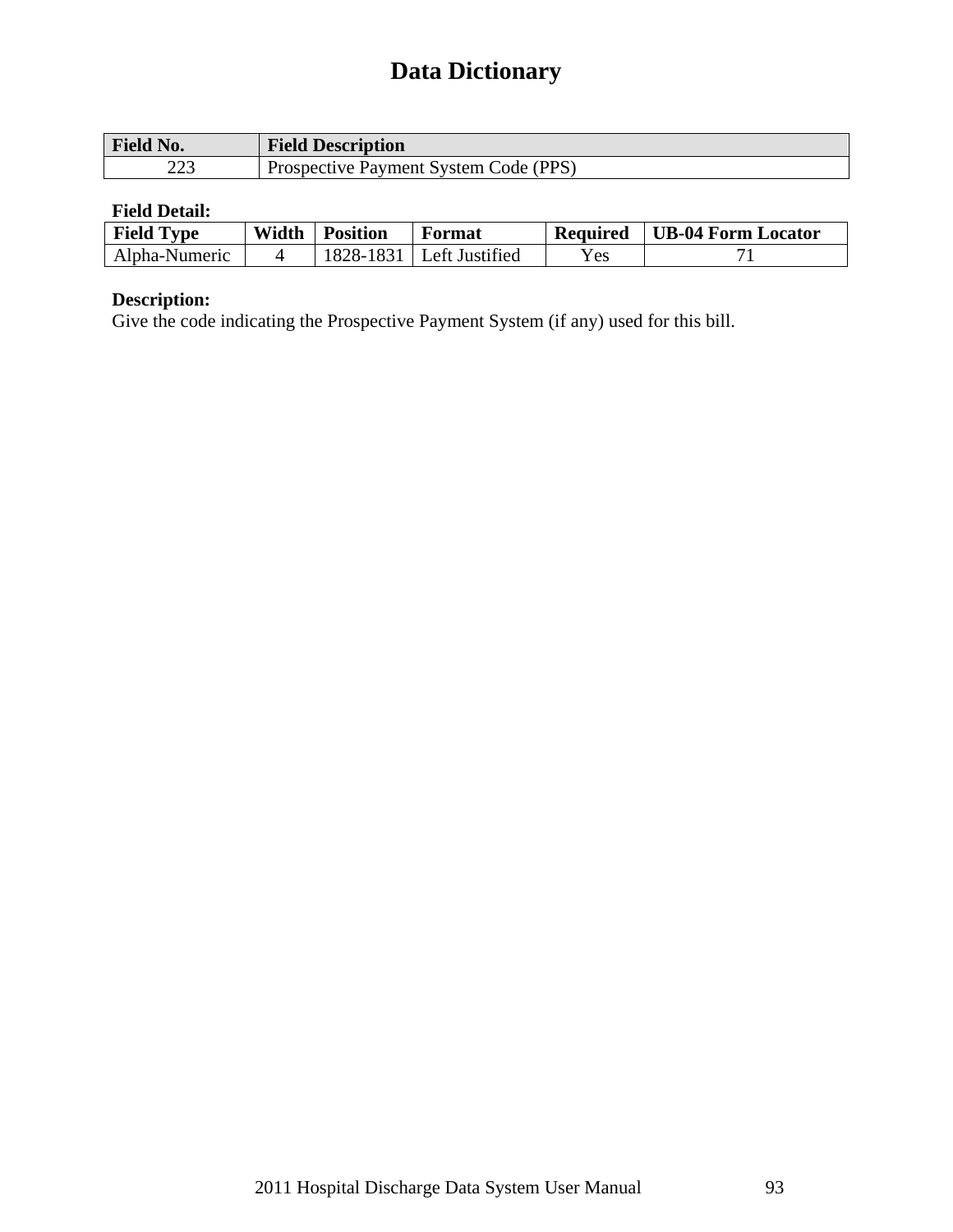# Data Dictionary

| Field No. | Field Description |
|---|---|
| 223 | Prospective Payment System Code (PPS) |

**Field Detail:**

| Field Type | Width | Position | Format | Required | UB-04 Form Locator |
|---|---|---|---|---|---|
| Alpha-Numeric | 4 | 1828-1831 | Left Justified | Yes | 71 |

**Description:**
Give the code indicating the Prospective Payment System (if any) used for this bill.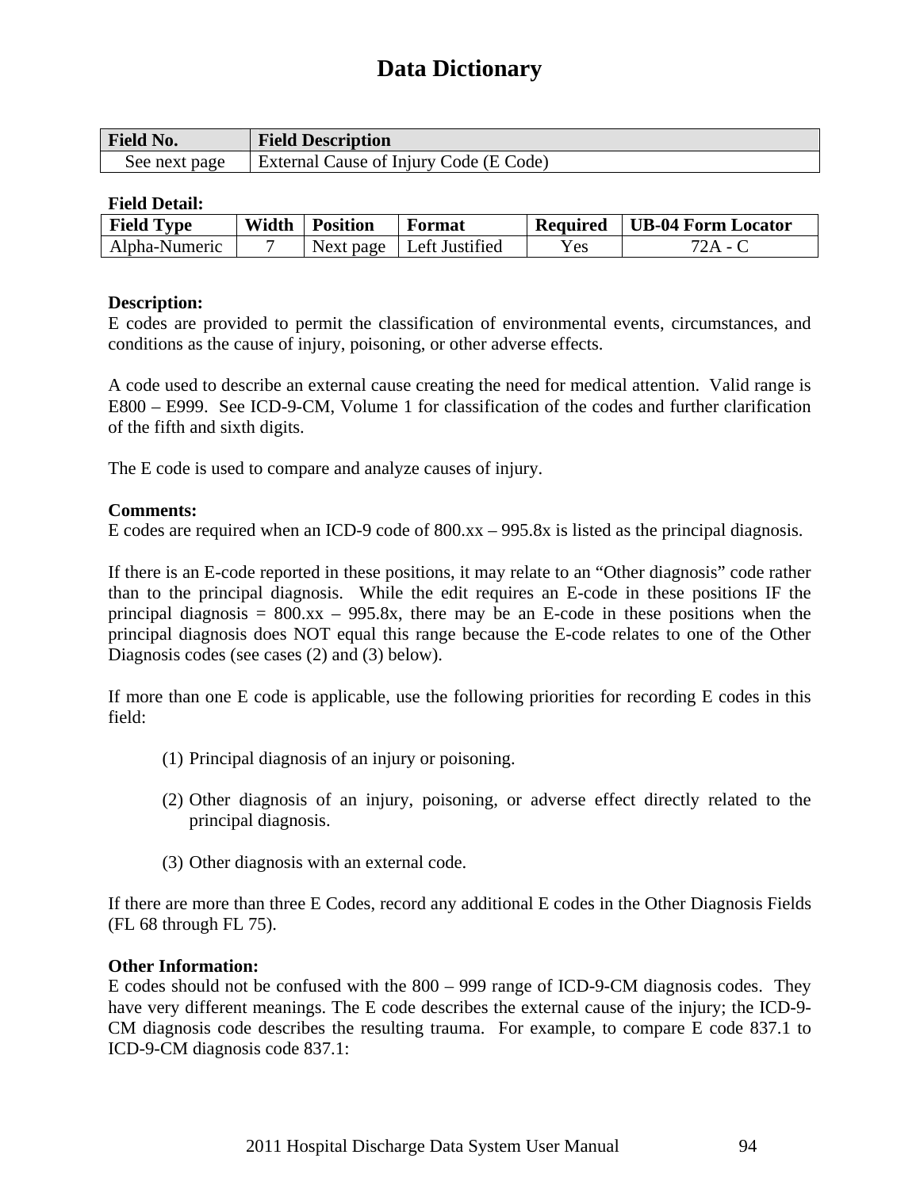# Data Dictionary

| Field No. | Field Description |
|---|---|
| See next page | External Cause of Injury Code (E Code) |

**Field Detail:**

| Field Type | Width | Position | Format | Required | UB-04 Form Locator |
|---|---|---|---|---|---|
| Alpha-Numeric | 7 | Next page | Left Justified | Yes | 72A - C |

**Description:**
E codes are provided to permit the classification of environmental events, circumstances, and conditions as the cause of injury, poisoning, or other adverse effects.

A code used to describe an external cause creating the need for medical attention. Valid range is E800 – E999. See ICD-9-CM, Volume 1 for classification of the codes and further clarification of the fifth and sixth digits.

The E code is used to compare and analyze causes of injury.

**Comments:**
E codes are required when an ICD-9 code of 800.xx – 995.8x is listed as the principal diagnosis.

If there is an E-code reported in these positions, it may relate to an "Other diagnosis" code rather than to the principal diagnosis. While the edit requires an E-code in these positions IF the principal diagnosis = 800.xx – 995.8x, there may be an E-code in these positions when the principal diagnosis does NOT equal this range because the E-code relates to one of the Other Diagnosis codes (see cases (2) and (3) below).

If more than one E code is applicable, use the following priorities for recording E codes in this field:

(1) Principal diagnosis of an injury or poisoning.

(2) Other diagnosis of an injury, poisoning, or adverse effect directly related to the principal diagnosis.

(3) Other diagnosis with an external code.

If there are more than three E Codes, record any additional E codes in the Other Diagnosis Fields (FL 68 through FL 75).

**Other Information:**
E codes should not be confused with the 800 – 999 range of ICD-9-CM diagnosis codes. They have very different meanings. The E code describes the external cause of the injury; the ICD-9-CM diagnosis code describes the resulting trauma. For example, to compare E code 837.1 to ICD-9-CM diagnosis code 837.1: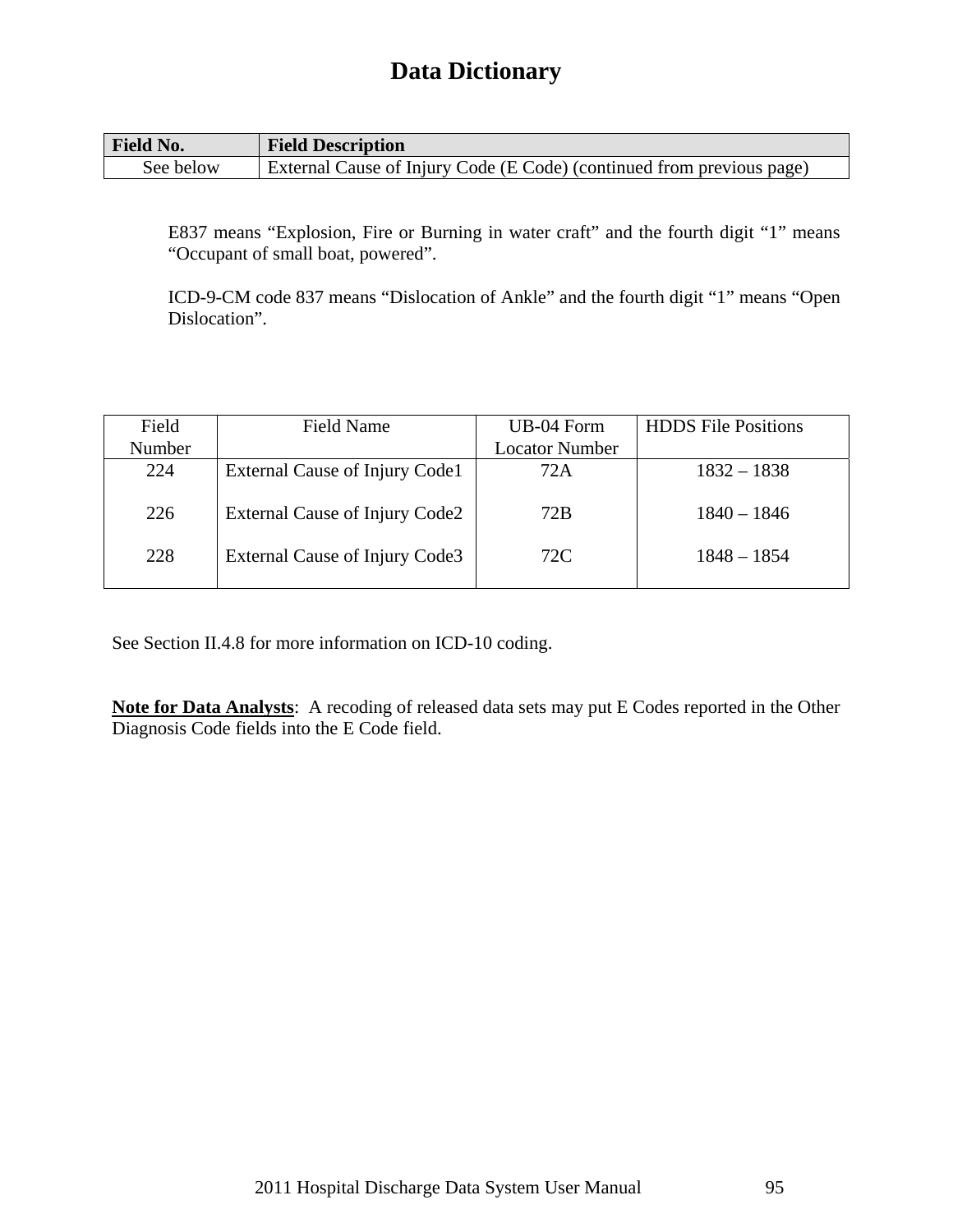# Data Dictionary

| Field No. | Field Description |
|---|---|
| See below | External Cause of Injury Code (E Code) (continued from previous page) |

E837 means "Explosion, Fire or Burning in water craft" and the fourth digit "1" means "Occupant of small boat, powered".

ICD-9-CM code 837 means "Dislocation of Ankle" and the fourth digit "1" means "Open Dislocation".

| Field Number | Field Name | UB-04 Form Locator Number | HDDS File Positions |
|---|---|---|---|
| 224 | External Cause of Injury Code1 | 72A | 1832 – 1838 |
| 226 | External Cause of Injury Code2 | 72B | 1840 – 1846 |
| 228 | External Cause of Injury Code3 | 72C | 1848 – 1854 |

See Section II.4.8 for more information on ICD-10 coding.

**Note for Data Analysts**: A recoding of released data sets may put E Codes reported in the Other Diagnosis Code fields into the E Code field.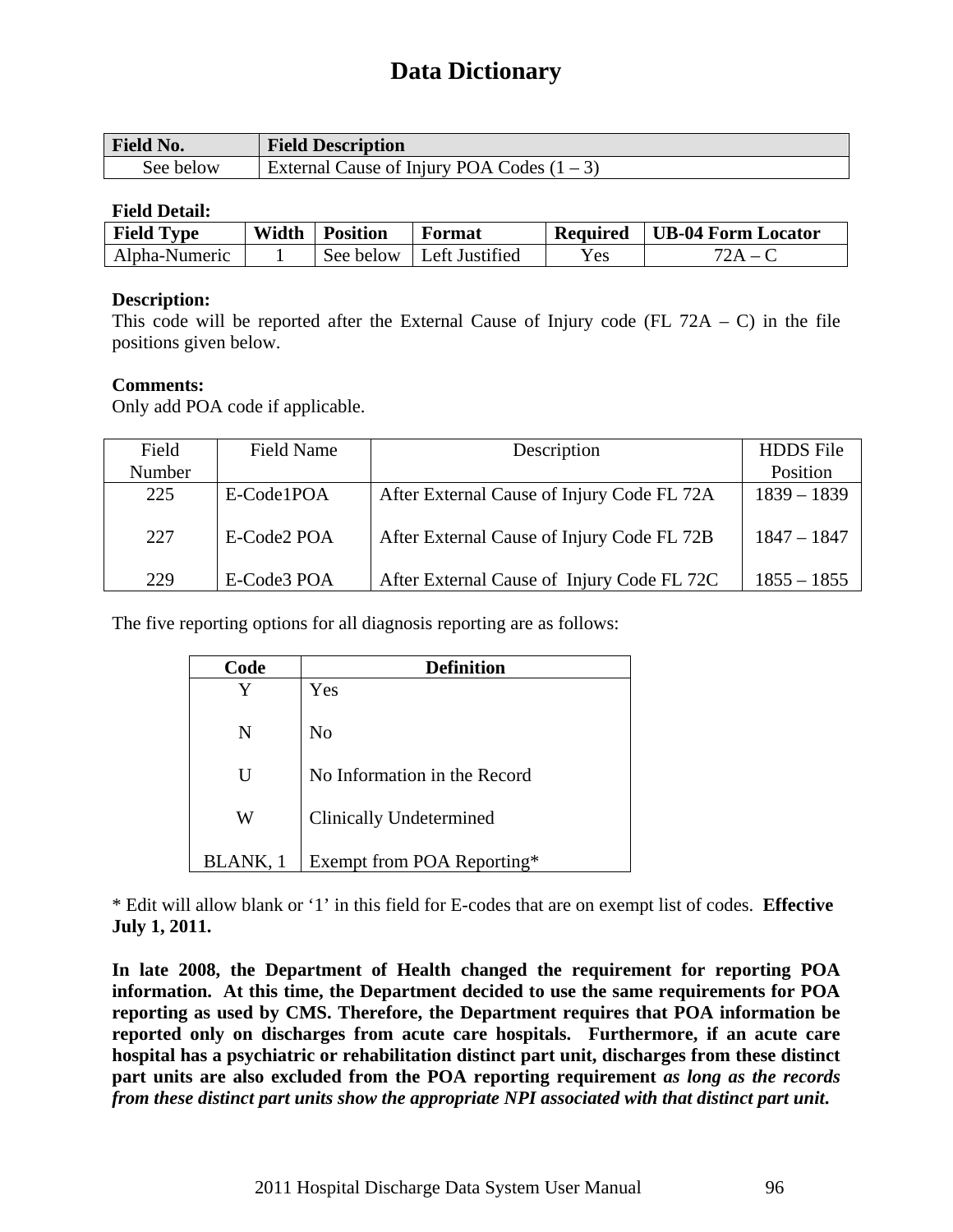# Data Dictionary

| Field No. | Field Description |
|---|---|
| See below | External Cause of Injury POA Codes (1 – 3) |

**Field Detail:**

| Field Type | Width | Position | Format | Required | UB-04 Form Locator |
|---|---|---|---|---|---|
| Alpha-Numeric | 1 | See below | Left Justified | Yes | 72A – C |

**Description:**
This code will be reported after the External Cause of Injury code (FL 72A – C) in the file positions given below.

**Comments:**
Only add POA code if applicable.

| Field Number | Field Name | Description | HDDS File Position |
|---|---|---|---|
| 225 | E-Code1POA | After External Cause of Injury Code FL 72A | 1839 – 1839 |
| 227 | E-Code2 POA | After External Cause of Injury Code FL 72B | 1847 – 1847 |
| 229 | E-Code3 POA | After External Cause of Injury Code FL 72C | 1855 – 1855 |

The five reporting options for all diagnosis reporting are as follows:

| Code | Definition |
|---|---|
| Y | Yes |
| N | No |
| U | No Information in the Record |
| W | Clinically Undetermined |
| BLANK, 1 | Exempt from POA Reporting* |

* Edit will allow blank or '1' in this field for E-codes that are on exempt list of codes. **Effective July 1, 2011.**

**In late 2008, the Department of Health changed the requirement for reporting POA information. At this time, the Department decided to use the same requirements for POA reporting as used by CMS. Therefore, the Department requires that POA information be reported only on discharges from acute care hospitals. Furthermore, if an acute care hospital has a psychiatric or rehabilitation distinct part unit, discharges from these distinct part units are also excluded from the POA reporting requirement *as long as the records from these distinct part units show the appropriate NPI associated with that distinct part unit.***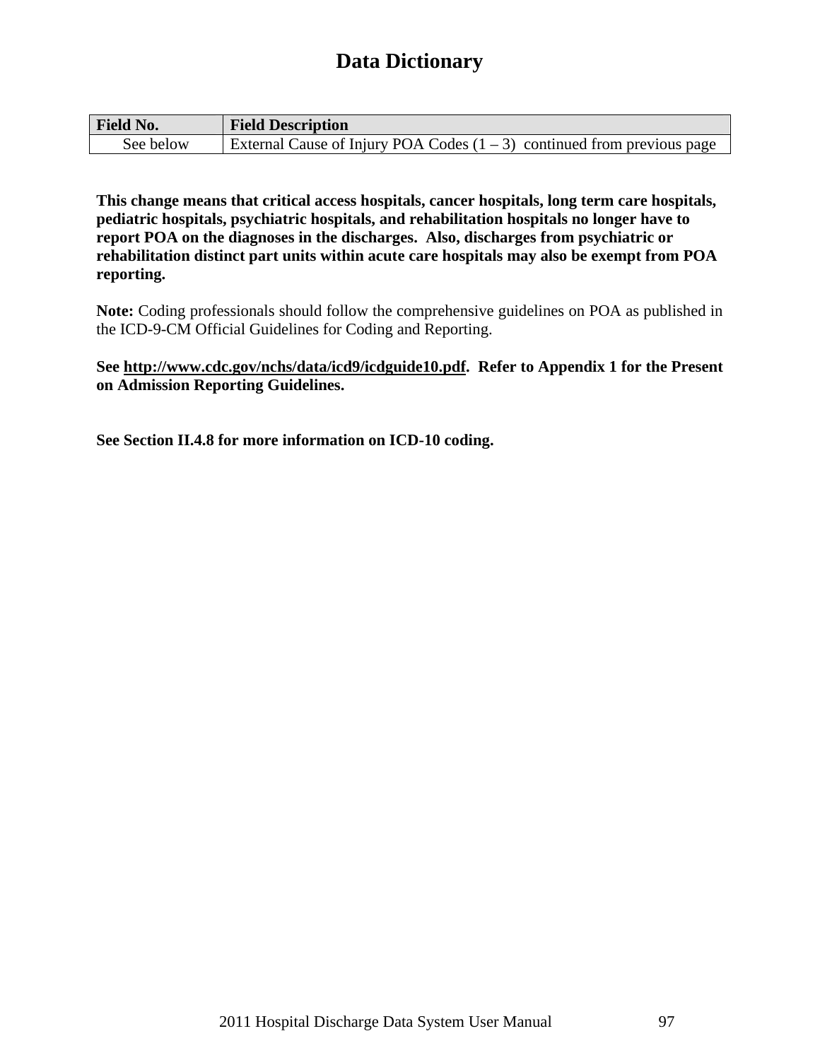# Data Dictionary

| Field No. | Field Description |
|---|---|
| See below | External Cause of Injury POA Codes (1 – 3) continued from previous page |

**This change means that critical access hospitals, cancer hospitals, long term care hospitals, pediatric hospitals, psychiatric hospitals, and rehabilitation hospitals no longer have to report POA on the diagnoses in the discharges. Also, discharges from psychiatric or rehabilitation distinct part units within acute care hospitals may also be exempt from POA reporting.**

**Note:** Coding professionals should follow the comprehensive guidelines on POA as published in the ICD-9-CM Official Guidelines for Coding and Reporting.

**See http://www.cdc.gov/nchs/data/icd9/icdguide10.pdf. Refer to Appendix 1 for the Present on Admission Reporting Guidelines.**

**See Section II.4.8 for more information on ICD-10 coding.**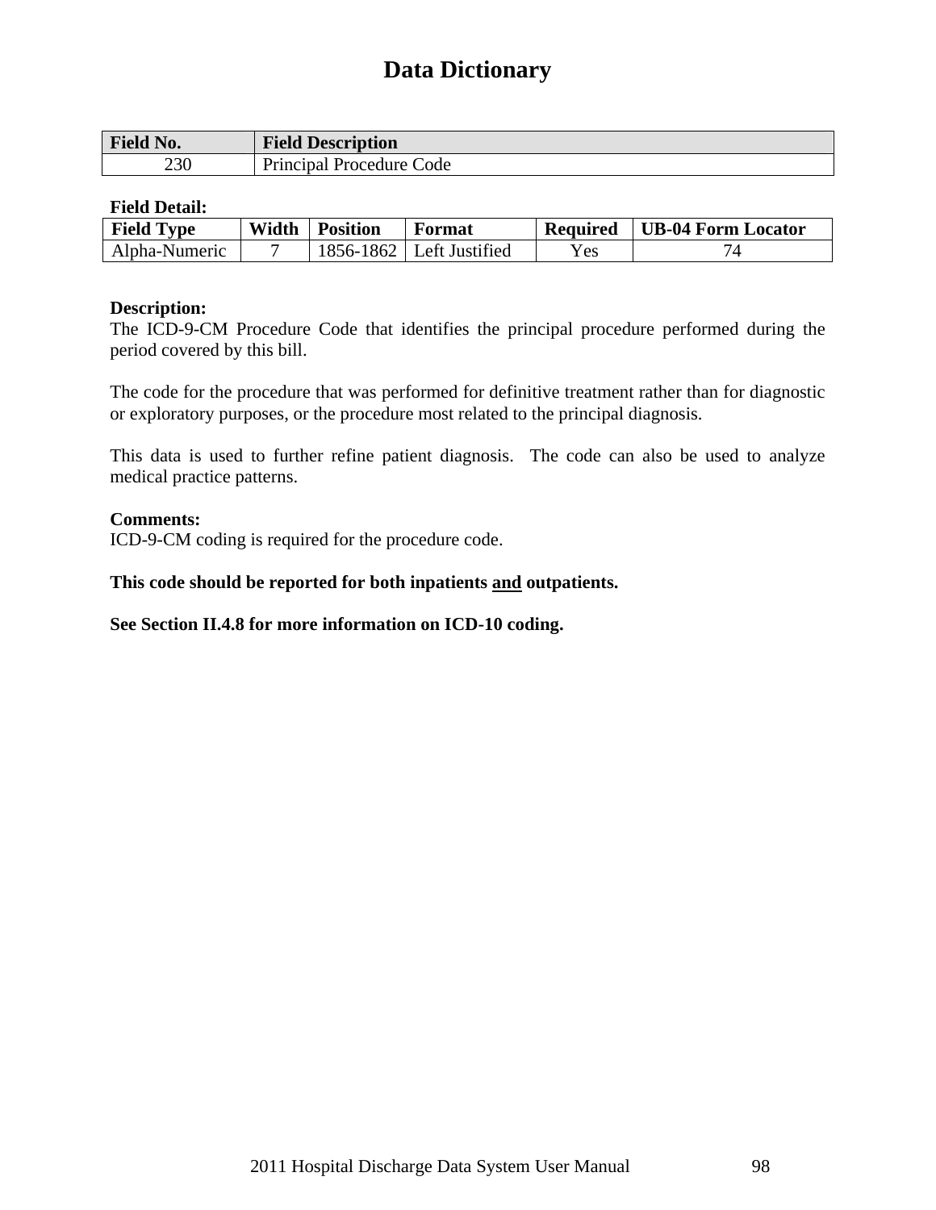# Data Dictionary

| Field No. | Field Description |
|---|---|
| 230 | Principal Procedure Code |

**Field Detail:**

| Field Type | Width | Position | Format | Required | UB-04 Form Locator |
|---|---|---|---|---|---|
| Alpha-Numeric | 7 | 1856-1862 | Left Justified | Yes | 74 |

**Description:**

The ICD-9-CM Procedure Code that identifies the principal procedure performed during the period covered by this bill.

The code for the procedure that was performed for definitive treatment rather than for diagnostic or exploratory purposes, or the procedure most related to the principal diagnosis.

This data is used to further refine patient diagnosis. The code can also be used to analyze medical practice patterns.

**Comments:**

ICD-9-CM coding is required for the procedure code.

**This code should be reported for both inpatients <u>and</u> outpatients.**

**See Section II.4.8 for more information on ICD-10 coding.**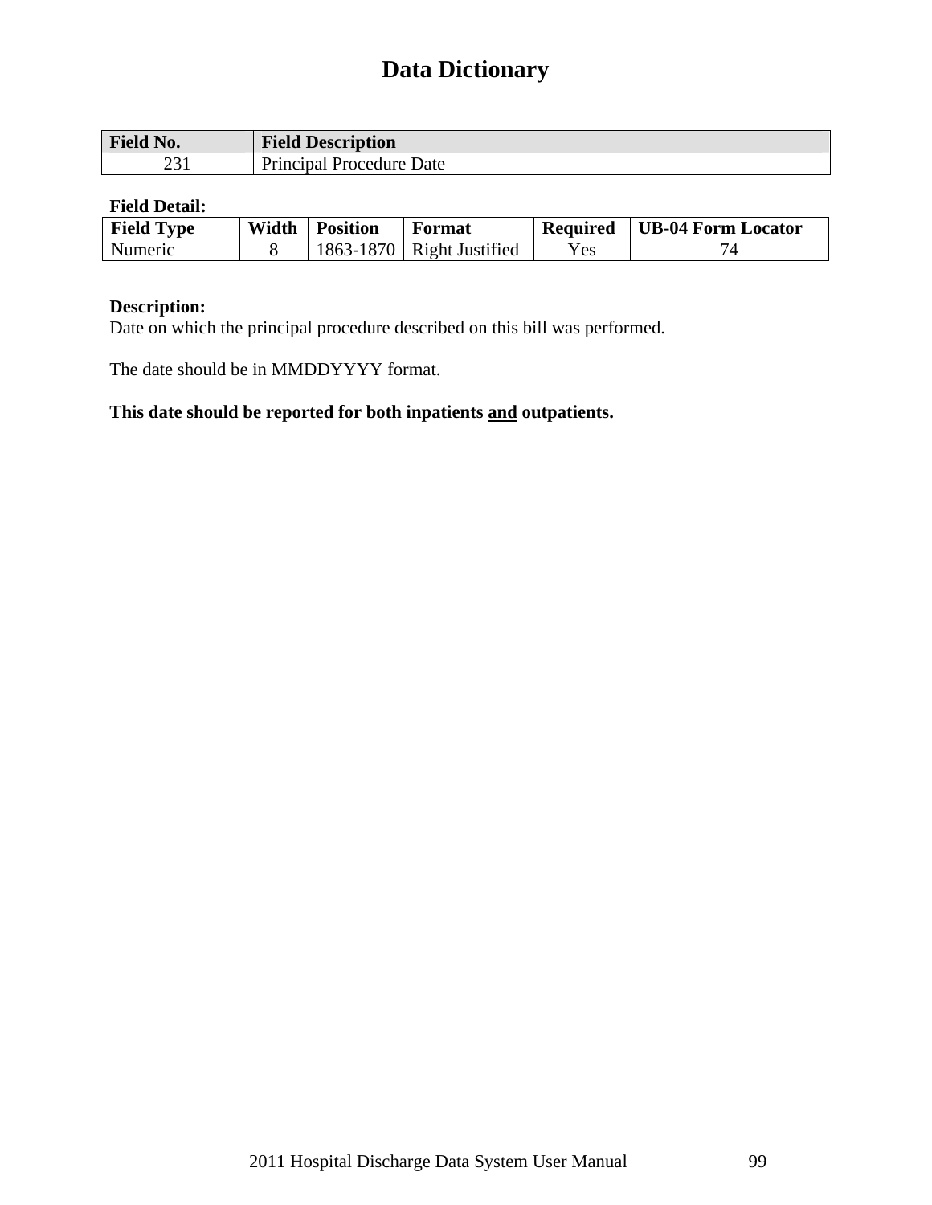# Data Dictionary

| Field No. | Field Description |
|---|---|
| 231 | Principal Procedure Date |

**Field Detail:**

| Field Type | Width | Position | Format | Required | UB-04 Form Locator |
|---|---|---|---|---|---|
| Numeric | 8 | 1863-1870 | Right Justified | Yes | 74 |

**Description:**
Date on which the principal procedure described on this bill was performed.

The date should be in MMDDYYYY format.

**This date should be reported for both inpatients <u>and</u> outpatients.**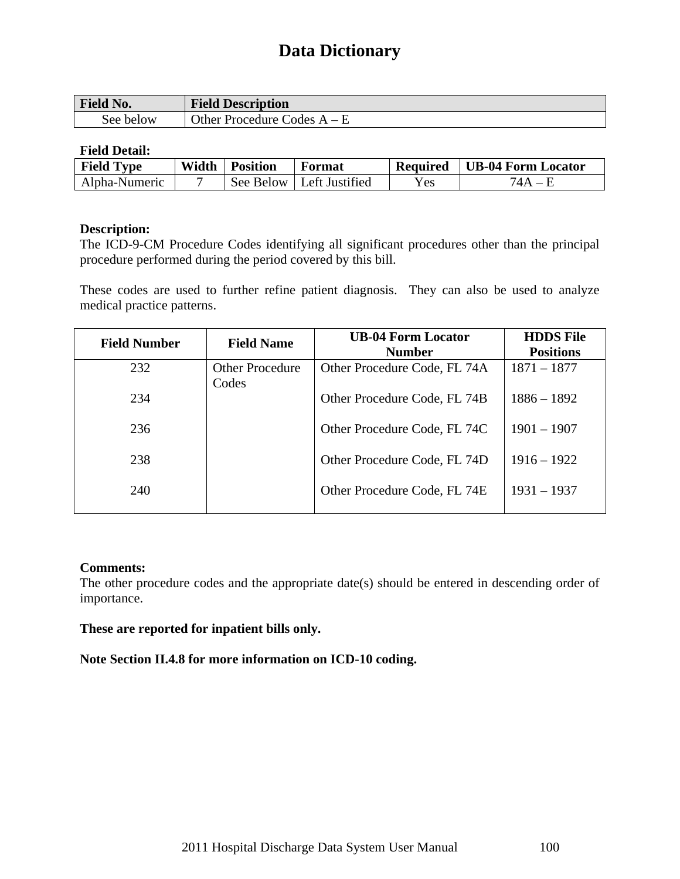# Data Dictionary

| Field No. | Field Description |
|---|---|
| See below | Other Procedure Codes A – E |

**Field Detail:**

| Field Type | Width | Position | Format | Required | UB-04 Form Locator |
|---|---|---|---|---|---|
| Alpha-Numeric | 7 | See Below | Left Justified | Yes | 74A – E |

**Description:**
The ICD-9-CM Procedure Codes identifying all significant procedures other than the principal procedure performed during the period covered by this bill.

These codes are used to further refine patient diagnosis. They can also be used to analyze medical practice patterns.

| Field Number | Field Name | UB-04 Form Locator Number | HDDS File Positions |
|---|---|---|---|
| 232 | Other Procedure Codes | Other Procedure Code, FL 74A | 1871 – 1877 |
| 234 | | Other Procedure Code, FL 74B | 1886 – 1892 |
| 236 | | Other Procedure Code, FL 74C | 1901 – 1907 |
| 238 | | Other Procedure Code, FL 74D | 1916 – 1922 |
| 240 | | Other Procedure Code, FL 74E | 1931 – 1937 |

**Comments:**
The other procedure codes and the appropriate date(s) should be entered in descending order of importance.

**These are reported for inpatient bills only.**

**Note Section II.4.8 for more information on ICD-10 coding.**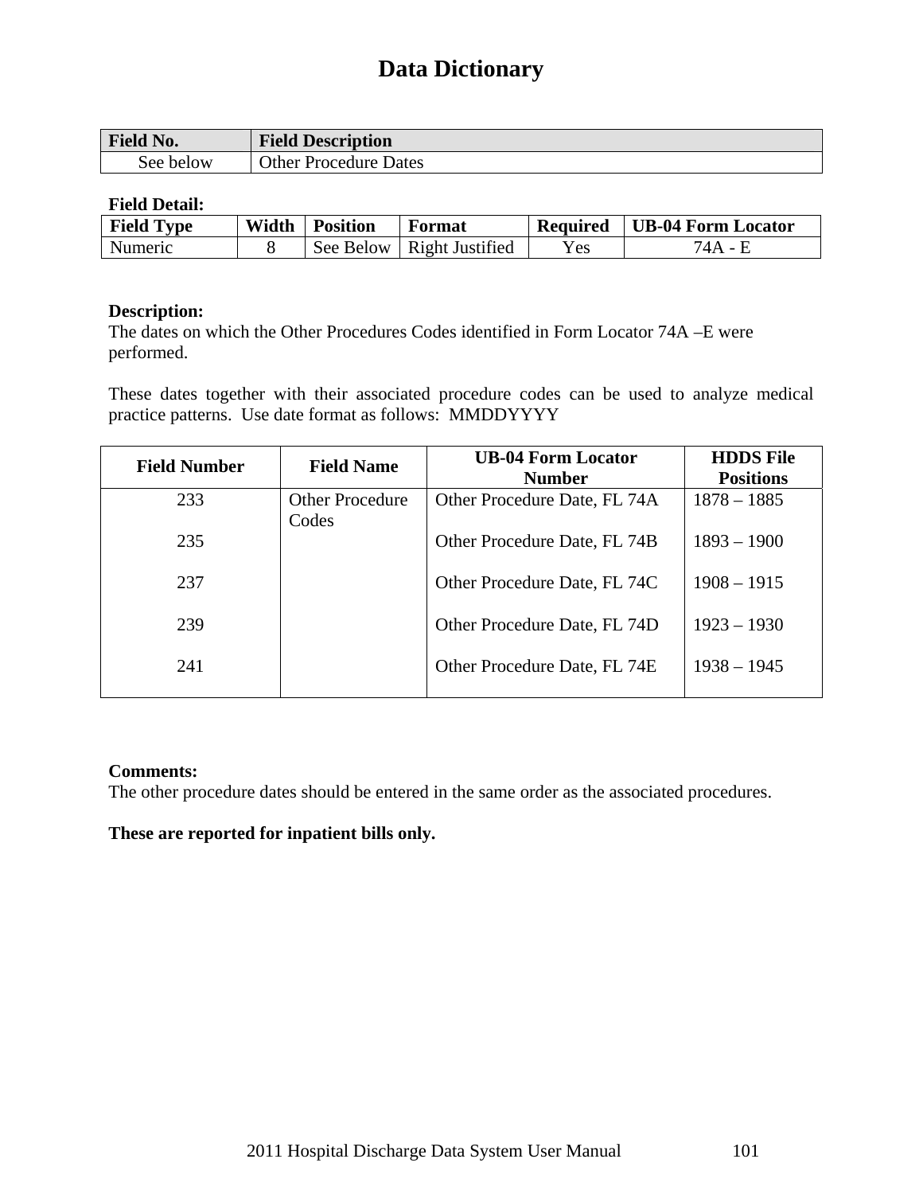# Data Dictionary

| Field No. | Field Description |
|---|---|
| See below | Other Procedure Dates |

**Field Detail:**

| Field Type | Width | Position | Format | Required | UB-04 Form Locator |
|---|---|---|---|---|---|
| Numeric | 8 | See Below | Right Justified | Yes | 74A - E |

**Description:**
The dates on which the Other Procedures Codes identified in Form Locator 74A –E were performed.

These dates together with their associated procedure codes can be used to analyze medical practice patterns. Use date format as follows: MMDDYYYY

| Field Number | Field Name | UB-04 Form Locator Number | HDDS File Positions |
|---|---|---|---|
| 233 | Other Procedure Codes | Other Procedure Date, FL 74A | 1878 – 1885 |
| 235 | | Other Procedure Date, FL 74B | 1893 – 1900 |
| 237 | | Other Procedure Date, FL 74C | 1908 – 1915 |
| 239 | | Other Procedure Date, FL 74D | 1923 – 1930 |
| 241 | | Other Procedure Date, FL 74E | 1938 – 1945 |

**Comments:**
The other procedure dates should be entered in the same order as the associated procedures.

**These are reported for inpatient bills only.**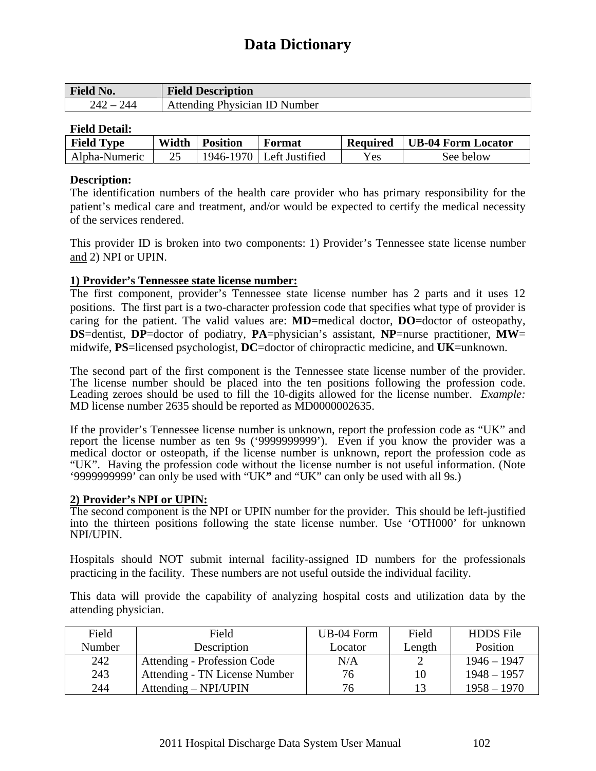# Data Dictionary

| Field No. | Field Description |
|---|---|
| 242 – 244 | Attending Physician ID Number |

**Field Detail:**

| Field Type | Width | Position | Format | Required | UB-04 Form Locator |
|---|---|---|---|---|---|
| Alpha-Numeric | 25 | 1946-1970 | Left Justified | Yes | See below |

**Description:**
The identification numbers of the health care provider who has primary responsibility for the patient's medical care and treatment, and/or would be expected to certify the medical necessity of the services rendered.

This provider ID is broken into two components: 1) Provider's Tennessee state license number and 2) NPI or UPIN.

**1) Provider's Tennessee state license number:**
The first component, provider's Tennessee state license number has 2 parts and it uses 12 positions. The first part is a two-character profession code that specifies what type of provider is caring for the patient. The valid values are: **MD**=medical doctor, **DO**=doctor of osteopathy, **DS**=dentist, **DP**=doctor of podiatry, **PA**=physician's assistant, **NP**=nurse practitioner, **MW**= midwife, **PS**=licensed psychologist, **DC**=doctor of chiropractic medicine, and **UK**=unknown.

The second part of the first component is the Tennessee state license number of the provider. The license number should be placed into the ten positions following the profession code. Leading zeroes should be used to fill the 10-digits allowed for the license number. *Example:* MD license number 2635 should be reported as MD0000002635.

If the provider's Tennessee license number is unknown, report the profession code as "UK" and report the license number as ten 9s ('9999999999'). Even if you know the provider was a medical doctor or osteopath, if the license number is unknown, report the profession code as "UK". Having the profession code without the license number is not useful information. (Note '9999999999' can only be used with "UK**"** and "UK" can only be used with all 9s.)

**2) Provider's NPI or UPIN:**
The second component is the NPI or UPIN number for the provider. This should be left-justified into the thirteen positions following the state license number. Use 'OTH000' for unknown NPI/UPIN.

Hospitals should NOT submit internal facility-assigned ID numbers for the professionals practicing in the facility. These numbers are not useful outside the individual facility.

This data will provide the capability of analyzing hospital costs and utilization data by the attending physician.

| Field Number | Field Description | UB-04 Form Locator | Field Length | HDDS File Position |
|---|---|---|---|---|
| 242 | Attending - Profession Code | N/A | 2 | 1946 – 1947 |
| 243 | Attending - TN License Number | 76 | 10 | 1948 – 1957 |
| 244 | Attending – NPI/UPIN | 76 | 13 | 1958 – 1970 |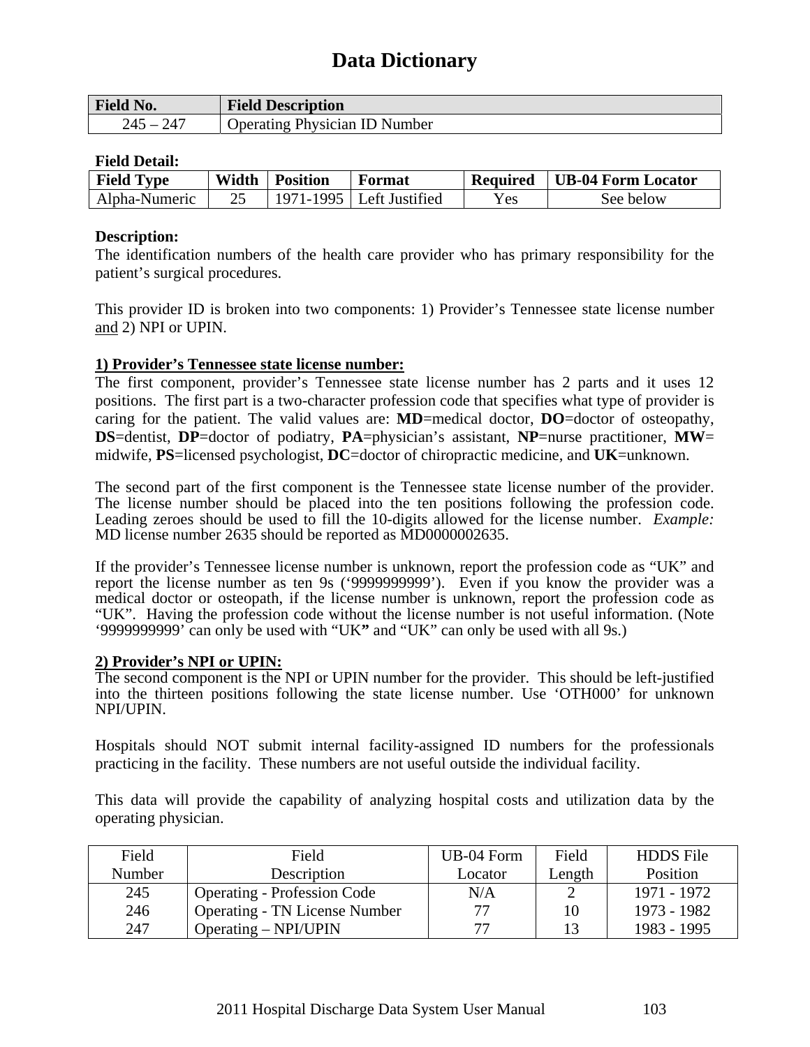# Data Dictionary

| Field No. | Field Description |
|---|---|
| 245 – 247 | Operating Physician ID Number |

**Field Detail:**

| Field Type | Width | Position | Format | Required | UB-04 Form Locator |
|---|---|---|---|---|---|
| Alpha-Numeric | 25 | 1971-1995 | Left Justified | Yes | See below |

**Description:**

The identification numbers of the health care provider who has primary responsibility for the patient's surgical procedures.

This provider ID is broken into two components: 1) Provider's Tennessee state license number and 2) NPI or UPIN.

**1) Provider's Tennessee state license number:**

The first component, provider's Tennessee state license number has 2 parts and it uses 12 positions. The first part is a two-character profession code that specifies what type of provider is caring for the patient. The valid values are: **MD**=medical doctor, **DO**=doctor of osteopathy, **DS**=dentist, **DP**=doctor of podiatry, **PA**=physician's assistant, **NP**=nurse practitioner, **MW**= midwife, **PS**=licensed psychologist, **DC**=doctor of chiropractic medicine, and **UK**=unknown.

The second part of the first component is the Tennessee state license number of the provider. The license number should be placed into the ten positions following the profession code. Leading zeroes should be used to fill the 10-digits allowed for the license number. *Example:* MD license number 2635 should be reported as MD0000002635.

If the provider's Tennessee license number is unknown, report the profession code as "UK" and report the license number as ten 9s ('9999999999'). Even if you know the provider was a medical doctor or osteopath, if the license number is unknown, report the profession code as "UK". Having the profession code without the license number is not useful information. (Note '9999999999' can only be used with "UK**"** and "UK" can only be used with all 9s.)

**2) Provider's NPI or UPIN:**

The second component is the NPI or UPIN number for the provider. This should be left-justified into the thirteen positions following the state license number. Use 'OTH000' for unknown NPI/UPIN.

Hospitals should NOT submit internal facility-assigned ID numbers for the professionals practicing in the facility. These numbers are not useful outside the individual facility.

This data will provide the capability of analyzing hospital costs and utilization data by the operating physician.

| Field Number | Field Description | UB-04 Form Locator | Field Length | HDDS File Position |
|---|---|---|---|---|
| 245 | Operating - Profession Code | N/A | 2 | 1971 - 1972 |
| 246 | Operating - TN License Number | 77 | 10 | 1973 - 1982 |
| 247 | Operating – NPI/UPIN | 77 | 13 | 1983 - 1995 |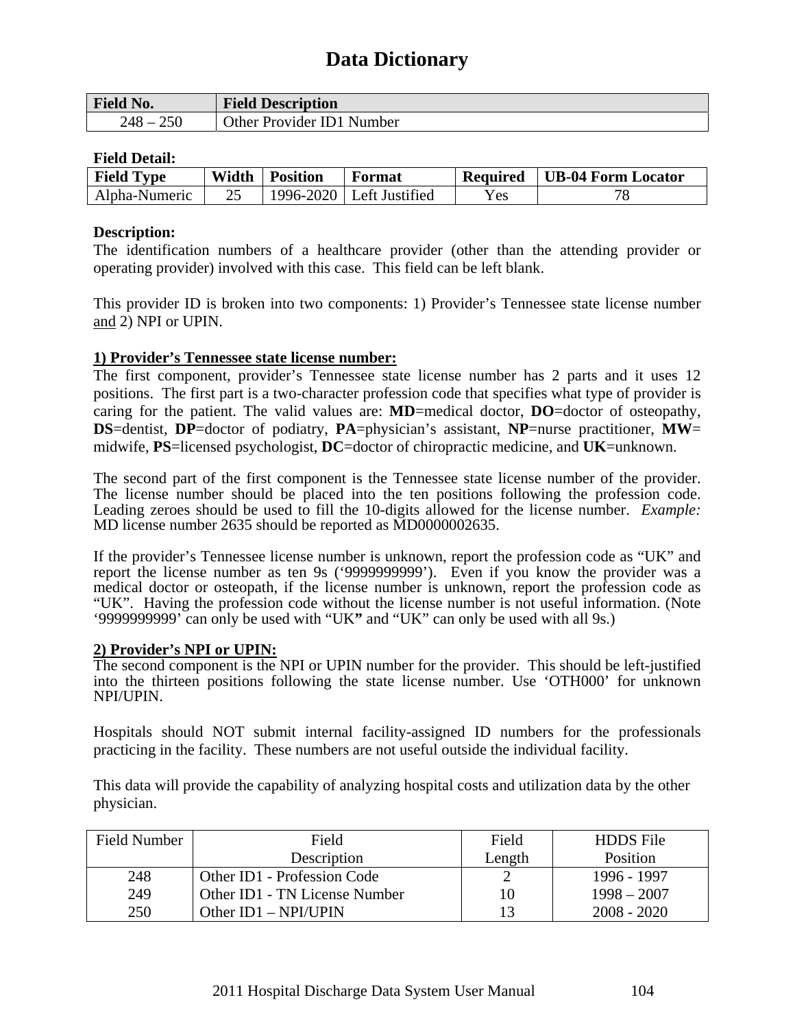# Data Dictionary

| Field No. | Field Description |
|---|---|
| 248 – 250 | Other Provider ID1 Number |

**Field Detail:**

| Field Type | Width | Position | Format | Required | UB-04 Form Locator |
|---|---|---|---|---|---|
| Alpha-Numeric | 25 | 1996-2020 | Left Justified | Yes | 78 |

**Description:**

The identification numbers of a healthcare provider (other than the attending provider or operating provider) involved with this case. This field can be left blank.

This provider ID is broken into two components: 1) Provider's Tennessee state license number and 2) NPI or UPIN.

**1) Provider's Tennessee state license number:**

The first component, provider's Tennessee state license number has 2 parts and it uses 12 positions. The first part is a two-character profession code that specifies what type of provider is caring for the patient. The valid values are: **MD**=medical doctor, **DO**=doctor of osteopathy, **DS**=dentist, **DP**=doctor of podiatry, **PA**=physician's assistant, **NP**=nurse practitioner, **MW**= midwife, **PS**=licensed psychologist, **DC**=doctor of chiropractic medicine, and **UK**=unknown.

The second part of the first component is the Tennessee state license number of the provider. The license number should be placed into the ten positions following the profession code. Leading zeroes should be used to fill the 10-digits allowed for the license number. *Example:* MD license number 2635 should be reported as MD0000002635.

If the provider's Tennessee license number is unknown, report the profession code as "UK" and report the license number as ten 9s ('9999999999'). Even if you know the provider was a medical doctor or osteopath, if the license number is unknown, report the profession code as "UK". Having the profession code without the license number is not useful information. (Note '9999999999' can only be used with "UK" and "UK" can only be used with all 9s.)

**2) Provider's NPI or UPIN:**

The second component is the NPI or UPIN number for the provider. This should be left-justified into the thirteen positions following the state license number. Use 'OTH000' for unknown NPI/UPIN.

Hospitals should NOT submit internal facility-assigned ID numbers for the professionals practicing in the facility. These numbers are not useful outside the individual facility.

This data will provide the capability of analyzing hospital costs and utilization data by the other physician.

| Field Number | Field Description | Field Length | HDDS File Position |
|---|---|---|---|
| 248 | Other ID1 - Profession Code | 2 | 1996 - 1997 |
| 249 | Other ID1 - TN License Number | 10 | 1998 – 2007 |
| 250 | Other ID1 – NPI/UPIN | 13 | 2008 - 2020 |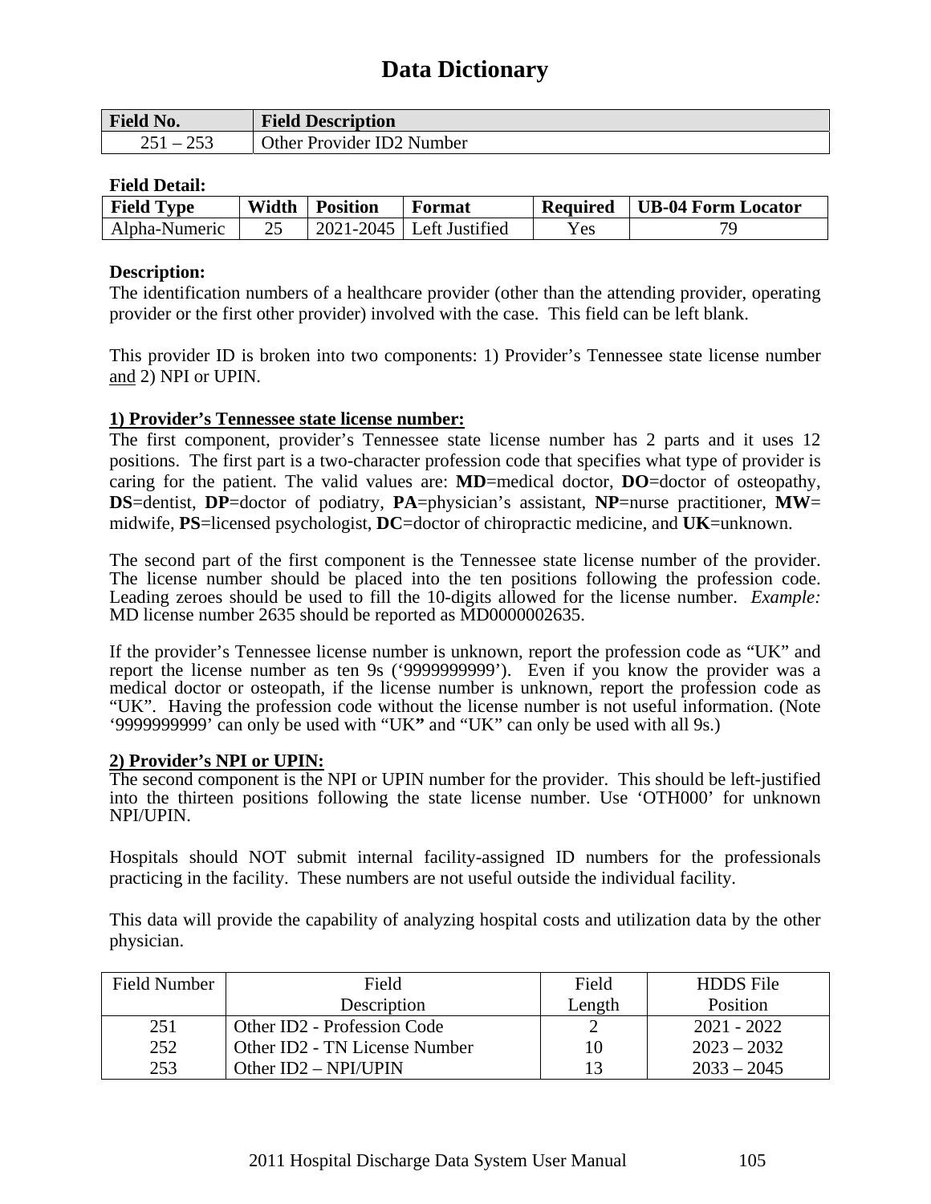# Data Dictionary

| Field No. | Field Description |
|---|---|
| 251 – 253 | Other Provider ID2 Number |

**Field Detail:**

| Field Type | Width | Position | Format | Required | UB-04 Form Locator |
|---|---|---|---|---|---|
| Alpha-Numeric | 25 | 2021-2045 | Left Justified | Yes | 79 |

**Description:**

The identification numbers of a healthcare provider (other than the attending provider, operating provider or the first other provider) involved with the case. This field can be left blank.

This provider ID is broken into two components: 1) Provider's Tennessee state license number <u>and</u> 2) NPI or UPIN.

**<u>1) Provider's Tennessee state license number:</u>**

The first component, provider's Tennessee state license number has 2 parts and it uses 12 positions. The first part is a two-character profession code that specifies what type of provider is caring for the patient. The valid values are: **MD**=medical doctor, **DO**=doctor of osteopathy, **DS**=dentist, **DP**=doctor of podiatry, **PA**=physician's assistant, **NP**=nurse practitioner, **MW**= midwife, **PS**=licensed psychologist, **DC**=doctor of chiropractic medicine, and **UK**=unknown.

The second part of the first component is the Tennessee state license number of the provider. The license number should be placed into the ten positions following the profession code. Leading zeroes should be used to fill the 10-digits allowed for the license number. *Example:* MD license number 2635 should be reported as MD0000002635.

If the provider's Tennessee license number is unknown, report the profession code as "UK" and report the license number as ten 9s ('9999999999'). Even if you know the provider was a medical doctor or osteopath, if the license number is unknown, report the profession code as "UK". Having the profession code without the license number is not useful information. (Note '9999999999' can only be used with "UK**"** and "UK" can only be used with all 9s.)

**<u>2) Provider's NPI or UPIN:</u>**

The second component is the NPI or UPIN number for the provider. This should be left-justified into the thirteen positions following the state license number. Use 'OTH000' for unknown NPI/UPIN.

Hospitals should NOT submit internal facility-assigned ID numbers for the professionals practicing in the facility. These numbers are not useful outside the individual facility.

This data will provide the capability of analyzing hospital costs and utilization data by the other physician.

| Field Number | Field Description | Field Length | HDDS File Position |
|---|---|---|---|
| 251 | Other ID2 - Profession Code | 2 | 2021 - 2022 |
| 252 | Other ID2 - TN License Number | 10 | 2023 – 2032 |
| 253 | Other ID2 – NPI/UPIN | 13 | 2033 – 2045 |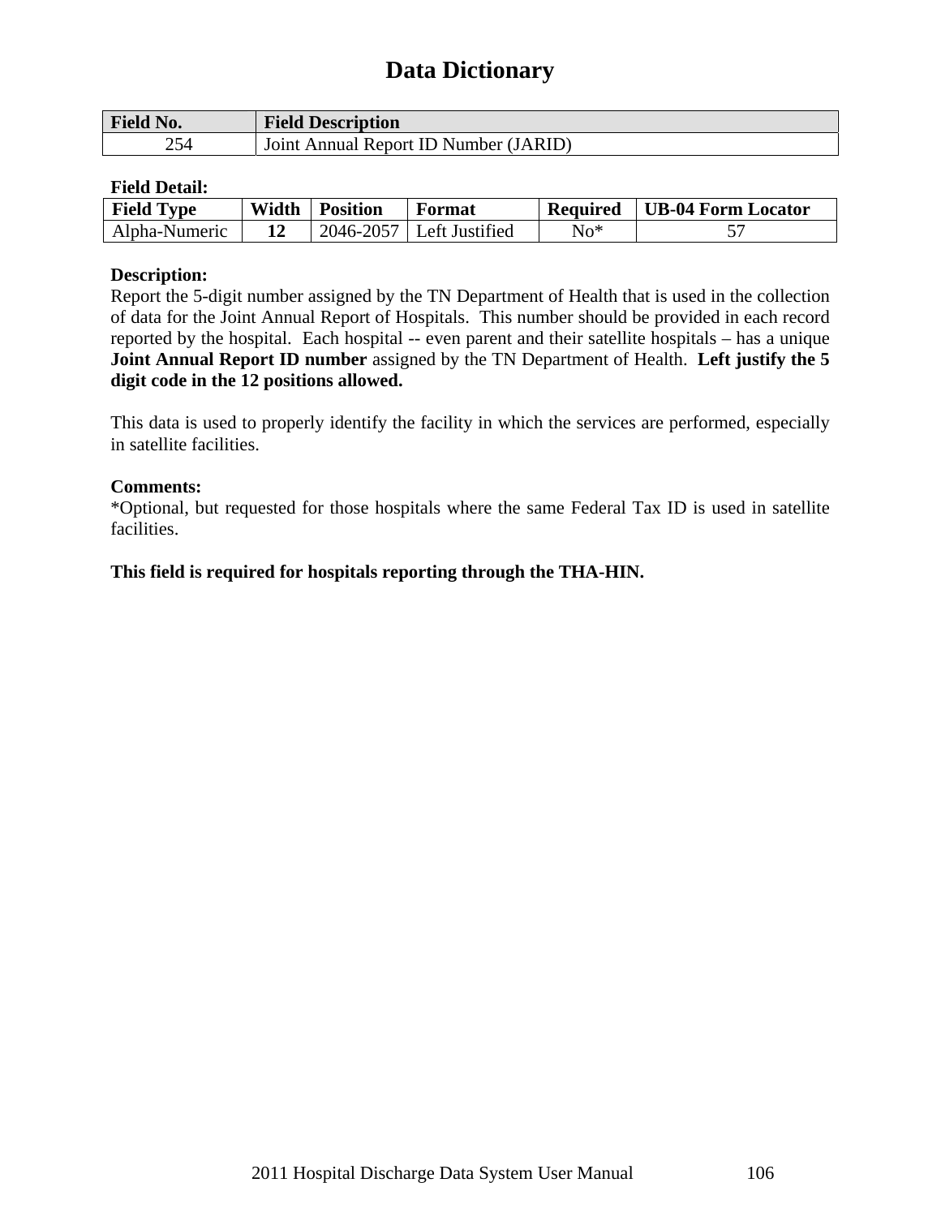# Data Dictionary

| Field No. | Field Description |
|---|---|
| 254 | Joint Annual Report ID Number (JARID) |

**Field Detail:**

| Field Type | Width | Position | Format | Required | UB-04 Form Locator |
|---|---|---|---|---|---|
| Alpha-Numeric | **12** | 2046-2057 | Left Justified | No* | 57 |

**Description:**

Report the 5-digit number assigned by the TN Department of Health that is used in the collection of data for the Joint Annual Report of Hospitals. This number should be provided in each record reported by the hospital. Each hospital -- even parent and their satellite hospitals – has a unique **Joint Annual Report ID number** assigned by the TN Department of Health. **Left justify the 5 digit code in the 12 positions allowed.**

This data is used to properly identify the facility in which the services are performed, especially in satellite facilities.

**Comments:**

*Optional, but requested for those hospitals where the same Federal Tax ID is used in satellite facilities.

**This field is required for hospitals reporting through the THA-HIN.**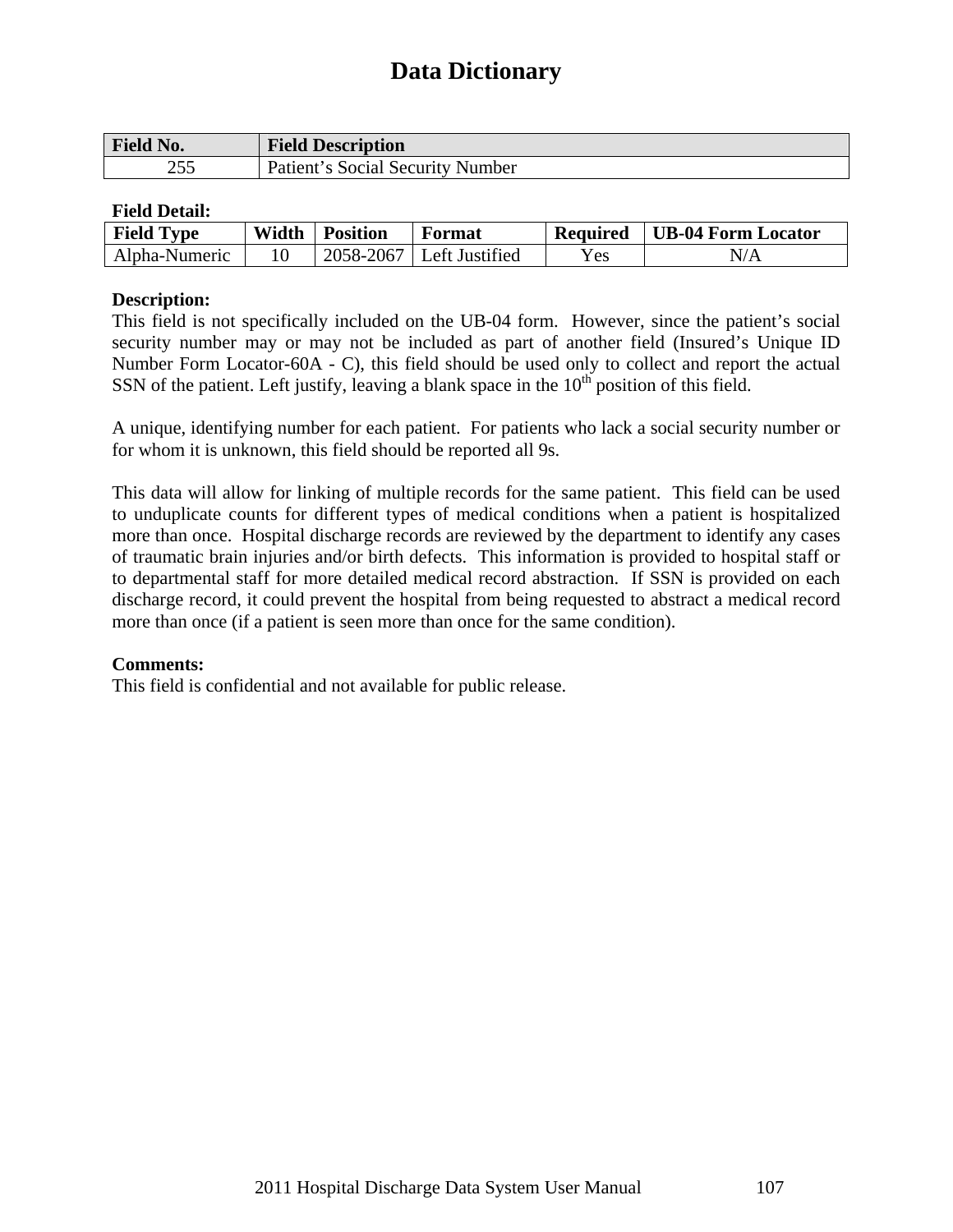# Data Dictionary

| Field No. | Field Description |
|---|---|
| 255 | Patient's Social Security Number |

**Field Detail:**

| Field Type | Width | Position | Format | Required | UB-04 Form Locator |
|---|---|---|---|---|---|
| Alpha-Numeric | 10 | 2058-2067 | Left Justified | Yes | N/A |

**Description:**

This field is not specifically included on the UB-04 form. However, since the patient's social security number may or may not be included as part of another field (Insured's Unique ID Number Form Locator-60A - C), this field should be used only to collect and report the actual SSN of the patient. Left justify, leaving a blank space in the 10th position of this field.

A unique, identifying number for each patient. For patients who lack a social security number or for whom it is unknown, this field should be reported all 9s.

This data will allow for linking of multiple records for the same patient. This field can be used to unduplicate counts for different types of medical conditions when a patient is hospitalized more than once. Hospital discharge records are reviewed by the department to identify any cases of traumatic brain injuries and/or birth defects. This information is provided to hospital staff or to departmental staff for more detailed medical record abstraction. If SSN is provided on each discharge record, it could prevent the hospital from being requested to abstract a medical record more than once (if a patient is seen more than once for the same condition).

**Comments:**

This field is confidential and not available for public release.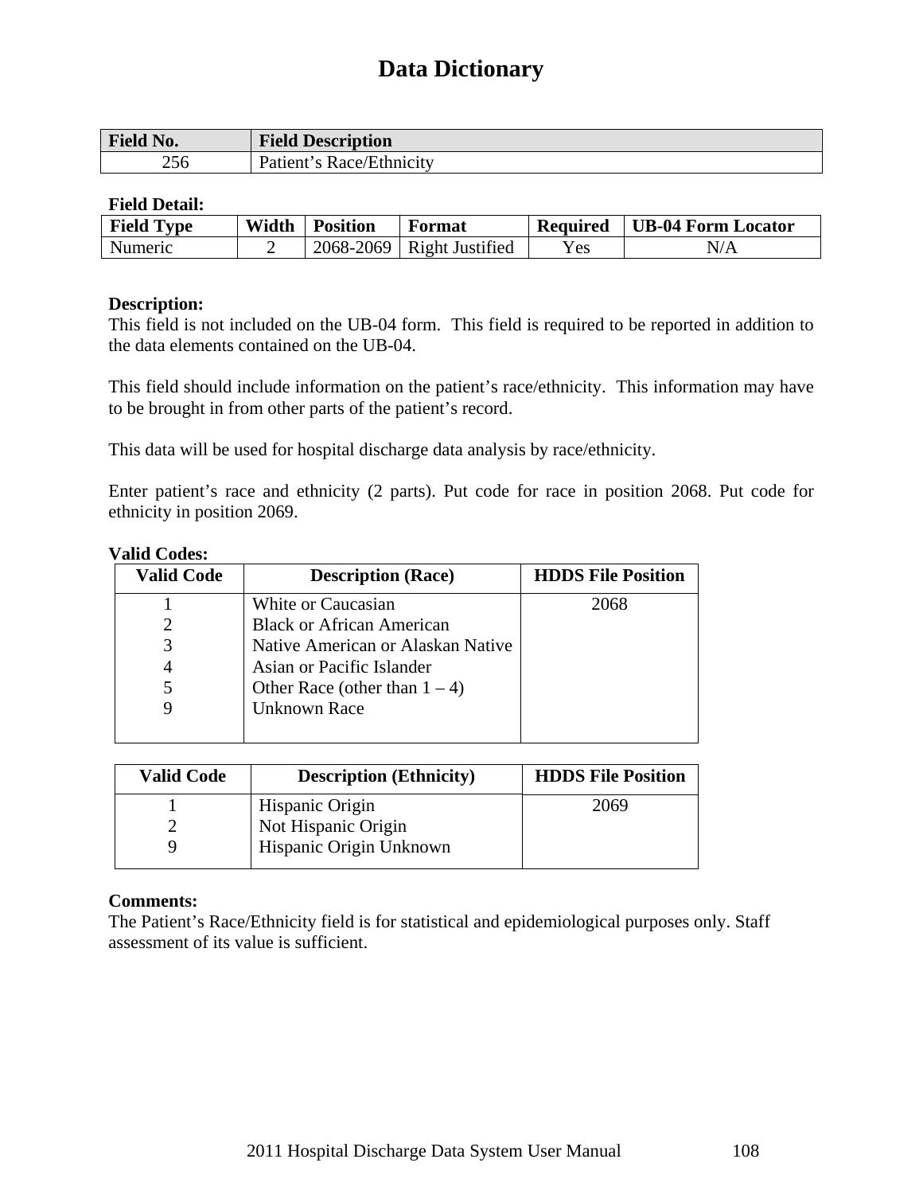# Data Dictionary

| Field No. | Field Description |
|---|---|
| 256 | Patient's Race/Ethnicity |

**Field Detail:**

| Field Type | Width | Position | Format | Required | UB-04 Form Locator |
|---|---|---|---|---|---|
| Numeric | 2 | 2068-2069 | Right Justified | Yes | N/A |

**Description:**
This field is not included on the UB-04 form. This field is required to be reported in addition to the data elements contained on the UB-04.

This field should include information on the patient's race/ethnicity. This information may have to be brought in from other parts of the patient's record.

This data will be used for hospital discharge data analysis by race/ethnicity.

Enter patient's race and ethnicity (2 parts). Put code for race in position 2068. Put code for ethnicity in position 2069.

**Valid Codes:**

| Valid Code | Description (Race) | HDDS File Position |
|---|---|---|
| 1 | White or Caucasian | 2068 |
| 2 | Black or African American | |
| 3 | Native American or Alaskan Native | |
| 4 | Asian or Pacific Islander | |
| 5 | Other Race (other than 1 – 4) | |
| 9 | Unknown Race | |

| Valid Code | Description (Ethnicity) | HDDS File Position |
|---|---|---|
| 1 | Hispanic Origin | 2069 |
| 2 | Not Hispanic Origin | |
| 9 | Hispanic Origin Unknown | |

**Comments:**
The Patient's Race/Ethnicity field is for statistical and epidemiological purposes only. Staff assessment of its value is sufficient.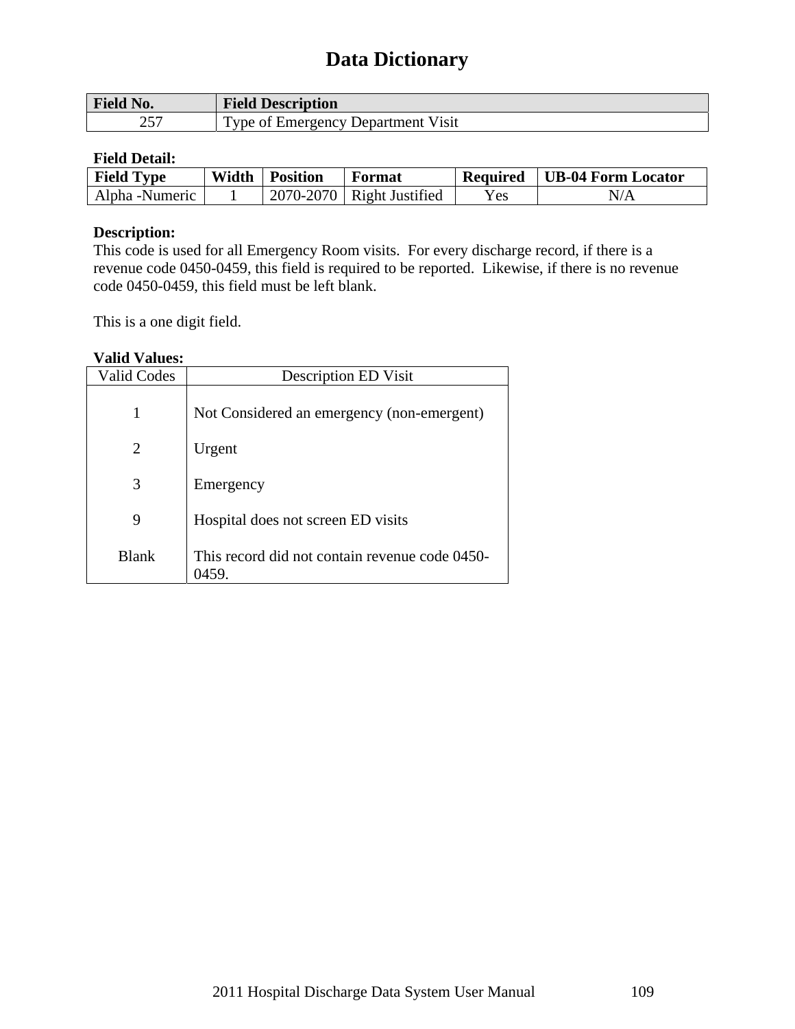# Data Dictionary

| Field No. | Field Description |
|---|---|
| 257 | Type of Emergency Department Visit |

**Field Detail:**

| Field Type | Width | Position | Format | Required | UB-04 Form Locator |
|---|---|---|---|---|---|
| Alpha -Numeric | 1 | 2070-2070 | Right Justified | Yes | N/A |

**Description:**
This code is used for all Emergency Room visits. For every discharge record, if there is a revenue code 0450-0459, this field is required to be reported. Likewise, if there is no revenue code 0450-0459, this field must be left blank.

This is a one digit field.

**Valid Values:**

| Valid Codes | Description ED Visit |
|---|---|
| 1 | Not Considered an emergency (non-emergent) |
| 2 | Urgent |
| 3 | Emergency |
| 9 | Hospital does not screen ED visits |
| Blank | This record did not contain revenue code 0450-0459. |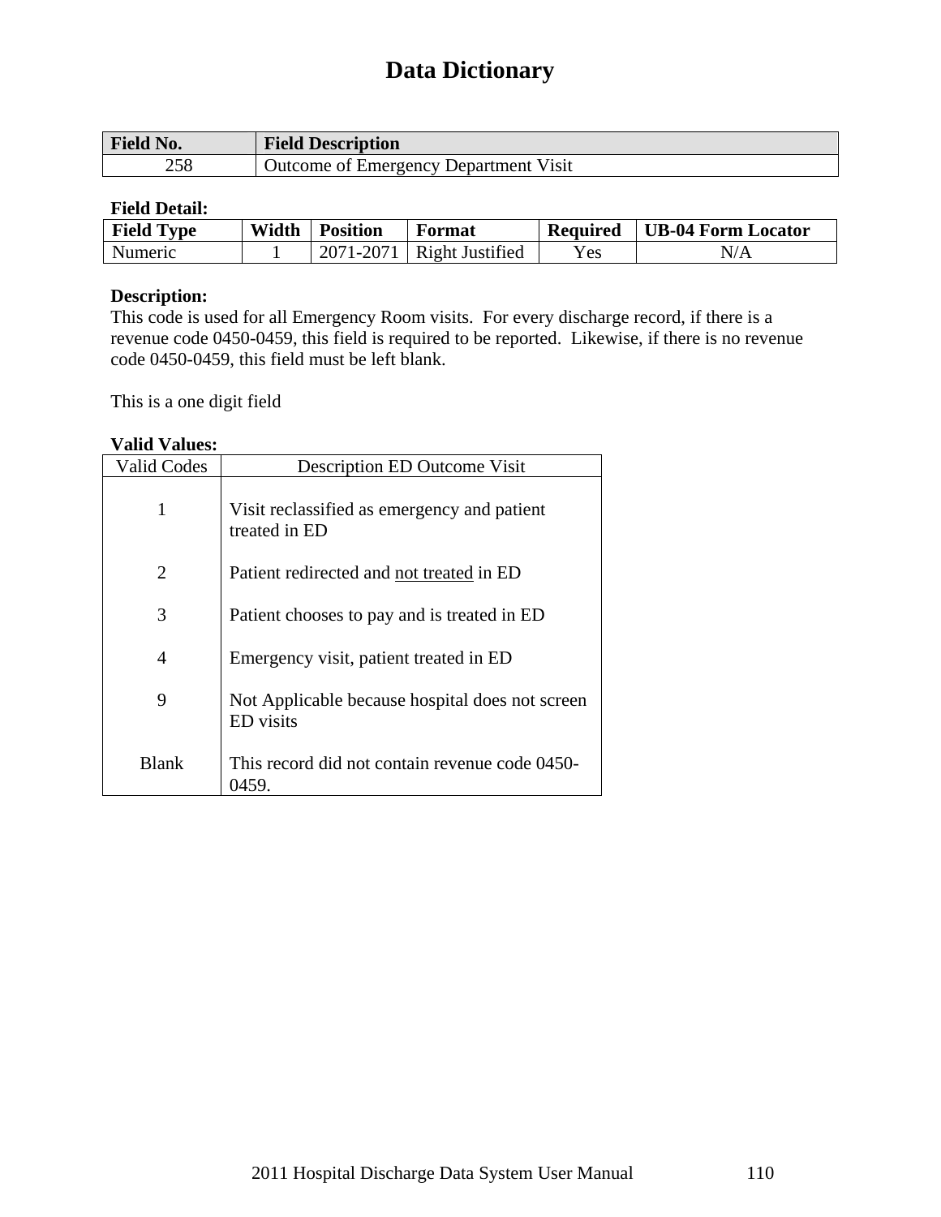# Data Dictionary

| Field No. | Field Description |
|---|---|
| 258 | Outcome of Emergency Department Visit |

**Field Detail:**

| Field Type | Width | Position | Format | Required | UB-04 Form Locator |
|---|---|---|---|---|---|
| Numeric | 1 | 2071-2071 | Right Justified | Yes | N/A |

**Description:**
This code is used for all Emergency Room visits. For every discharge record, if there is a revenue code 0450-0459, this field is required to be reported. Likewise, if there is no revenue code 0450-0459, this field must be left blank.

This is a one digit field

**Valid Values:**

| Valid Codes | Description ED Outcome Visit |
|---|---|
| 1 | Visit reclassified as emergency and patient treated in ED |
| 2 | Patient redirected and <u>not treated</u> in ED |
| 3 | Patient chooses to pay and is treated in ED |
| 4 | Emergency visit, patient treated in ED |
| 9 | Not Applicable because hospital does not screen ED visits |
| Blank | This record did not contain revenue code 0450-0459. |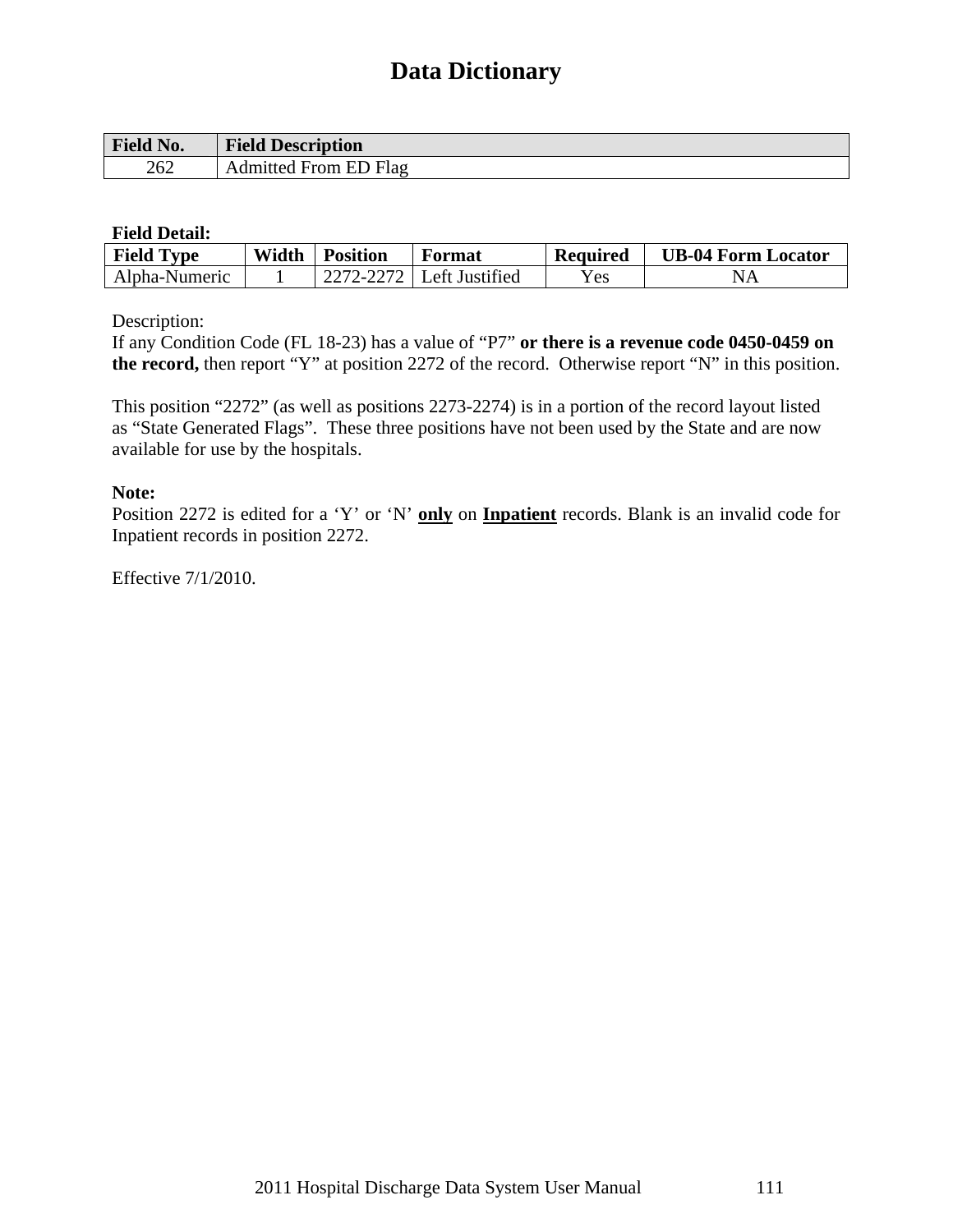# Data Dictionary

| Field No. | Field Description |
|---|---|
| 262 | Admitted From ED Flag |

**Field Detail:**

| Field Type | Width | Position | Format | Required | UB-04 Form Locator |
|---|---|---|---|---|---|
| Alpha-Numeric | 1 | 2272-2272 | Left Justified | Yes | NA |

Description:
If any Condition Code (FL 18-23) has a value of "P7" **or there is a revenue code 0450-0459 on the record,** then report "Y" at position 2272 of the record. Otherwise report "N" in this position.

This position "2272" (as well as positions 2273-2274) is in a portion of the record layout listed as "State Generated Flags". These three positions have not been used by the State and are now available for use by the hospitals.

**Note:**
Position 2272 is edited for a 'Y' or 'N' **only** on **Inpatient** records. Blank is an invalid code for Inpatient records in position 2272.

Effective 7/1/2010.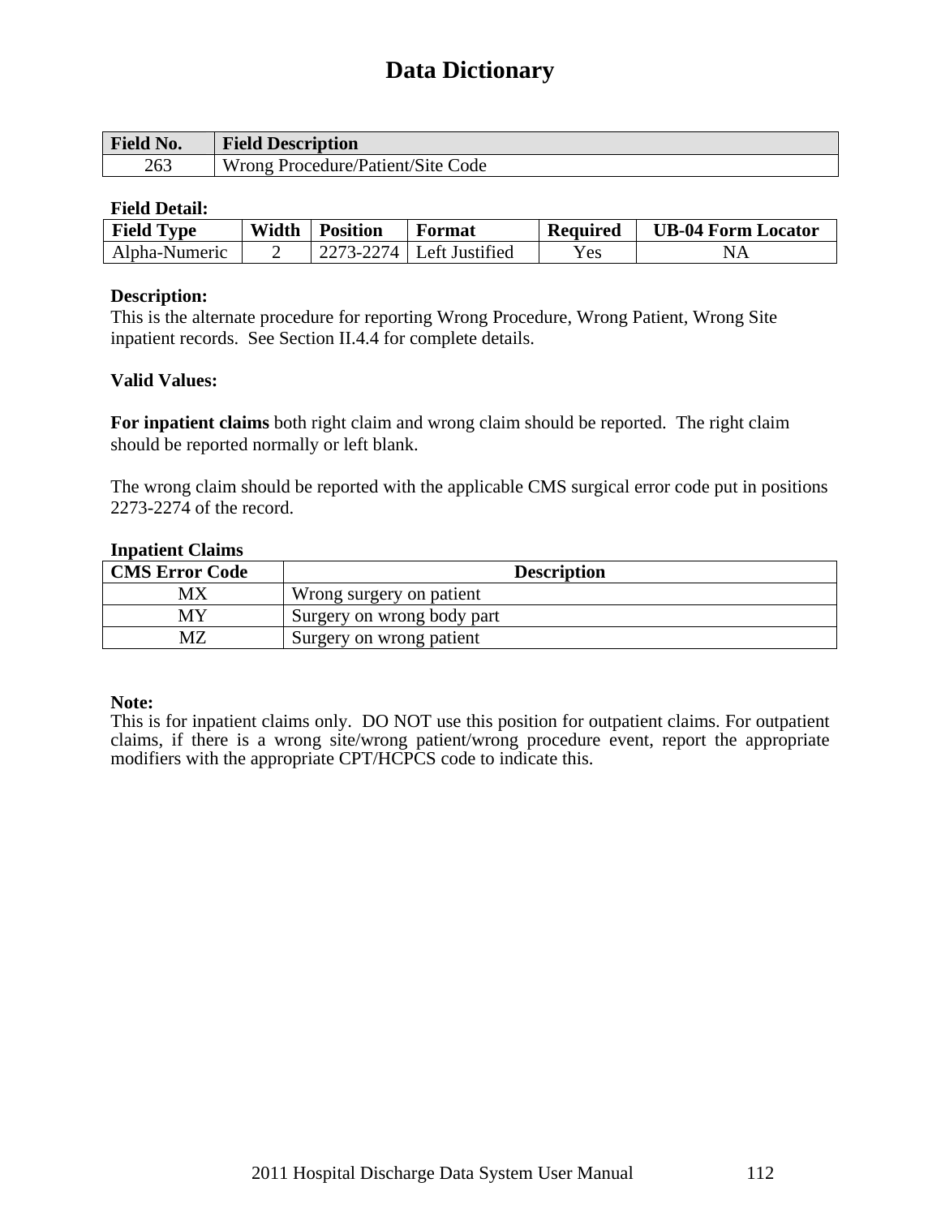# Data Dictionary

| Field No. | Field Description |
|---|---|
| 263 | Wrong Procedure/Patient/Site Code |

**Field Detail:**

| Field Type | Width | Position | Format | Required | UB-04 Form Locator |
|---|---|---|---|---|---|
| Alpha-Numeric | 2 | 2273-2274 | Left Justified | Yes | NA |

**Description:**
This is the alternate procedure for reporting Wrong Procedure, Wrong Patient, Wrong Site inpatient records. See Section II.4.4 for complete details.

**Valid Values:**

**For inpatient claims** both right claim and wrong claim should be reported. The right claim should be reported normally or left blank.

The wrong claim should be reported with the applicable CMS surgical error code put in positions 2273-2274 of the record.

**Inpatient Claims**

| CMS Error Code | Description |
|---|---|
| MX | Wrong surgery on patient |
| MY | Surgery on wrong body part |
| MZ | Surgery on wrong patient |

**Note:**
This is for inpatient claims only. DO NOT use this position for outpatient claims. For outpatient claims, if there is a wrong site/wrong patient/wrong procedure event, report the appropriate modifiers with the appropriate CPT/HCPCS code to indicate this.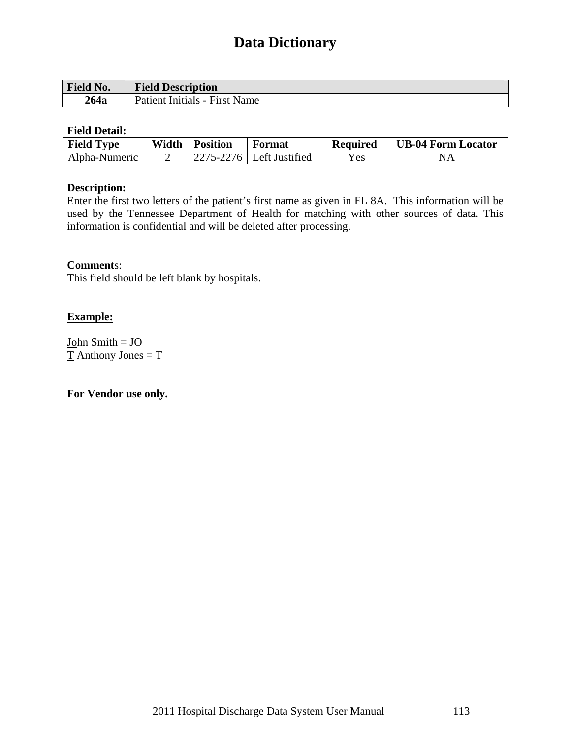# Data Dictionary

| Field No. | Field Description |
|---|---|
| **264a** | Patient Initials - First Name |

**Field Detail:**

| Field Type | Width | Position | Format | Required | UB-04 Form Locator |
|---|---|---|---|---|---|
| Alpha-Numeric | 2 | 2275-2276 | Left Justified | Yes | NA |

**Description:**
Enter the first two letters of the patient's first name as given in FL 8A. This information will be used by the Tennessee Department of Health for matching with other sources of data. This information is confidential and will be deleted after processing.

**Comments**:
This field should be left blank by hospitals.

**Example:**

Jo hn Smith = JO
T Anthony Jones = T

**For Vendor use only.**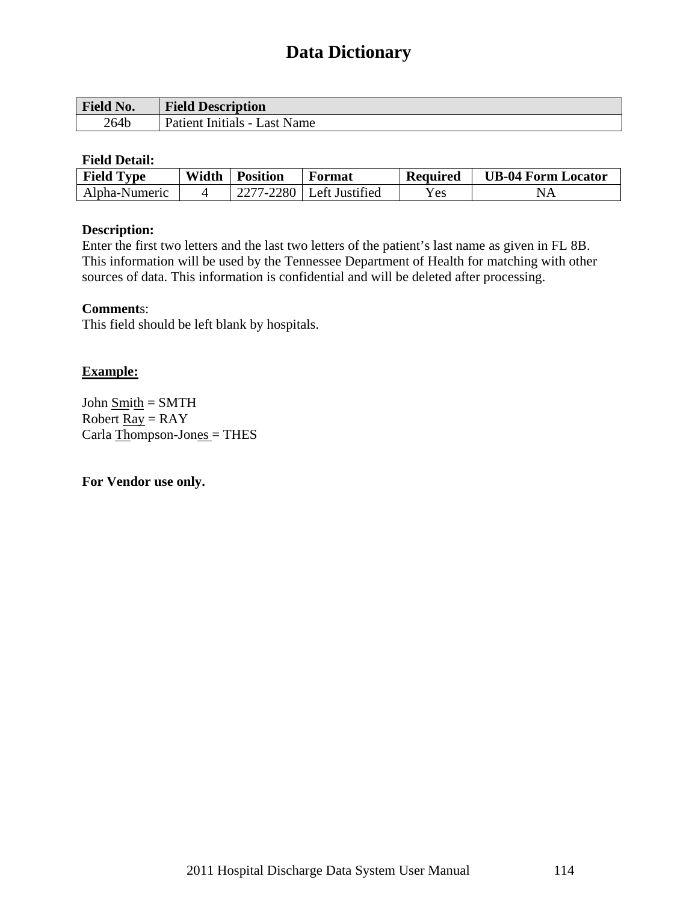# Data Dictionary

| Field No. | Field Description |
|---|---|
| 264b | Patient Initials - Last Name |

**Field Detail:**

| Field Type | Width | Position | Format | Required | UB-04 Form Locator |
|---|---|---|---|---|---|
| Alpha-Numeric | 4 | 2277-2280 | Left Justified | Yes | NA |

**Description:**
Enter the first two letters and the last two letters of the patient's last name as given in FL 8B. This information will be used by the Tennessee Department of Health for matching with other sources of data. This information is confidential and will be deleted after processing.

**Comments**:
This field should be left blank by hospitals.

**Example:**

John Smith = SMTH
Robert Ray = RAY
Carla Thompson-Jones = THES

**For Vendor use only.**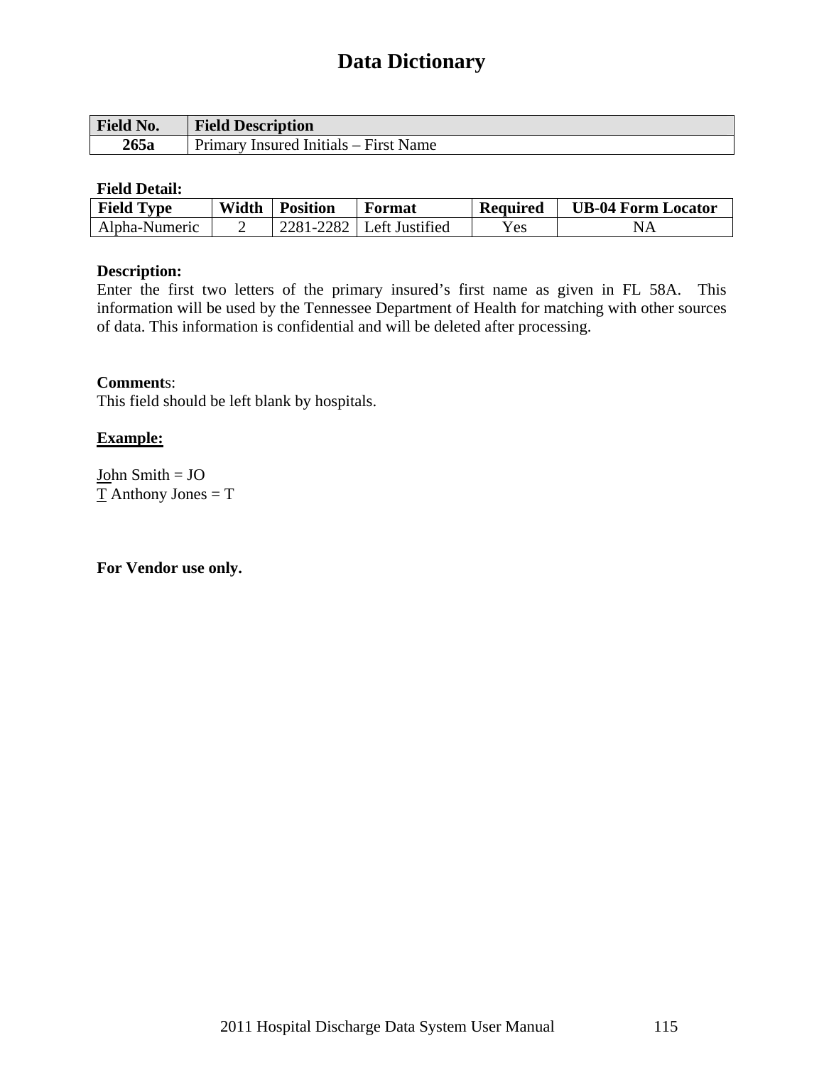# Data Dictionary

| Field No. | Field Description |
|---|---|
| 265a | Primary Insured Initials – First Name |

**Field Detail:**

| Field Type | Width | Position | Format | Required | UB-04 Form Locator |
|---|---|---|---|---|---|
| Alpha-Numeric | 2 | 2281-2282 | Left Justified | Yes | NA |

**Description:**
Enter the first two letters of the primary insured's first name as given in FL 58A. This information will be used by the Tennessee Department of Health for matching with other sources of data. This information is confidential and will be deleted after processing.

**Comments**:
This field should be left blank by hospitals.

**Example:**

<u>Jo</u>hn Smith = JO
<u>T</u> Anthony Jones = T

**For Vendor use only.**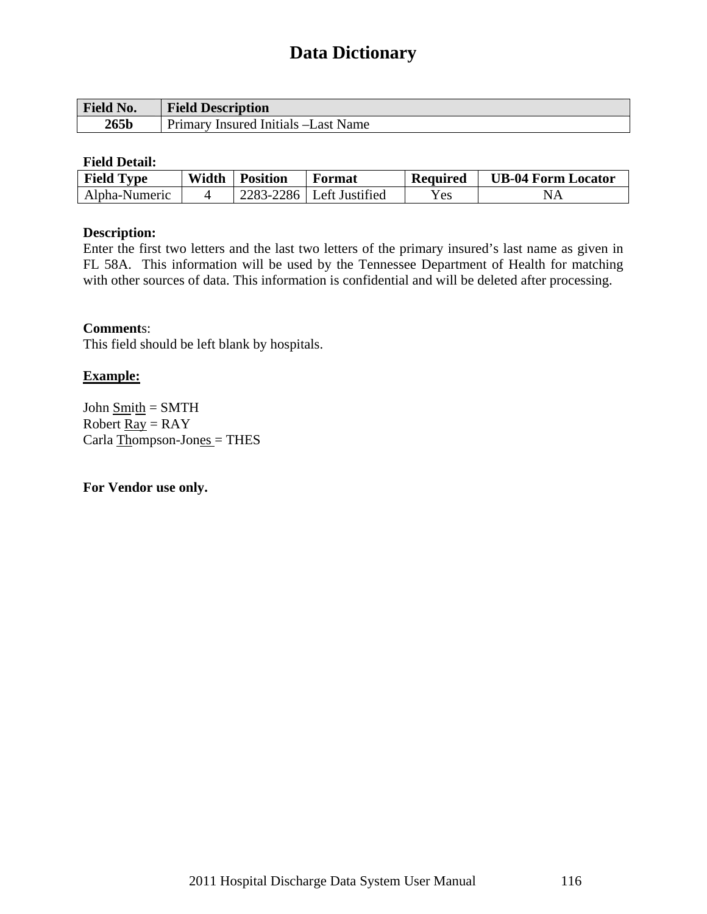# Data Dictionary

| Field No. | Field Description |
|---|---|
| 265b | Primary Insured Initials –Last Name |

**Field Detail:**

| Field Type | Width | Position | Format | Required | UB-04 Form Locator |
|---|---|---|---|---|---|
| Alpha-Numeric | 4 | 2283-2286 | Left Justified | Yes | NA |

**Description:**
Enter the first two letters and the last two letters of the primary insured's last name as given in FL 58A. This information will be used by the Tennessee Department of Health for matching with other sources of data. This information is confidential and will be deleted after processing.

**Comments**:
This field should be left blank by hospitals.

**Example:**

John Smith = SMTH
Robert Ray = RAY
Carla Thompson-Jones = THES

**For Vendor use only.**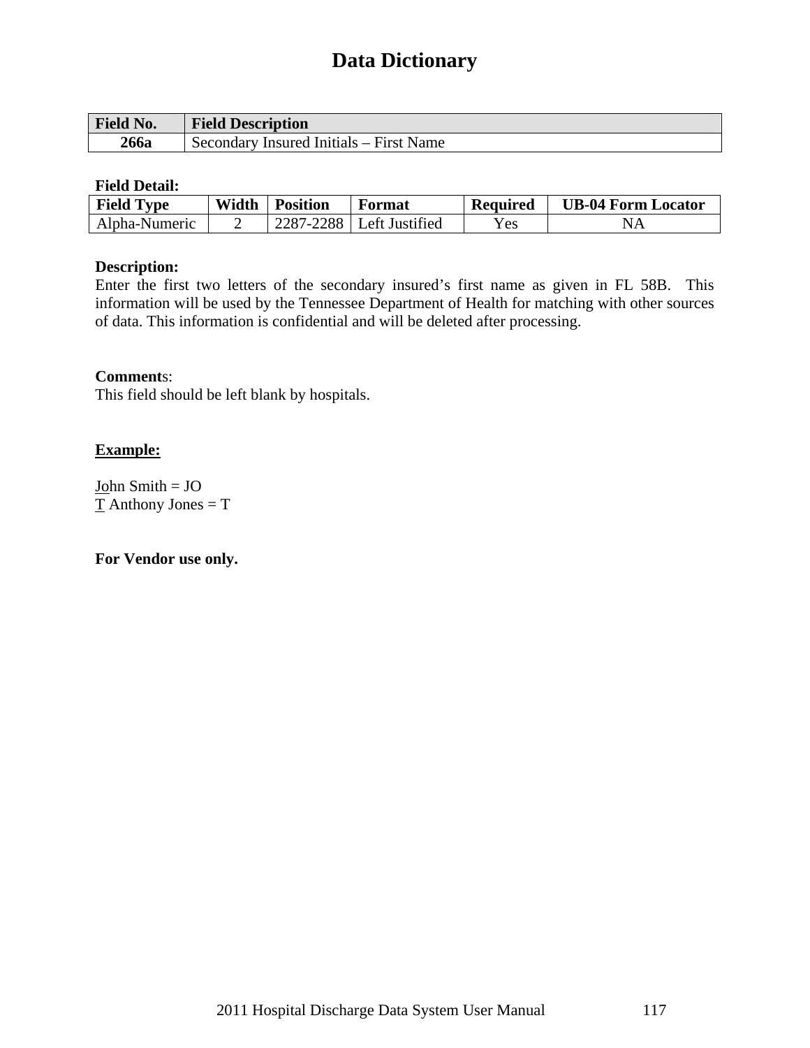# Data Dictionary

| Field No. | Field Description |
|---|---|
| 266a | Secondary Insured Initials – First Name |

**Field Detail:**

| Field Type | Width | Position | Format | Required | UB-04 Form Locator |
|---|---|---|---|---|---|
| Alpha-Numeric | 2 | 2287-2288 | Left Justified | Yes | NA |

**Description:**
Enter the first two letters of the secondary insured's first name as given in FL 58B. This information will be used by the Tennessee Department of Health for matching with other sources of data. This information is confidential and will be deleted after processing.

**Comments**:
This field should be left blank by hospitals.

**Example:**

<u>Jo</u>hn Smith = JO
<u>T</u> Anthony Jones = T

**For Vendor use only.**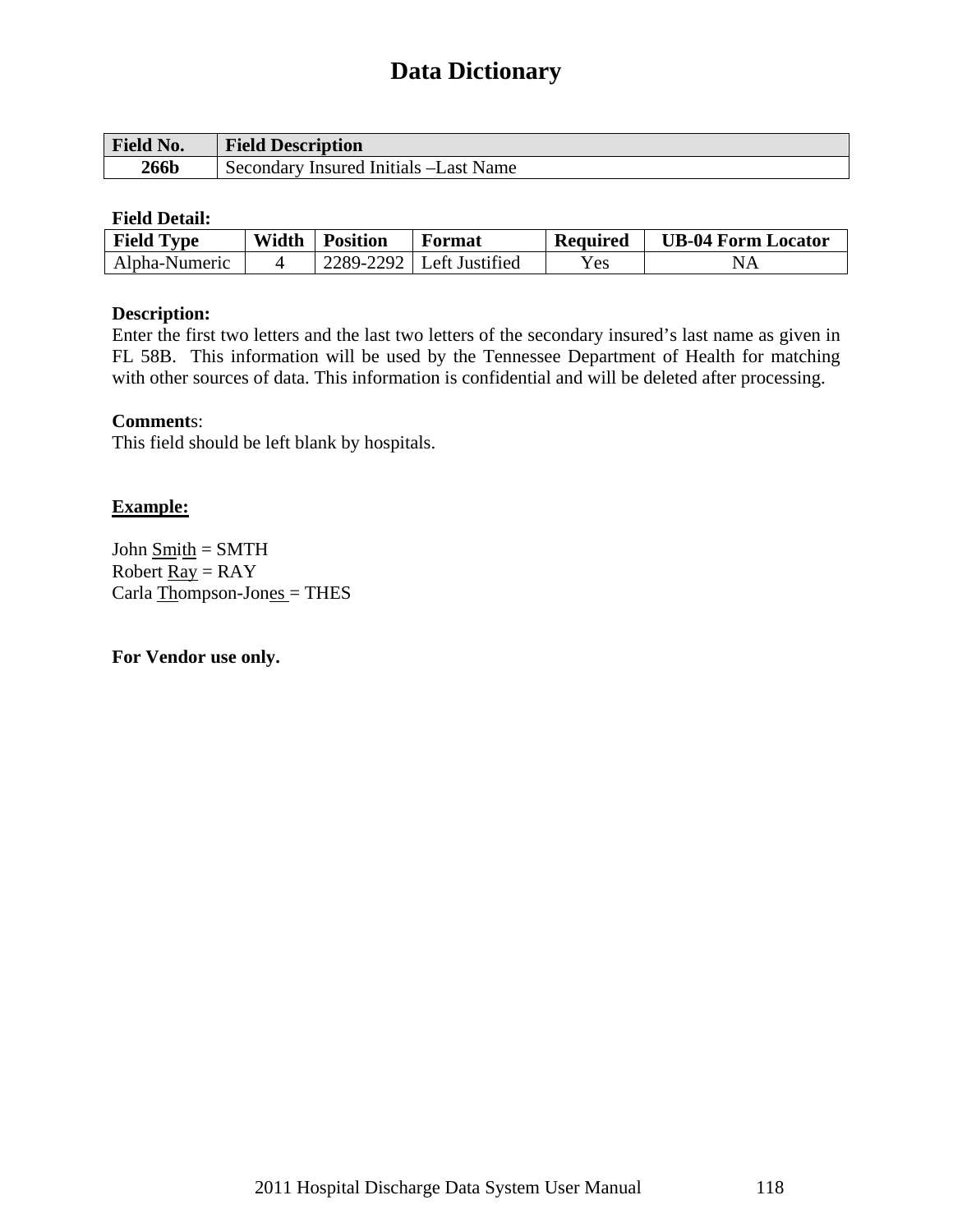# Data Dictionary

| Field No. | Field Description |
|---|---|
| 266b | Secondary Insured Initials –Last Name |

**Field Detail:**

| Field Type | Width | Position | Format | Required | UB-04 Form Locator |
|---|---|---|---|---|---|
| Alpha-Numeric | 4 | 2289-2292 | Left Justified | Yes | NA |

**Description:**
Enter the first two letters and the last two letters of the secondary insured's last name as given in FL 58B. This information will be used by the Tennessee Department of Health for matching with other sources of data. This information is confidential and will be deleted after processing.

**Comments**:
This field should be left blank by hospitals.

**Example:**

John Smith = SMTH
Robert Ray = RAY
Carla Thompson-Jones = THES

**For Vendor use only.**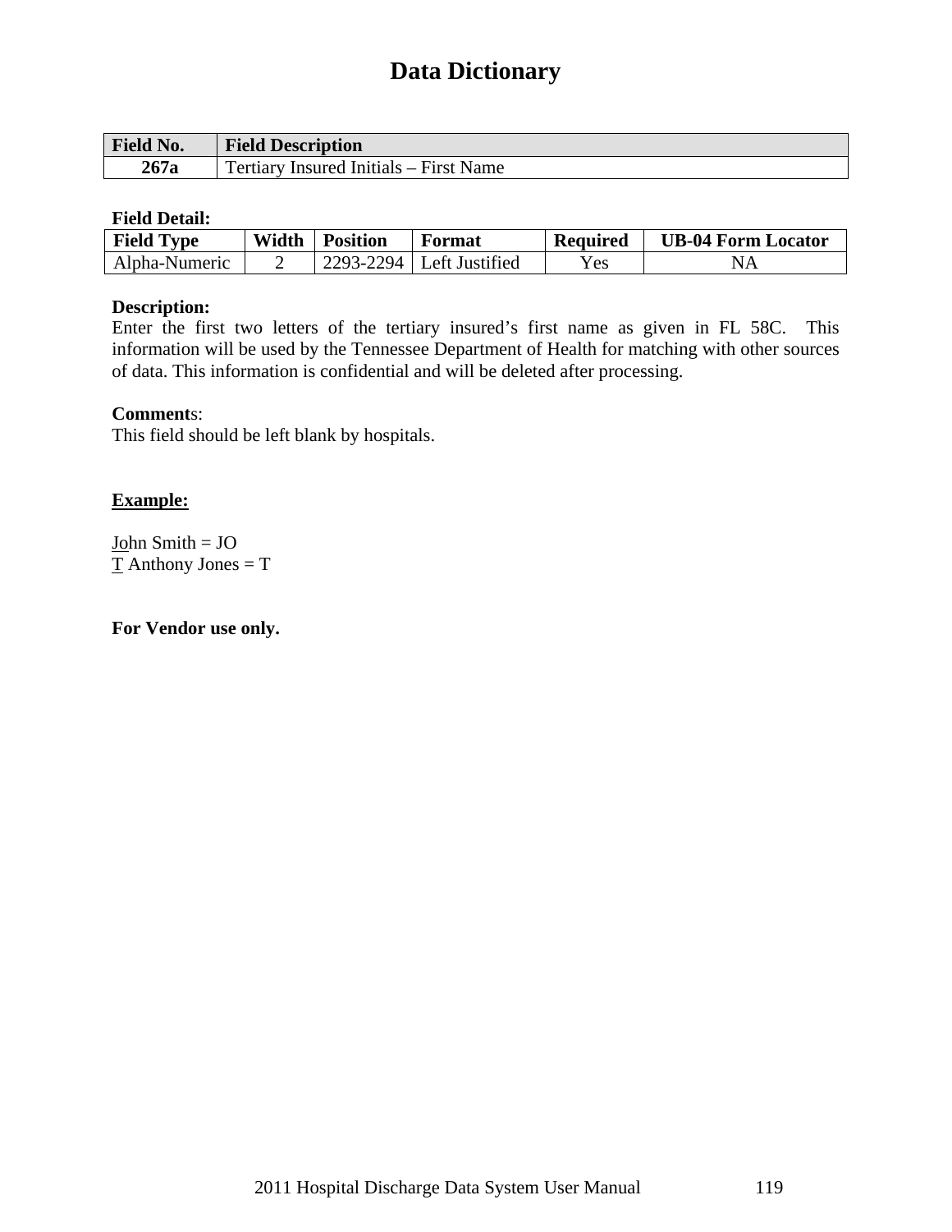# Data Dictionary

| Field No. | Field Description |
|---|---|
| 267a | Tertiary Insured Initials – First Name |

**Field Detail:**

| Field Type | Width | Position | Format | Required | UB-04 Form Locator |
|---|---|---|---|---|---|
| Alpha-Numeric | 2 | 2293-2294 | Left Justified | Yes | NA |

**Description:**
Enter the first two letters of the tertiary insured's first name as given in FL 58C. This information will be used by the Tennessee Department of Health for matching with other sources of data. This information is confidential and will be deleted after processing.

**Comments**:
This field should be left blank by hospitals.

**Example:**

John Smith = JO
T Anthony Jones = T

**For Vendor use only.**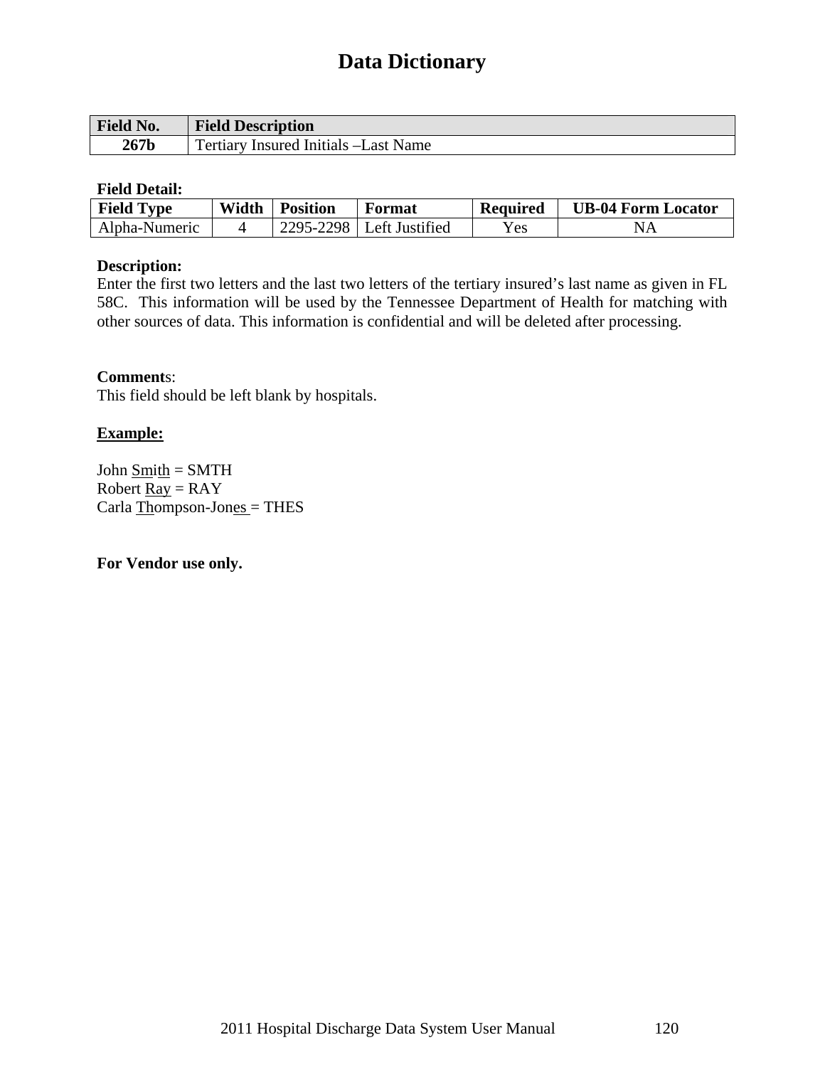# Data Dictionary

| Field No. | Field Description |
|---|---|
| 267b | Tertiary Insured Initials –Last Name |

**Field Detail:**

| Field Type | Width | Position | Format | Required | UB-04 Form Locator |
|---|---|---|---|---|---|
| Alpha-Numeric | 4 | 2295-2298 | Left Justified | Yes | NA |

**Description:**
Enter the first two letters and the last two letters of the tertiary insured's last name as given in FL 58C. This information will be used by the Tennessee Department of Health for matching with other sources of data. This information is confidential and will be deleted after processing.

**Comments**:
This field should be left blank by hospitals.

**Example:**

John Smith = SMTH
Robert Ray = RAY
Carla Thompson-Jones = THES

**For Vendor use only.**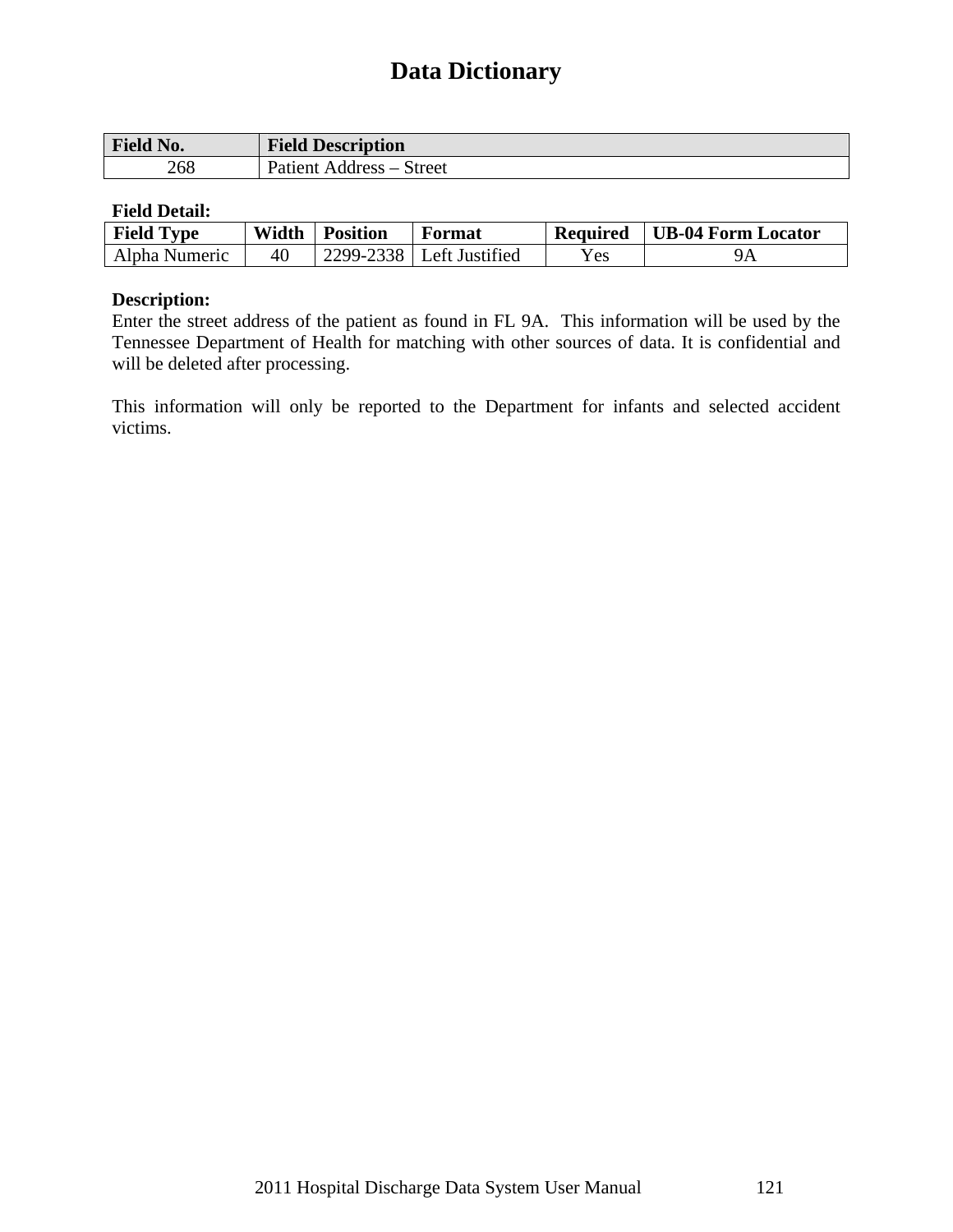# Data Dictionary

| Field No. | Field Description |
|---|---|
| 268 | Patient Address – Street |

**Field Detail:**

| Field Type | Width | Position | Format | Required | UB-04 Form Locator |
|---|---|---|---|---|---|
| Alpha Numeric | 40 | 2299-2338 | Left Justified | Yes | 9A |

**Description:**
Enter the street address of the patient as found in FL 9A. This information will be used by the Tennessee Department of Health for matching with other sources of data. It is confidential and will be deleted after processing.

This information will only be reported to the Department for infants and selected accident victims.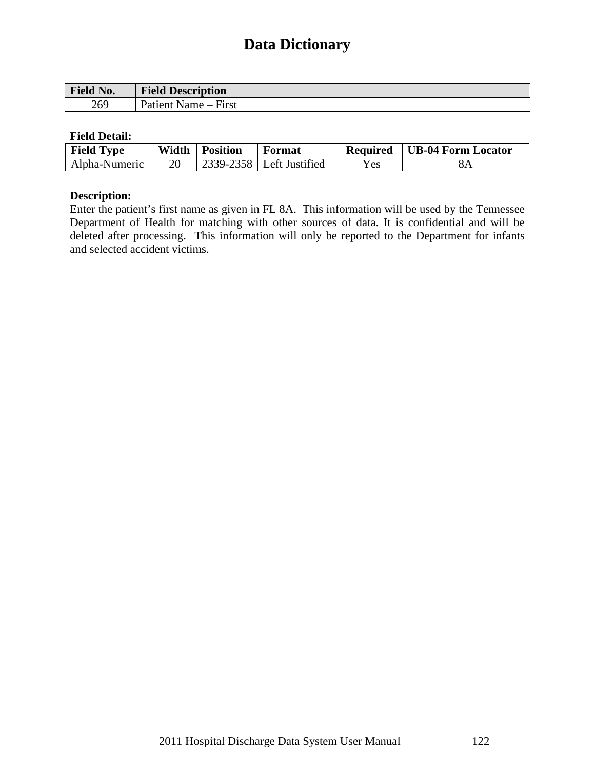# Data Dictionary

| Field No. | Field Description |
|---|---|
| 269 | Patient Name – First |

**Field Detail:**

| Field Type | Width | Position | Format | Required | UB-04 Form Locator |
|---|---|---|---|---|---|
| Alpha-Numeric | 20 | 2339-2358 | Left Justified | Yes | 8A |

**Description:**

Enter the patient's first name as given in FL 8A. This information will be used by the Tennessee Department of Health for matching with other sources of data. It is confidential and will be deleted after processing. This information will only be reported to the Department for infants and selected accident victims.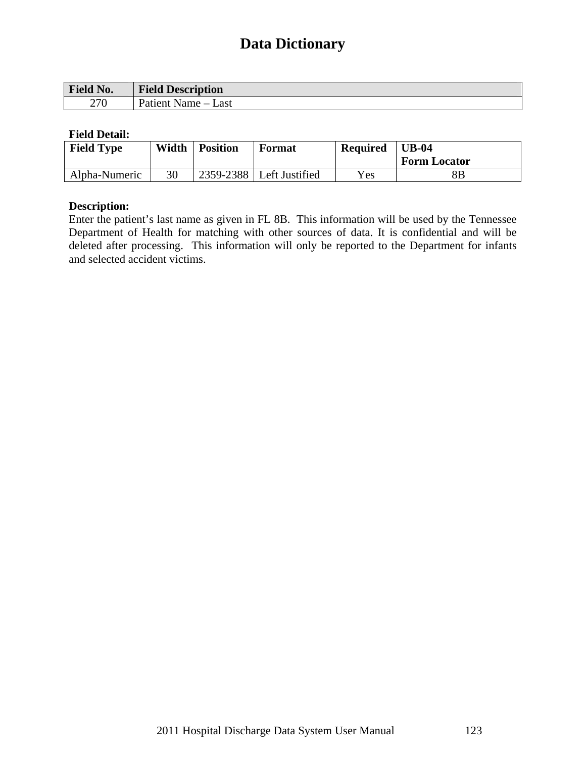# Data Dictionary

| Field No. | Field Description |
|---|---|
| 270 | Patient Name – Last |

**Field Detail:**

| Field Type | Width | Position | Format | Required | UB-04 Form Locator |
|---|---|---|---|---|---|
| Alpha-Numeric | 30 | 2359-2388 | Left Justified | Yes | 8B |

**Description:**

Enter the patient's last name as given in FL 8B. This information will be used by the Tennessee Department of Health for matching with other sources of data. It is confidential and will be deleted after processing. This information will only be reported to the Department for infants and selected accident victims.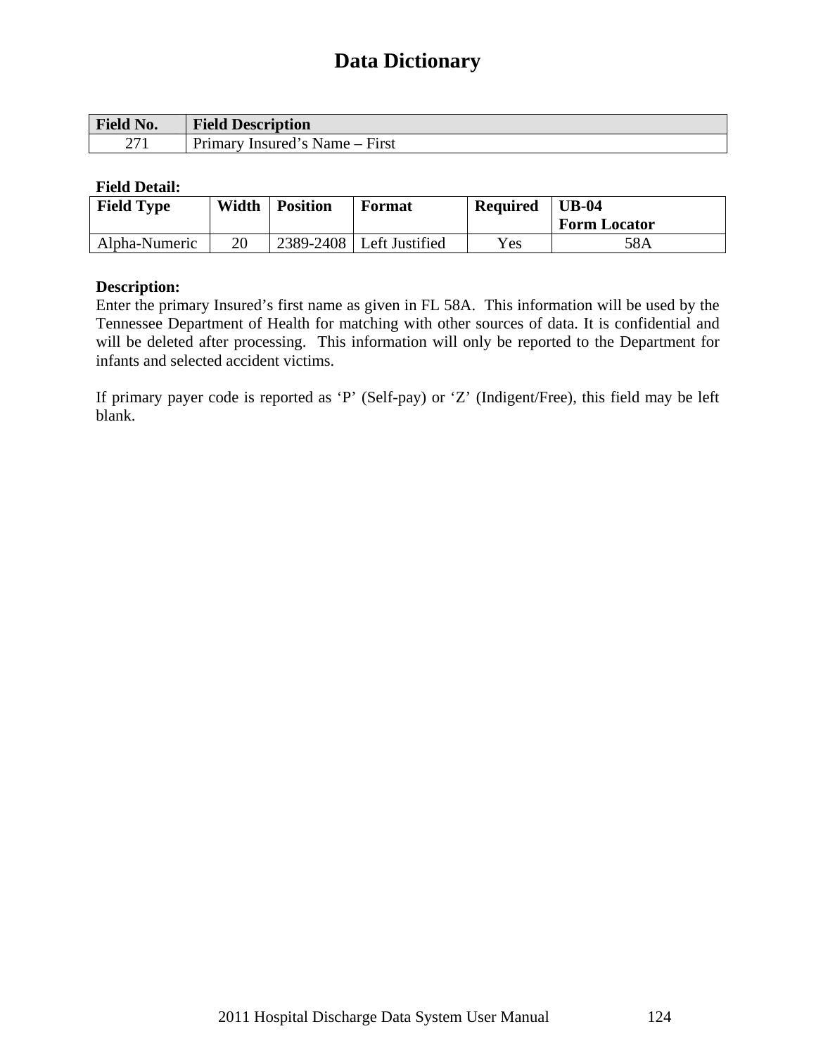# Data Dictionary

| Field No. | Field Description |
|---|---|
| 271 | Primary Insured's Name – First |

**Field Detail:**

| Field Type | Width | Position | Format | Required | UB-04 Form Locator |
|---|---|---|---|---|---|
| Alpha-Numeric | 20 | 2389-2408 | Left Justified | Yes | 58A |

**Description:**

Enter the primary Insured's first name as given in FL 58A. This information will be used by the Tennessee Department of Health for matching with other sources of data. It is confidential and will be deleted after processing. This information will only be reported to the Department for infants and selected accident victims.

If primary payer code is reported as 'P' (Self-pay) or 'Z' (Indigent/Free), this field may be left blank.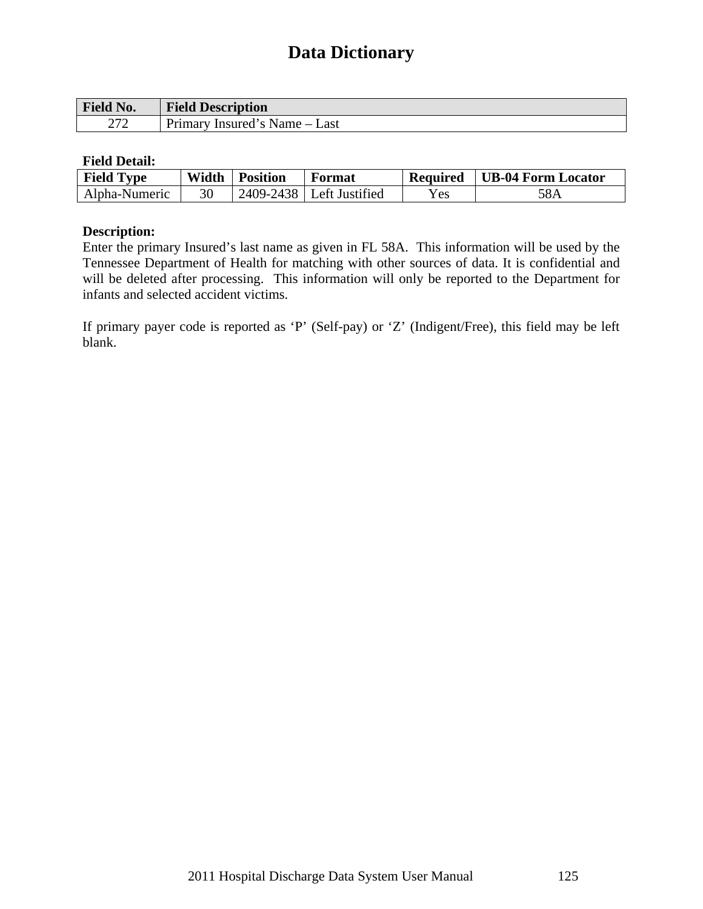# Data Dictionary

| Field No. | Field Description |
|---|---|
| 272 | Primary Insured's Name – Last |

**Field Detail:**

| Field Type | Width | Position | Format | Required | UB-04 Form Locator |
|---|---|---|---|---|---|
| Alpha-Numeric | 30 | 2409-2438 | Left Justified | Yes | 58A |

**Description:**

Enter the primary Insured's last name as given in FL 58A. This information will be used by the Tennessee Department of Health for matching with other sources of data. It is confidential and will be deleted after processing. This information will only be reported to the Department for infants and selected accident victims.

If primary payer code is reported as 'P' (Self-pay) or 'Z' (Indigent/Free), this field may be left blank.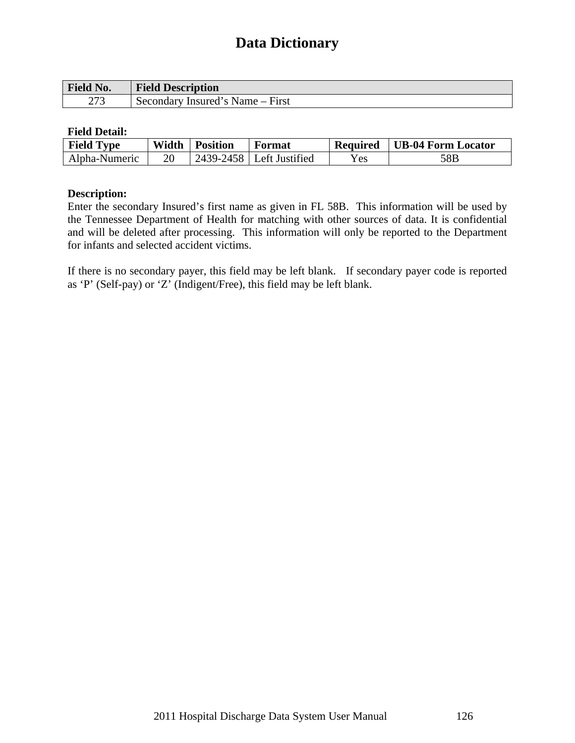# Data Dictionary

| Field No. | Field Description |
|---|---|
| 273 | Secondary Insured’s Name – First |

**Field Detail:**

| Field Type | Width | Position | Format | Required | UB-04 Form Locator |
|---|---|---|---|---|---|
| Alpha-Numeric | 20 | 2439-2458 | Left Justified | Yes | 58B |

**Description:**

Enter the secondary Insured’s first name as given in FL 58B. This information will be used by the Tennessee Department of Health for matching with other sources of data. It is confidential and will be deleted after processing. This information will only be reported to the Department for infants and selected accident victims.

If there is no secondary payer, this field may be left blank. If secondary payer code is reported as ‘P’ (Self-pay) or ‘Z’ (Indigent/Free), this field may be left blank.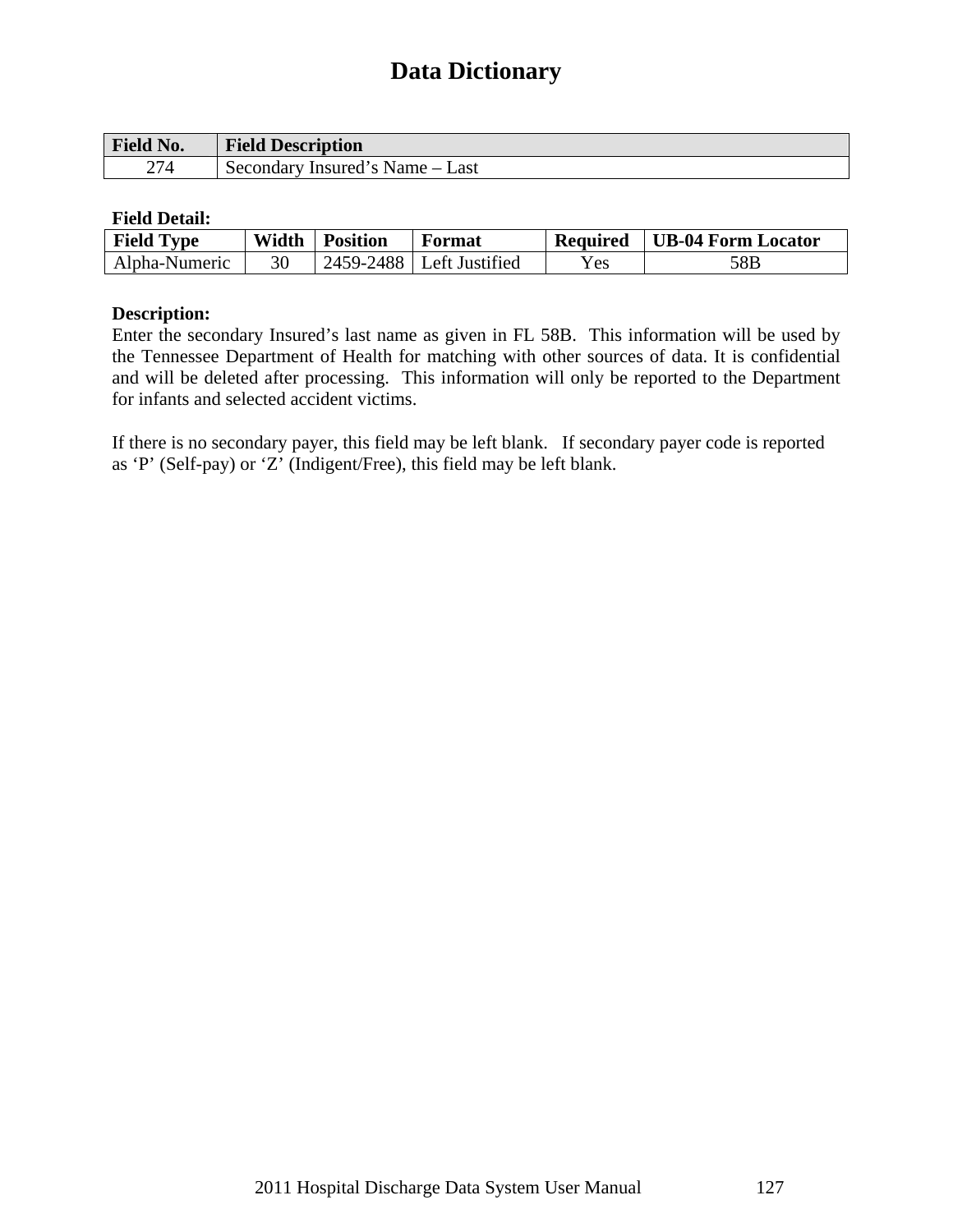# Data Dictionary

| Field No. | Field Description |
|---|---|
| 274 | Secondary Insured’s Name – Last |

**Field Detail:**

| Field Type | Width | Position | Format | Required | UB-04 Form Locator |
|---|---|---|---|---|---|
| Alpha-Numeric | 30 | 2459-2488 | Left Justified | Yes | 58B |

**Description:**

Enter the secondary Insured’s last name as given in FL 58B. This information will be used by the Tennessee Department of Health for matching with other sources of data. It is confidential and will be deleted after processing. This information will only be reported to the Department for infants and selected accident victims.

If there is no secondary payer, this field may be left blank. If secondary payer code is reported as ‘P’ (Self-pay) or ‘Z’ (Indigent/Free), this field may be left blank.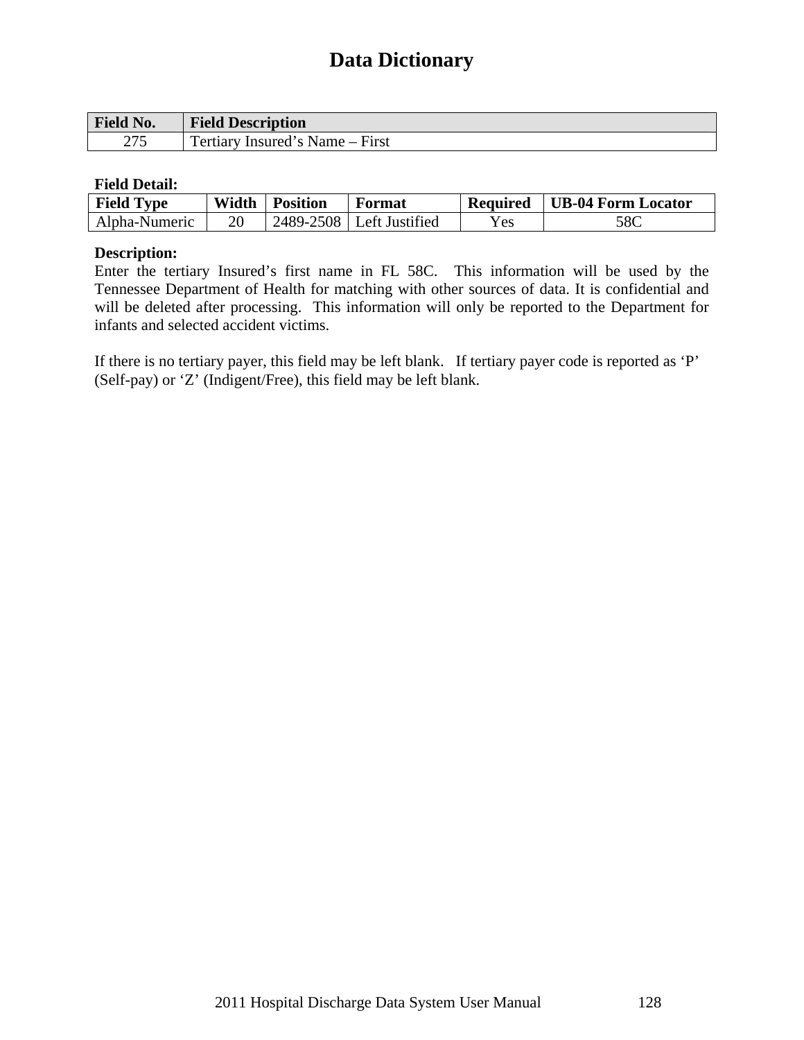# Data Dictionary

| Field No. | Field Description |
|---|---|
| 275 | Tertiary Insured's Name – First |

**Field Detail:**

| Field Type | Width | Position | Format | Required | UB-04 Form Locator |
|---|---|---|---|---|---|
| Alpha-Numeric | 20 | 2489-2508 | Left Justified | Yes | 58C |

**Description:**

Enter the tertiary Insured's first name in FL 58C. This information will be used by the Tennessee Department of Health for matching with other sources of data. It is confidential and will be deleted after processing. This information will only be reported to the Department for infants and selected accident victims.

If there is no tertiary payer, this field may be left blank. If tertiary payer code is reported as 'P' (Self-pay) or 'Z' (Indigent/Free), this field may be left blank.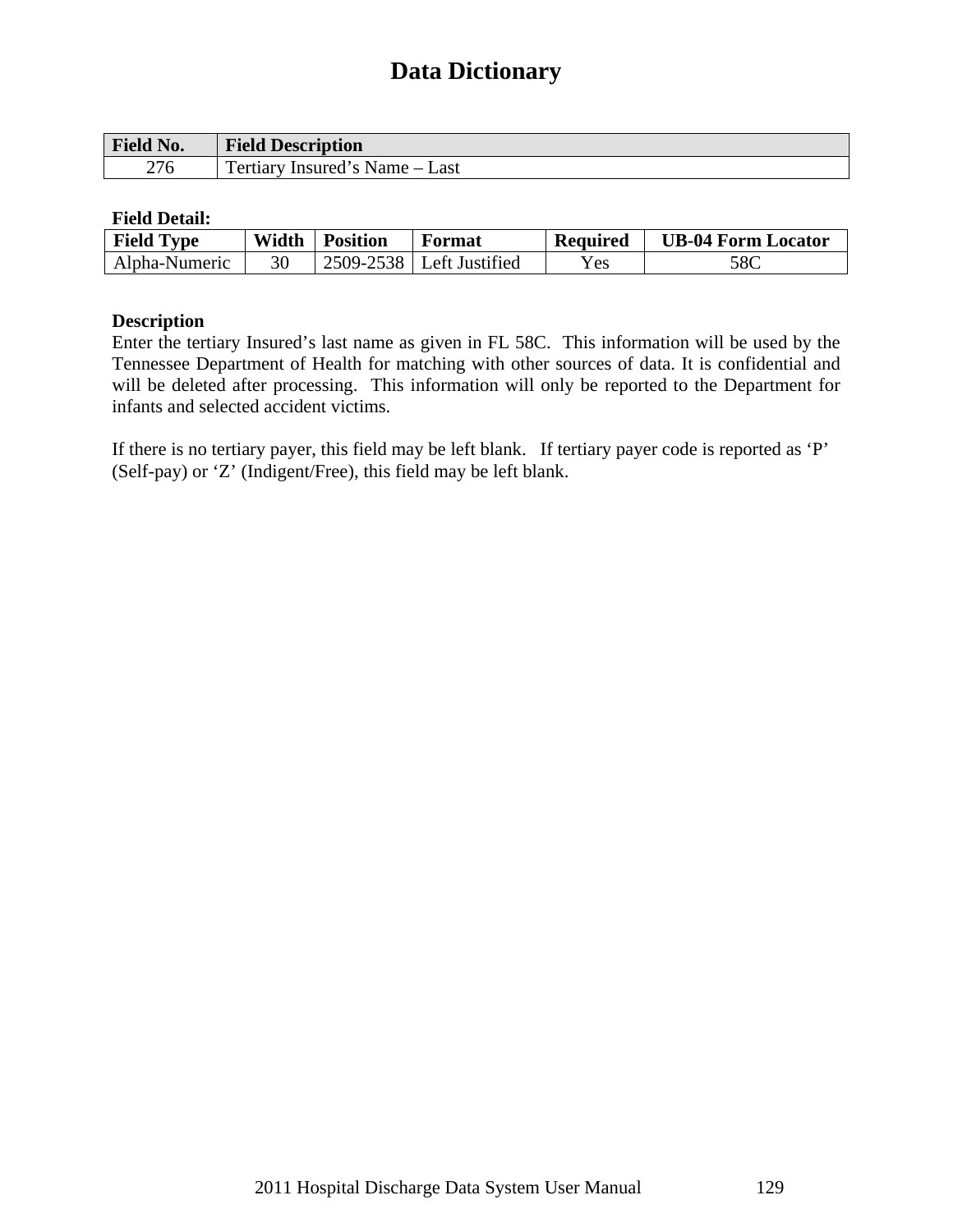# Data Dictionary

| Field No. | Field Description |
|---|---|
| 276 | Tertiary Insured's Name – Last |

**Field Detail:**

| Field Type | Width | Position | Format | Required | UB-04 Form Locator |
|---|---|---|---|---|---|
| Alpha-Numeric | 30 | 2509-2538 | Left Justified | Yes | 58C |

**Description**

Enter the tertiary Insured's last name as given in FL 58C. This information will be used by the Tennessee Department of Health for matching with other sources of data. It is confidential and will be deleted after processing. This information will only be reported to the Department for infants and selected accident victims.

If there is no tertiary payer, this field may be left blank. If tertiary payer code is reported as 'P' (Self-pay) or 'Z' (Indigent/Free), this field may be left blank.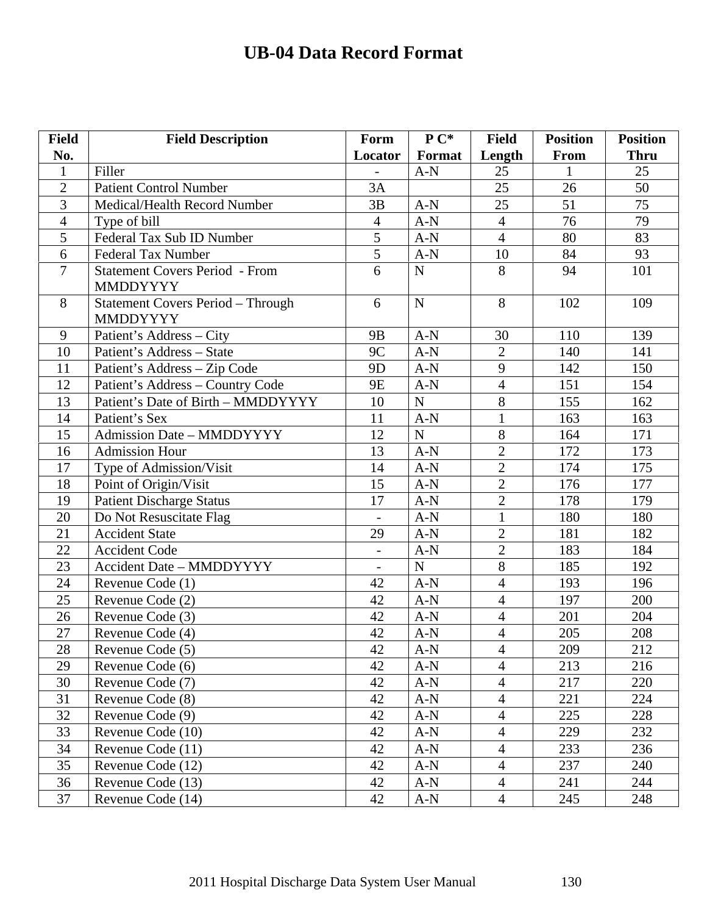# UB-04 Data Record Format

| Field No. | Field Description | Form Locator | P C* Format | Field Length | Position From | Position Thru |
|---|---|---|---|---|---|---|
| 1 | Filler | - | A-N | 25 | 1 | 25 |
| 2 | Patient Control Number | 3A | | 25 | 26 | 50 |
| 3 | Medical/Health Record Number | 3B | A-N | 25 | 51 | 75 |
| 4 | Type of bill | 4 | A-N | 4 | 76 | 79 |
| 5 | Federal Tax Sub ID Number | 5 | A-N | 4 | 80 | 83 |
| 6 | Federal Tax Number | 5 | A-N | 10 | 84 | 93 |
| 7 | Statement Covers Period - From MMDDYYYY | 6 | N | 8 | 94 | 101 |
| 8 | Statement Covers Period – Through MMDDYYYY | 6 | N | 8 | 102 | 109 |
| 9 | Patient's Address – City | 9B | A-N | 30 | 110 | 139 |
| 10 | Patient's Address – State | 9C | A-N | 2 | 140 | 141 |
| 11 | Patient's Address – Zip Code | 9D | A-N | 9 | 142 | 150 |
| 12 | Patient's Address – Country Code | 9E | A-N | 4 | 151 | 154 |
| 13 | Patient's Date of Birth – MMDDYYYY | 10 | N | 8 | 155 | 162 |
| 14 | Patient's Sex | 11 | A-N | 1 | 163 | 163 |
| 15 | Admission Date – MMDDYYYY | 12 | N | 8 | 164 | 171 |
| 16 | Admission Hour | 13 | A-N | 2 | 172 | 173 |
| 17 | Type of Admission/Visit | 14 | A-N | 2 | 174 | 175 |
| 18 | Point of Origin/Visit | 15 | A-N | 2 | 176 | 177 |
| 19 | Patient Discharge Status | 17 | A-N | 2 | 178 | 179 |
| 20 | Do Not Resuscitate Flag | - | A-N | 1 | 180 | 180 |
| 21 | Accident State | 29 | A-N | 2 | 181 | 182 |
| 22 | Accident Code | - | A-N | 2 | 183 | 184 |
| 23 | Accident Date – MMDDYYYY | - | N | 8 | 185 | 192 |
| 24 | Revenue Code (1) | 42 | A-N | 4 | 193 | 196 |
| 25 | Revenue Code (2) | 42 | A-N | 4 | 197 | 200 |
| 26 | Revenue Code (3) | 42 | A-N | 4 | 201 | 204 |
| 27 | Revenue Code (4) | 42 | A-N | 4 | 205 | 208 |
| 28 | Revenue Code (5) | 42 | A-N | 4 | 209 | 212 |
| 29 | Revenue Code (6) | 42 | A-N | 4 | 213 | 216 |
| 30 | Revenue Code (7) | 42 | A-N | 4 | 217 | 220 |
| 31 | Revenue Code (8) | 42 | A-N | 4 | 221 | 224 |
| 32 | Revenue Code (9) | 42 | A-N | 4 | 225 | 228 |
| 33 | Revenue Code (10) | 42 | A-N | 4 | 229 | 232 |
| 34 | Revenue Code (11) | 42 | A-N | 4 | 233 | 236 |
| 35 | Revenue Code (12) | 42 | A-N | 4 | 237 | 240 |
| 36 | Revenue Code (13) | 42 | A-N | 4 | 241 | 244 |
| 37 | Revenue Code (14) | 42 | A-N | 4 | 245 | 248 |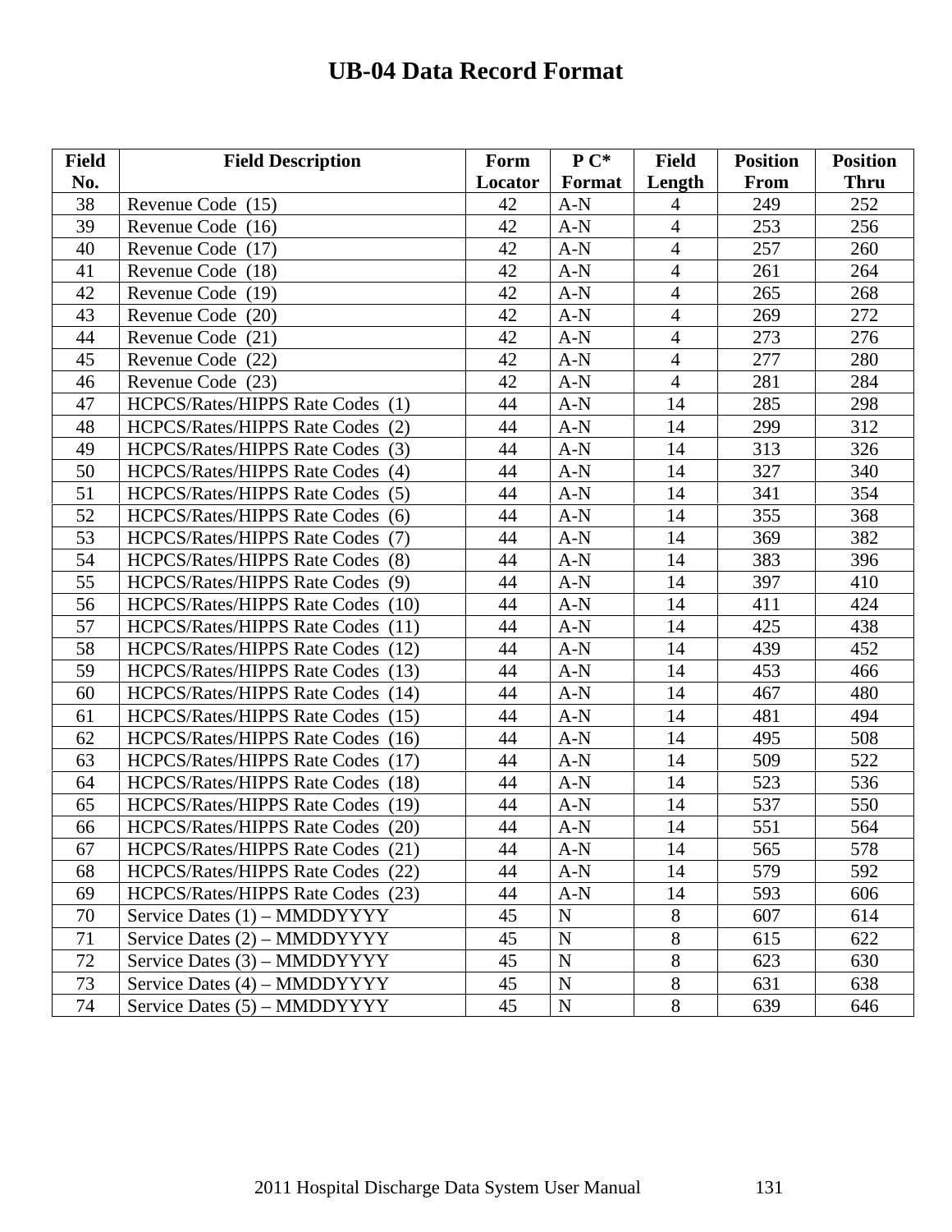# UB-04 Data Record Format

| Field No. | Field Description | Form Locator | P C* Format | Field Length | Position From | Position Thru |
|---|---|---|---|---|---|---|
| 38 | Revenue Code (15) | 42 | A-N | 4 | 249 | 252 |
| 39 | Revenue Code (16) | 42 | A-N | 4 | 253 | 256 |
| 40 | Revenue Code (17) | 42 | A-N | 4 | 257 | 260 |
| 41 | Revenue Code (18) | 42 | A-N | 4 | 261 | 264 |
| 42 | Revenue Code (19) | 42 | A-N | 4 | 265 | 268 |
| 43 | Revenue Code (20) | 42 | A-N | 4 | 269 | 272 |
| 44 | Revenue Code (21) | 42 | A-N | 4 | 273 | 276 |
| 45 | Revenue Code (22) | 42 | A-N | 4 | 277 | 280 |
| 46 | Revenue Code (23) | 42 | A-N | 4 | 281 | 284 |
| 47 | HCPCS/Rates/HIPPS Rate Codes (1) | 44 | A-N | 14 | 285 | 298 |
| 48 | HCPCS/Rates/HIPPS Rate Codes (2) | 44 | A-N | 14 | 299 | 312 |
| 49 | HCPCS/Rates/HIPPS Rate Codes (3) | 44 | A-N | 14 | 313 | 326 |
| 50 | HCPCS/Rates/HIPPS Rate Codes (4) | 44 | A-N | 14 | 327 | 340 |
| 51 | HCPCS/Rates/HIPPS Rate Codes (5) | 44 | A-N | 14 | 341 | 354 |
| 52 | HCPCS/Rates/HIPPS Rate Codes (6) | 44 | A-N | 14 | 355 | 368 |
| 53 | HCPCS/Rates/HIPPS Rate Codes (7) | 44 | A-N | 14 | 369 | 382 |
| 54 | HCPCS/Rates/HIPPS Rate Codes (8) | 44 | A-N | 14 | 383 | 396 |
| 55 | HCPCS/Rates/HIPPS Rate Codes (9) | 44 | A-N | 14 | 397 | 410 |
| 56 | HCPCS/Rates/HIPPS Rate Codes (10) | 44 | A-N | 14 | 411 | 424 |
| 57 | HCPCS/Rates/HIPPS Rate Codes (11) | 44 | A-N | 14 | 425 | 438 |
| 58 | HCPCS/Rates/HIPPS Rate Codes (12) | 44 | A-N | 14 | 439 | 452 |
| 59 | HCPCS/Rates/HIPPS Rate Codes (13) | 44 | A-N | 14 | 453 | 466 |
| 60 | HCPCS/Rates/HIPPS Rate Codes (14) | 44 | A-N | 14 | 467 | 480 |
| 61 | HCPCS/Rates/HIPPS Rate Codes (15) | 44 | A-N | 14 | 481 | 494 |
| 62 | HCPCS/Rates/HIPPS Rate Codes (16) | 44 | A-N | 14 | 495 | 508 |
| 63 | HCPCS/Rates/HIPPS Rate Codes (17) | 44 | A-N | 14 | 509 | 522 |
| 64 | HCPCS/Rates/HIPPS Rate Codes (18) | 44 | A-N | 14 | 523 | 536 |
| 65 | HCPCS/Rates/HIPPS Rate Codes (19) | 44 | A-N | 14 | 537 | 550 |
| 66 | HCPCS/Rates/HIPPS Rate Codes (20) | 44 | A-N | 14 | 551 | 564 |
| 67 | HCPCS/Rates/HIPPS Rate Codes (21) | 44 | A-N | 14 | 565 | 578 |
| 68 | HCPCS/Rates/HIPPS Rate Codes (22) | 44 | A-N | 14 | 579 | 592 |
| 69 | HCPCS/Rates/HIPPS Rate Codes (23) | 44 | A-N | 14 | 593 | 606 |
| 70 | Service Dates (1) – MMDDYYYY | 45 | N | 8 | 607 | 614 |
| 71 | Service Dates (2) – MMDDYYYY | 45 | N | 8 | 615 | 622 |
| 72 | Service Dates (3) – MMDDYYYY | 45 | N | 8 | 623 | 630 |
| 73 | Service Dates (4) – MMDDYYYY | 45 | N | 8 | 631 | 638 |
| 74 | Service Dates (5) – MMDDYYYY | 45 | N | 8 | 639 | 646 |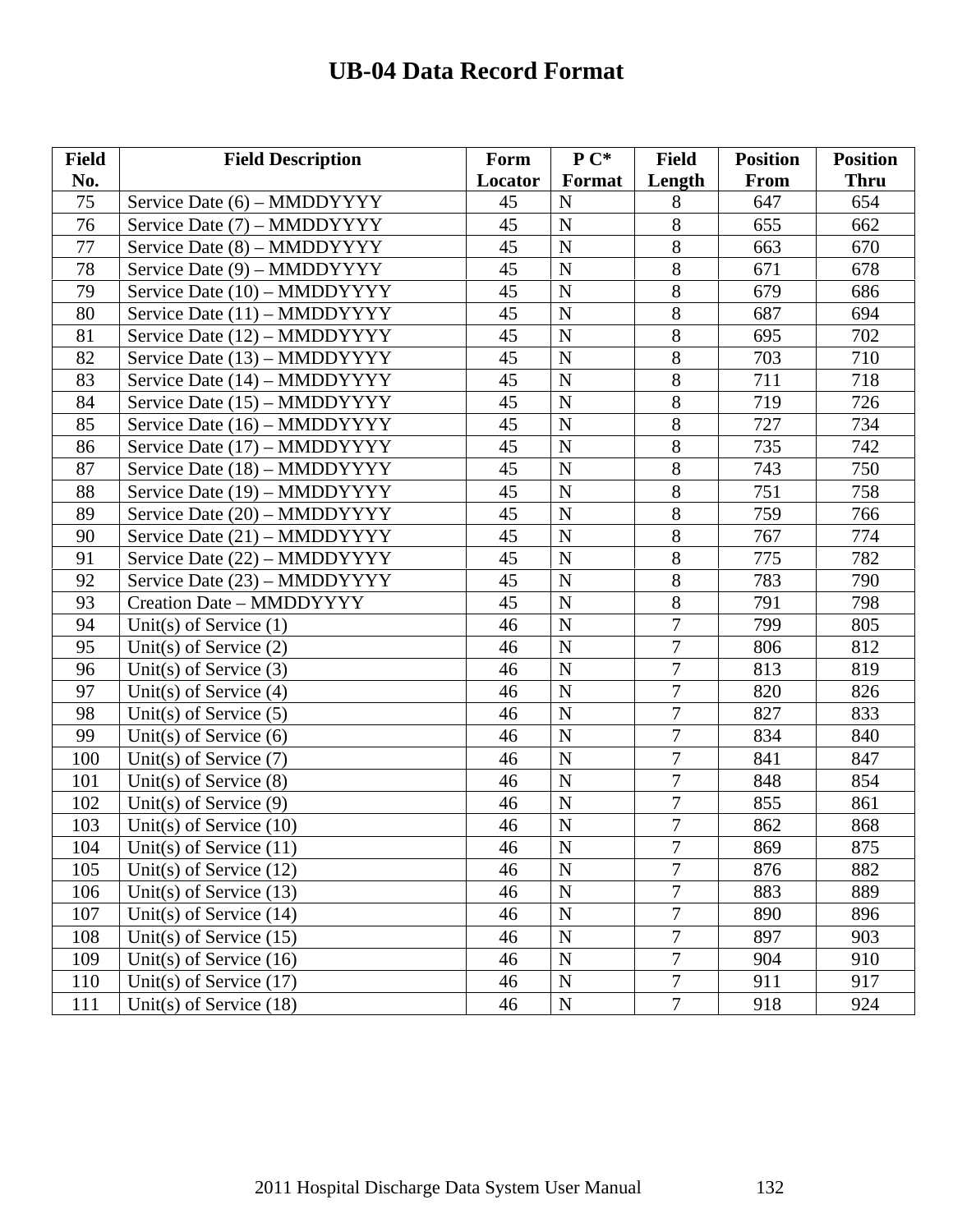# UB-04 Data Record Format

| Field No. | Field Description | Form Locator | P C* Format | Field Length | Position From | Position Thru |
|---|---|---|---|---|---|---|
| 75 | Service Date (6) – MMDDYYYY | 45 | N | 8 | 647 | 654 |
| 76 | Service Date (7) – MMDDYYYY | 45 | N | 8 | 655 | 662 |
| 77 | Service Date (8) – MMDDYYYY | 45 | N | 8 | 663 | 670 |
| 78 | Service Date (9) – MMDDYYYY | 45 | N | 8 | 671 | 678 |
| 79 | Service Date (10) – MMDDYYYY | 45 | N | 8 | 679 | 686 |
| 80 | Service Date (11) – MMDDYYYY | 45 | N | 8 | 687 | 694 |
| 81 | Service Date (12) – MMDDYYYY | 45 | N | 8 | 695 | 702 |
| 82 | Service Date (13) – MMDDYYYY | 45 | N | 8 | 703 | 710 |
| 83 | Service Date (14) – MMDDYYYY | 45 | N | 8 | 711 | 718 |
| 84 | Service Date (15) – MMDDYYYY | 45 | N | 8 | 719 | 726 |
| 85 | Service Date (16) – MMDDYYYY | 45 | N | 8 | 727 | 734 |
| 86 | Service Date (17) – MMDDYYYY | 45 | N | 8 | 735 | 742 |
| 87 | Service Date (18) – MMDDYYYY | 45 | N | 8 | 743 | 750 |
| 88 | Service Date (19) – MMDDYYYY | 45 | N | 8 | 751 | 758 |
| 89 | Service Date (20) – MMDDYYYY | 45 | N | 8 | 759 | 766 |
| 90 | Service Date (21) – MMDDYYYY | 45 | N | 8 | 767 | 774 |
| 91 | Service Date (22) – MMDDYYYY | 45 | N | 8 | 775 | 782 |
| 92 | Service Date (23) – MMDDYYYY | 45 | N | 8 | 783 | 790 |
| 93 | Creation Date – MMDDYYYY | 45 | N | 8 | 791 | 798 |
| 94 | Unit(s) of Service (1) | 46 | N | 7 | 799 | 805 |
| 95 | Unit(s) of Service (2) | 46 | N | 7 | 806 | 812 |
| 96 | Unit(s) of Service (3) | 46 | N | 7 | 813 | 819 |
| 97 | Unit(s) of Service (4) | 46 | N | 7 | 820 | 826 |
| 98 | Unit(s) of Service (5) | 46 | N | 7 | 827 | 833 |
| 99 | Unit(s) of Service (6) | 46 | N | 7 | 834 | 840 |
| 100 | Unit(s) of Service (7) | 46 | N | 7 | 841 | 847 |
| 101 | Unit(s) of Service (8) | 46 | N | 7 | 848 | 854 |
| 102 | Unit(s) of Service (9) | 46 | N | 7 | 855 | 861 |
| 103 | Unit(s) of Service (10) | 46 | N | 7 | 862 | 868 |
| 104 | Unit(s) of Service (11) | 46 | N | 7 | 869 | 875 |
| 105 | Unit(s) of Service (12) | 46 | N | 7 | 876 | 882 |
| 106 | Unit(s) of Service (13) | 46 | N | 7 | 883 | 889 |
| 107 | Unit(s) of Service (14) | 46 | N | 7 | 890 | 896 |
| 108 | Unit(s) of Service (15) | 46 | N | 7 | 897 | 903 |
| 109 | Unit(s) of Service (16) | 46 | N | 7 | 904 | 910 |
| 110 | Unit(s) of Service (17) | 46 | N | 7 | 911 | 917 |
| 111 | Unit(s) of Service (18) | 46 | N | 7 | 918 | 924 |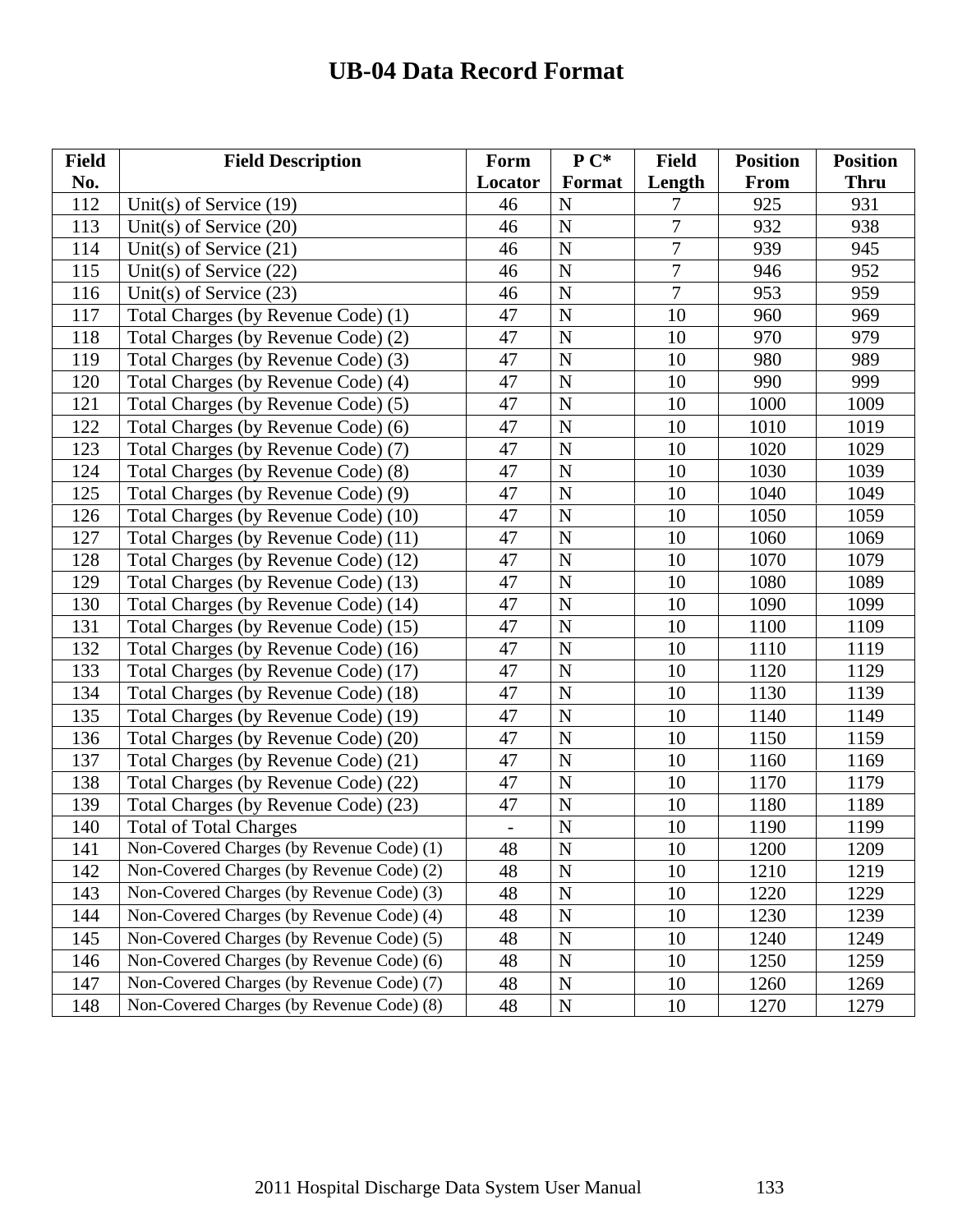# UB-04 Data Record Format

| Field No. | Field Description | Form Locator | P C* Format | Field Length | Position From | Position Thru |
|---|---|---|---|---|---|---|
| 112 | Unit(s) of Service (19) | 46 | N | 7 | 925 | 931 |
| 113 | Unit(s) of Service (20) | 46 | N | 7 | 932 | 938 |
| 114 | Unit(s) of Service (21) | 46 | N | 7 | 939 | 945 |
| 115 | Unit(s) of Service (22) | 46 | N | 7 | 946 | 952 |
| 116 | Unit(s) of Service (23) | 46 | N | 7 | 953 | 959 |
| 117 | Total Charges (by Revenue Code) (1) | 47 | N | 10 | 960 | 969 |
| 118 | Total Charges (by Revenue Code) (2) | 47 | N | 10 | 970 | 979 |
| 119 | Total Charges (by Revenue Code) (3) | 47 | N | 10 | 980 | 989 |
| 120 | Total Charges (by Revenue Code) (4) | 47 | N | 10 | 990 | 999 |
| 121 | Total Charges (by Revenue Code) (5) | 47 | N | 10 | 1000 | 1009 |
| 122 | Total Charges (by Revenue Code) (6) | 47 | N | 10 | 1010 | 1019 |
| 123 | Total Charges (by Revenue Code) (7) | 47 | N | 10 | 1020 | 1029 |
| 124 | Total Charges (by Revenue Code) (8) | 47 | N | 10 | 1030 | 1039 |
| 125 | Total Charges (by Revenue Code) (9) | 47 | N | 10 | 1040 | 1049 |
| 126 | Total Charges (by Revenue Code) (10) | 47 | N | 10 | 1050 | 1059 |
| 127 | Total Charges (by Revenue Code) (11) | 47 | N | 10 | 1060 | 1069 |
| 128 | Total Charges (by Revenue Code) (12) | 47 | N | 10 | 1070 | 1079 |
| 129 | Total Charges (by Revenue Code) (13) | 47 | N | 10 | 1080 | 1089 |
| 130 | Total Charges (by Revenue Code) (14) | 47 | N | 10 | 1090 | 1099 |
| 131 | Total Charges (by Revenue Code) (15) | 47 | N | 10 | 1100 | 1109 |
| 132 | Total Charges (by Revenue Code) (16) | 47 | N | 10 | 1110 | 1119 |
| 133 | Total Charges (by Revenue Code) (17) | 47 | N | 10 | 1120 | 1129 |
| 134 | Total Charges (by Revenue Code) (18) | 47 | N | 10 | 1130 | 1139 |
| 135 | Total Charges (by Revenue Code) (19) | 47 | N | 10 | 1140 | 1149 |
| 136 | Total Charges (by Revenue Code) (20) | 47 | N | 10 | 1150 | 1159 |
| 137 | Total Charges (by Revenue Code) (21) | 47 | N | 10 | 1160 | 1169 |
| 138 | Total Charges (by Revenue Code) (22) | 47 | N | 10 | 1170 | 1179 |
| 139 | Total Charges (by Revenue Code) (23) | 47 | N | 10 | 1180 | 1189 |
| 140 | Total of Total Charges | - | N | 10 | 1190 | 1199 |
| 141 | Non-Covered Charges (by Revenue Code) (1) | 48 | N | 10 | 1200 | 1209 |
| 142 | Non-Covered Charges (by Revenue Code) (2) | 48 | N | 10 | 1210 | 1219 |
| 143 | Non-Covered Charges (by Revenue Code) (3) | 48 | N | 10 | 1220 | 1229 |
| 144 | Non-Covered Charges (by Revenue Code) (4) | 48 | N | 10 | 1230 | 1239 |
| 145 | Non-Covered Charges (by Revenue Code) (5) | 48 | N | 10 | 1240 | 1249 |
| 146 | Non-Covered Charges (by Revenue Code) (6) | 48 | N | 10 | 1250 | 1259 |
| 147 | Non-Covered Charges (by Revenue Code) (7) | 48 | N | 10 | 1260 | 1269 |
| 148 | Non-Covered Charges (by Revenue Code) (8) | 48 | N | 10 | 1270 | 1279 |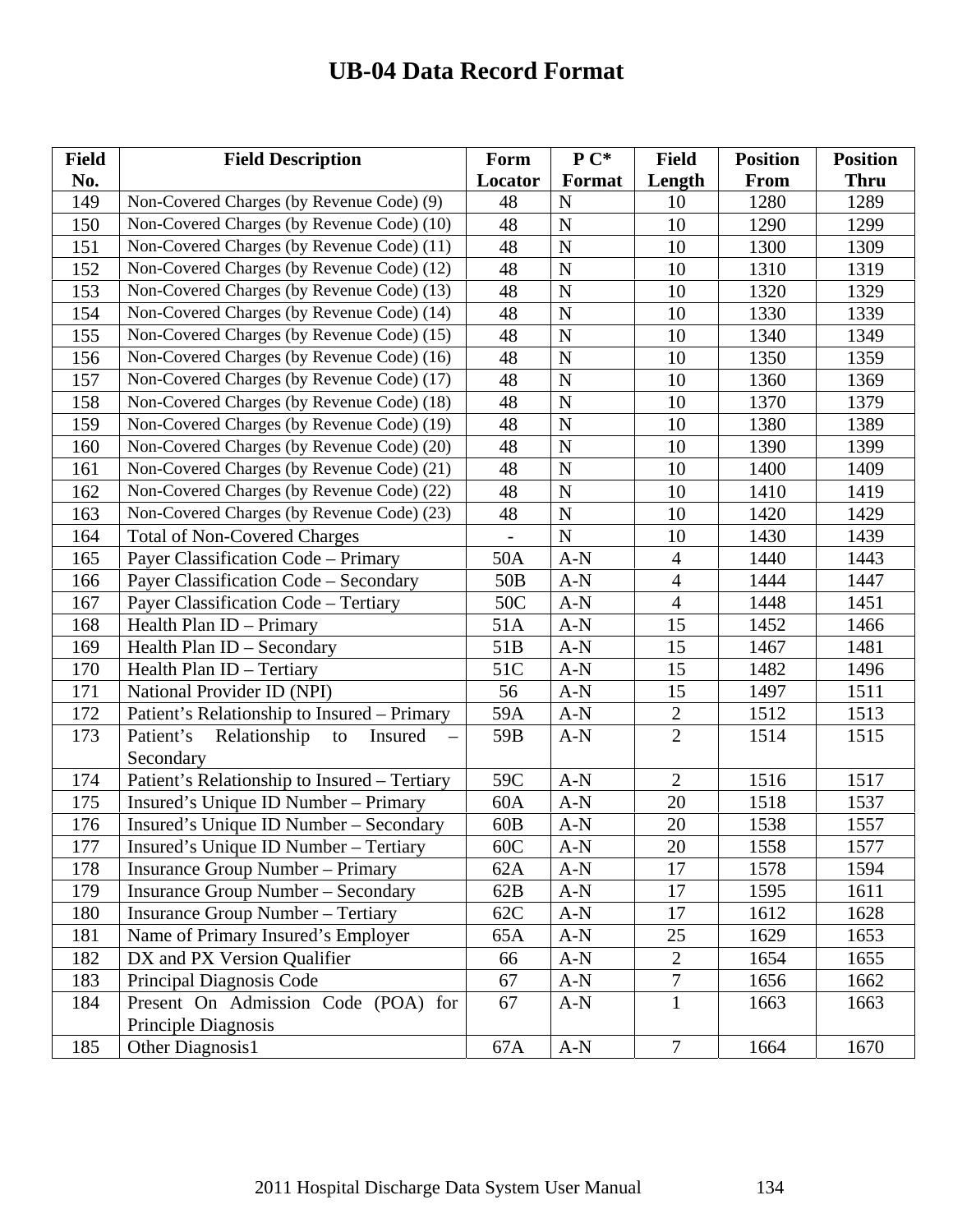# UB-04 Data Record Format

| Field No. | Field Description | Form Locator | P C* Format | Field Length | Position From | Position Thru |
|---|---|---|---|---|---|---|
| 149 | Non-Covered Charges (by Revenue Code) (9) | 48 | N | 10 | 1280 | 1289 |
| 150 | Non-Covered Charges (by Revenue Code) (10) | 48 | N | 10 | 1290 | 1299 |
| 151 | Non-Covered Charges (by Revenue Code) (11) | 48 | N | 10 | 1300 | 1309 |
| 152 | Non-Covered Charges (by Revenue Code) (12) | 48 | N | 10 | 1310 | 1319 |
| 153 | Non-Covered Charges (by Revenue Code) (13) | 48 | N | 10 | 1320 | 1329 |
| 154 | Non-Covered Charges (by Revenue Code) (14) | 48 | N | 10 | 1330 | 1339 |
| 155 | Non-Covered Charges (by Revenue Code) (15) | 48 | N | 10 | 1340 | 1349 |
| 156 | Non-Covered Charges (by Revenue Code) (16) | 48 | N | 10 | 1350 | 1359 |
| 157 | Non-Covered Charges (by Revenue Code) (17) | 48 | N | 10 | 1360 | 1369 |
| 158 | Non-Covered Charges (by Revenue Code) (18) | 48 | N | 10 | 1370 | 1379 |
| 159 | Non-Covered Charges (by Revenue Code) (19) | 48 | N | 10 | 1380 | 1389 |
| 160 | Non-Covered Charges (by Revenue Code) (20) | 48 | N | 10 | 1390 | 1399 |
| 161 | Non-Covered Charges (by Revenue Code) (21) | 48 | N | 10 | 1400 | 1409 |
| 162 | Non-Covered Charges (by Revenue Code) (22) | 48 | N | 10 | 1410 | 1419 |
| 163 | Non-Covered Charges (by Revenue Code) (23) | 48 | N | 10 | 1420 | 1429 |
| 164 | Total of Non-Covered Charges | - | N | 10 | 1430 | 1439 |
| 165 | Payer Classification Code – Primary | 50A | A-N | 4 | 1440 | 1443 |
| 166 | Payer Classification Code – Secondary | 50B | A-N | 4 | 1444 | 1447 |
| 167 | Payer Classification Code – Tertiary | 50C | A-N | 4 | 1448 | 1451 |
| 168 | Health Plan ID – Primary | 51A | A-N | 15 | 1452 | 1466 |
| 169 | Health Plan ID – Secondary | 51B | A-N | 15 | 1467 | 1481 |
| 170 | Health Plan ID – Tertiary | 51C | A-N | 15 | 1482 | 1496 |
| 171 | National Provider ID (NPI) | 56 | A-N | 15 | 1497 | 1511 |
| 172 | Patient's Relationship to Insured – Primary | 59A | A-N | 2 | 1512 | 1513 |
| 173 | Patient's Relationship to Insured – Secondary | 59B | A-N | 2 | 1514 | 1515 |
| 174 | Patient's Relationship to Insured – Tertiary | 59C | A-N | 2 | 1516 | 1517 |
| 175 | Insured's Unique ID Number – Primary | 60A | A-N | 20 | 1518 | 1537 |
| 176 | Insured's Unique ID Number – Secondary | 60B | A-N | 20 | 1538 | 1557 |
| 177 | Insured's Unique ID Number – Tertiary | 60C | A-N | 20 | 1558 | 1577 |
| 178 | Insurance Group Number – Primary | 62A | A-N | 17 | 1578 | 1594 |
| 179 | Insurance Group Number – Secondary | 62B | A-N | 17 | 1595 | 1611 |
| 180 | Insurance Group Number – Tertiary | 62C | A-N | 17 | 1612 | 1628 |
| 181 | Name of Primary Insured's Employer | 65A | A-N | 25 | 1629 | 1653 |
| 182 | DX and PX Version Qualifier | 66 | A-N | 2 | 1654 | 1655 |
| 183 | Principal Diagnosis Code | 67 | A-N | 7 | 1656 | 1662 |
| 184 | Present On Admission Code (POA) for Principle Diagnosis | 67 | A-N | 1 | 1663 | 1663 |
| 185 | Other Diagnosis1 | 67A | A-N | 7 | 1664 | 1670 |

2011 Hospital Discharge Data System User Manual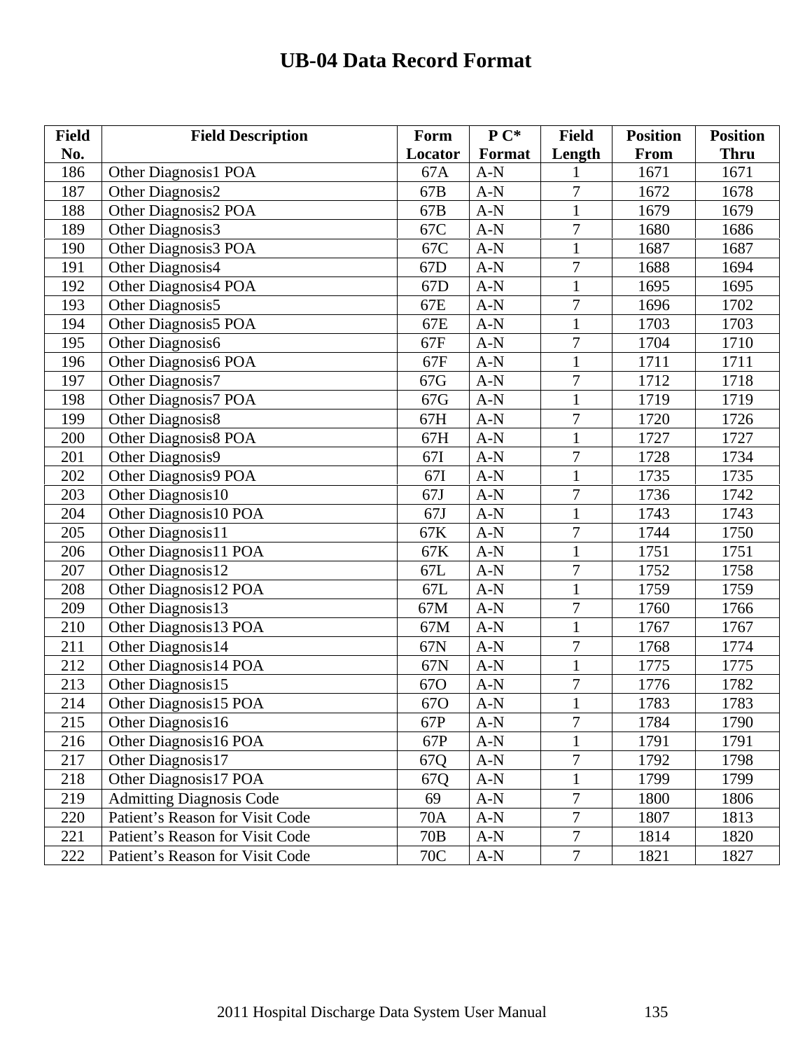# UB-04 Data Record Format

| Field No. | Field Description | Form Locator | P C* Format | Field Length | Position From | Position Thru |
|---|---|---|---|---|---|---|
| 186 | Other Diagnosis1 POA | 67A | A-N | 1 | 1671 | 1671 |
| 187 | Other Diagnosis2 | 67B | A-N | 7 | 1672 | 1678 |
| 188 | Other Diagnosis2 POA | 67B | A-N | 1 | 1679 | 1679 |
| 189 | Other Diagnosis3 | 67C | A-N | 7 | 1680 | 1686 |
| 190 | Other Diagnosis3 POA | 67C | A-N | 1 | 1687 | 1687 |
| 191 | Other Diagnosis4 | 67D | A-N | 7 | 1688 | 1694 |
| 192 | Other Diagnosis4 POA | 67D | A-N | 1 | 1695 | 1695 |
| 193 | Other Diagnosis5 | 67E | A-N | 7 | 1696 | 1702 |
| 194 | Other Diagnosis5 POA | 67E | A-N | 1 | 1703 | 1703 |
| 195 | Other Diagnosis6 | 67F | A-N | 7 | 1704 | 1710 |
| 196 | Other Diagnosis6 POA | 67F | A-N | 1 | 1711 | 1711 |
| 197 | Other Diagnosis7 | 67G | A-N | 7 | 1712 | 1718 |
| 198 | Other Diagnosis7 POA | 67G | A-N | 1 | 1719 | 1719 |
| 199 | Other Diagnosis8 | 67H | A-N | 7 | 1720 | 1726 |
| 200 | Other Diagnosis8 POA | 67H | A-N | 1 | 1727 | 1727 |
| 201 | Other Diagnosis9 | 67I | A-N | 7 | 1728 | 1734 |
| 202 | Other Diagnosis9 POA | 67I | A-N | 1 | 1735 | 1735 |
| 203 | Other Diagnosis10 | 67J | A-N | 7 | 1736 | 1742 |
| 204 | Other Diagnosis10 POA | 67J | A-N | 1 | 1743 | 1743 |
| 205 | Other Diagnosis11 | 67K | A-N | 7 | 1744 | 1750 |
| 206 | Other Diagnosis11 POA | 67K | A-N | 1 | 1751 | 1751 |
| 207 | Other Diagnosis12 | 67L | A-N | 7 | 1752 | 1758 |
| 208 | Other Diagnosis12 POA | 67L | A-N | 1 | 1759 | 1759 |
| 209 | Other Diagnosis13 | 67M | A-N | 7 | 1760 | 1766 |
| 210 | Other Diagnosis13 POA | 67M | A-N | 1 | 1767 | 1767 |
| 211 | Other Diagnosis14 | 67N | A-N | 7 | 1768 | 1774 |
| 212 | Other Diagnosis14 POA | 67N | A-N | 1 | 1775 | 1775 |
| 213 | Other Diagnosis15 | 67O | A-N | 7 | 1776 | 1782 |
| 214 | Other Diagnosis15 POA | 67O | A-N | 1 | 1783 | 1783 |
| 215 | Other Diagnosis16 | 67P | A-N | 7 | 1784 | 1790 |
| 216 | Other Diagnosis16 POA | 67P | A-N | 1 | 1791 | 1791 |
| 217 | Other Diagnosis17 | 67Q | A-N | 7 | 1792 | 1798 |
| 218 | Other Diagnosis17 POA | 67Q | A-N | 1 | 1799 | 1799 |
| 219 | Admitting Diagnosis Code | 69 | A-N | 7 | 1800 | 1806 |
| 220 | Patient's Reason for Visit Code | 70A | A-N | 7 | 1807 | 1813 |
| 221 | Patient's Reason for Visit Code | 70B | A-N | 7 | 1814 | 1820 |
| 222 | Patient's Reason for Visit Code | 70C | A-N | 7 | 1821 | 1827 |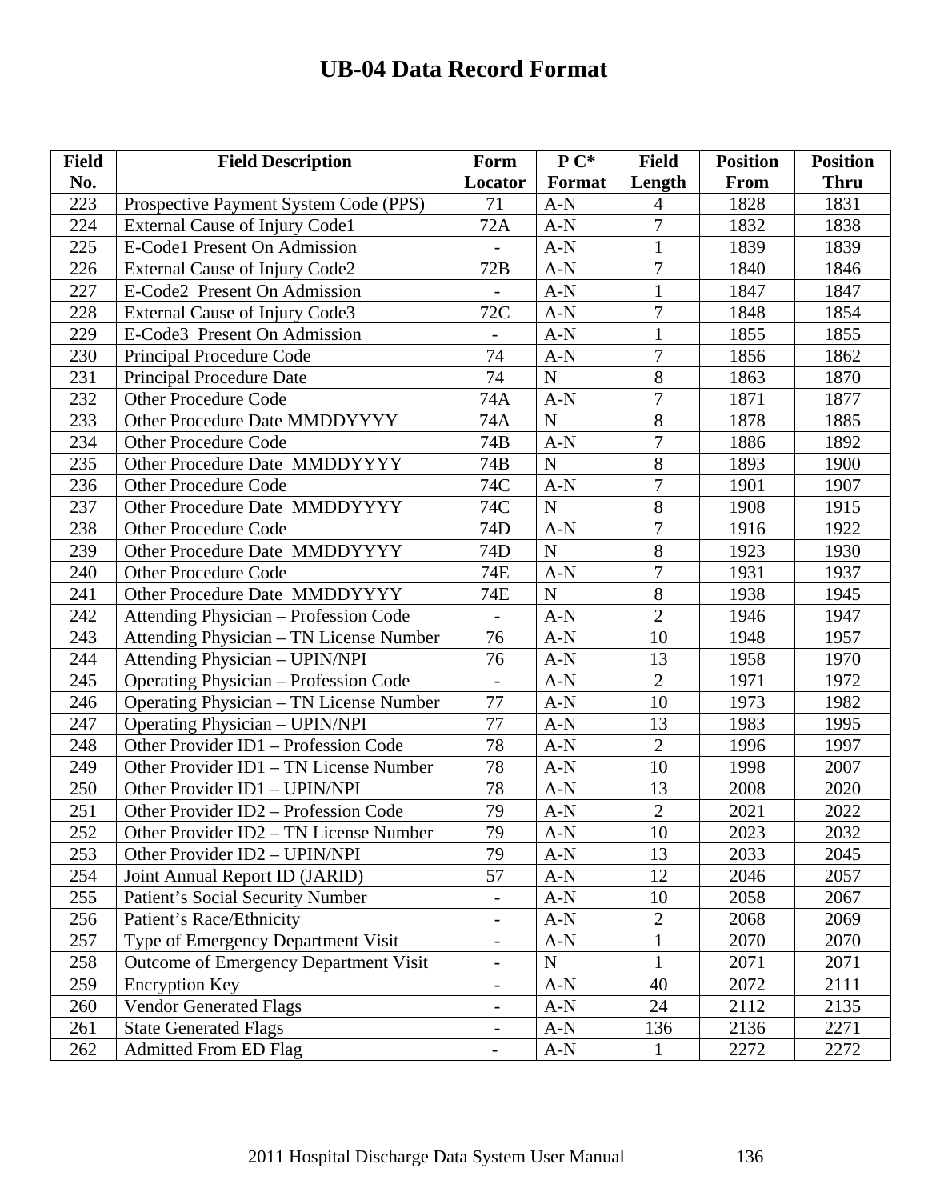# UB-04 Data Record Format

| Field No. | Field Description | Form Locator | P C* Format | Field Length | Position From | Position Thru |
|---|---|---|---|---|---|---|
| 223 | Prospective Payment System Code (PPS) | 71 | A-N | 4 | 1828 | 1831 |
| 224 | External Cause of Injury Code1 | 72A | A-N | 7 | 1832 | 1838 |
| 225 | E-Code1 Present On Admission | - | A-N | 1 | 1839 | 1839 |
| 226 | External Cause of Injury Code2 | 72B | A-N | 7 | 1840 | 1846 |
| 227 | E-Code2 Present On Admission | - | A-N | 1 | 1847 | 1847 |
| 228 | External Cause of Injury Code3 | 72C | A-N | 7 | 1848 | 1854 |
| 229 | E-Code3 Present On Admission | - | A-N | 1 | 1855 | 1855 |
| 230 | Principal Procedure Code | 74 | A-N | 7 | 1856 | 1862 |
| 231 | Principal Procedure Date | 74 | N | 8 | 1863 | 1870 |
| 232 | Other Procedure Code | 74A | A-N | 7 | 1871 | 1877 |
| 233 | Other Procedure Date MMDDYYYY | 74A | N | 8 | 1878 | 1885 |
| 234 | Other Procedure Code | 74B | A-N | 7 | 1886 | 1892 |
| 235 | Other Procedure Date MMDDYYYY | 74B | N | 8 | 1893 | 1900 |
| 236 | Other Procedure Code | 74C | A-N | 7 | 1901 | 1907 |
| 237 | Other Procedure Date MMDDYYYY | 74C | N | 8 | 1908 | 1915 |
| 238 | Other Procedure Code | 74D | A-N | 7 | 1916 | 1922 |
| 239 | Other Procedure Date MMDDYYYY | 74D | N | 8 | 1923 | 1930 |
| 240 | Other Procedure Code | 74E | A-N | 7 | 1931 | 1937 |
| 241 | Other Procedure Date MMDDYYYY | 74E | N | 8 | 1938 | 1945 |
| 242 | Attending Physician – Profession Code | - | A-N | 2 | 1946 | 1947 |
| 243 | Attending Physician – TN License Number | 76 | A-N | 10 | 1948 | 1957 |
| 244 | Attending Physician – UPIN/NPI | 76 | A-N | 13 | 1958 | 1970 |
| 245 | Operating Physician – Profession Code | - | A-N | 2 | 1971 | 1972 |
| 246 | Operating Physician – TN License Number | 77 | A-N | 10 | 1973 | 1982 |
| 247 | Operating Physician – UPIN/NPI | 77 | A-N | 13 | 1983 | 1995 |
| 248 | Other Provider ID1 – Profession Code | 78 | A-N | 2 | 1996 | 1997 |
| 249 | Other Provider ID1 – TN License Number | 78 | A-N | 10 | 1998 | 2007 |
| 250 | Other Provider ID1 – UPIN/NPI | 78 | A-N | 13 | 2008 | 2020 |
| 251 | Other Provider ID2 – Profession Code | 79 | A-N | 2 | 2021 | 2022 |
| 252 | Other Provider ID2 – TN License Number | 79 | A-N | 10 | 2023 | 2032 |
| 253 | Other Provider ID2 – UPIN/NPI | 79 | A-N | 13 | 2033 | 2045 |
| 254 | Joint Annual Report ID (JARID) | 57 | A-N | 12 | 2046 | 2057 |
| 255 | Patient's Social Security Number | - | A-N | 10 | 2058 | 2067 |
| 256 | Patient's Race/Ethnicity | - | A-N | 2 | 2068 | 2069 |
| 257 | Type of Emergency Department Visit | - | A-N | 1 | 2070 | 2070 |
| 258 | Outcome of Emergency Department Visit | - | N | 1 | 2071 | 2071 |
| 259 | Encryption Key | - | A-N | 40 | 2072 | 2111 |
| 260 | Vendor Generated Flags | - | A-N | 24 | 2112 | 2135 |
| 261 | State Generated Flags | - | A-N | 136 | 2136 | 2271 |
| 262 | Admitted From ED Flag | - | A-N | 1 | 2272 | 2272 |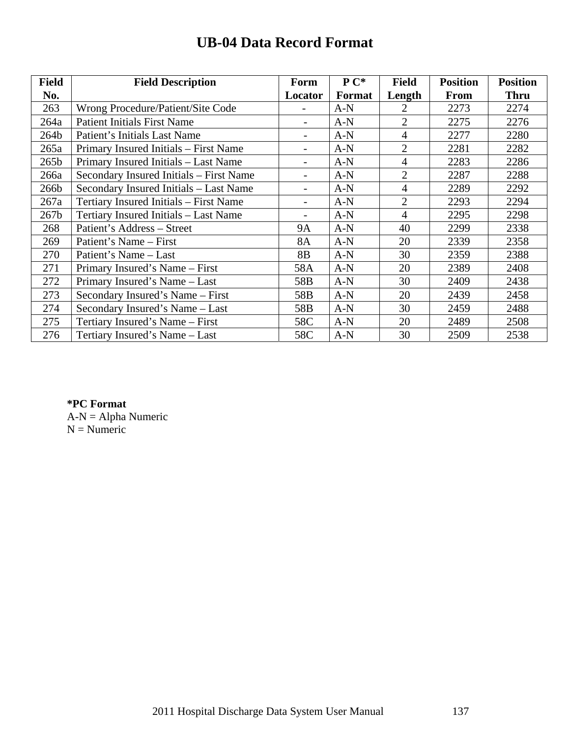# UB-04 Data Record Format

| Field No. | Field Description | Form Locator | P C* Format | Field Length | Position From | Position Thru |
|---|---|---|---|---|---|---|
| 263 | Wrong Procedure/Patient/Site Code | - | A-N | 2 | 2273 | 2274 |
| 264a | Patient Initials First Name | - | A-N | 2 | 2275 | 2276 |
| 264b | Patient’s Initials Last Name | - | A-N | 4 | 2277 | 2280 |
| 265a | Primary Insured Initials – First Name | - | A-N | 2 | 2281 | 2282 |
| 265b | Primary Insured Initials – Last Name | - | A-N | 4 | 2283 | 2286 |
| 266a | Secondary Insured Initials – First Name | - | A-N | 2 | 2287 | 2288 |
| 266b | Secondary Insured Initials – Last Name | - | A-N | 4 | 2289 | 2292 |
| 267a | Tertiary Insured Initials – First Name | - | A-N | 2 | 2293 | 2294 |
| 267b | Tertiary Insured Initials – Last Name | - | A-N | 4 | 2295 | 2298 |
| 268 | Patient’s Address – Street | 9A | A-N | 40 | 2299 | 2338 |
| 269 | Patient’s Name – First | 8A | A-N | 20 | 2339 | 2358 |
| 270 | Patient’s Name – Last | 8B | A-N | 30 | 2359 | 2388 |
| 271 | Primary Insured’s Name – First | 58A | A-N | 20 | 2389 | 2408 |
| 272 | Primary Insured’s Name – Last | 58B | A-N | 30 | 2409 | 2438 |
| 273 | Secondary Insured’s Name – First | 58B | A-N | 20 | 2439 | 2458 |
| 274 | Secondary Insured’s Name – Last | 58B | A-N | 30 | 2459 | 2488 |
| 275 | Tertiary Insured’s Name – First | 58C | A-N | 20 | 2489 | 2508 |
| 276 | Tertiary Insured’s Name – Last | 58C | A-N | 30 | 2509 | 2538 |

**\*PC Format**
A-N = Alpha Numeric
N = Numeric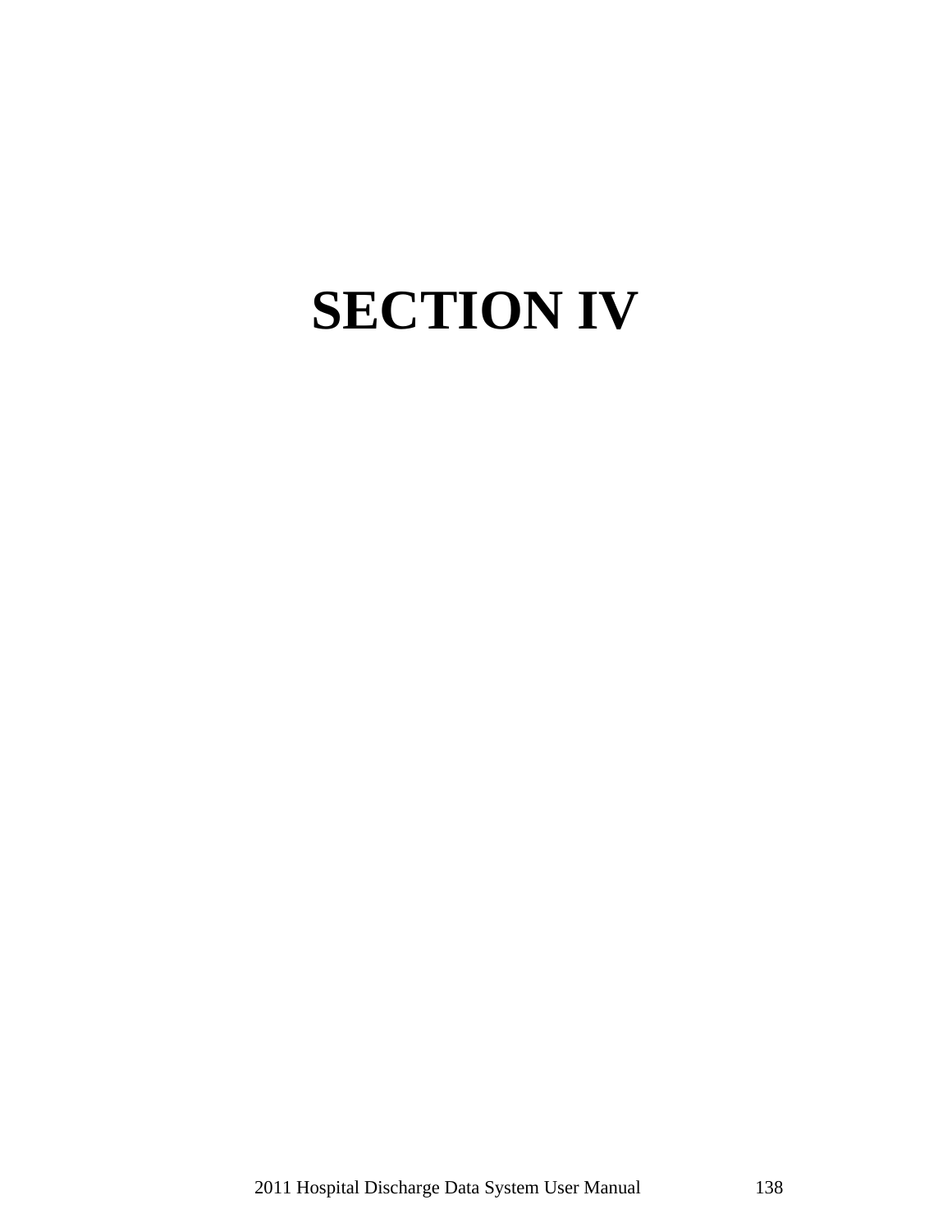# SECTION IV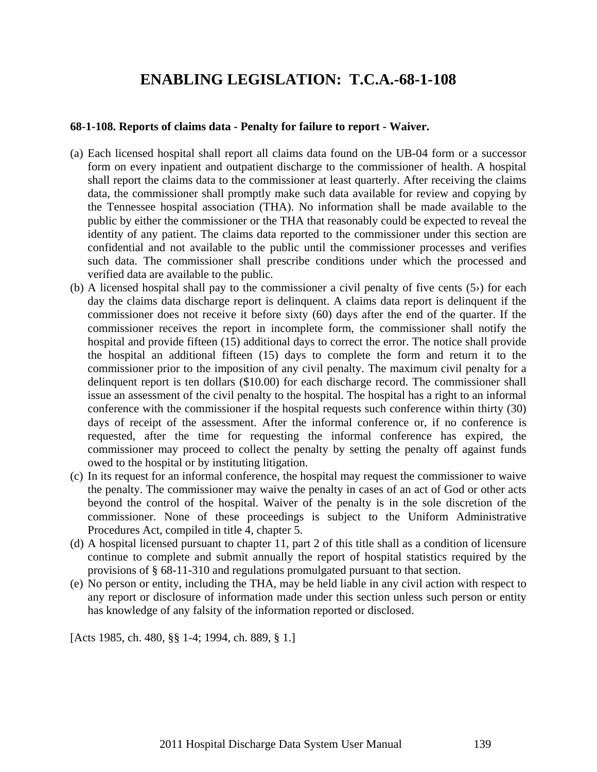# ENABLING LEGISLATION: T.C.A.-68-1-108

**68-1-108. Reports of claims data - Penalty for failure to report - Waiver.**

(a) Each licensed hospital shall report all claims data found on the UB-04 form or a successor form on every inpatient and outpatient discharge to the commissioner of health. A hospital shall report the claims data to the commissioner at least quarterly. After receiving the claims data, the commissioner shall promptly make such data available for review and copying by the Tennessee hospital association (THA). No information shall be made available to the public by either the commissioner or the THA that reasonably could be expected to reveal the identity of any patient. The claims data reported to the commissioner under this section are confidential and not available to the public until the commissioner processes and verifies such data. The commissioner shall prescribe conditions under which the processed and verified data are available to the public.

(b) A licensed hospital shall pay to the commissioner a civil penalty of five cents (5›) for each day the claims data discharge report is delinquent. A claims data report is delinquent if the commissioner does not receive it before sixty (60) days after the end of the quarter. If the commissioner receives the report in incomplete form, the commissioner shall notify the hospital and provide fifteen (15) additional days to correct the error. The notice shall provide the hospital an additional fifteen (15) days to complete the form and return it to the commissioner prior to the imposition of any civil penalty. The maximum civil penalty for a delinquent report is ten dollars ($10.00) for each discharge record. The commissioner shall issue an assessment of the civil penalty to the hospital. The hospital has a right to an informal conference with the commissioner if the hospital requests such conference within thirty (30) days of receipt of the assessment. After the informal conference or, if no conference is requested, after the time for requesting the informal conference has expired, the commissioner may proceed to collect the penalty by setting the penalty off against funds owed to the hospital or by instituting litigation.

(c) In its request for an informal conference, the hospital may request the commissioner to waive the penalty. The commissioner may waive the penalty in cases of an act of God or other acts beyond the control of the hospital. Waiver of the penalty is in the sole discretion of the commissioner. None of these proceedings is subject to the Uniform Administrative Procedures Act, compiled in title 4, chapter 5.

(d) A hospital licensed pursuant to chapter 11, part 2 of this title shall as a condition of licensure continue to complete and submit annually the report of hospital statistics required by the provisions of § 68-11-310 and regulations promulgated pursuant to that section.

(e) No person or entity, including the THA, may be held liable in any civil action with respect to any report or disclosure of information made under this section unless such person or entity has knowledge of any falsity of the information reported or disclosed.

[Acts 1985, ch. 480, §§ 1-4; 1994, ch. 889, § 1.]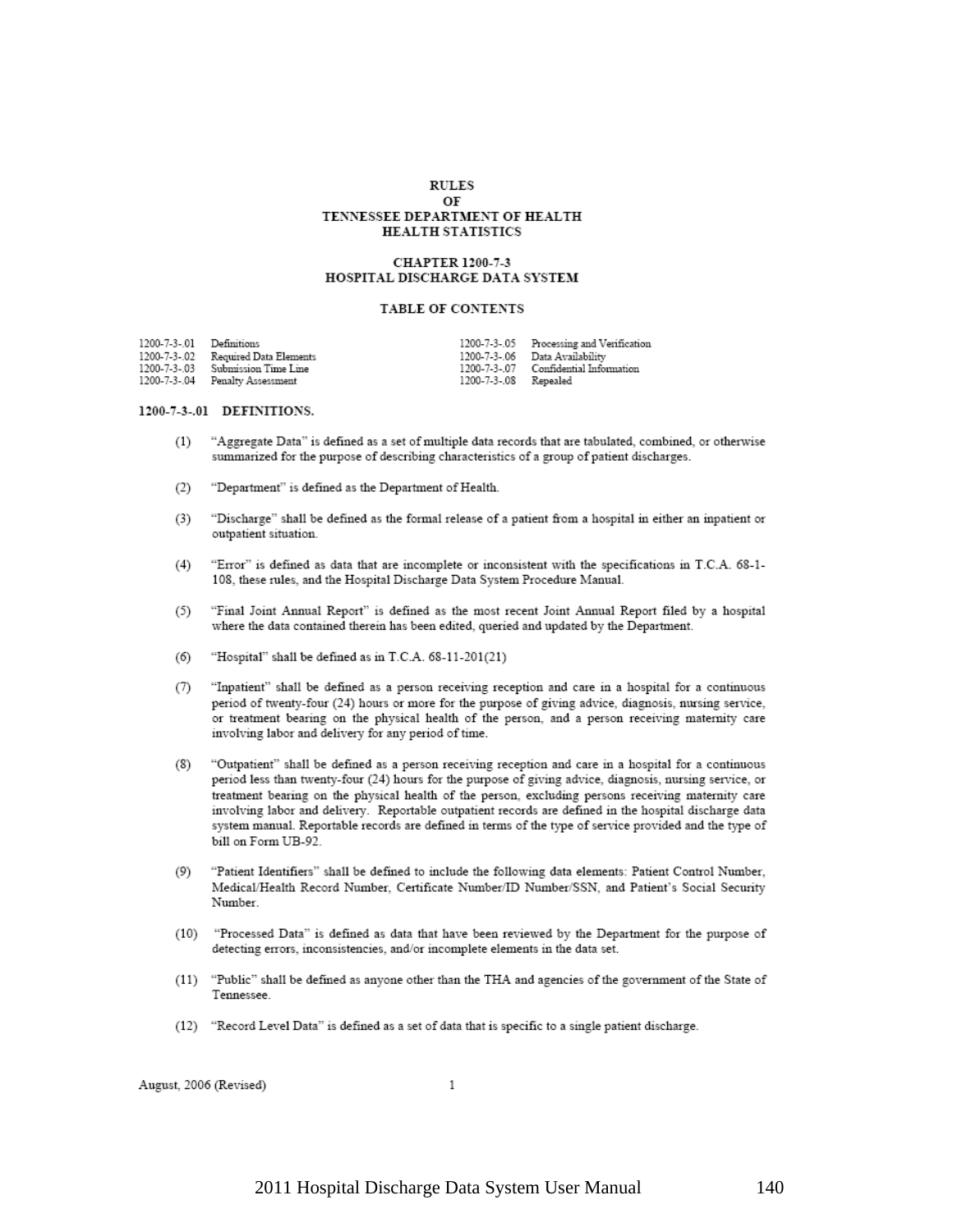# RULES
# OF
# TENNESSEE DEPARTMENT OF HEALTH
# HEALTH STATISTICS

## CHAPTER 1200-7-3
## HOSPITAL DISCHARGE DATA SYSTEM

### TABLE OF CONTENTS

| | | | |
|---|---|---|---|
| 1200-7-3-.01 | Definitions | 1200-7-3-.05 | Processing and Verification |
| 1200-7-3-.02 | Required Data Elements | 1200-7-3-.06 | Data Availability |
| 1200-7-3-.03 | Submission Time Line | 1200-7-3-.07 | Confidential Information |
| 1200-7-3-.04 | Penalty Assessment | 1200-7-3-.08 | Repealed |

### 1200-7-3-.01 DEFINITIONS.

(1) "Aggregate Data" is defined as a set of multiple data records that are tabulated, combined, or otherwise summarized for the purpose of describing characteristics of a group of patient discharges.

(2) "Department" is defined as the Department of Health.

(3) "Discharge" shall be defined as the formal release of a patient from a hospital in either an inpatient or outpatient situation.

(4) "Error" is defined as data that are incomplete or inconsistent with the specifications in T.C.A. 68-1-108, these rules, and the Hospital Discharge Data System Procedure Manual.

(5) "Final Joint Annual Report" is defined as the most recent Joint Annual Report filed by a hospital where the data contained therein has been edited, queried and updated by the Department.

(6) "Hospital" shall be defined as in T.C.A. 68-11-201(21)

(7) "Inpatient" shall be defined as a person receiving reception and care in a hospital for a continuous period of twenty-four (24) hours or more for the purpose of giving advice, diagnosis, nursing service, or treatment bearing on the physical health of the person, and a person receiving maternity care involving labor and delivery for any period of time.

(8) "Outpatient" shall be defined as a person receiving reception and care in a hospital for a continuous period less than twenty-four (24) hours for the purpose of giving advice, diagnosis, nursing service, or treatment bearing on the physical health of the person, excluding persons receiving maternity care involving labor and delivery. Reportable outpatient records are defined in the hospital discharge data system manual. Reportable records are defined in terms of the type of service provided and the type of bill on Form UB-92.

(9) "Patient Identifiers" shall be defined to include the following data elements: Patient Control Number, Medical/Health Record Number, Certificate Number/ID Number/SSN, and Patient's Social Security Number.

(10) "Processed Data" is defined as data that have been reviewed by the Department for the purpose of detecting errors, inconsistencies, and/or incomplete elements in the data set.

(11) "Public" shall be defined as anyone other than the THA and agencies of the government of the State of Tennessee.

(12) "Record Level Data" is defined as a set of data that is specific to a single patient discharge.

August, 2006 (Revised)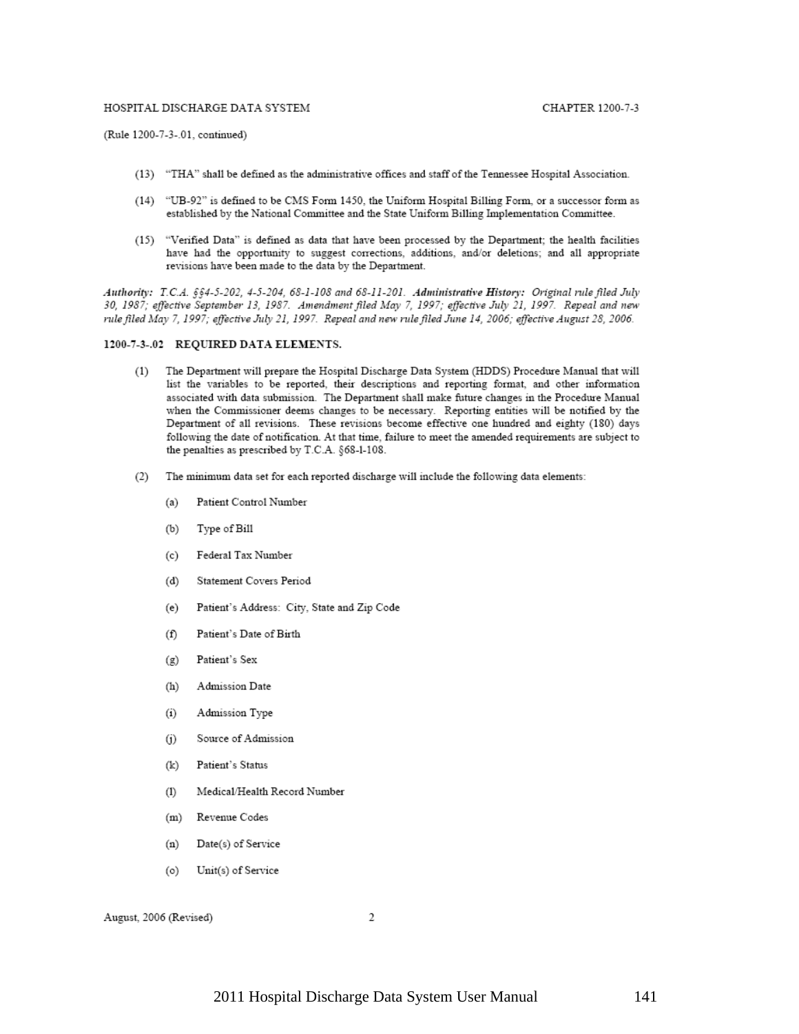(Rule 1200-7-3-.01, continued)

(13) "THA" shall be defined as the administrative offices and staff of the Tennessee Hospital Association.

(14) "UB-92" is defined to be CMS Form 1450, the Uniform Hospital Billing Form, or a successor form as established by the National Committee and the State Uniform Billing Implementation Committee.

(15) "Verified Data" is defined as data that have been processed by the Department; the health facilities have had the opportunity to suggest corrections, additions, and/or deletions; and all appropriate revisions have been made to the data by the Department.

***Authority:** T.C.A. §§4-5-202, 4-5-204, 68-1-108 and 68-11-201. **Administrative History:** Original rule filed July 30, 1987; effective September 13, 1987. Amendment filed May 7, 1997; effective July 21, 1997. Repeal and new rule filed May 7, 1997; effective July 21, 1997. Repeal and new rule filed June 14, 2006; effective August 28, 2006.*

**1200-7-3-.02 REQUIRED DATA ELEMENTS.**

(1) The Department will prepare the Hospital Discharge Data System (HDDS) Procedure Manual that will list the variables to be reported, their descriptions and reporting format, and other information associated with data submission. The Department shall make future changes in the Procedure Manual when the Commissioner deems changes to be necessary. Reporting entities will be notified by the Department of all revisions. These revisions become effective one hundred and eighty (180) days following the date of notification. At that time, failure to meet the amended requirements are subject to the penalties as prescribed by T.C.A. §68-1-108.

(2) The minimum data set for each reported discharge will include the following data elements:

(a) Patient Control Number

(b) Type of Bill

(c) Federal Tax Number

(d) Statement Covers Period

(e) Patient's Address: City, State and Zip Code

(f) Patient's Date of Birth

(g) Patient's Sex

(h) Admission Date

(i) Admission Type

(j) Source of Admission

(k) Patient's Status

(l) Medical/Health Record Number

(m) Revenue Codes

(n) Date(s) of Service

(o) Unit(s) of Service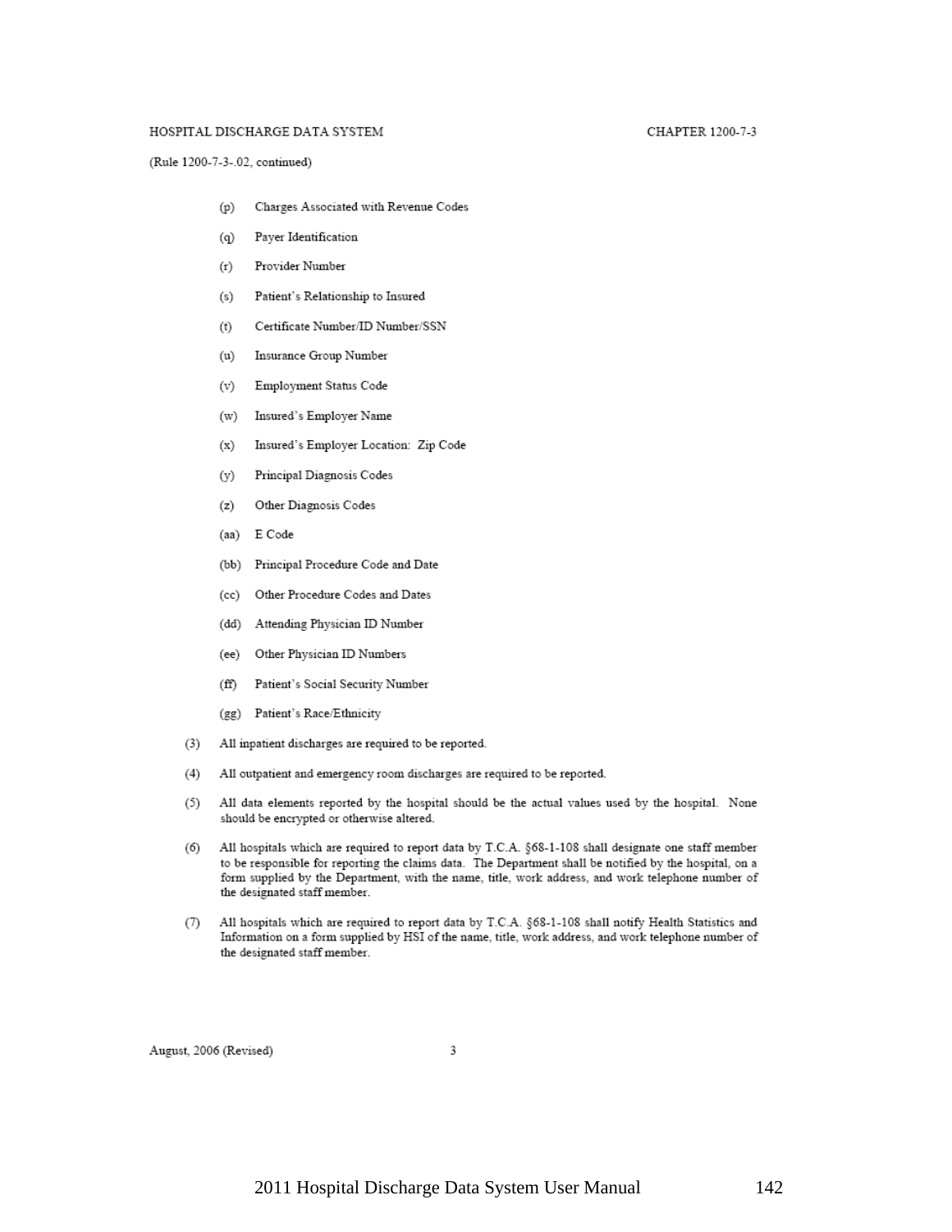(Rule 1200-7-3-.02, continued)

- (p) Charges Associated with Revenue Codes
- (q) Payer Identification
- (r) Provider Number
- (s) Patient's Relationship to Insured
- (t) Certificate Number/ID Number/SSN
- (u) Insurance Group Number
- (v) Employment Status Code
- (w) Insured's Employer Name
- (x) Insured's Employer Location: Zip Code
- (y) Principal Diagnosis Codes
- (z) Other Diagnosis Codes
- (aa) E Code
- (bb) Principal Procedure Code and Date
- (cc) Other Procedure Codes and Dates
- (dd) Attending Physician ID Number
- (ee) Other Physician ID Numbers
- (ff) Patient's Social Security Number
- (gg) Patient's Race/Ethnicity

(3) All inpatient discharges are required to be reported.

(4) All outpatient and emergency room discharges are required to be reported.

(5) All data elements reported by the hospital should be the actual values used by the hospital. None should be encrypted or otherwise altered.

(6) All hospitals which are required to report data by T.C.A. §68-1-108 shall designate one staff member to be responsible for reporting the claims data. The Department shall be notified by the hospital, on a form supplied by the Department, with the name, title, work address, and work telephone number of the designated staff member.

(7) All hospitals which are required to report data by T.C.A. §68-1-108 shall notify Health Statistics and Information on a form supplied by HSI of the name, title, work address, and work telephone number of the designated staff member.

August, 2006 (Revised)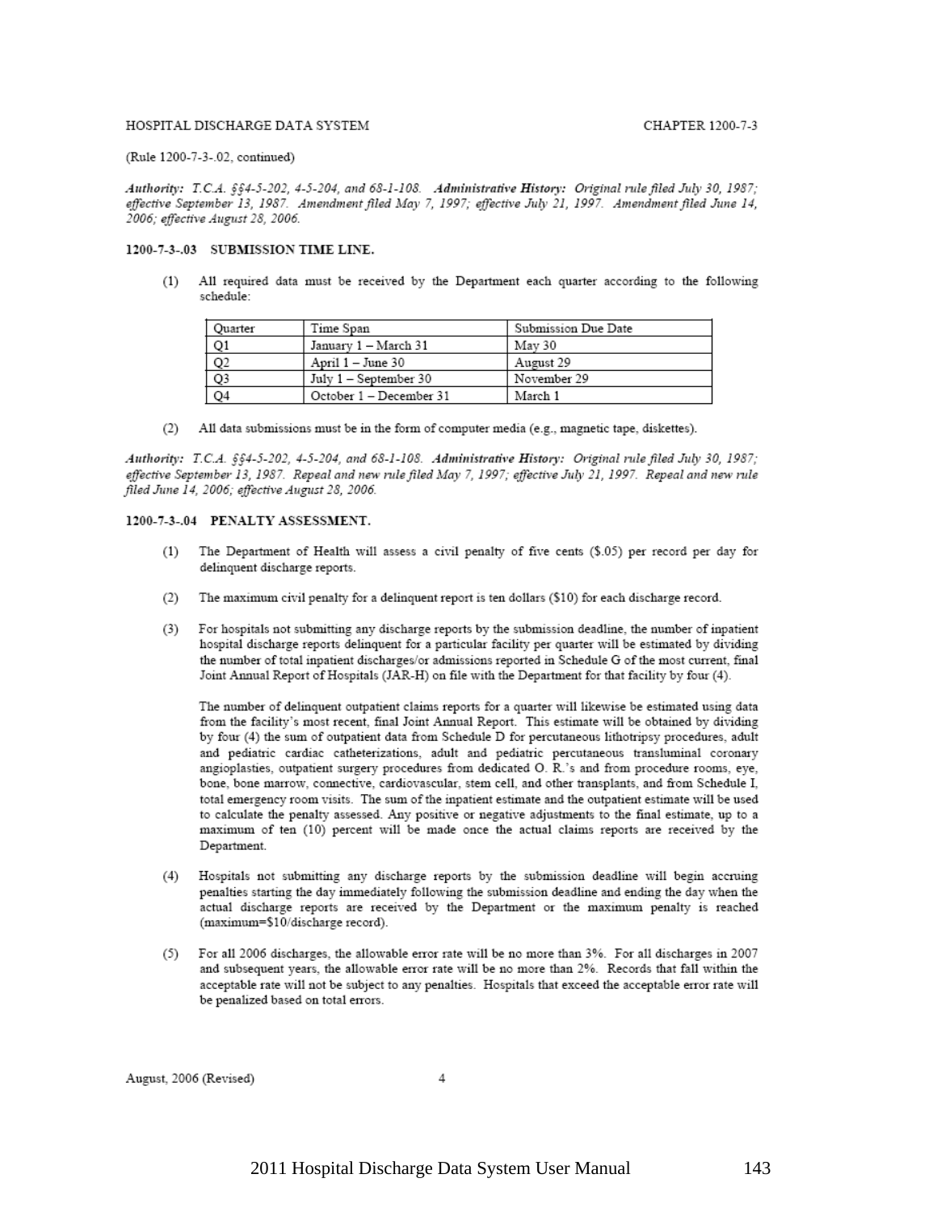(Rule 1200-7-3-.02, continued)

***Authority:*** *T.C.A. §§4-5-202, 4-5-204, and 68-1-108.* ***Administrative History:*** *Original rule filed July 30, 1987; effective September 13, 1987. Amendment filed May 7, 1997; effective July 21, 1997. Amendment filed June 14, 2006; effective August 28, 2006.*

**1200-7-3-.03 SUBMISSION TIME LINE.**

(1) All required data must be received by the Department each quarter according to the following schedule:

| Quarter | Time Span | Submission Due Date |
|---|---|---|
| Q1 | January 1 – March 31 | May 30 |
| Q2 | April 1 – June 30 | August 29 |
| Q3 | July 1 – September 30 | November 29 |
| Q4 | October 1 – December 31 | March 1 |

(2) All data submissions must be in the form of computer media (e.g., magnetic tape, diskettes).

***Authority:*** *T.C.A. §§4-5-202, 4-5-204, and 68-1-108.* ***Administrative History:*** *Original rule filed July 30, 1987; effective September 13, 1987. Repeal and new rule filed May 7, 1997; effective July 21, 1997. Repeal and new rule filed June 14, 2006; effective August 28, 2006.*

**1200-7-3-.04 PENALTY ASSESSMENT.**

(1) The Department of Health will assess a civil penalty of five cents ($.05) per record per day for delinquent discharge reports.

(2) The maximum civil penalty for a delinquent report is ten dollars ($10) for each discharge record.

(3) For hospitals not submitting any discharge reports by the submission deadline, the number of inpatient hospital discharge reports delinquent for a particular facility per quarter will be estimated by dividing the number of total inpatient discharges/or admissions reported in Schedule G of the most current, final Joint Annual Report of Hospitals (JAR-H) on file with the Department for that facility by four (4).

The number of delinquent outpatient claims reports for a quarter will likewise be estimated using data from the facility's most recent, final Joint Annual Report. This estimate will be obtained by dividing by four (4) the sum of outpatient data from Schedule D for percutaneous lithotripsy procedures, adult and pediatric cardiac catheterizations, adult and pediatric percutaneous transluminal coronary angioplasties, outpatient surgery procedures from dedicated O. R.'s and from procedure rooms, eye, bone, bone marrow, connective, cardiovascular, stem cell, and other transplants, and from Schedule I, total emergency room visits. The sum of the inpatient estimate and the outpatient estimate will be used to calculate the penalty assessed. Any positive or negative adjustments to the final estimate, up to a maximum of ten (10) percent will be made once the actual claims reports are received by the Department.

(4) Hospitals not submitting any discharge reports by the submission deadline will begin accruing penalties starting the day immediately following the submission deadline and ending the day when the actual discharge reports are received by the Department or the maximum penalty is reached (maximum=$10/discharge record).

(5) For all 2006 discharges, the allowable error rate will be no more than 3%. For all discharges in 2007 and subsequent years, the allowable error rate will be no more than 2%. Records that fall within the acceptable rate will not be subject to any penalties. Hospitals that exceed the acceptable error rate will be penalized based on total errors.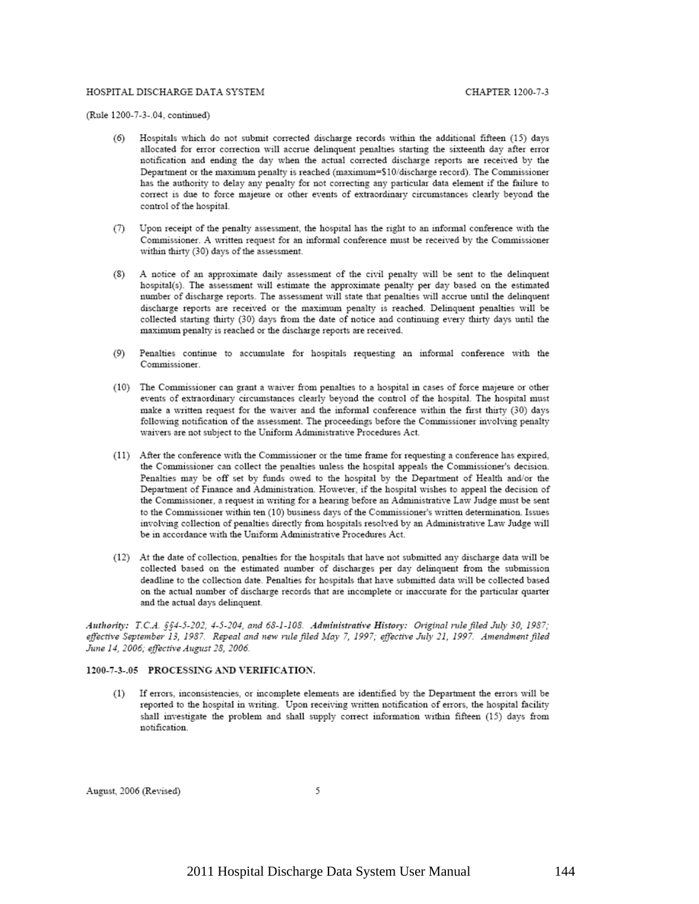(Rule 1200-7-3-.04, continued)

(6) Hospitals which do not submit corrected discharge records within the additional fifteen (15) days allocated for error correction will accrue delinquent penalties starting the sixteenth day after error notification and ending the day when the actual corrected discharge reports are received by the Department or the maximum penalty is reached (maximum=$10/discharge record). The Commissioner has the authority to delay any penalty for not correcting any particular data element if the failure to correct is due to force majeure or other events of extraordinary circumstances clearly beyond the control of the hospital.

(7) Upon receipt of the penalty assessment, the hospital has the right to an informal conference with the Commissioner. A written request for an informal conference must be received by the Commissioner within thirty (30) days of the assessment.

(8) A notice of an approximate daily assessment of the civil penalty will be sent to the delinquent hospital(s). The assessment will estimate the approximate penalty per day based on the estimated number of discharge reports. The assessment will state that penalties will accrue until the delinquent discharge reports are received or the maximum penalty is reached. Delinquent penalties will be collected starting thirty (30) days from the date of notice and continuing every thirty days until the maximum penalty is reached or the discharge reports are received.

(9) Penalties continue to accumulate for hospitals requesting an informal conference with the Commissioner.

(10) The Commissioner can grant a waiver from penalties to a hospital in cases of force majeure or other events of extraordinary circumstances clearly beyond the control of the hospital. The hospital must make a written request for the waiver and the informal conference within the first thirty (30) days following notification of the assessment. The proceedings before the Commissioner involving penalty waivers are not subject to the Uniform Administrative Procedures Act.

(11) After the conference with the Commissioner or the time frame for requesting a conference has expired, the Commissioner can collect the penalties unless the hospital appeals the Commissioner's decision. Penalties may be off set by funds owed to the hospital by the Department of Health and/or the Department of Finance and Administration. However, if the hospital wishes to appeal the decision of the Commissioner, a request in writing for a hearing before an Administrative Law Judge must be sent to the Commissioner within ten (10) business days of the Commissioner's written determination. Issues involving collection of penalties directly from hospitals resolved by an Administrative Law Judge will be in accordance with the Uniform Administrative Procedures Act.

(12) At the date of collection, penalties for the hospitals that have not submitted any discharge data will be collected based on the estimated number of discharges per day delinquent from the submission deadline to the collection date. Penalties for hospitals that have submitted data will be collected based on the actual number of discharge records that are incomplete or inaccurate for the particular quarter and the actual days delinquent.

***Authority:*** *T.C.A. §§4-5-202, 4-5-204, and 68-1-108.* ***Administrative History:*** *Original rule filed July 30, 1987; effective September 13, 1987. Repeal and new rule filed May 7, 1997; effective July 21, 1997. Amendment filed June 14, 2006; effective August 28, 2006.*

**1200-7-3-.05 PROCESSING AND VERIFICATION.**

(1) If errors, inconsistencies, or incomplete elements are identified by the Department the errors will be reported to the hospital in writing. Upon receiving written notification of errors, the hospital facility shall investigate the problem and shall supply correct information within fifteen (15) days from notification.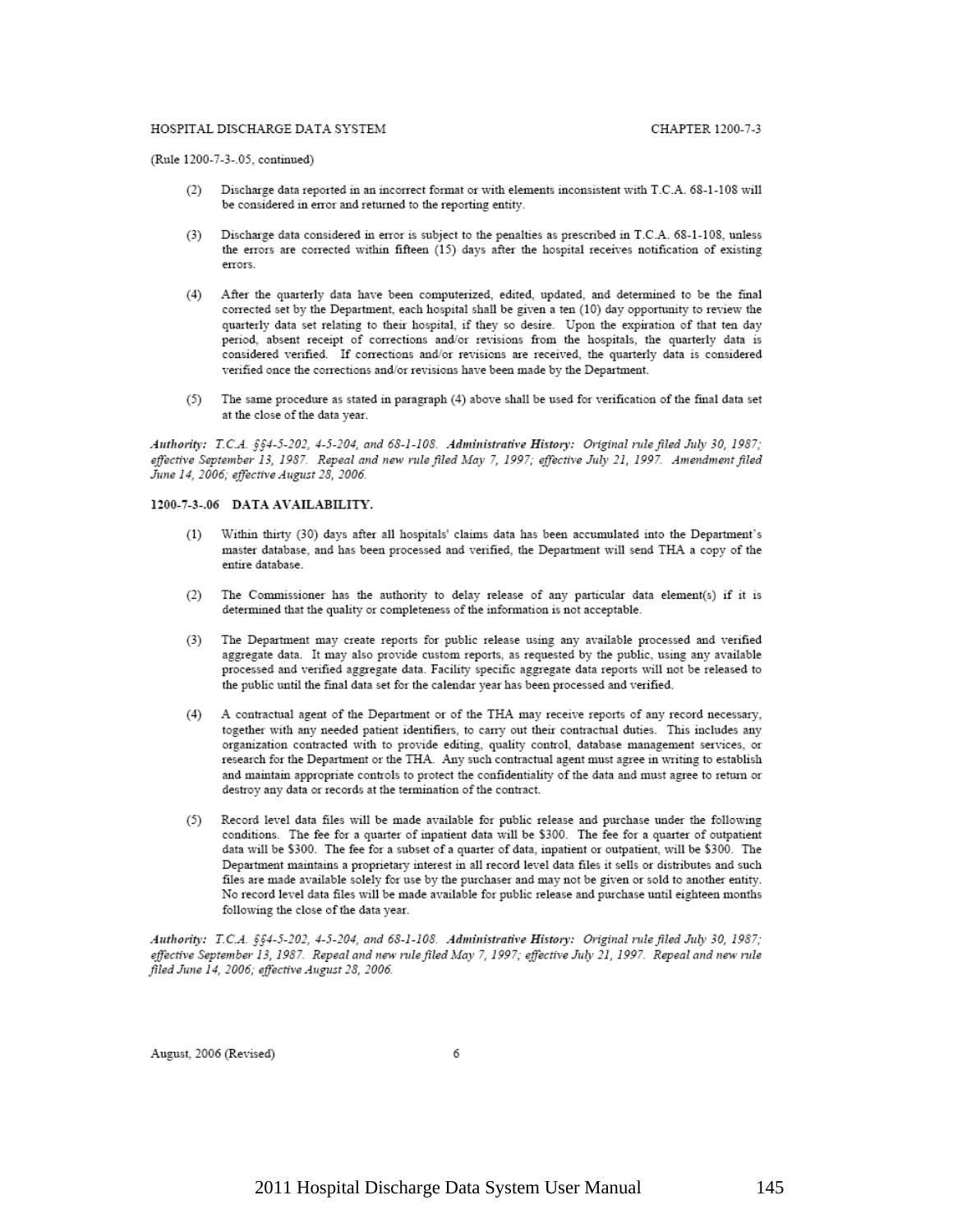(Rule 1200-7-3-.05, continued)

(2) Discharge data reported in an incorrect format or with elements inconsistent with T.C.A. 68-1-108 will be considered in error and returned to the reporting entity.

(3) Discharge data considered in error is subject to the penalties as prescribed in T.C.A. 68-1-108, unless the errors are corrected within fifteen (15) days after the hospital receives notification of existing errors.

(4) After the quarterly data have been computerized, edited, updated, and determined to be the final corrected set by the Department, each hospital shall be given a ten (10) day opportunity to review the quarterly data set relating to their hospital, if they so desire. Upon the expiration of that ten day period, absent receipt of corrections and/or revisions from the hospitals, the quarterly data is considered verified. If corrections and/or revisions are received, the quarterly data is considered verified once the corrections and/or revisions have been made by the Department.

(5) The same procedure as stated in paragraph (4) above shall be used for verification of the final data set at the close of the data year.

***Authority:*** *T.C.A. §§4-5-202, 4-5-204, and 68-1-108.* ***Administrative History:*** *Original rule filed July 30, 1987; effective September 13, 1987. Repeal and new rule filed May 7, 1997; effective July 21, 1997. Amendment filed June 14, 2006; effective August 28, 2006.*

**1200-7-3-.06 DATA AVAILABILITY.**

(1) Within thirty (30) days after all hospitals' claims data has been accumulated into the Department's master database, and has been processed and verified, the Department will send THA a copy of the entire database.

(2) The Commissioner has the authority to delay release of any particular data element(s) if it is determined that the quality or completeness of the information is not acceptable.

(3) The Department may create reports for public release using any available processed and verified aggregate data. It may also provide custom reports, as requested by the public, using any available processed and verified aggregate data. Facility specific aggregate data reports will not be released to the public until the final data set for the calendar year has been processed and verified.

(4) A contractual agent of the Department or of the THA may receive reports of any record necessary, together with any needed patient identifiers, to carry out their contractual duties. This includes any organization contracted with to provide editing, quality control, database management services, or research for the Department or the THA. Any such contractual agent must agree in writing to establish and maintain appropriate controls to protect the confidentiality of the data and must agree to return or destroy any data or records at the termination of the contract.

(5) Record level data files will be made available for public release and purchase under the following conditions. The fee for a quarter of inpatient data will be $300. The fee for a quarter of outpatient data will be $300. The fee for a subset of a quarter of data, inpatient or outpatient, will be $300. The Department maintains a proprietary interest in all record level data files it sells or distributes and such files are made available solely for use by the purchaser and may not be given or sold to another entity. No record level data files will be made available for public release and purchase until eighteen months following the close of the data year.

***Authority:*** *T.C.A. §§4-5-202, 4-5-204, and 68-1-108.* ***Administrative History:*** *Original rule filed July 30, 1987; effective September 13, 1987. Repeal and new rule filed May 7, 1997; effective July 21, 1997. Repeal and new rule filed June 14, 2006; effective August 28, 2006.*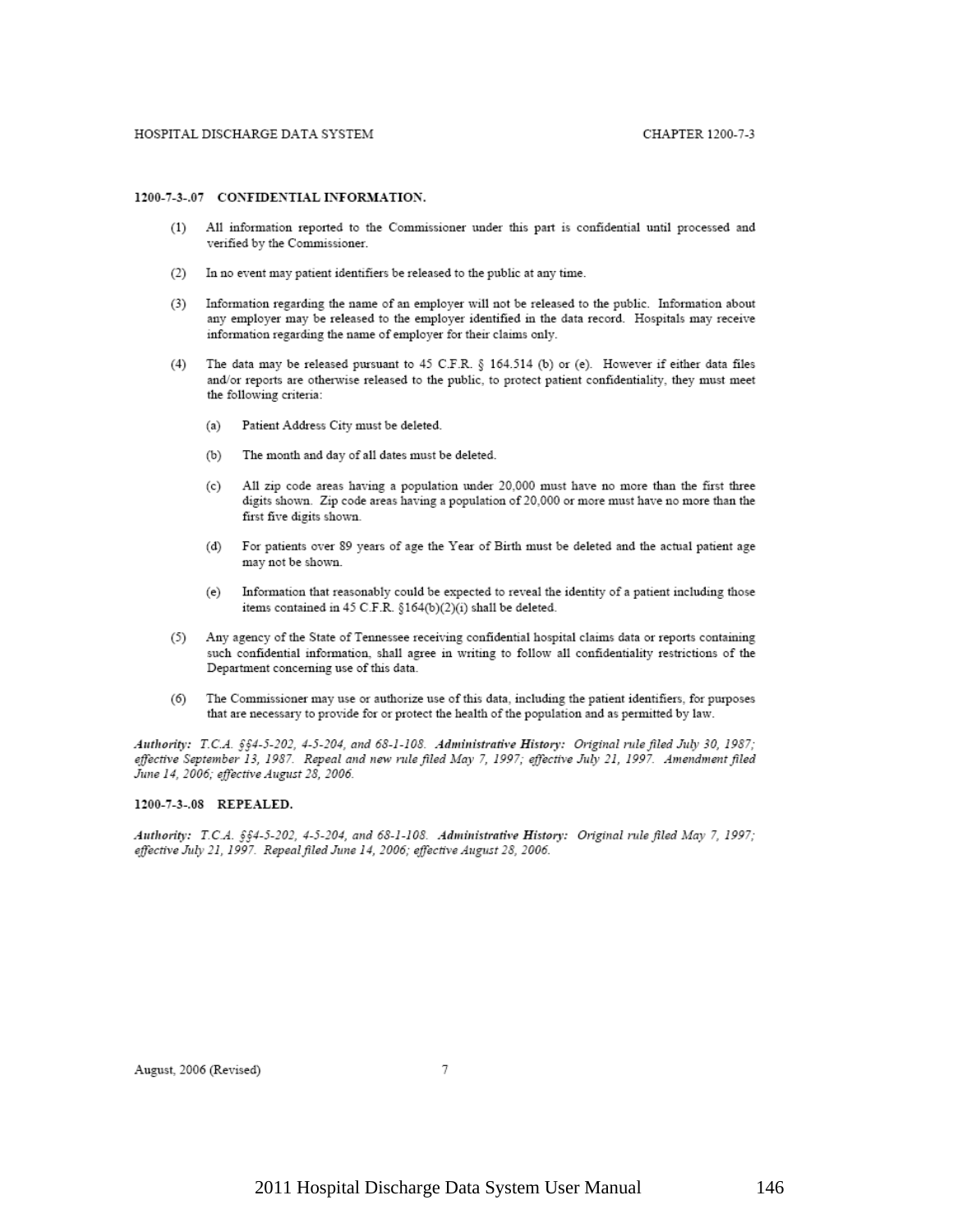### 1200-7-3-.07 CONFIDENTIAL INFORMATION.

(1) All information reported to the Commissioner under this part is confidential until processed and verified by the Commissioner.

(2) In no event may patient identifiers be released to the public at any time.

(3) Information regarding the name of an employer will not be released to the public. Information about any employer may be released to the employer identified in the data record. Hospitals may receive information regarding the name of employer for their claims only.

(4) The data may be released pursuant to 45 C.F.R. § 164.514 (b) or (e). However if either data files and/or reports are otherwise released to the public, to protect patient confidentiality, they must meet the following criteria:

(a) Patient Address City must be deleted.

(b) The month and day of all dates must be deleted.

(c) All zip code areas having a population under 20,000 must have no more than the first three digits shown. Zip code areas having a population of 20,000 or more must have no more than the first five digits shown.

(d) For patients over 89 years of age the Year of Birth must be deleted and the actual patient age may not be shown.

(e) Information that reasonably could be expected to reveal the identity of a patient including those items contained in 45 C.F.R. §164(b)(2)(i) shall be deleted.

(5) Any agency of the State of Tennessee receiving confidential hospital claims data or reports containing such confidential information, shall agree in writing to follow all confidentiality restrictions of the Department concerning use of this data.

(6) The Commissioner may use or authorize use of this data, including the patient identifiers, for purposes that are necessary to provide for or protect the health of the population and as permitted by law.

*Authority: T.C.A. §§4-5-202, 4-5-204, and 68-1-108.* ***Administrative History:*** *Original rule filed July 30, 1987; effective September 13, 1987. Repeal and new rule filed May 7, 1997; effective July 21, 1997. Amendment filed June 14, 2006; effective August 28, 2006.*

### 1200-7-3-.08 REPEALED.

*Authority: T.C.A. §§4-5-202, 4-5-204, and 68-1-108.* ***Administrative History:*** *Original rule filed May 7, 1997; effective July 21, 1997. Repeal filed June 14, 2006; effective August 28, 2006.*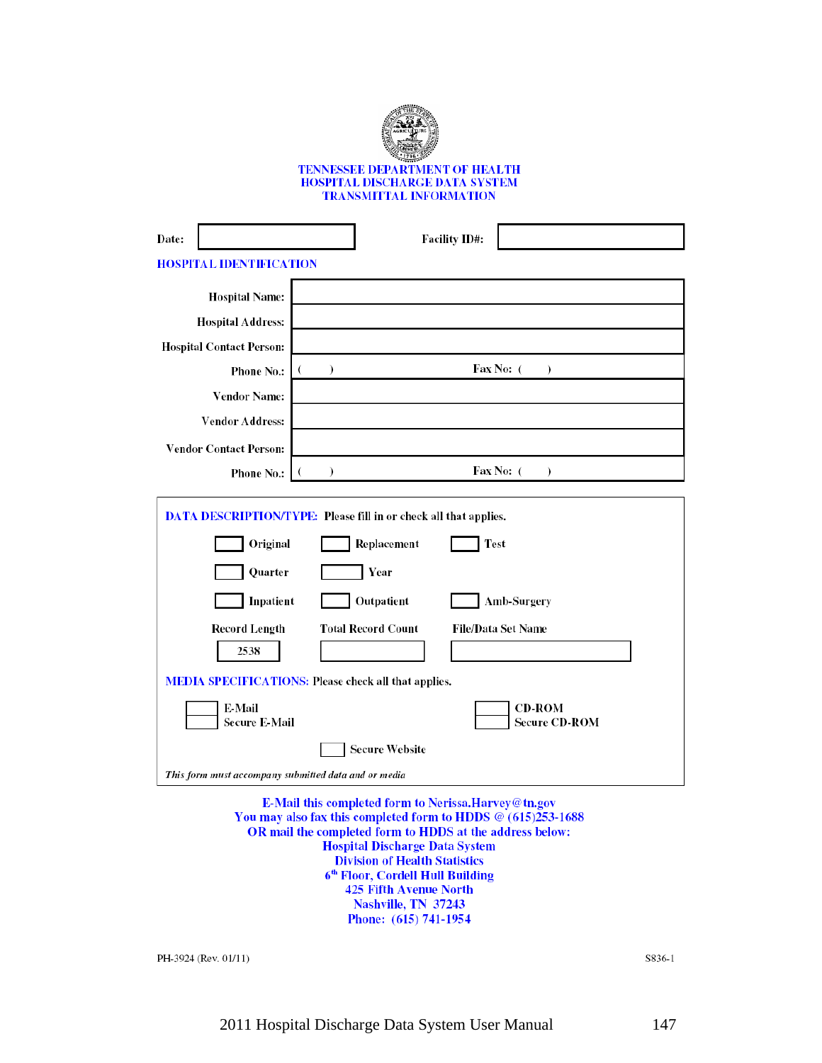# TENNESSEE DEPARTMENT OF HEALTH
## HOSPITAL DISCHARGE DATA SYSTEM
## TRANSMITTAL INFORMATION

| Date: | | Facility ID#: | |
|---|---|---|---|

### HOSPITAL IDENTIFICATION

| | | |
|---|---|---|
| Hospital Name: | | |
| Hospital Address: | | |
| Hospital Contact Person: | | |
| Phone No.: | (    ) | Fax No: (    ) |
| Vendor Name: | | |
| Vendor Address: | | |
| Vendor Contact Person: | | |
| Phone No.: | (    ) | Fax No: (    ) |

**DATA DESCRIPTION/TYPE:** Please fill in or check all that applies.

- ☐ Original ☐ Replacement ☐ Test
- ☐ Quarter ☐ Year
- ☐ Inpatient ☐ Outpatient ☐ Amb-Surgery

| Record Length | Total Record Count | File/Data Set Name |
|---|---|---|
| 2538 | | |

**MEDIA SPECIFICATIONS:** Please check all that applies.

- ☐ E-Mail
- ☐ Secure E-Mail
- ☐ CD-ROM
- ☐ Secure CD-ROM
- ☐ Secure Website

*This form must accompany submitted data and or media*

E-Mail this completed form to Nerissa.Harvey@tn.gov
You may also fax this completed form to HDDS @ (615)253-1688
OR mail the completed form to HDDS at the address below:
Hospital Discharge Data System
Division of Health Statistics
6th Floor, Cordell Hull Building
425 Fifth Avenue North
Nashville, TN 37243
Phone: (615) 741-1954

PH-3924 (Rev. 01/11) S836-1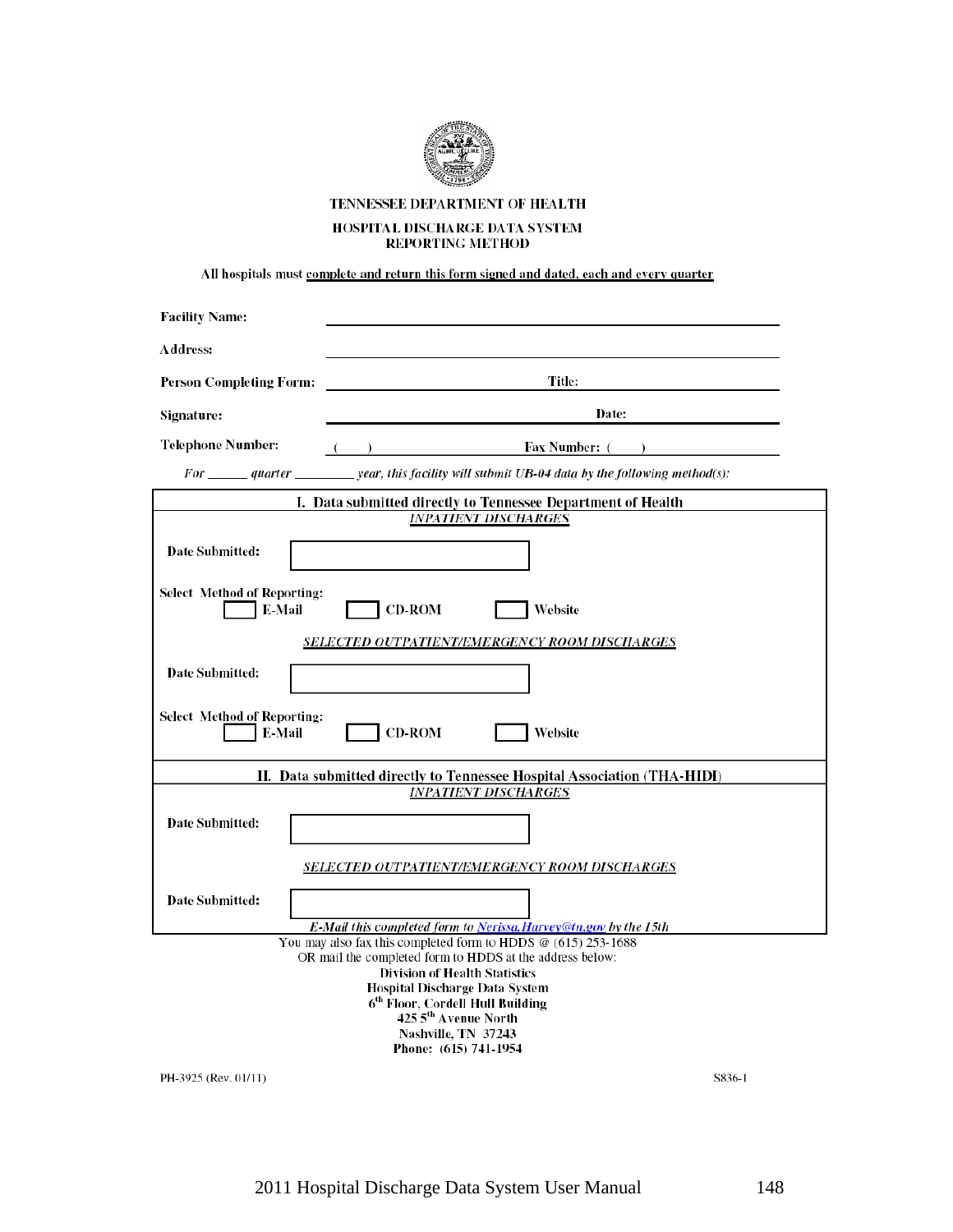# TENNESSEE DEPARTMENT OF HEALTH

## HOSPITAL DISCHARGE DATA SYSTEM
## REPORTING METHOD

All hospitals must complete and return this form signed and dated, each and every quarter

**Facility Name:** ______________________________

**Address:** ______________________________

**Person Completing Form:** ______________ **Title:** ______________

**Signature:** ______________ **Date:** ______________

**Telephone Number:** ( ) ______________ **Fax Number:** ( ) ______________

*For ______ quarter ________ year, this facility will submit UB-04 data by the following method(s):*

### I. Data submitted directly to Tennessee Department of Health

*INPATIENT DISCHARGES*

**Date Submitted:** ☐

**Select Method of Reporting:**
☐ E-Mail ☐ CD-ROM ☐ Website

*SELECTED OUTPATIENT/EMERGENCY ROOM DISCHARGES*

**Date Submitted:** ☐

**Select Method of Reporting:**
☐ E-Mail ☐ CD-ROM ☐ Website

### II. Data submitted directly to Tennessee Hospital Association (THA-HIDI)

*INPATIENT DISCHARGES*

**Date Submitted:** ☐

*SELECTED OUTPATIENT/EMERGENCY ROOM DISCHARGES*

**Date Submitted:** ☐

*E-Mail this completed form to Nerissa.Harvey@tn.gov by the 15th*

You may also fax this completed form to HDDS @ (615) 253-1688
OR mail the completed form to HDDS at the address below:

**Division of Health Statistics**
**Hospital Discharge Data System**
**6th Floor, Cordell Hull Building**
**425 5th Avenue North**
**Nashville, TN 37243**
**Phone: (615) 741-1954**

PH-3925 (Rev. 01/11) S836-1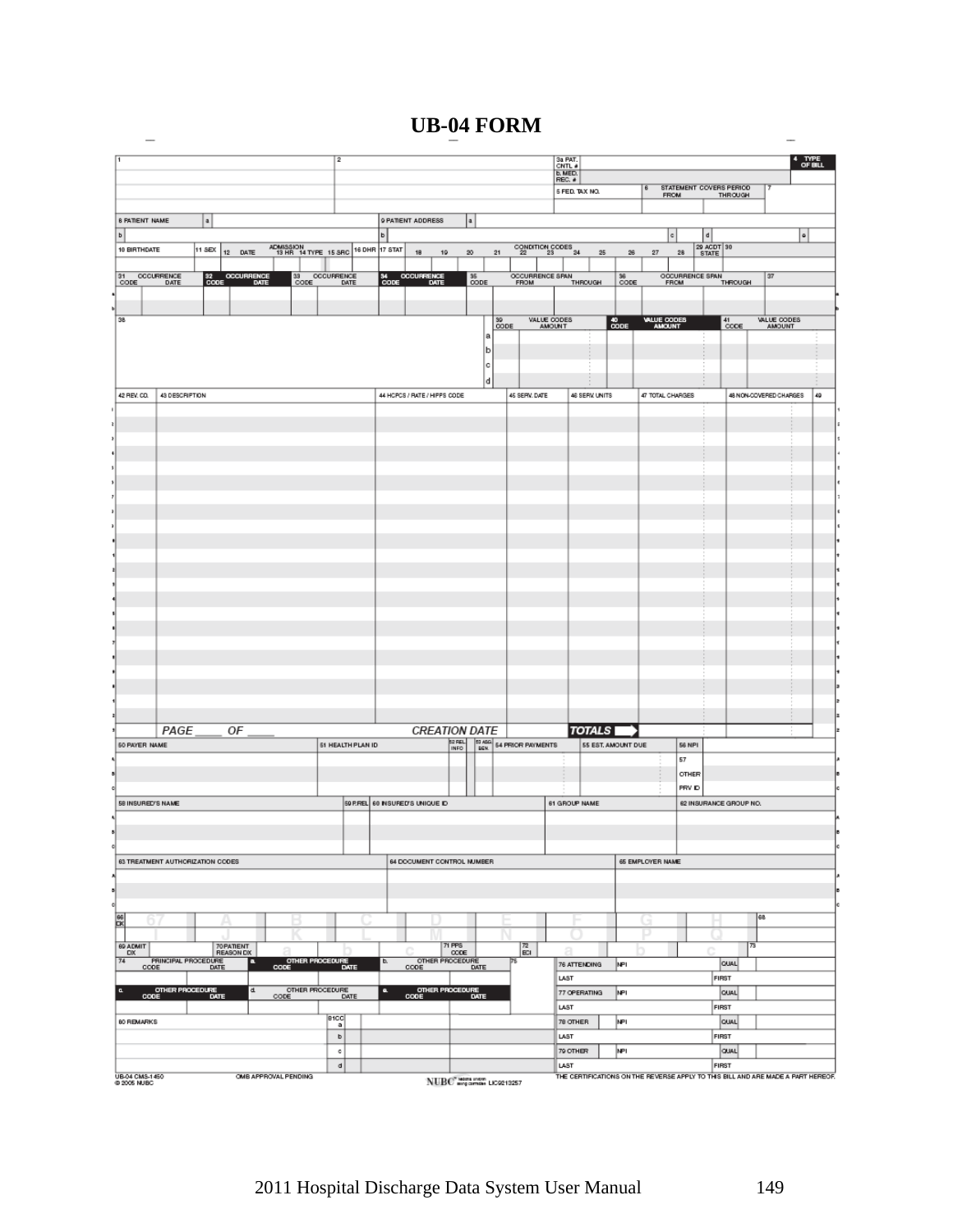# UB-04 FORM

1 | 2 | 3a PAT. CNTL # | b. MED. REC. # | 4 TYPE OF BILL

5 FED. TAX NO. | 6 STATEMENT COVERS PERIOD FROM THROUGH | 7

8 PATIENT NAME a b | 9 PATIENT ADDRESS a b c d e

| 10 BIRTHDATE | 11 SEX | 12 DATE | ADMISSION 13 HR | 14 TYPE | 15 SRC | 16 DHR | 17 STAT | 18 | 19 | 20 | 21 | CONDITION CODES 22 | 23 | 24 | 25 | 26 | 27 | 28 | 29 ACDT STATE | 30 |
|---|---|---|---|---|---|---|---|---|---|---|---|---|---|---|---|---|---|---|---|---|

| 31 OCCURRENCE CODE | DATE | 32 OCCURRENCE CODE | DATE | 33 OCCURRENCE CODE | DATE | 34 OCCURRENCE CODE | DATE | 35 CODE | OCCURRENCE SPAN FROM | THROUGH | 36 CODE | OCCURRENCE SPAN FROM | THROUGH | 37 |
|---|---|---|---|---|---|---|---|---|---|---|---|---|---|---|

38 | 39 CODE | VALUE CODES AMOUNT | 40 CODE | VALUE CODES AMOUNT | 41 CODE | VALUE CODES AMOUNT (a, b, c, d)

| 42 REV. CD. | 43 DESCRIPTION | 44 HCPCS / RATE / HIPPS CODE | 45 SERV. DATE | 46 SERV. UNITS | 47 TOTAL CHARGES | 48 NON-COVERED CHARGES | 49 |
|---|---|---|---|---|---|---|---|
| | PAGE ____ OF ____ | CREATION DATE | | TOTALS | | | |

| 50 PAYER NAME | 51 HEALTH PLAN ID | 52 REL. INFO | 53 ASG. BEN. | 54 PRIOR PAYMENTS | 55 EST. AMOUNT DUE | 56 NPI |
|---|---|---|---|---|---|---|
| A | | | | | | 57 |
| B | | | | | | OTHER |
| C | | | | | | PRV ID |

| 58 INSURED'S NAME | 59 P.REL | 60 INSURED'S UNIQUE ID | 61 GROUP NAME | 62 INSURANCE GROUP NO. |
|---|---|---|---|---|

| 63 TREATMENT AUTHORIZATION CODES | 64 DOCUMENT CONTROL NUMBER | 65 EMPLOYER NAME |
|---|---|---|

66 DX | 67 | A | B | C | D | E | F | G | H | 68
I | J | K | L | M | N | O | P | Q

69 ADMIT DX | 70 PATIENT REASON DX a b c | 71 PPS CODE | 72 ECI a b c | 73

| 74 PRINCIPAL PROCEDURE CODE | DATE | a. OTHER PROCEDURE CODE | DATE | b. OTHER PROCEDURE CODE | DATE | 75 |
|---|---|---|---|---|---|---|
| c. OTHER PROCEDURE CODE | DATE | d. OTHER PROCEDURE CODE | DATE | e. OTHER PROCEDURE CODE | DATE | |

76 ATTENDING NPI QUAL LAST FIRST
77 OPERATING NPI QUAL LAST FIRST
78 OTHER NPI QUAL LAST FIRST
79 OTHER NPI QUAL LAST FIRST

80 REMARKS | 81CC a b c d

UB-04 CMS-1450 © 2005 NUBC | OMB APPROVAL PENDING | NUBC LIC9213257 | THE CERTIFICATIONS ON THE REVERSE APPLY TO THIS BILL AND ARE MADE A PART HEREOF.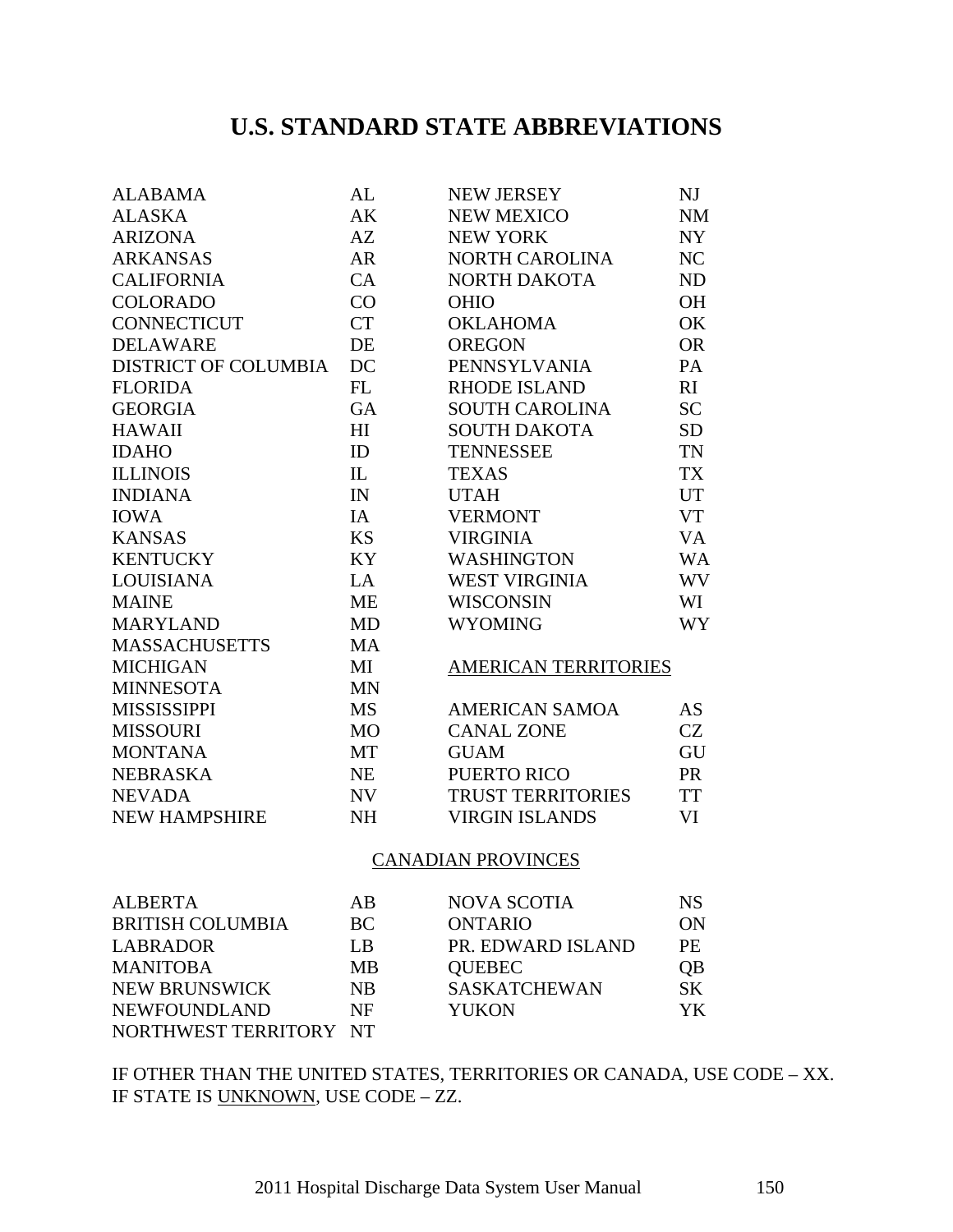# U.S. STANDARD STATE ABBREVIATIONS

| State | Code | State | Code |
|---|---|---|---|
| ALABAMA | AL | NEW JERSEY | NJ |
| ALASKA | AK | NEW MEXICO | NM |
| ARIZONA | AZ | NEW YORK | NY |
| ARKANSAS | AR | NORTH CAROLINA | NC |
| CALIFORNIA | CA | NORTH DAKOTA | ND |
| COLORADO | CO | OHIO | OH |
| CONNECTICUT | CT | OKLAHOMA | OK |
| DELAWARE | DE | OREGON | OR |
| DISTRICT OF COLUMBIA | DC | PENNSYLVANIA | PA |
| FLORIDA | FL | RHODE ISLAND | RI |
| GEORGIA | GA | SOUTH CAROLINA | SC |
| HAWAII | HI | SOUTH DAKOTA | SD |
| IDAHO | ID | TENNESSEE | TN |
| ILLINOIS | IL | TEXAS | TX |
| INDIANA | IN | UTAH | UT |
| IOWA | IA | VERMONT | VT |
| KANSAS | KS | VIRGINIA | VA |
| KENTUCKY | KY | WASHINGTON | WA |
| LOUISIANA | LA | WEST VIRGINIA | WV |
| MAINE | ME | WISCONSIN | WI |
| MARYLAND | MD | WYOMING | WY |
| MASSACHUSETTS | MA | | |
| MICHIGAN | MI | AMERICAN TERRITORIES | |
| MINNESOTA | MN | | |
| MISSISSIPPI | MS | AMERICAN SAMOA | AS |
| MISSOURI | MO | CANAL ZONE | CZ |
| MONTANA | MT | GUAM | GU |
| NEBRASKA | NE | PUERTO RICO | PR |
| NEVADA | NV | TRUST TERRITORIES | TT |
| NEW HAMPSHIRE | NH | VIRGIN ISLANDS | VI |

CANADIAN PROVINCES

| Province | Code | Province | Code |
|---|---|---|---|
| ALBERTA | AB | NOVA SCOTIA | NS |
| BRITISH COLUMBIA | BC | ONTARIO | ON |
| LABRADOR | LB | PR. EDWARD ISLAND | PE |
| MANITOBA | MB | QUEBEC | QB |
| NEW BRUNSWICK | NB | SASKATCHEWAN | SK |
| NEWFOUNDLAND | NF | YUKON | YK |
| NORTHWEST TERRITORY | NT | | |

IF OTHER THAN THE UNITED STATES, TERRITORIES OR CANADA, USE CODE – XX.
IF STATE IS UNKNOWN, USE CODE – ZZ.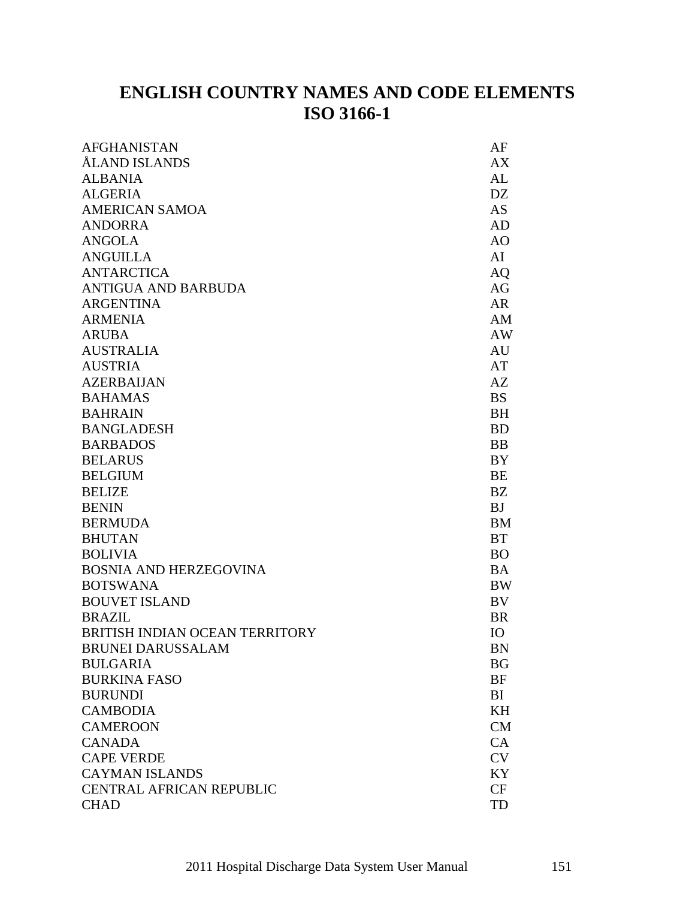# ENGLISH COUNTRY NAMES AND CODE ELEMENTS ISO 3166-1

| | |
|---|---|
| AFGHANISTAN | AF |
| ÅLAND ISLANDS | AX |
| ALBANIA | AL |
| ALGERIA | DZ |
| AMERICAN SAMOA | AS |
| ANDORRA | AD |
| ANGOLA | AO |
| ANGUILLA | AI |
| ANTARCTICA | AQ |
| ANTIGUA AND BARBUDA | AG |
| ARGENTINA | AR |
| ARMENIA | AM |
| ARUBA | AW |
| AUSTRALIA | AU |
| AUSTRIA | AT |
| AZERBAIJAN | AZ |
| BAHAMAS | BS |
| BAHRAIN | BH |
| BANGLADESH | BD |
| BARBADOS | BB |
| BELARUS | BY |
| BELGIUM | BE |
| BELIZE | BZ |
| BENIN | BJ |
| BERMUDA | BM |
| BHUTAN | BT |
| BOLIVIA | BO |
| BOSNIA AND HERZEGOVINA | BA |
| BOTSWANA | BW |
| BOUVET ISLAND | BV |
| BRAZIL | BR |
| BRITISH INDIAN OCEAN TERRITORY | IO |
| BRUNEI DARUSSALAM | BN |
| BULGARIA | BG |
| BURKINA FASO | BF |
| BURUNDI | BI |
| CAMBODIA | KH |
| CAMEROON | CM |
| CANADA | CA |
| CAPE VERDE | CV |
| CAYMAN ISLANDS | KY |
| CENTRAL AFRICAN REPUBLIC | CF |
| CHAD | TD |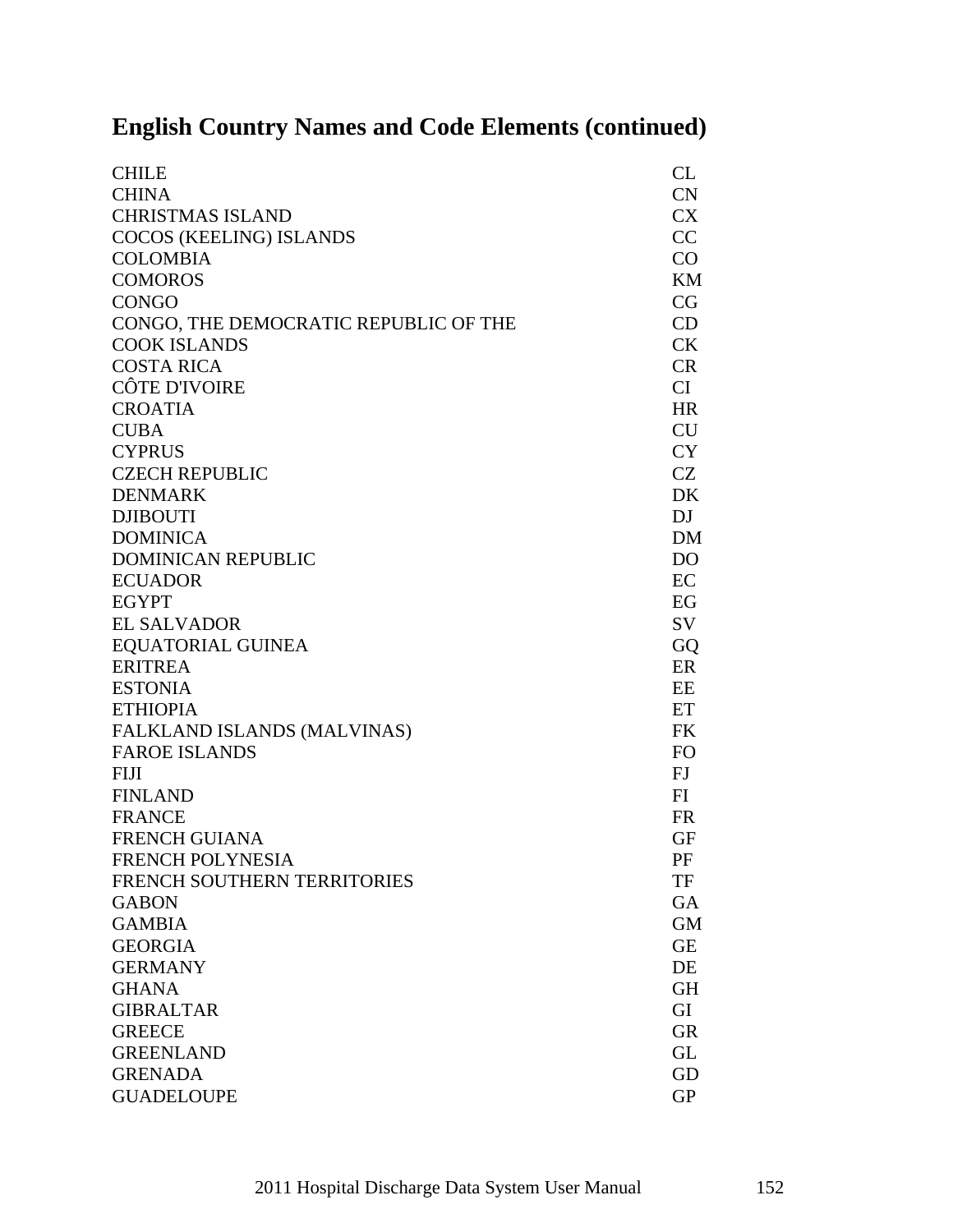## English Country Names and Code Elements (continued)

| | |
|---|---|
| CHILE | CL |
| CHINA | CN |
| CHRISTMAS ISLAND | CX |
| COCOS (KEELING) ISLANDS | CC |
| COLOMBIA | CO |
| COMOROS | KM |
| CONGO | CG |
| CONGO, THE DEMOCRATIC REPUBLIC OF THE | CD |
| COOK ISLANDS | CK |
| COSTA RICA | CR |
| CÔTE D'IVOIRE | CI |
| CROATIA | HR |
| CUBA | CU |
| CYPRUS | CY |
| CZECH REPUBLIC | CZ |
| DENMARK | DK |
| DJIBOUTI | DJ |
| DOMINICA | DM |
| DOMINICAN REPUBLIC | DO |
| ECUADOR | EC |
| EGYPT | EG |
| EL SALVADOR | SV |
| EQUATORIAL GUINEA | GQ |
| ERITREA | ER |
| ESTONIA | EE |
| ETHIOPIA | ET |
| FALKLAND ISLANDS (MALVINAS) | FK |
| FAROE ISLANDS | FO |
| FIJI | FJ |
| FINLAND | FI |
| FRANCE | FR |
| FRENCH GUIANA | GF |
| FRENCH POLYNESIA | PF |
| FRENCH SOUTHERN TERRITORIES | TF |
| GABON | GA |
| GAMBIA | GM |
| GEORGIA | GE |
| GERMANY | DE |
| GHANA | GH |
| GIBRALTAR | GI |
| GREECE | GR |
| GREENLAND | GL |
| GRENADA | GD |
| GUADELOUPE | GP |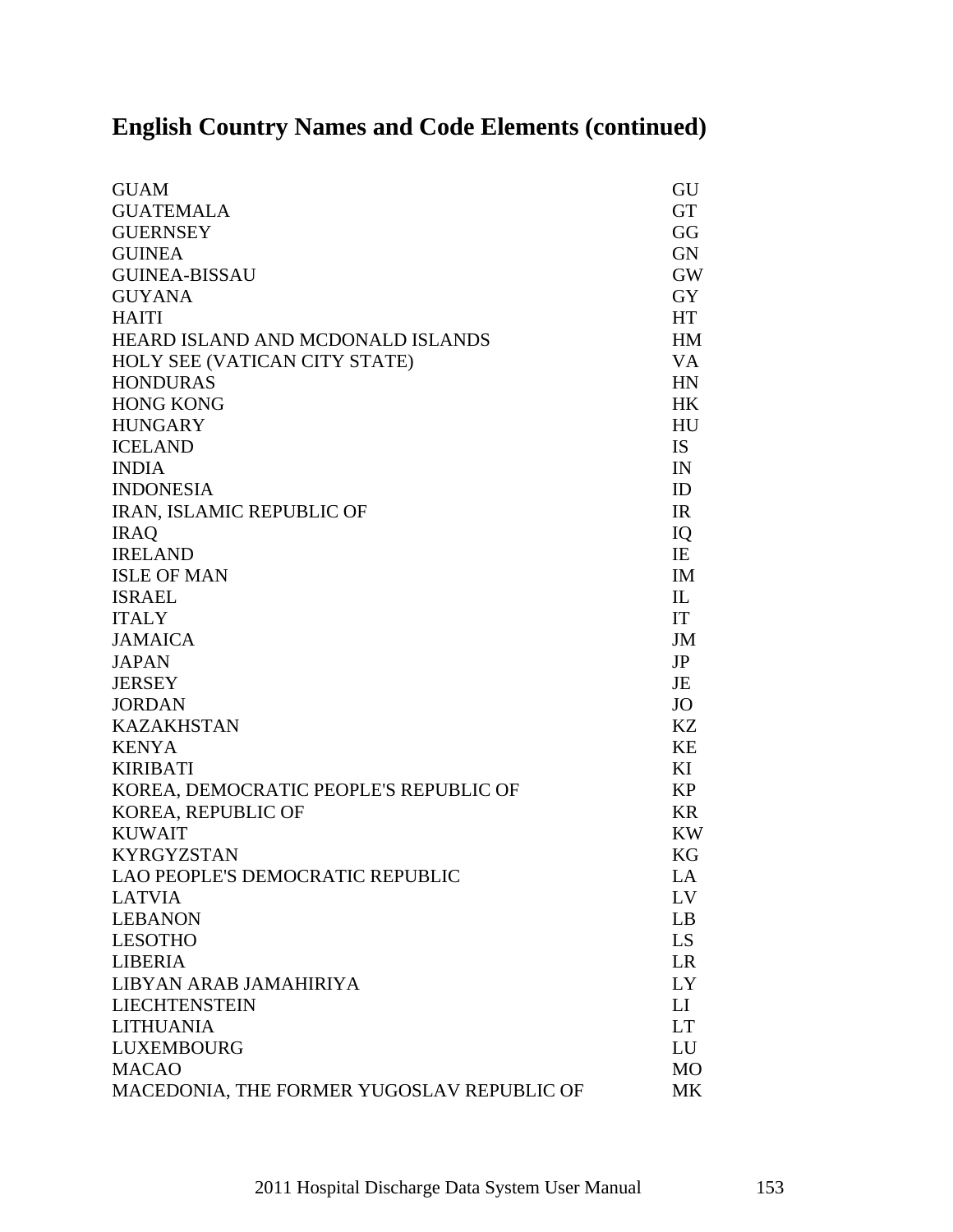## English Country Names and Code Elements (continued)

| | |
|---|---|
| GUAM | GU |
| GUATEMALA | GT |
| GUERNSEY | GG |
| GUINEA | GN |
| GUINEA-BISSAU | GW |
| GUYANA | GY |
| HAITI | HT |
| HEARD ISLAND AND MCDONALD ISLANDS | HM |
| HOLY SEE (VATICAN CITY STATE) | VA |
| HONDURAS | HN |
| HONG KONG | HK |
| HUNGARY | HU |
| ICELAND | IS |
| INDIA | IN |
| INDONESIA | ID |
| IRAN, ISLAMIC REPUBLIC OF | IR |
| IRAQ | IQ |
| IRELAND | IE |
| ISLE OF MAN | IM |
| ISRAEL | IL |
| ITALY | IT |
| JAMAICA | JM |
| JAPAN | JP |
| JERSEY | JE |
| JORDAN | JO |
| KAZAKHSTAN | KZ |
| KENYA | KE |
| KIRIBATI | KI |
| KOREA, DEMOCRATIC PEOPLE'S REPUBLIC OF | KP |
| KOREA, REPUBLIC OF | KR |
| KUWAIT | KW |
| KYRGYZSTAN | KG |
| LAO PEOPLE'S DEMOCRATIC REPUBLIC | LA |
| LATVIA | LV |
| LEBANON | LB |
| LESOTHO | LS |
| LIBERIA | LR |
| LIBYAN ARAB JAMAHIRIYA | LY |
| LIECHTENSTEIN | LI |
| LITHUANIA | LT |
| LUXEMBOURG | LU |
| MACAO | MO |
| MACEDONIA, THE FORMER YUGOSLAV REPUBLIC OF | MK |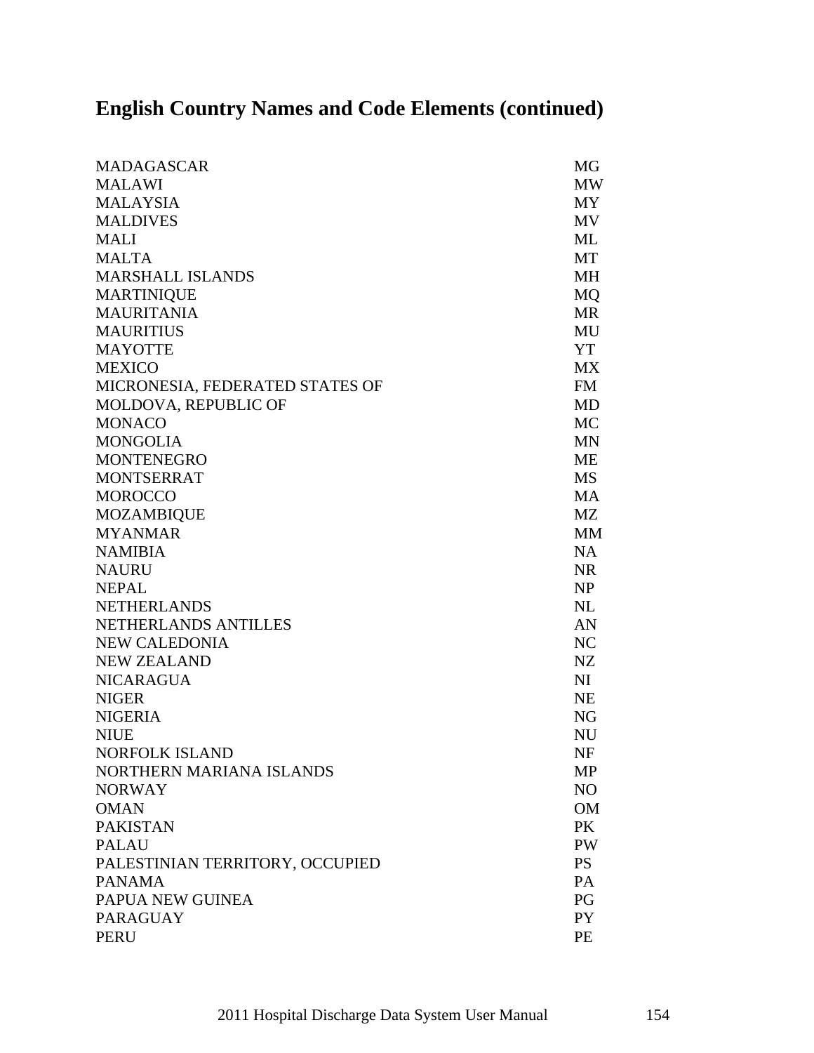## English Country Names and Code Elements (continued)

| | |
|---|---|
| MADAGASCAR | MG |
| MALAWI | MW |
| MALAYSIA | MY |
| MALDIVES | MV |
| MALI | ML |
| MALTA | MT |
| MARSHALL ISLANDS | MH |
| MARTINIQUE | MQ |
| MAURITANIA | MR |
| MAURITIUS | MU |
| MAYOTTE | YT |
| MEXICO | MX |
| MICRONESIA, FEDERATED STATES OF | FM |
| MOLDOVA, REPUBLIC OF | MD |
| MONACO | MC |
| MONGOLIA | MN |
| MONTENEGRO | ME |
| MONTSERRAT | MS |
| MOROCCO | MA |
| MOZAMBIQUE | MZ |
| MYANMAR | MM |
| NAMIBIA | NA |
| NAURU | NR |
| NEPAL | NP |
| NETHERLANDS | NL |
| NETHERLANDS ANTILLES | AN |
| NEW CALEDONIA | NC |
| NEW ZEALAND | NZ |
| NICARAGUA | NI |
| NIGER | NE |
| NIGERIA | NG |
| NIUE | NU |
| NORFOLK ISLAND | NF |
| NORTHERN MARIANA ISLANDS | MP |
| NORWAY | NO |
| OMAN | OM |
| PAKISTAN | PK |
| PALAU | PW |
| PALESTINIAN TERRITORY, OCCUPIED | PS |
| PANAMA | PA |
| PAPUA NEW GUINEA | PG |
| PARAGUAY | PY |
| PERU | PE |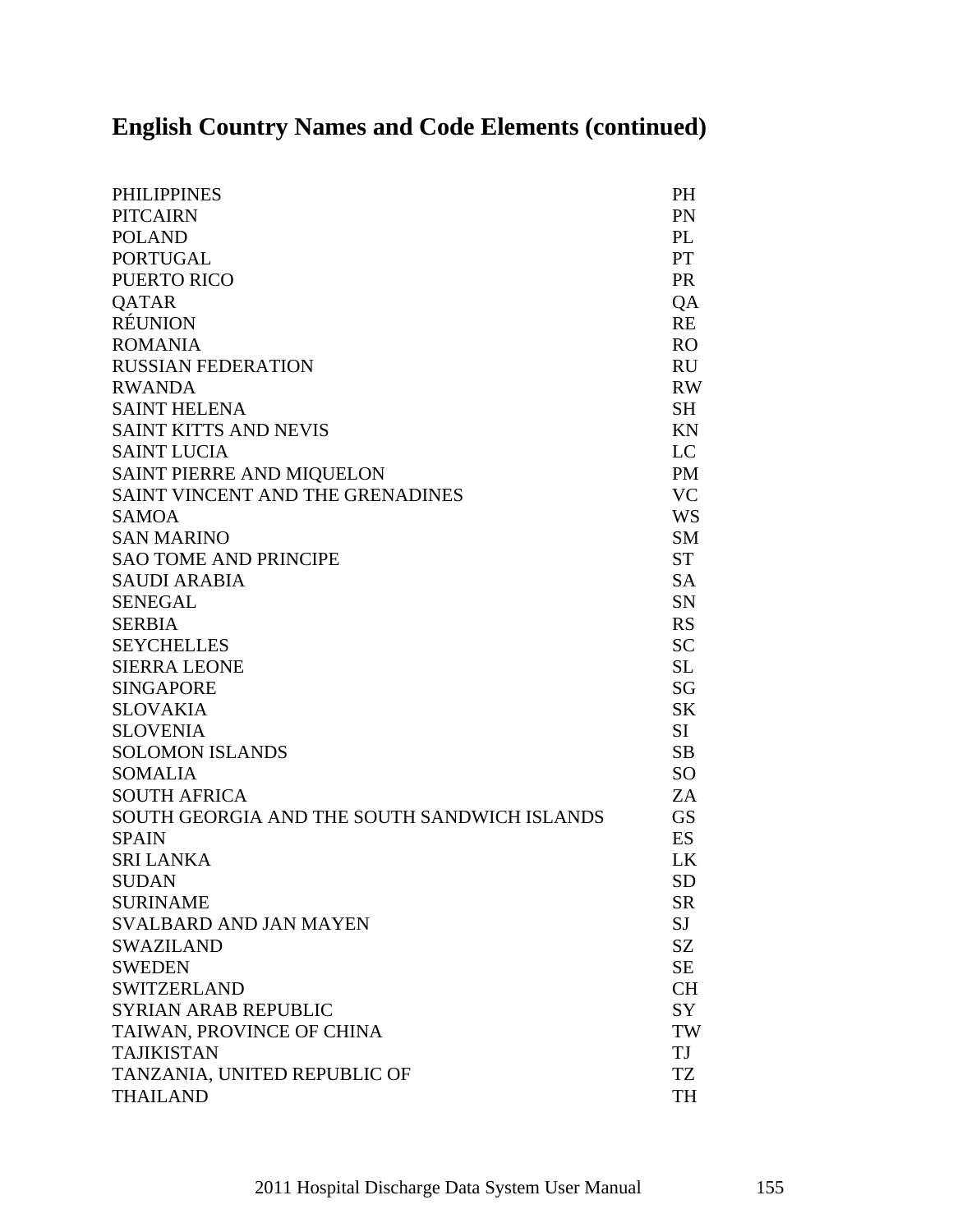## English Country Names and Code Elements (continued)

| | |
|---|---|
| PHILIPPINES | PH |
| PITCAIRN | PN |
| POLAND | PL |
| PORTUGAL | PT |
| PUERTO RICO | PR |
| QATAR | QA |
| RÉUNION | RE |
| ROMANIA | RO |
| RUSSIAN FEDERATION | RU |
| RWANDA | RW |
| SAINT HELENA | SH |
| SAINT KITTS AND NEVIS | KN |
| SAINT LUCIA | LC |
| SAINT PIERRE AND MIQUELON | PM |
| SAINT VINCENT AND THE GRENADINES | VC |
| SAMOA | WS |
| SAN MARINO | SM |
| SAO TOME AND PRINCIPE | ST |
| SAUDI ARABIA | SA |
| SENEGAL | SN |
| SERBIA | RS |
| SEYCHELLES | SC |
| SIERRA LEONE | SL |
| SINGAPORE | SG |
| SLOVAKIA | SK |
| SLOVENIA | SI |
| SOLOMON ISLANDS | SB |
| SOMALIA | SO |
| SOUTH AFRICA | ZA |
| SOUTH GEORGIA AND THE SOUTH SANDWICH ISLANDS | GS |
| SPAIN | ES |
| SRI LANKA | LK |
| SUDAN | SD |
| SURINAME | SR |
| SVALBARD AND JAN MAYEN | SJ |
| SWAZILAND | SZ |
| SWEDEN | SE |
| SWITZERLAND | CH |
| SYRIAN ARAB REPUBLIC | SY |
| TAIWAN, PROVINCE OF CHINA | TW |
| TAJIKISTAN | TJ |
| TANZANIA, UNITED REPUBLIC OF | TZ |
| THAILAND | TH |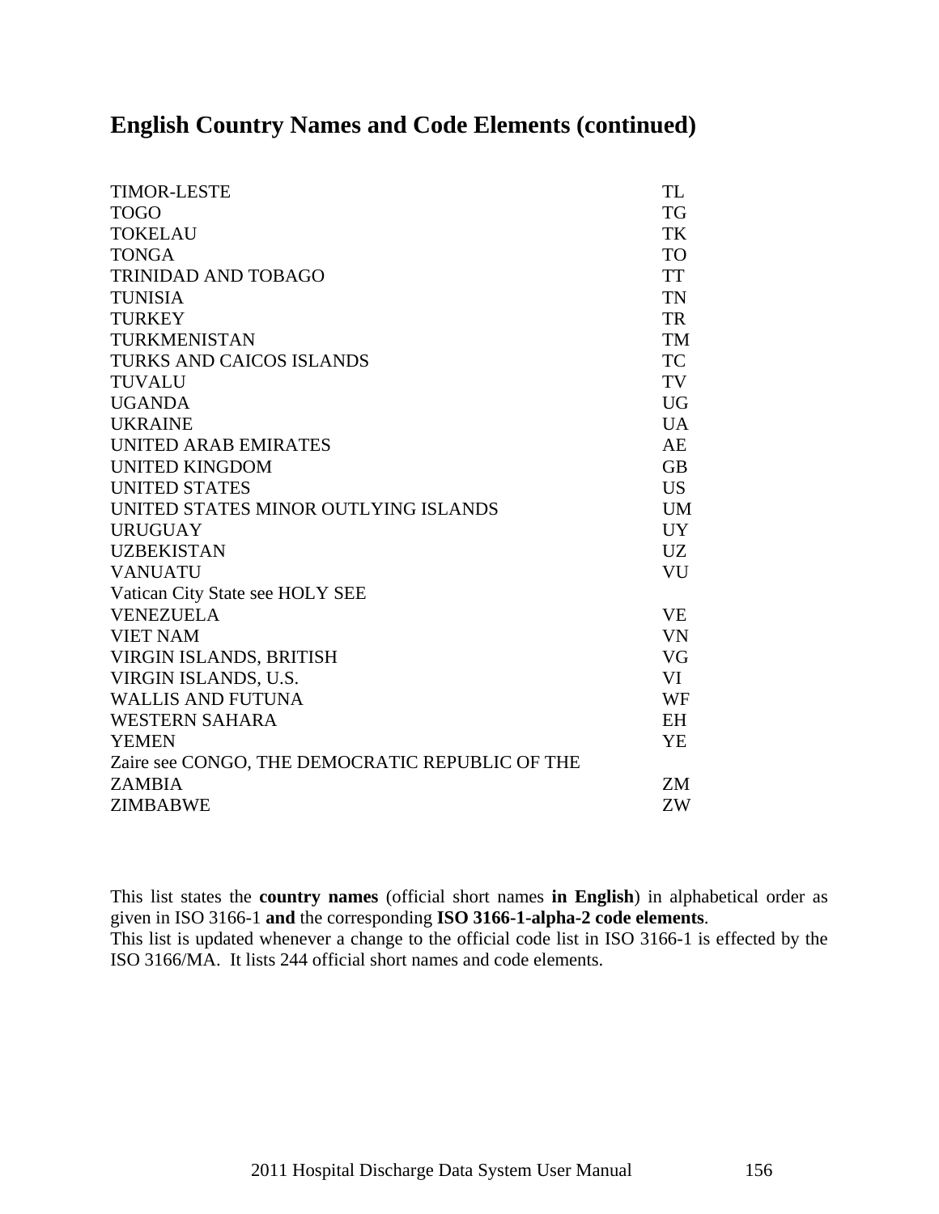## English Country Names and Code Elements (continued)

| | |
|---|---|
| TIMOR-LESTE | TL |
| TOGO | TG |
| TOKELAU | TK |
| TONGA | TO |
| TRINIDAD AND TOBAGO | TT |
| TUNISIA | TN |
| TURKEY | TR |
| TURKMENISTAN | TM |
| TURKS AND CAICOS ISLANDS | TC |
| TUVALU | TV |
| UGANDA | UG |
| UKRAINE | UA |
| UNITED ARAB EMIRATES | AE |
| UNITED KINGDOM | GB |
| UNITED STATES | US |
| UNITED STATES MINOR OUTLYING ISLANDS | UM |
| URUGUAY | UY |
| UZBEKISTAN | UZ |
| VANUATU | VU |
| Vatican City State see HOLY SEE | |
| VENEZUELA | VE |
| VIET NAM | VN |
| VIRGIN ISLANDS, BRITISH | VG |
| VIRGIN ISLANDS, U.S. | VI |
| WALLIS AND FUTUNA | WF |
| WESTERN SAHARA | EH |
| YEMEN | YE |
| Zaire see CONGO, THE DEMOCRATIC REPUBLIC OF THE | |
| ZAMBIA | ZM |
| ZIMBABWE | ZW |

This list states the **country names** (official short names **in English**) in alphabetical order as given in ISO 3166-1 **and** the corresponding **ISO 3166-1-alpha-2 code elements**.
This list is updated whenever a change to the official code list in ISO 3166-1 is effected by the ISO 3166/MA. It lists 244 official short names and code elements.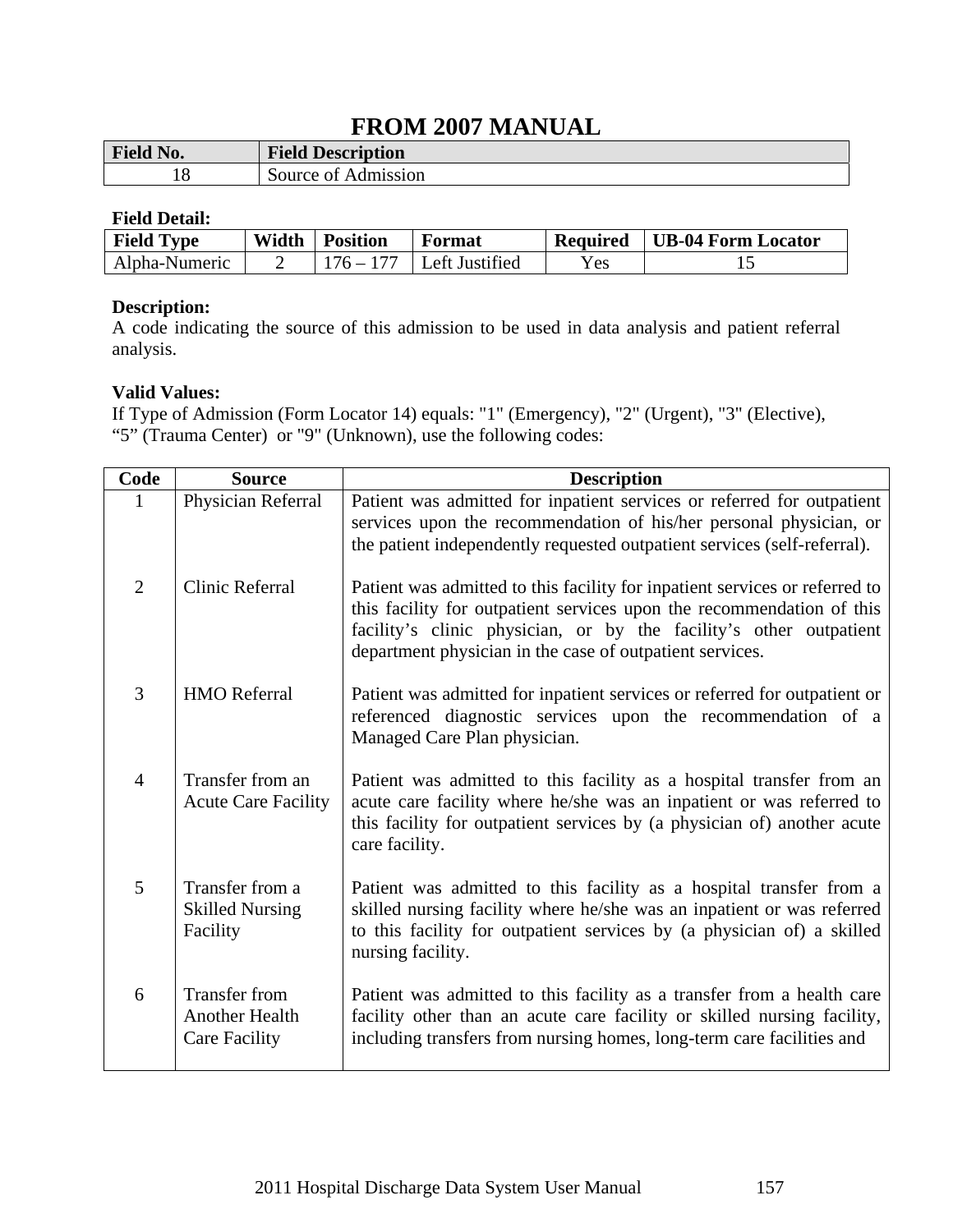# FROM 2007 MANUAL

| Field No. | Field Description |
|---|---|
| 18 | Source of Admission |

**Field Detail:**

| Field Type | Width | Position | Format | Required | UB-04 Form Locator |
|---|---|---|---|---|---|
| Alpha-Numeric | 2 | 176 – 177 | Left Justified | Yes | 15 |

**Description:**
A code indicating the source of this admission to be used in data analysis and patient referral analysis.

**Valid Values:**
If Type of Admission (Form Locator 14) equals: "1" (Emergency), "2" (Urgent), "3" (Elective), "5" (Trauma Center) or "9" (Unknown), use the following codes:

| Code | Source | Description |
|---|---|---|
| 1 | Physician Referral | Patient was admitted for inpatient services or referred for outpatient services upon the recommendation of his/her personal physician, or the patient independently requested outpatient services (self-referral). |
| 2 | Clinic Referral | Patient was admitted to this facility for inpatient services or referred to this facility for outpatient services upon the recommendation of this facility's clinic physician, or by the facility's other outpatient department physician in the case of outpatient services. |
| 3 | HMO Referral | Patient was admitted for inpatient services or referred for outpatient or referenced diagnostic services upon the recommendation of a Managed Care Plan physician. |
| 4 | Transfer from an Acute Care Facility | Patient was admitted to this facility as a hospital transfer from an acute care facility where he/she was an inpatient or was referred to this facility for outpatient services by (a physician of) another acute care facility. |
| 5 | Transfer from a Skilled Nursing Facility | Patient was admitted to this facility as a hospital transfer from a skilled nursing facility where he/she was an inpatient or was referred to this facility for outpatient services by (a physician of) a skilled nursing facility. |
| 6 | Transfer from Another Health Care Facility | Patient was admitted to this facility as a transfer from a health care facility other than an acute care facility or skilled nursing facility, including transfers from nursing homes, long-term care facilities and |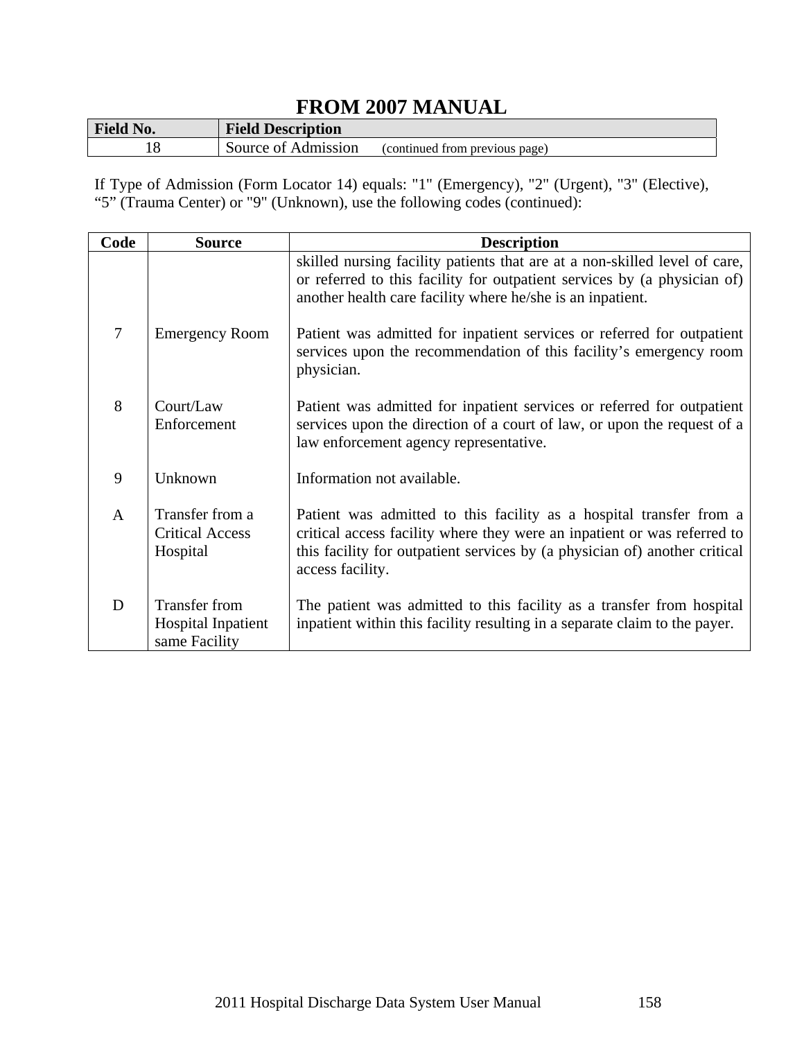# FROM 2007 MANUAL

| Field No. | Field Description |
|---|---|
| 18 | Source of Admission (continued from previous page) |

If Type of Admission (Form Locator 14) equals: "1" (Emergency), "2" (Urgent), "3" (Elective), “5” (Trauma Center) or "9" (Unknown), use the following codes (continued):

| Code | Source | Description |
|---|---|---|
| | | skilled nursing facility patients that are at a non-skilled level of care, or referred to this facility for outpatient services by (a physician of) another health care facility where he/she is an inpatient. |
| 7 | Emergency Room | Patient was admitted for inpatient services or referred for outpatient services upon the recommendation of this facility’s emergency room physician. |
| 8 | Court/Law Enforcement | Patient was admitted for inpatient services or referred for outpatient services upon the direction of a court of law, or upon the request of a law enforcement agency representative. |
| 9 | Unknown | Information not available. |
| A | Transfer from a Critical Access Hospital | Patient was admitted to this facility as a hospital transfer from a critical access facility where they were an inpatient or was referred to this facility for outpatient services by (a physician of) another critical access facility. |
| D | Transfer from Hospital Inpatient same Facility | The patient was admitted to this facility as a transfer from hospital inpatient within this facility resulting in a separate claim to the payer. |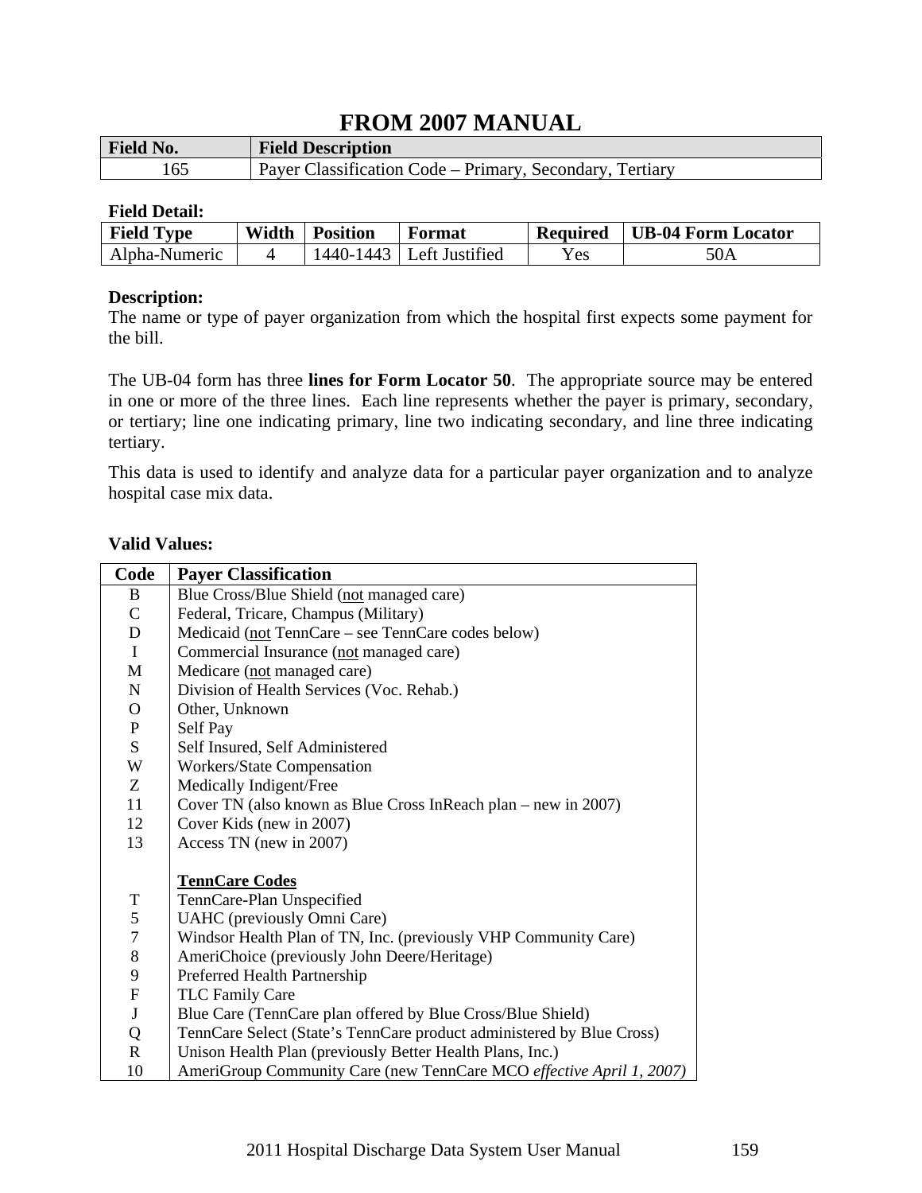# FROM 2007 MANUAL

| Field No. | Field Description |
|---|---|
| 165 | Payer Classification Code – Primary, Secondary, Tertiary |

**Field Detail:**

| Field Type | Width | Position | Format | Required | UB-04 Form Locator |
|---|---|---|---|---|---|
| Alpha-Numeric | 4 | 1440-1443 | Left Justified | Yes | 50A |

**Description:**
The name or type of payer organization from which the hospital first expects some payment for the bill.

The UB-04 form has three **lines for Form Locator 50**. The appropriate source may be entered in one or more of the three lines. Each line represents whether the payer is primary, secondary, or tertiary; line one indicating primary, line two indicating secondary, and line three indicating tertiary.

This data is used to identify and analyze data for a particular payer organization and to analyze hospital case mix data.

**Valid Values:**

| Code | Payer Classification |
|---|---|
| B | Blue Cross/Blue Shield (<u>not</u> managed care) |
| C | Federal, Tricare, Champus (Military) |
| D | Medicaid (<u>not</u> TennCare – see TennCare codes below) |
| I | Commercial Insurance (<u>not</u> managed care) |
| M | Medicare (<u>not</u> managed care) |
| N | Division of Health Services (Voc. Rehab.) |
| O | Other, Unknown |
| P | Self Pay |
| S | Self Insured, Self Administered |
| W | Workers/State Compensation |
| Z | Medically Indigent/Free |
| 11 | Cover TN (also known as Blue Cross InReach plan – new in 2007) |
| 12 | Cover Kids (new in 2007) |
| 13 | Access TN (new in 2007) |
| | **<u>TennCare Codes</u>** |
| T | TennCare-Plan Unspecified |
| 5 | UAHC (previously Omni Care) |
| 7 | Windsor Health Plan of TN, Inc. (previously VHP Community Care) |
| 8 | AmeriChoice (previously John Deere/Heritage) |
| 9 | Preferred Health Partnership |
| F | TLC Family Care |
| J | Blue Care (TennCare plan offered by Blue Cross/Blue Shield) |
| Q | TennCare Select (State's TennCare product administered by Blue Cross) |
| R | Unison Health Plan (previously Better Health Plans, Inc.) |
| 10 | AmeriGroup Community Care (new TennCare MCO *effective April 1, 2007)* |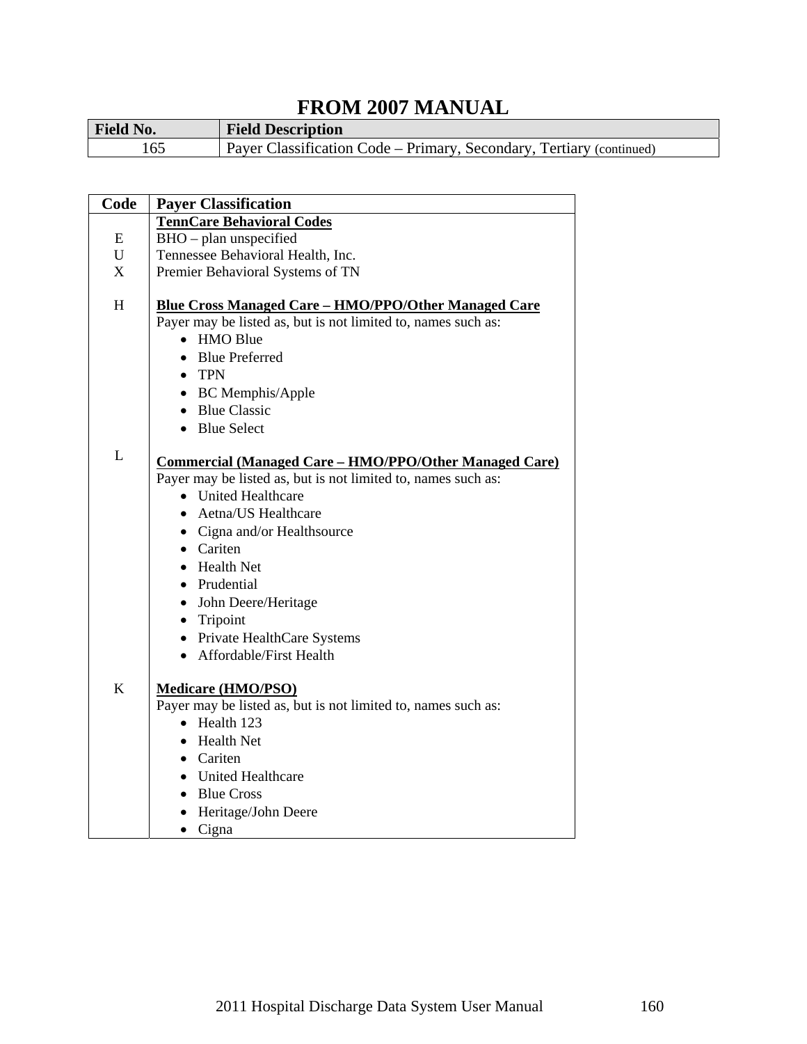# FROM 2007 MANUAL

| Field No. | Field Description |
|---|---|
| 165 | Payer Classification Code – Primary, Secondary, Tertiary (continued) |

| Code | Payer Classification |
|---|---|
| | **TennCare Behavioral Codes** |
| E | BHO – plan unspecified |
| U | Tennessee Behavioral Health, Inc. |
| X | Premier Behavioral Systems of TN |
| H | **Blue Cross Managed Care – HMO/PPO/Other Managed Care**<br>Payer may be listed as, but is not limited to, names such as:<br>• HMO Blue<br>• Blue Preferred<br>• TPN<br>• BC Memphis/Apple<br>• Blue Classic<br>• Blue Select |
| L | **Commercial (Managed Care – HMO/PPO/Other Managed Care)**<br>Payer may be listed as, but is not limited to, names such as:<br>• United Healthcare<br>• Aetna/US Healthcare<br>• Cigna and/or Healthsource<br>• Cariten<br>• Health Net<br>• Prudential<br>• John Deere/Heritage<br>• Tripoint<br>• Private HealthCare Systems<br>• Affordable/First Health |
| K | **Medicare (HMO/PSO)**<br>Payer may be listed as, but is not limited to, names such as:<br>• Health 123<br>• Health Net<br>• Cariten<br>• United Healthcare<br>• Blue Cross<br>• Heritage/John Deere<br>• Cigna |